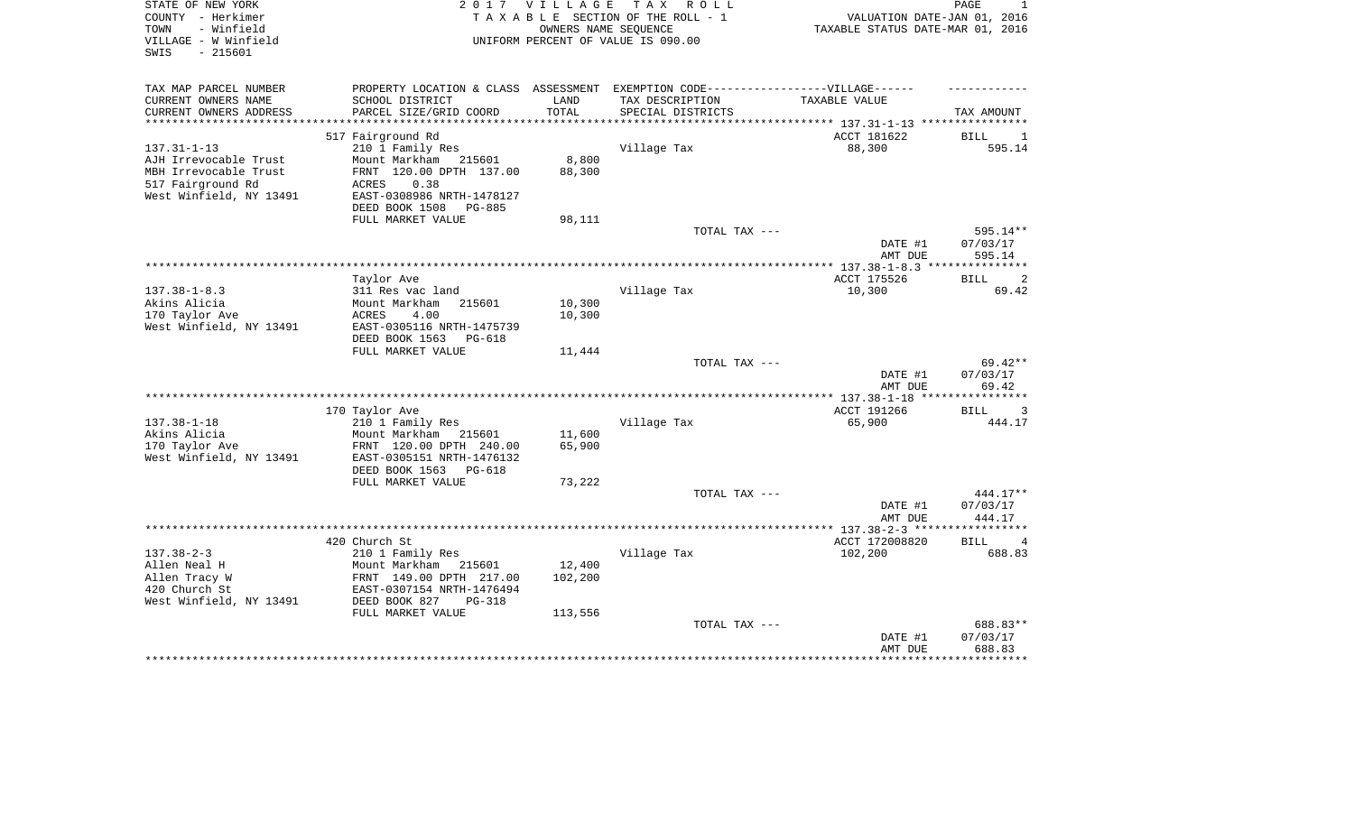STATE OF NEW YORK
COUNTY - Herkimer
TOWN - Winfield
VILLAGE - W Winfield
SWIS - 215601

2017 VILLAGE TAX ROLL
TAXABLE SECTION OF THE ROLL - 1
OWNERS NAME SEQUENCE
UNIFORM PERCENT OF VALUE IS 090.00

VALUATION DATE-JAN 01, 2016
TAXABLE STATUS DATE-MAR 01, 2016

| TAX MAP PARCEL NUMBER / CURRENT OWNERS NAME / CURRENT OWNERS ADDRESS | PROPERTY LOCATION & CLASS / SCHOOL DISTRICT / PARCEL SIZE/GRID COORD | ASSESSMENT LAND / TOTAL | EXEMPTION CODE-----VILLAGE------ TAX DESCRIPTION / SPECIAL DISTRICTS | TAXABLE VALUE | TAX AMOUNT |
|---|---|---|---|---|---|
| 137.31-1-13 | 517 Fairground Rd | | | ACCT 181622 | BILL 1 |
| AJH Irrevocable Trust | 210 1 Family Res | | Village Tax | 88,300 | 595.14 |
| MBH Irrevocable Trust | Mount Markham 215601 | 8,800 | | | |
| 517 Fairground Rd | FRNT 120.00 DPTH 137.00 | 88,300 | | | |
| West Winfield, NY 13491 | ACRES 0.38 | | | | |
| | EAST-0308986 NRTH-1478127 | | | | |
| | DEED BOOK 1508 PG-885 | | | | |
| | FULL MARKET VALUE | 98,111 | | | |
| | | | TOTAL TAX --- | | 595.14** |
| | | | | DATE #1 | 07/03/17 |
| | | | | AMT DUE | 595.14 |
| 137.38-1-8.3 | Taylor Ave | | | ACCT 175526 | BILL 2 |
| Akins Alicia | 311 Res vac land | | Village Tax | 10,300 | 69.42 |
| 170 Taylor Ave | Mount Markham 215601 | 10,300 | | | |
| West Winfield, NY 13491 | ACRES 4.00 | 10,300 | | | |
| | EAST-0305116 NRTH-1475739 | | | | |
| | DEED BOOK 1563 PG-618 | | | | |
| | FULL MARKET VALUE | 11,444 | | | |
| | | | TOTAL TAX --- | | 69.42** |
| | | | | DATE #1 | 07/03/17 |
| | | | | AMT DUE | 69.42 |
| 137.38-1-18 | 170 Taylor Ave | | | ACCT 191266 | BILL 3 |
| Akins Alicia | 210 1 Family Res | | Village Tax | 65,900 | 444.17 |
| 170 Taylor Ave | Mount Markham 215601 | 11,600 | | | |
| West Winfield, NY 13491 | FRNT 120.00 DPTH 240.00 | 65,900 | | | |
| | EAST-0305151 NRTH-1476132 | | | | |
| | DEED BOOK 1563 PG-618 | | | | |
| | FULL MARKET VALUE | 73,222 | | | |
| | | | TOTAL TAX --- | | 444.17** |
| | | | | DATE #1 | 07/03/17 |
| | | | | AMT DUE | 444.17 |
| 137.38-2-3 | 420 Church St | | | ACCT 172008820 | BILL 4 |
| Allen Neal H | 210 1 Family Res | | Village Tax | 102,200 | 688.83 |
| Allen Tracy W | Mount Markham 215601 | 12,400 | | | |
| 420 Church St | FRNT 149.00 DPTH 217.00 | 102,200 | | | |
| West Winfield, NY 13491 | EAST-0307154 NRTH-1476494 | | | | |
| | DEED BOOK 827 PG-318 | | | | |
| | FULL MARKET VALUE | 113,556 | | | |
| | | | TOTAL TAX --- | | 688.83** |
| | | | | DATE #1 | 07/03/17 |
| | | | | AMT DUE | 688.83 |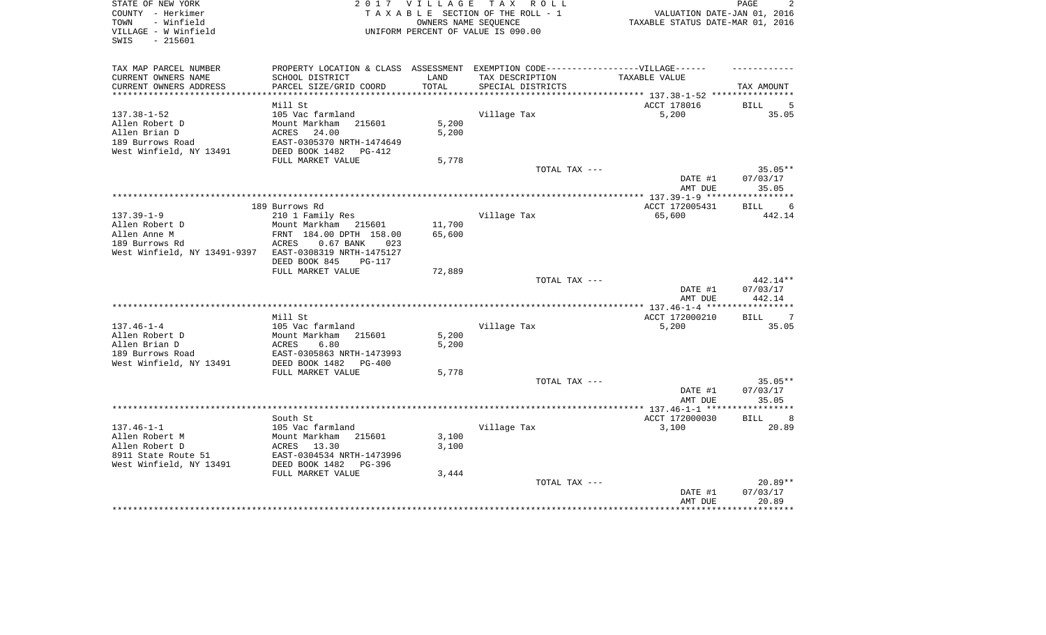STATE OF NEW YORK
COUNTY - Herkimer
TOWN - Winfield
VILLAGE - W Winfield
SWIS - 215601

2 0 1 7 V I L L A G E T A X R O L L
T A X A B L E SECTION OF THE ROLL - 1
OWNERS NAME SEQUENCE
UNIFORM PERCENT OF VALUE IS 090.00

VALUATION DATE-JAN 01, 2016
TAXABLE STATUS DATE-MAR 01, 2016

| TAX MAP PARCEL NUMBER / CURRENT OWNERS NAME / CURRENT OWNERS ADDRESS | PROPERTY LOCATION & CLASS / SCHOOL DISTRICT / PARCEL SIZE/GRID COORD | ASSESSMENT LAND / TOTAL | EXEMPTION CODE / TAX DESCRIPTION / SPECIAL DISTRICTS | TAXABLE VALUE | TAX AMOUNT |
|---|---|---|---|---|---|
| | Mill St | | | ACCT 178016 | BILL 5 |
| 137.38-1-52 | 105 Vac farmland | | Village Tax | 5,200 | 35.05 |
| Allen Robert D | Mount Markham 215601 | 5,200 | | | |
| Allen Brian D | ACRES 24.00 | 5,200 | | | |
| 189 Burrows Road | EAST-0305370 NRTH-1474649 | | | | |
| West Winfield, NY 13491 | DEED BOOK 1482 PG-412 | | | | |
| | FULL MARKET VALUE | 5,778 | | | |
| | | | TOTAL TAX --- | | 35.05** |
| | | | | DATE #1 | 07/03/17 |
| | | | | AMT DUE | 35.05 |
| | 189 Burrows Rd | | | ACCT 172005431 | BILL 6 |
| 137.39-1-9 | 210 1 Family Res | | Village Tax | 65,600 | 442.14 |
| Allen Robert D | Mount Markham 215601 | 11,700 | | | |
| Allen Anne M | FRNT 184.00 DPTH 158.00 | 65,600 | | | |
| 189 Burrows Rd | ACRES 0.67 BANK 023 | | | | |
| West Winfield, NY 13491-9397 | EAST-0308319 NRTH-1475127 | | | | |
| | DEED BOOK 845 PG-117 | | | | |
| | FULL MARKET VALUE | 72,889 | | | |
| | | | TOTAL TAX --- | | 442.14** |
| | | | | DATE #1 | 07/03/17 |
| | | | | AMT DUE | 442.14 |
| | Mill St | | | ACCT 172000210 | BILL 7 |
| 137.46-1-4 | 105 Vac farmland | | Village Tax | 5,200 | 35.05 |
| Allen Robert D | Mount Markham 215601 | 5,200 | | | |
| Allen Brian D | ACRES 6.80 | 5,200 | | | |
| 189 Burrows Road | EAST-0305863 NRTH-1473993 | | | | |
| West Winfield, NY 13491 | DEED BOOK 1482 PG-400 | | | | |
| | FULL MARKET VALUE | 5,778 | | | |
| | | | TOTAL TAX --- | | 35.05** |
| | | | | DATE #1 | 07/03/17 |
| | | | | AMT DUE | 35.05 |
| | South St | | | ACCT 172000030 | BILL 8 |
| 137.46-1-1 | 105 Vac farmland | | Village Tax | 3,100 | 20.89 |
| Allen Robert M | Mount Markham 215601 | 3,100 | | | |
| Allen Robert D | ACRES 13.30 | 3,100 | | | |
| 8911 State Route 51 | EAST-0304534 NRTH-1473996 | | | | |
| West Winfield, NY 13491 | DEED BOOK 1482 PG-396 | | | | |
| | FULL MARKET VALUE | 3,444 | | | |
| | | | TOTAL TAX --- | | 20.89** |
| | | | | DATE #1 | 07/03/17 |
| | | | | AMT DUE | 20.89 |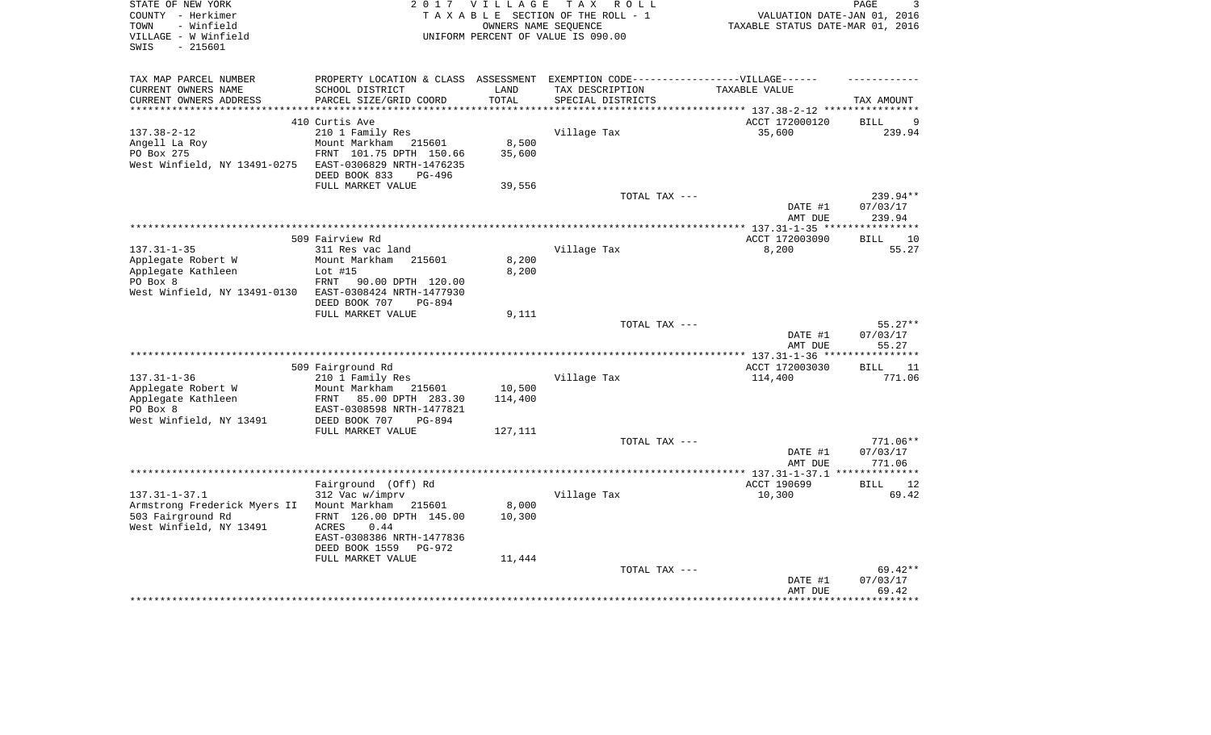STATE OF NEW YORK
COUNTY - Herkimer
TOWN - Winfield
VILLAGE - W Winfield
SWIS - 215601

**2017 VILLAGE TAX ROLL**
TAXABLE SECTION OF THE ROLL - 1
OWNERS NAME SEQUENCE
UNIFORM PERCENT OF VALUE IS 090.00

VALUATION DATE-JAN 01, 2016
TAXABLE STATUS DATE-MAR 01, 2016

| TAX MAP PARCEL NUMBER / CURRENT OWNERS NAME / CURRENT OWNERS ADDRESS | PROPERTY LOCATION & CLASS / SCHOOL DISTRICT / PARCEL SIZE/GRID COORD | ASSESSMENT LAND / TOTAL | EXEMPTION CODE-VILLAGE / TAX DESCRIPTION / SPECIAL DISTRICTS | TAXABLE VALUE | TAX AMOUNT |
|---|---|---|---|---|---|
| 137.38-2-12 | 410 Curtis Ave | | | ACCT 172000120 | BILL 9 |
| Angell La Roy | 210 1 Family Res | | Village Tax | 35,600 | 239.94 |
| PO Box 275 | Mount Markham 215601 | 8,500 | | | |
| West Winfield, NY 13491-0275 | FRNT 101.75 DPTH 150.66 | 35,600 | | | |
| | EAST-0306829 NRTH-1476235 | | | | |
| | DEED BOOK 833 PG-496 | | | | |
| | FULL MARKET VALUE | 39,556 | | | |
| | | | TOTAL TAX --- | | 239.94** |
| | | | | DATE #1 | 07/03/17 |
| | | | | AMT DUE | 239.94 |
| 137.31-1-35 | 509 Fairview Rd | | | ACCT 172003090 | BILL 10 |
| Applegate Robert W | 311 Res vac land | | Village Tax | 8,200 | 55.27 |
| Applegate Kathleen | Mount Markham 215601 | 8,200 | | | |
| PO Box 8 | Lot #15 | 8,200 | | | |
| West Winfield, NY 13491-0130 | FRNT 90.00 DPTH 120.00 | | | | |
| | EAST-0308424 NRTH-1477930 | | | | |
| | DEED BOOK 707 PG-894 | | | | |
| | FULL MARKET VALUE | 9,111 | | | |
| | | | TOTAL TAX --- | | 55.27** |
| | | | | DATE #1 | 07/03/17 |
| | | | | AMT DUE | 55.27 |
| 137.31-1-36 | 509 Fairground Rd | | | ACCT 172003030 | BILL 11 |
| Applegate Robert W | 210 1 Family Res | | Village Tax | 114,400 | 771.06 |
| Applegate Kathleen | Mount Markham 215601 | 10,500 | | | |
| PO Box 8 | FRNT 85.00 DPTH 283.30 | 114,400 | | | |
| West Winfield, NY 13491 | EAST-0308598 NRTH-1477821 | | | | |
| | DEED BOOK 707 PG-894 | | | | |
| | FULL MARKET VALUE | 127,111 | | | |
| | | | TOTAL TAX --- | | 771.06** |
| | | | | DATE #1 | 07/03/17 |
| | | | | AMT DUE | 771.06 |
| 137.31-1-37.1 | Fairground (Off) Rd | | | ACCT 190699 | BILL 12 |
| Armstrong Frederick Myers II | 312 Vac w/imprv | | Village Tax | 10,300 | 69.42 |
| 503 Fairground Rd | Mount Markham 215601 | 8,000 | | | |
| West Winfield, NY 13491 | FRNT 126.00 DPTH 145.00 | 10,300 | | | |
| | ACRES 0.44 | | | | |
| | EAST-0308386 NRTH-1477836 | | | | |
| | DEED BOOK 1559 PG-972 | | | | |
| | FULL MARKET VALUE | 11,444 | | | |
| | | | TOTAL TAX --- | | 69.42** |
| | | | | DATE #1 | 07/03/17 |
| | | | | AMT DUE | 69.42 |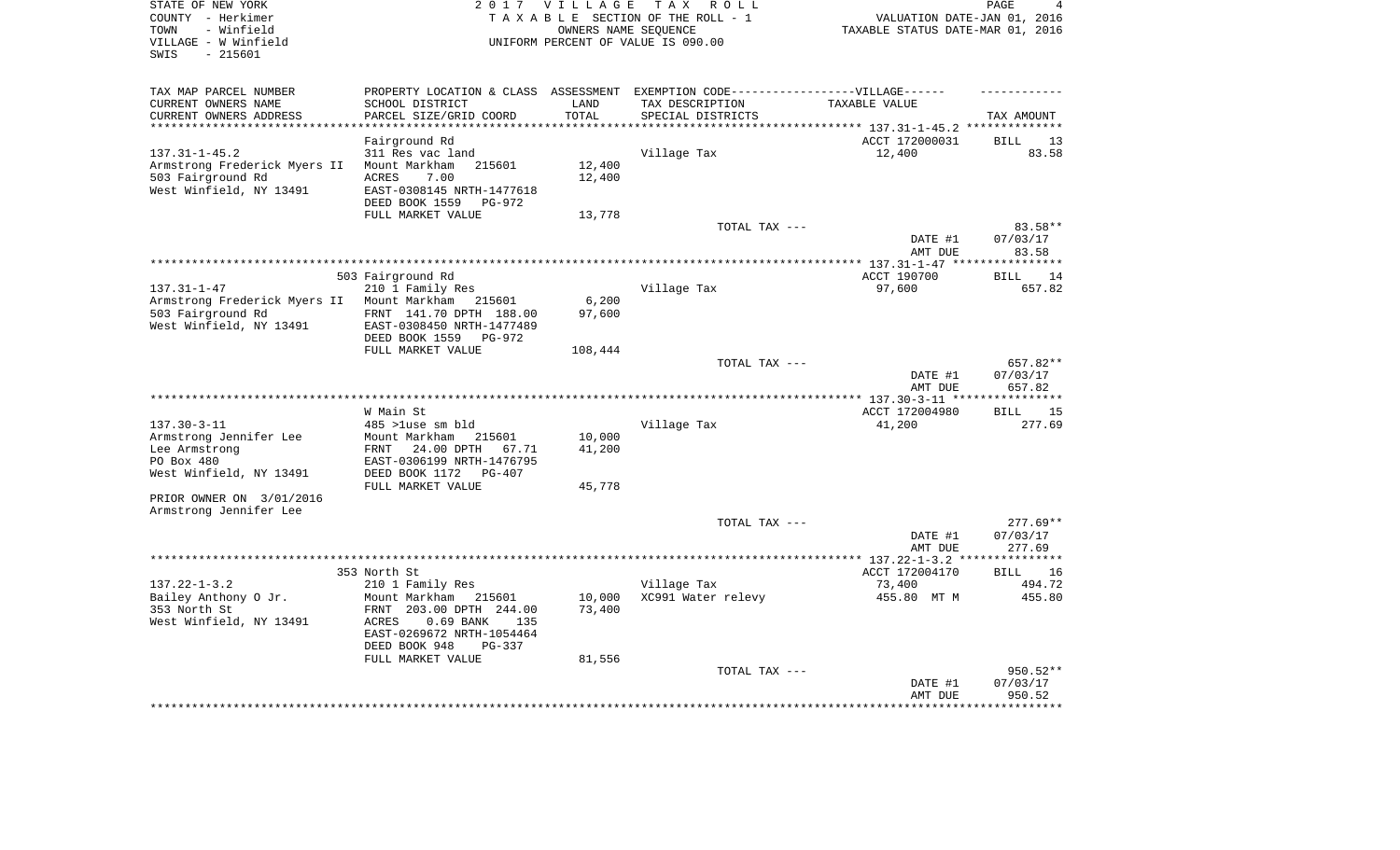STATE OF NEW YORK
COUNTY - Herkimer
TOWN - Winfield
VILLAGE - W Winfield
SWIS - 215601

2 0 1 7 V I L L A G E T A X R O L L
T A X A B L E SECTION OF THE ROLL - 1
OWNERS NAME SEQUENCE
UNIFORM PERCENT OF VALUE IS 090.00

VALUATION DATE-JAN 01, 2016
TAXABLE STATUS DATE-MAR 01, 2016

| TAX MAP PARCEL NUMBER / CURRENT OWNERS NAME / CURRENT OWNERS ADDRESS | PROPERTY LOCATION & CLASS / SCHOOL DISTRICT / PARCEL SIZE/GRID COORD | ASSESSMENT LAND / TOTAL | EXEMPTION CODE / TAX DESCRIPTION / SPECIAL DISTRICTS | TAXABLE VALUE | TAX AMOUNT |
|---|---|---|---|---|---|
| **137.31-1-45.2** | Fairground Rd | | | ACCT 172000031 | BILL 13 |
| 137.31-1-45.2 | 311 Res vac land | | Village Tax | 12,400 | 83.58 |
| Armstrong Frederick Myers II | Mount Markham 215601 | 12,400 | | | |
| 503 Fairground Rd | ACRES 7.00 | 12,400 | | | |
| West Winfield, NY 13491 | EAST-0308145 NRTH-1477618 | | | | |
| | DEED BOOK 1559 PG-972 | | | | |
| | FULL MARKET VALUE | 13,778 | | | |
| | | | TOTAL TAX --- | | 83.58** |
| | | | | DATE #1 | 07/03/17 |
| | | | | AMT DUE | 83.58 |
| **137.31-1-47** | 503 Fairground Rd | | | ACCT 190700 | BILL 14 |
| 137.31-1-47 | 210 1 Family Res | | Village Tax | 97,600 | 657.82 |
| Armstrong Frederick Myers II | Mount Markham 215601 | 6,200 | | | |
| 503 Fairground Rd | FRNT 141.70 DPTH 188.00 | 97,600 | | | |
| West Winfield, NY 13491 | EAST-0308450 NRTH-1477489 | | | | |
| | DEED BOOK 1559 PG-972 | | | | |
| | FULL MARKET VALUE | 108,444 | | | |
| | | | TOTAL TAX --- | | 657.82** |
| | | | | DATE #1 | 07/03/17 |
| | | | | AMT DUE | 657.82 |
| **137.30-3-11** | W Main St | | | ACCT 172004980 | BILL 15 |
| 137.30-3-11 | 485 >1use sm bld | | Village Tax | 41,200 | 277.69 |
| Armstrong Jennifer Lee | Mount Markham 215601 | 10,000 | | | |
| Lee Armstrong | FRNT 24.00 DPTH 67.71 | 41,200 | | | |
| PO Box 480 | EAST-0306199 NRTH-1476795 | | | | |
| West Winfield, NY 13491 | DEED BOOK 1172 PG-407 | | | | |
| | FULL MARKET VALUE | 45,778 | | | |
| PRIOR OWNER ON 3/01/2016 | | | | | |
| Armstrong Jennifer Lee | | | | | |
| | | | TOTAL TAX --- | | 277.69** |
| | | | | DATE #1 | 07/03/17 |
| | | | | AMT DUE | 277.69 |
| **137.22-1-3.2** | 353 North St | | | ACCT 172004170 | BILL 16 |
| 137.22-1-3.2 | 210 1 Family Res | | Village Tax | 73,400 | 494.72 |
| Bailey Anthony O Jr. | Mount Markham 215601 | 10,000 | XC991 Water relevy | 455.80 MT M | 455.80 |
| 353 North St | FRNT 203.00 DPTH 244.00 | 73,400 | | | |
| West Winfield, NY 13491 | ACRES 0.69 BANK 135 | | | | |
| | EAST-0269672 NRTH-1054464 | | | | |
| | DEED BOOK 948 PG-337 | | | | |
| | FULL MARKET VALUE | 81,556 | | | |
| | | | TOTAL TAX --- | | 950.52** |
| | | | | DATE #1 | 07/03/17 |
| | | | | AMT DUE | 950.52 |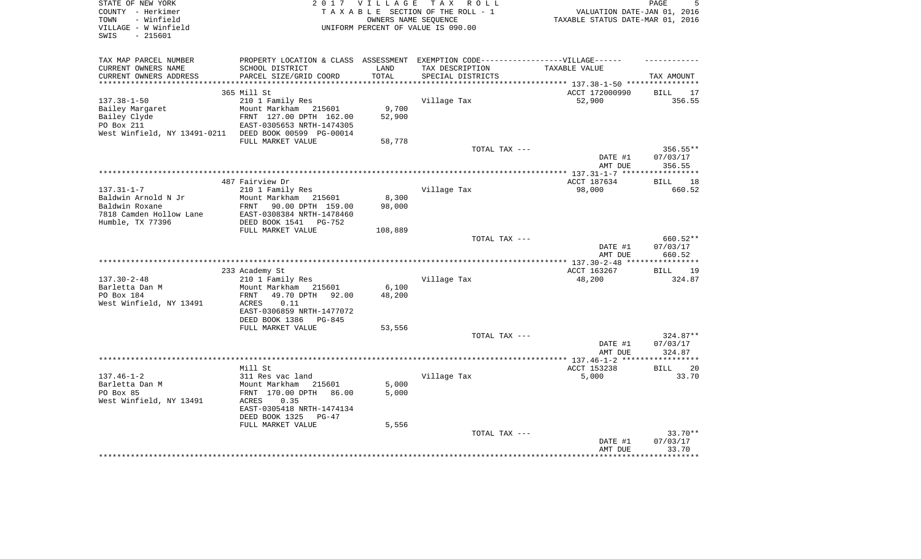STATE OF NEW YORK
COUNTY - Herkimer
TOWN - Winfield
VILLAGE - W Winfield
SWIS - 215601

2017 VILLAGE TAX ROLL
TAXABLE SECTION OF THE ROLL - 1
OWNERS NAME SEQUENCE
UNIFORM PERCENT OF VALUE IS 090.00

VALUATION DATE-JAN 01, 2016
TAXABLE STATUS DATE-MAR 01, 2016

| TAX MAP PARCEL NUMBER / CURRENT OWNERS NAME / CURRENT OWNERS ADDRESS | PROPERTY LOCATION & CLASS / SCHOOL DISTRICT / PARCEL SIZE/GRID COORD | ASSESSMENT LAND / TOTAL | EXEMPTION CODE / TAX DESCRIPTION / SPECIAL DISTRICTS | VILLAGE TAXABLE VALUE | TAX AMOUNT |
|---|---|---|---|---|---|
| **137.38-1-50** | 365 Mill St | | | ACCT 172000990 | BILL 17 |
| 137.38-1-50 | 210 1 Family Res | | Village Tax | 52,900 | 356.55 |
| Bailey Margaret | Mount Markham 215601 | 9,700 | | | |
| Bailey Clyde | FRNT 127.00 DPTH 162.00 | 52,900 | | | |
| PO Box 211 | EAST-0305653 NRTH-1474305 | | | | |
| West Winfield, NY 13491-0211 | DEED BOOK 00599 PG-00014 | | | | |
| | FULL MARKET VALUE | 58,778 | | | |
| | | | TOTAL TAX --- | | 356.55** |
| | | | | DATE #1 | 07/03/17 |
| | | | | AMT DUE | 356.55 |
| **137.31-1-7** | 487 Fairview Dr | | | ACCT 187634 | BILL 18 |
| 137.31-1-7 | 210 1 Family Res | | Village Tax | 98,000 | 660.52 |
| Baldwin Arnold N Jr | Mount Markham 215601 | 8,300 | | | |
| Baldwin Roxane | FRNT 90.00 DPTH 159.00 | 98,000 | | | |
| 7818 Camden Hollow Lane | EAST-0308384 NRTH-1478460 | | | | |
| Humble, TX 77396 | DEED BOOK 1541 PG-752 | | | | |
| | FULL MARKET VALUE | 108,889 | | | |
| | | | TOTAL TAX --- | | 660.52** |
| | | | | DATE #1 | 07/03/17 |
| | | | | AMT DUE | 660.52 |
| **137.30-2-48** | 233 Academy St | | | ACCT 163267 | BILL 19 |
| 137.30-2-48 | 210 1 Family Res | | Village Tax | 48,200 | 324.87 |
| Barletta Dan M | Mount Markham 215601 | 6,100 | | | |
| PO Box 184 | FRNT 49.70 DPTH 92.00 | 48,200 | | | |
| West Winfield, NY 13491 | ACRES 0.11 | | | | |
| | EAST-0306859 NRTH-1477072 | | | | |
| | DEED BOOK 1386 PG-845 | | | | |
| | FULL MARKET VALUE | 53,556 | | | |
| | | | TOTAL TAX --- | | 324.87** |
| | | | | DATE #1 | 07/03/17 |
| | | | | AMT DUE | 324.87 |
| **137.46-1-2** | Mill St | | | ACCT 153238 | BILL 20 |
| 137.46-1-2 | 311 Res vac land | | Village Tax | 5,000 | 33.70 |
| Barletta Dan M | Mount Markham 215601 | 5,000 | | | |
| PO Box 85 | FRNT 170.00 DPTH 86.00 | 5,000 | | | |
| West Winfield, NY 13491 | ACRES 0.35 | | | | |
| | EAST-0305418 NRTH-1474134 | | | | |
| | DEED BOOK 1325 PG-47 | | | | |
| | FULL MARKET VALUE | 5,556 | | | |
| | | | TOTAL TAX --- | | 33.70** |
| | | | | DATE #1 | 07/03/17 |
| | | | | AMT DUE | 33.70 |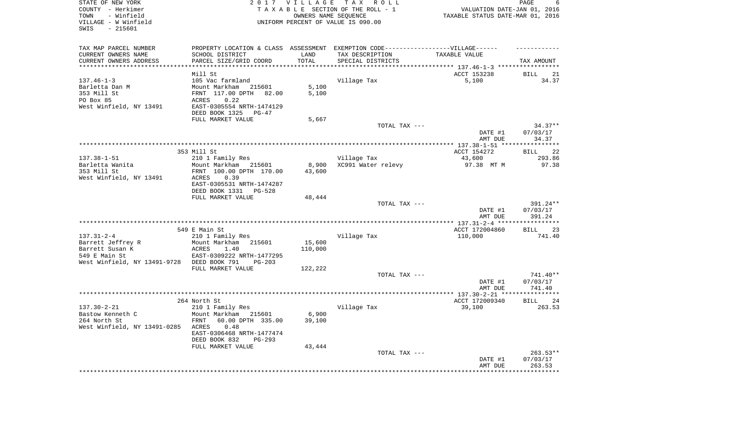STATE OF NEW YORK
COUNTY - Herkimer
TOWN - Winfield
VILLAGE - W Winfield
SWIS - 215601

2 0 1 7 V I L L A G E T A X R O L L
T A X A B L E SECTION OF THE ROLL - 1
OWNERS NAME SEQUENCE
UNIFORM PERCENT OF VALUE IS 090.00

VALUATION DATE-JAN 01, 2016
TAXABLE STATUS DATE-MAR 01, 2016

| TAX MAP PARCEL NUMBER<br>CURRENT OWNERS NAME<br>CURRENT OWNERS ADDRESS | PROPERTY LOCATION & CLASS<br>SCHOOL DISTRICT<br>PARCEL SIZE/GRID COORD | ASSESSMENT<br>LAND<br>TOTAL | EXEMPTION CODE------VILLAGE------<br>TAX DESCRIPTION<br>SPECIAL DISTRICTS | TAXABLE VALUE | TAX AMOUNT |
|---|---|---|---|---|---|
| **137.46-1-3** | Mill St | | | ACCT 153238 | BILL 21 |
| 137.46-1-3 | 105 Vac farmland | | Village Tax | 5,100 | 34.37 |
| Barletta Dan M | Mount Markham 215601 | 5,100 | | | |
| 353 Mill St | FRNT 117.00 DPTH 82.00 | 5,100 | | | |
| PO Box 85 | ACRES 0.22 | | | | |
| West Winfield, NY 13491 | EAST-0305554 NRTH-1474129 | | | | |
| | DEED BOOK 1325 PG-47 | | | | |
| | FULL MARKET VALUE | 5,667 | | | |
| | | | TOTAL TAX --- | | 34.37** |
| | | | | DATE #1 | 07/03/17 |
| | | | | AMT DUE | 34.37 |
| **137.38-1-51** | 353 Mill St | | | ACCT 154272 | BILL 22 |
| 137.38-1-51 | 210 1 Family Res | | Village Tax | 43,600 | 293.86 |
| Barletta Wanita | Mount Markham 215601 | 8,900 | XC991 Water relevy | 97.38 MT M | 97.38 |
| 353 Mill St | FRNT 100.00 DPTH 170.00 | 43,600 | | | |
| West Winfield, NY 13491 | ACRES 0.39 | | | | |
| | EAST-0305531 NRTH-1474287 | | | | |
| | DEED BOOK 1331 PG-528 | | | | |
| | FULL MARKET VALUE | 48,444 | | | |
| | | | TOTAL TAX --- | | 391.24** |
| | | | | DATE #1 | 07/03/17 |
| | | | | AMT DUE | 391.24 |
| **137.31-2-4** | 549 E Main St | | | ACCT 172004860 | BILL 23 |
| 137.31-2-4 | 210 1 Family Res | | Village Tax | 110,000 | 741.40 |
| Barrett Jeffrey R | Mount Markham 215601 | 15,600 | | | |
| Barrett Susan K | ACRES 1.40 | 110,000 | | | |
| 549 E Main St | EAST-0309222 NRTH-1477295 | | | | |
| West Winfield, NY 13491-9728 | DEED BOOK 791 PG-203 | | | | |
| | FULL MARKET VALUE | 122,222 | | | |
| | | | TOTAL TAX --- | | 741.40** |
| | | | | DATE #1 | 07/03/17 |
| | | | | AMT DUE | 741.40 |
| **137.30-2-21** | 264 North St | | | ACCT 172009340 | BILL 24 |
| 137.30-2-21 | 210 1 Family Res | | Village Tax | 39,100 | 263.53 |
| Bastow Kenneth C | Mount Markham 215601 | 6,900 | | | |
| 264 North St | FRNT 60.00 DPTH 335.00 | 39,100 | | | |
| West Winfield, NY 13491-0285 | ACRES 0.48 | | | | |
| | EAST-0306468 NRTH-1477474 | | | | |
| | DEED BOOK 832 PG-293 | | | | |
| | FULL MARKET VALUE | 43,444 | | | |
| | | | TOTAL TAX --- | | 263.53** |
| | | | | DATE #1 | 07/03/17 |
| | | | | AMT DUE | 263.53 |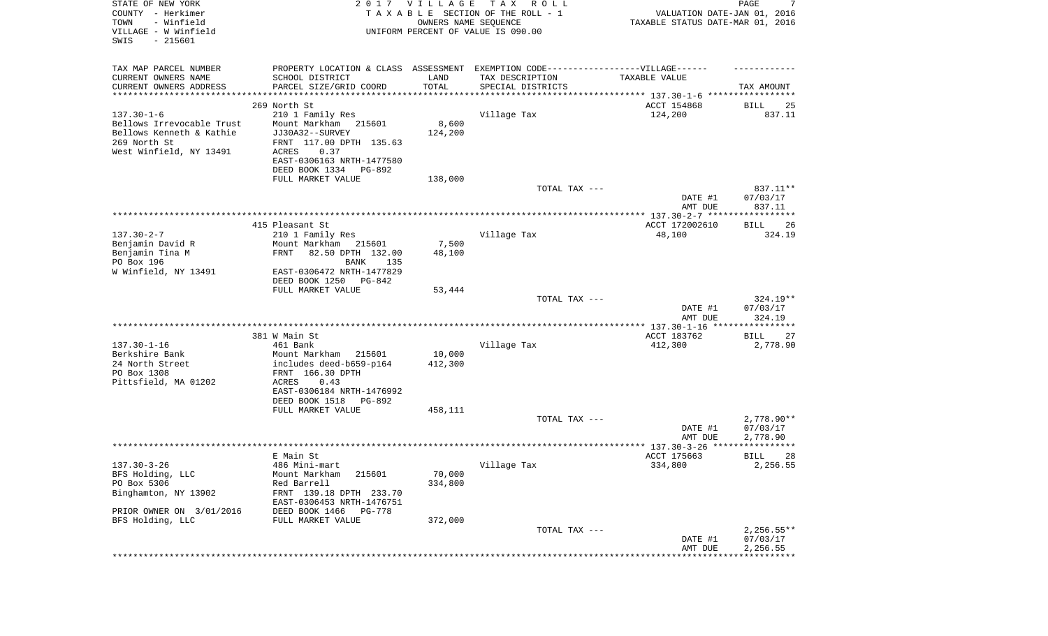STATE OF NEW YORK
COUNTY - Herkimer
TOWN - Winfield
VILLAGE - W Winfield
SWIS - 215601

2 0 1 7 V I L L A G E T A X R O L L
T A X A B L E SECTION OF THE ROLL - 1
OWNERS NAME SEQUENCE
UNIFORM PERCENT OF VALUE IS 090.00

VALUATION DATE-JAN 01, 2016
TAXABLE STATUS DATE-MAR 01, 2016

| TAX MAP PARCEL NUMBER / CURRENT OWNERS NAME / CURRENT OWNERS ADDRESS | PROPERTY LOCATION & CLASS / SCHOOL DISTRICT / PARCEL SIZE/GRID COORD | ASSESSMENT LAND / TOTAL | EXEMPTION CODE / TAX DESCRIPTION / SPECIAL DISTRICTS | TAXABLE VALUE | TAX AMOUNT |
|---|---|---|---|---|---|
| 137.30-1-6 | 269 North St | | | ACCT 154868 | BILL 25 |
| 137.30-1-6 | 210 1 Family Res | | Village Tax | 124,200 | 837.11 |
| Bellows Irrevocable Trust | Mount Markham 215601 | 8,600 | | | |
| Bellows Kenneth & Kathie | JJ30A32--SURVEY | 124,200 | | | |
| 269 North St | FRNT 117.00 DPTH 135.63 | | | | |
| West Winfield, NY 13491 | ACRES 0.37 | | | | |
| | EAST-0306163 NRTH-1477580 | | | | |
| | DEED BOOK 1334 PG-892 | | | | |
| | FULL MARKET VALUE | 138,000 | | | |
| | | | TOTAL TAX --- | | 837.11** |
| | | | | DATE #1 | 07/03/17 |
| | | | | AMT DUE | 837.11 |
| 137.30-2-7 | 415 Pleasant St | | | ACCT 172002610 | BILL 26 |
| 137.30-2-7 | 210 1 Family Res | | Village Tax | 48,100 | 324.19 |
| Benjamin David R | Mount Markham 215601 | 7,500 | | | |
| Benjamin Tina M | FRNT 82.50 DPTH 132.00 | 48,100 | | | |
| PO Box 196 | BANK 135 | | | | |
| W Winfield, NY 13491 | EAST-0306472 NRTH-1477829 | | | | |
| | DEED BOOK 1250 PG-842 | | | | |
| | FULL MARKET VALUE | 53,444 | | | |
| | | | TOTAL TAX --- | | 324.19** |
| | | | | DATE #1 | 07/03/17 |
| | | | | AMT DUE | 324.19 |
| 137.30-1-16 | 381 W Main St | | | ACCT 183762 | BILL 27 |
| 137.30-1-16 | 461 Bank | | Village Tax | 412,300 | 2,778.90 |
| Berkshire Bank | Mount Markham 215601 | 10,000 | | | |
| 24 North Street | includes deed-b659-p164 | 412,300 | | | |
| PO Box 1308 | FRNT 166.30 DPTH | | | | |
| Pittsfield, MA 01202 | ACRES 0.43 | | | | |
| | EAST-0306184 NRTH-1476992 | | | | |
| | DEED BOOK 1518 PG-892 | | | | |
| | FULL MARKET VALUE | 458,111 | | | |
| | | | TOTAL TAX --- | | 2,778.90** |
| | | | | DATE #1 | 07/03/17 |
| | | | | AMT DUE | 2,778.90 |
| 137.30-3-26 | E Main St | | | ACCT 175663 | BILL 28 |
| 137.30-3-26 | 486 Mini-mart | | Village Tax | 334,800 | 2,256.55 |
| BFS Holding, LLC | Mount Markham 215601 | 70,000 | | | |
| PO Box 5306 | Red Barrell | 334,800 | | | |
| Binghamton, NY 13902 | FRNT 139.18 DPTH 233.70 | | | | |
| | EAST-0306453 NRTH-1476751 | | | | |
| PRIOR OWNER ON 3/01/2016 | DEED BOOK 1466 PG-778 | | | | |
| BFS Holding, LLC | FULL MARKET VALUE | 372,000 | | | |
| | | | TOTAL TAX --- | | 2,256.55** |
| | | | | DATE #1 | 07/03/17 |
| | | | | AMT DUE | 2,256.55 |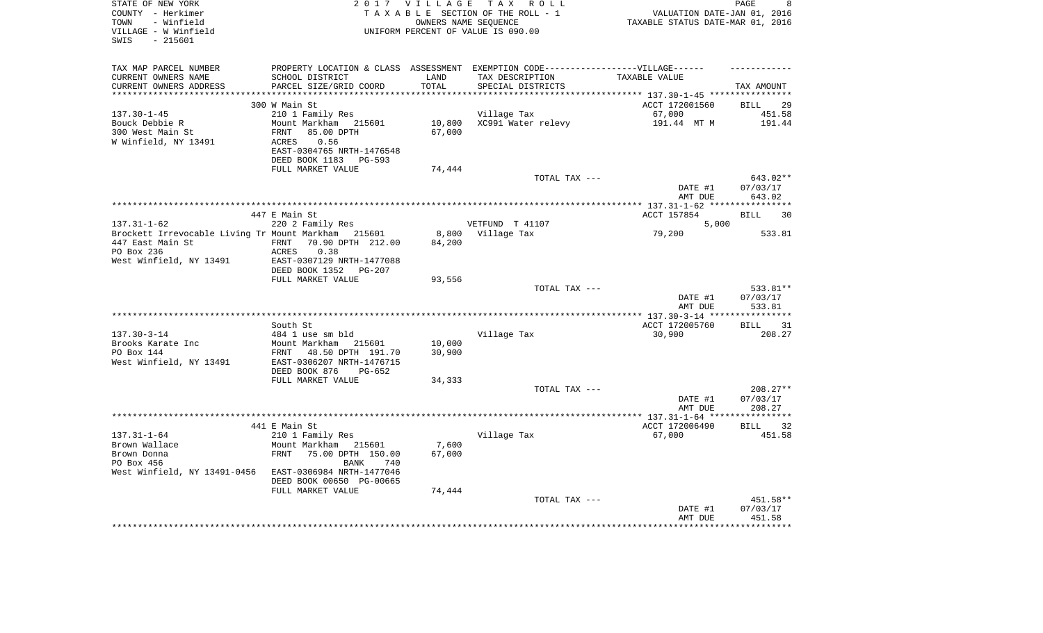STATE OF NEW YORK
COUNTY - Herkimer
TOWN - Winfield
VILLAGE - W Winfield
SWIS - 215601

2017 VILLAGE TAX ROLL
TAXABLE SECTION OF THE ROLL - 1
OWNERS NAME SEQUENCE
UNIFORM PERCENT OF VALUE IS 090.00

VALUATION DATE-JAN 01, 2016
TAXABLE STATUS DATE-MAR 01, 2016

| TAX MAP PARCEL NUMBER / CURRENT OWNERS NAME / CURRENT OWNERS ADDRESS | PROPERTY LOCATION & CLASS / SCHOOL DISTRICT / PARCEL SIZE/GRID COORD | ASSESSMENT LAND / TOTAL | EXEMPTION CODE / TAX DESCRIPTION / SPECIAL DISTRICTS | TAXABLE VALUE | TAX AMOUNT |
|---|---|---|---|---|---|
| | 300 W Main St | | | ACCT 172001560 | BILL 29 |
| 137.30-1-45 | 210 1 Family Res | | Village Tax | 67,000 | 451.58 |
| Bouck Debbie R | Mount Markham 215601 | 10,800 | XC991 Water relevy | 191.44 MT M | 191.44 |
| 300 West Main St | FRNT 85.00 DPTH | 67,000 | | | |
| W Winfield, NY 13491 | ACRES 0.56 | | | | |
| | EAST-0304765 NRTH-1476548 | | | | |
| | DEED BOOK 1183 PG-593 | | | | |
| | FULL MARKET VALUE | 74,444 | | | |
| | | | TOTAL TAX --- | | 643.02** |
| | | | | DATE #1 | 07/03/17 |
| | | | | AMT DUE | 643.02 |
| | 447 E Main St | | | ACCT 157854 | BILL 30 |
| 137.31-1-62 | 220 2 Family Res | | VETFUND T 41107 | 5,000 | |
| Brockett Irrevocable Living Tr | Mount Markham 215601 | 8,800 | Village Tax | 79,200 | 533.81 |
| 447 East Main St | FRNT 70.90 DPTH 212.00 | 84,200 | | | |
| PO Box 236 | ACRES 0.38 | | | | |
| West Winfield, NY 13491 | EAST-0307129 NRTH-1477088 | | | | |
| | DEED BOOK 1352 PG-207 | | | | |
| | FULL MARKET VALUE | 93,556 | | | |
| | | | TOTAL TAX --- | | 533.81** |
| | | | | DATE #1 | 07/03/17 |
| | | | | AMT DUE | 533.81 |
| | South St | | | ACCT 172005760 | BILL 31 |
| 137.30-3-14 | 484 1 use sm bld | | Village Tax | 30,900 | 208.27 |
| Brooks Karate Inc | Mount Markham 215601 | 10,000 | | | |
| PO Box 144 | FRNT 48.50 DPTH 191.70 | 30,900 | | | |
| West Winfield, NY 13491 | EAST-0306207 NRTH-1476715 | | | | |
| | DEED BOOK 876 PG-652 | | | | |
| | FULL MARKET VALUE | 34,333 | | | |
| | | | TOTAL TAX --- | | 208.27** |
| | | | | DATE #1 | 07/03/17 |
| | | | | AMT DUE | 208.27 |
| | 441 E Main St | | | ACCT 172006490 | BILL 32 |
| 137.31-1-64 | 210 1 Family Res | | Village Tax | 67,000 | 451.58 |
| Brown Wallace | Mount Markham 215601 | 7,600 | | | |
| Brown Donna | FRNT 75.00 DPTH 150.00 | 67,000 | | | |
| PO Box 456 | BANK 740 | | | | |
| West Winfield, NY 13491-0456 | EAST-0306984 NRTH-1477046 | | | | |
| | DEED BOOK 00650 PG-00665 | | | | |
| | FULL MARKET VALUE | 74,444 | | | |
| | | | TOTAL TAX --- | | 451.58** |
| | | | | DATE #1 | 07/03/17 |
| | | | | AMT DUE | 451.58 |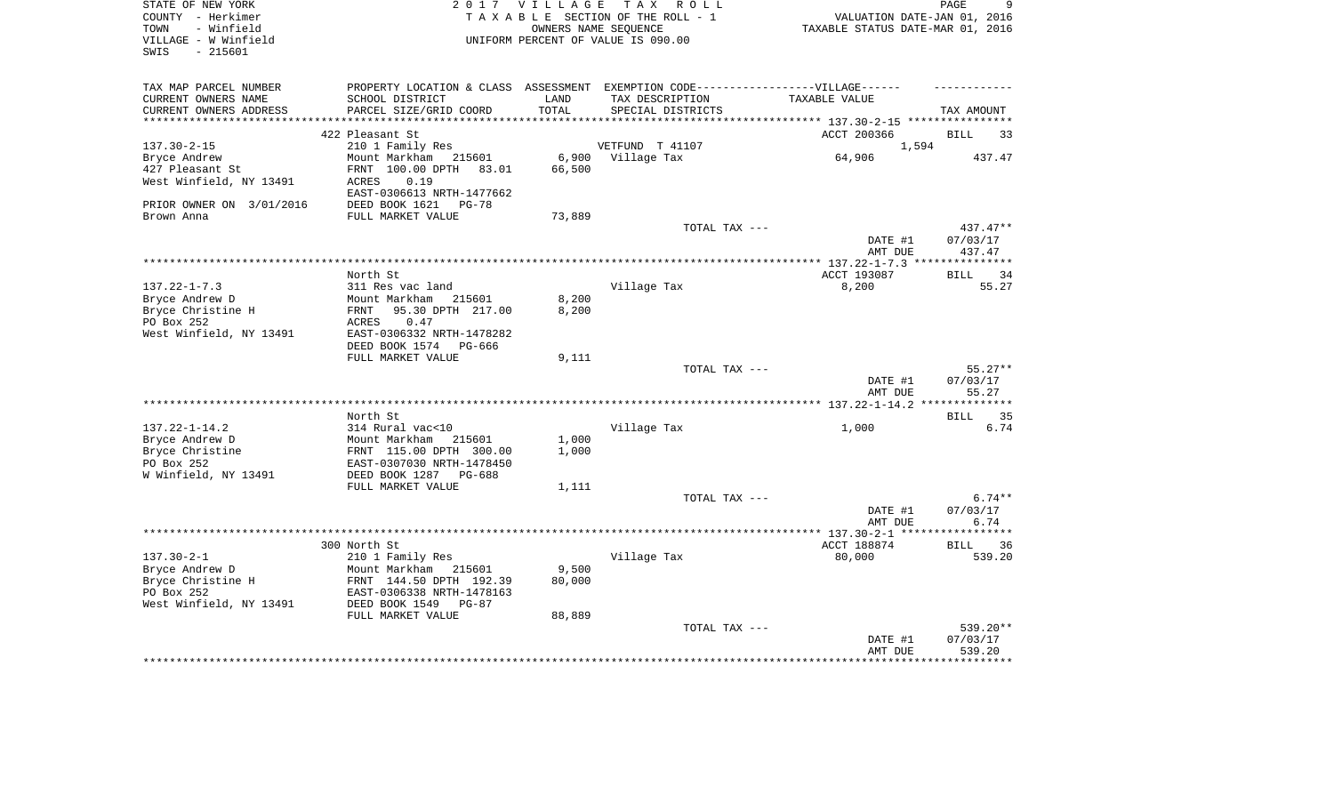STATE OF NEW YORK
COUNTY - Herkimer
TOWN - Winfield
VILLAGE - W Winfield
SWIS - 215601

2 0 1 7 V I L L A G E T A X R O L L
T A X A B L E SECTION OF THE ROLL - 1
OWNERS NAME SEQUENCE
UNIFORM PERCENT OF VALUE IS 090.00

VALUATION DATE-JAN 01, 2016
TAXABLE STATUS DATE-MAR 01, 2016

| TAX MAP PARCEL NUMBER<br>CURRENT OWNERS NAME<br>CURRENT OWNERS ADDRESS | PROPERTY LOCATION & CLASS<br>SCHOOL DISTRICT<br>PARCEL SIZE/GRID COORD | ASSESSMENT<br>LAND<br>TOTAL | EXEMPTION CODE-----VILLAGE------<br>TAX DESCRIPTION<br>SPECIAL DISTRICTS | TAXABLE VALUE | TAX AMOUNT |
|---|---|---|---|---|---|
| | 422 Pleasant St | | | ACCT 200366 | BILL 33 |
| 137.30-2-15 | 210 1 Family Res | | VETFUND T 41107 | 1,594 | |
| Bryce Andrew | Mount Markham 215601 | 6,900 | Village Tax | 64,906 | 437.47 |
| 427 Pleasant St | FRNT 100.00 DPTH 83.01 | 66,500 | | | |
| West Winfield, NY 13491 | ACRES 0.19 | | | | |
| | EAST-0306613 NRTH-1477662 | | | | |
| PRIOR OWNER ON 3/01/2016 | DEED BOOK 1621 PG-78 | | | | |
| Brown Anna | FULL MARKET VALUE | 73,889 | | | |
| | | | TOTAL TAX --- | | 437.47** |
| | | | | DATE #1 | 07/03/17 |
| | | | | AMT DUE | 437.47 |
| | North St | | | ACCT 193087 | BILL 34 |
| 137.22-1-7.3 | 311 Res vac land | | Village Tax | 8,200 | 55.27 |
| Bryce Andrew D | Mount Markham 215601 | 8,200 | | | |
| Bryce Christine H | FRNT 95.30 DPTH 217.00 | 8,200 | | | |
| PO Box 252 | ACRES 0.47 | | | | |
| West Winfield, NY 13491 | EAST-0306332 NRTH-1478282 | | | | |
| | DEED BOOK 1574 PG-666 | | | | |
| | FULL MARKET VALUE | 9,111 | | | |
| | | | TOTAL TAX --- | | 55.27** |
| | | | | DATE #1 | 07/03/17 |
| | | | | AMT DUE | 55.27 |
| | North St | | | | BILL 35 |
| 137.22-1-14.2 | 314 Rural vac<10 | | Village Tax | 1,000 | 6.74 |
| Bryce Andrew D | Mount Markham 215601 | 1,000 | | | |
| Bryce Christine | FRNT 115.00 DPTH 300.00 | 1,000 | | | |
| PO Box 252 | EAST-0307030 NRTH-1478450 | | | | |
| W Winfield, NY 13491 | DEED BOOK 1287 PG-688 | | | | |
| | FULL MARKET VALUE | 1,111 | | | |
| | | | TOTAL TAX --- | | 6.74** |
| | | | | DATE #1 | 07/03/17 |
| | | | | AMT DUE | 6.74 |
| | 300 North St | | | ACCT 188874 | BILL 36 |
| 137.30-2-1 | 210 1 Family Res | | Village Tax | 80,000 | 539.20 |
| Bryce Andrew D | Mount Markham 215601 | 9,500 | | | |
| Bryce Christine H | FRNT 144.50 DPTH 192.39 | 80,000 | | | |
| PO Box 252 | EAST-0306338 NRTH-1478163 | | | | |
| West Winfield, NY 13491 | DEED BOOK 1549 PG-87 | | | | |
| | FULL MARKET VALUE | 88,889 | | | |
| | | | TOTAL TAX --- | | 539.20** |
| | | | | DATE #1 | 07/03/17 |
| | | | | AMT DUE | 539.20 |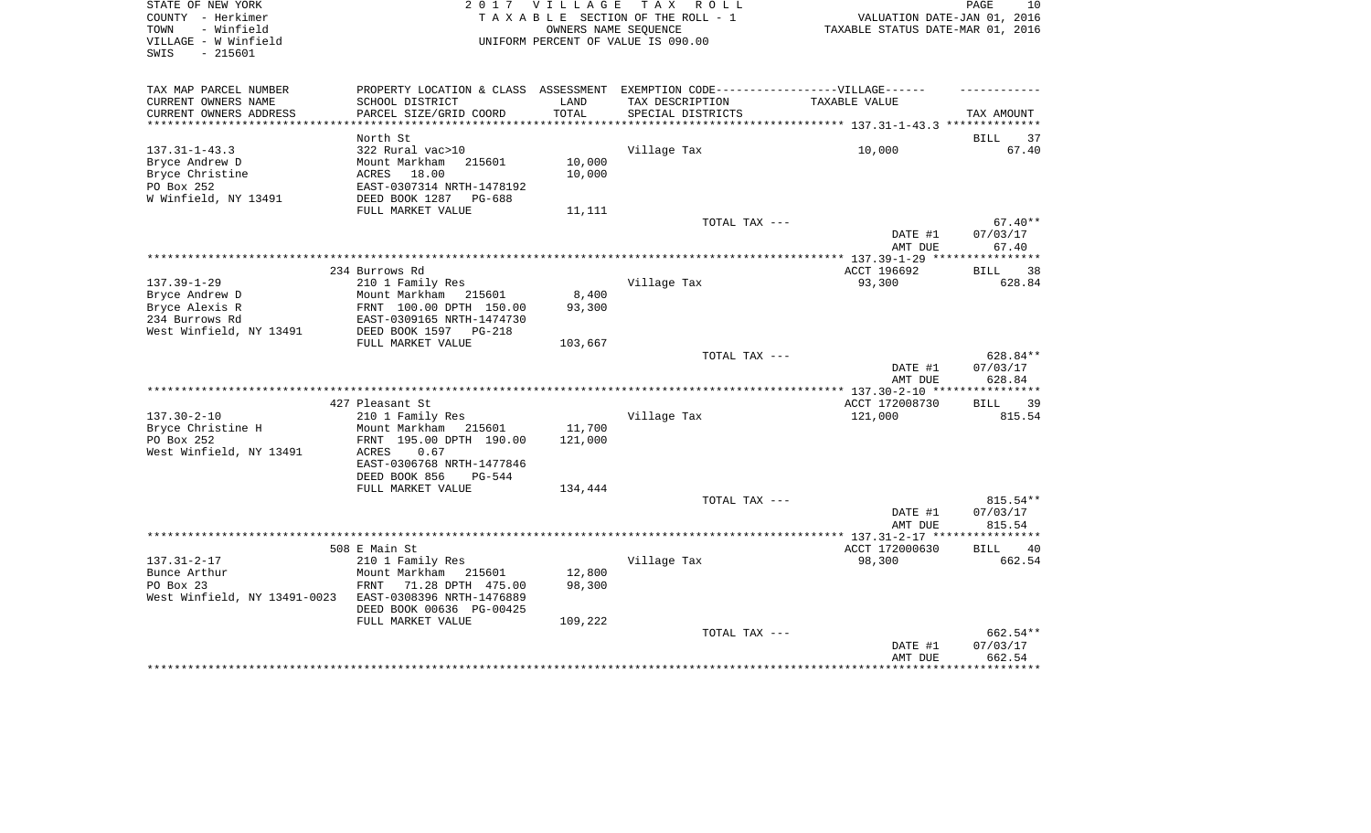STATE OF NEW YORK  
COUNTY - Herkimer  
TOWN - Winfield  
VILLAGE - W Winfield  
SWIS - 215601

2 0 1 7 V I L L A G E T A X R O L L  
T A X A B L E SECTION OF THE ROLL - 1  
OWNERS NAME SEQUENCE  
UNIFORM PERCENT OF VALUE IS 090.00

VALUATION DATE-JAN 01, 2016  
TAXABLE STATUS DATE-MAR 01, 2016

| TAX MAP PARCEL NUMBER<br>CURRENT OWNERS NAME<br>CURRENT OWNERS ADDRESS | PROPERTY LOCATION & CLASS<br>SCHOOL DISTRICT<br>PARCEL SIZE/GRID COORD | ASSESSMENT<br>LAND<br>TOTAL | EXEMPTION CODE------VILLAGE------<br>TAX DESCRIPTION<br>SPECIAL DISTRICTS | TAXABLE VALUE | TAX AMOUNT |
|---|---|---|---|---|---|
| 137.31-1-43.3 | North St | | | | BILL 37 |
| 137.31-1-43.3 | 322 Rural vac>10 | | Village Tax | 10,000 | 67.40 |
| Bryce Andrew D | Mount Markham 215601 | 10,000 | | | |
| Bryce Christine | ACRES 18.00 | 10,000 | | | |
| PO Box 252 | EAST-0307314 NRTH-1478192 | | | | |
| W Winfield, NY 13491 | DEED BOOK 1287 PG-688 | | | | |
| | FULL MARKET VALUE | 11,111 | | | |
| | | | TOTAL TAX --- | | 67.40** |
| | | | | DATE #1 | 07/03/17 |
| | | | | AMT DUE | 67.40 |
| 137.39-1-29 | 234 Burrows Rd | | | ACCT 196692 | BILL 38 |
| 137.39-1-29 | 210 1 Family Res | | Village Tax | 93,300 | 628.84 |
| Bryce Andrew D | Mount Markham 215601 | 8,400 | | | |
| Bryce Alexis R | FRNT 100.00 DPTH 150.00 | 93,300 | | | |
| 234 Burrows Rd | EAST-0309165 NRTH-1474730 | | | | |
| West Winfield, NY 13491 | DEED BOOK 1597 PG-218 | | | | |
| | FULL MARKET VALUE | 103,667 | | | |
| | | | TOTAL TAX --- | | 628.84** |
| | | | | DATE #1 | 07/03/17 |
| | | | | AMT DUE | 628.84 |
| 137.30-2-10 | 427 Pleasant St | | | ACCT 172008730 | BILL 39 |
| 137.30-2-10 | 210 1 Family Res | | Village Tax | 121,000 | 815.54 |
| Bryce Christine H | Mount Markham 215601 | 11,700 | | | |
| PO Box 252 | FRNT 195.00 DPTH 190.00 | 121,000 | | | |
| West Winfield, NY 13491 | ACRES 0.67 | | | | |
| | EAST-0306768 NRTH-1477846 | | | | |
| | DEED BOOK 856 PG-544 | | | | |
| | FULL MARKET VALUE | 134,444 | | | |
| | | | TOTAL TAX --- | | 815.54** |
| | | | | DATE #1 | 07/03/17 |
| | | | | AMT DUE | 815.54 |
| 137.31-2-17 | 508 E Main St | | | ACCT 172000630 | BILL 40 |
| 137.31-2-17 | 210 1 Family Res | | Village Tax | 98,300 | 662.54 |
| Bunce Arthur | Mount Markham 215601 | 12,800 | | | |
| PO Box 23 | FRNT 71.28 DPTH 475.00 | 98,300 | | | |
| West Winfield, NY 13491-0023 | EAST-0308396 NRTH-1476889 | | | | |
| | DEED BOOK 00636 PG-00425 | | | | |
| | FULL MARKET VALUE | 109,222 | | | |
| | | | TOTAL TAX --- | | 662.54** |
| | | | | DATE #1 | 07/03/17 |
| | | | | AMT DUE | 662.54 |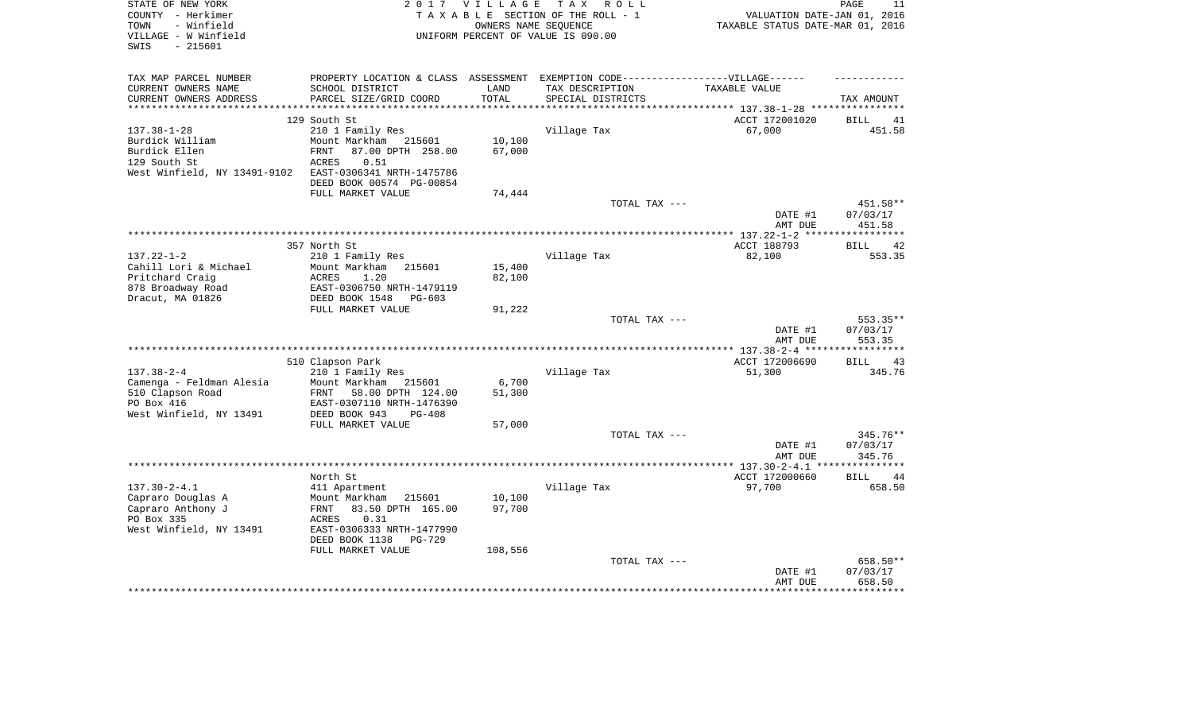STATE OF NEW YORK
COUNTY - Herkimer
TOWN - Winfield
VILLAGE - W Winfield
SWIS - 215601

2 0 1 7 V I L L A G E T A X R O L L
T A X A B L E SECTION OF THE ROLL - 1
OWNERS NAME SEQUENCE
UNIFORM PERCENT OF VALUE IS 090.00

VALUATION DATE-JAN 01, 2016
TAXABLE STATUS DATE-MAR 01, 2016

| TAX MAP PARCEL NUMBER / CURRENT OWNERS NAME / CURRENT OWNERS ADDRESS | PROPERTY LOCATION & CLASS / SCHOOL DISTRICT / PARCEL SIZE/GRID COORD | ASSESSMENT LAND / TOTAL | EXEMPTION CODE / TAX DESCRIPTION / SPECIAL DISTRICTS | TAXABLE VALUE | TAX AMOUNT |
|---|---|---|---|---|---|
| | 129 South St | | | ACCT 172001020 | BILL 41 |
| 137.38-1-28 | 210 1 Family Res | | Village Tax | 67,000 | 451.58 |
| Burdick William | Mount Markham 215601 | 10,100 | | | |
| Burdick Ellen | FRNT 87.00 DPTH 258.00 | 67,000 | | | |
| 129 South St | ACRES 0.51 | | | | |
| West Winfield, NY 13491-9102 | EAST-0306341 NRTH-1475786 | | | | |
| | DEED BOOK 00574 PG-00854 | | | | |
| | FULL MARKET VALUE | 74,444 | | | |
| | | | TOTAL TAX --- | | 451.58** |
| | | | | DATE #1 | 07/03/17 |
| | | | | AMT DUE | 451.58 |
| | 357 North St | | | ACCT 188793 | BILL 42 |
| 137.22-1-2 | 210 1 Family Res | | Village Tax | 82,100 | 553.35 |
| Cahill Lori & Michael | Mount Markham 215601 | 15,400 | | | |
| Pritchard Craig | ACRES 1.20 | 82,100 | | | |
| 878 Broadway Road | EAST-0306750 NRTH-1479119 | | | | |
| Dracut, MA 01826 | DEED BOOK 1548 PG-603 | | | | |
| | FULL MARKET VALUE | 91,222 | | | |
| | | | TOTAL TAX --- | | 553.35** |
| | | | | DATE #1 | 07/03/17 |
| | | | | AMT DUE | 553.35 |
| | 510 Clapson Park | | | ACCT 172006690 | BILL 43 |
| 137.38-2-4 | 210 1 Family Res | | Village Tax | 51,300 | 345.76 |
| Camenga - Feldman Alesia | Mount Markham 215601 | 6,700 | | | |
| 510 Clapson Road | FRNT 58.00 DPTH 124.00 | 51,300 | | | |
| PO Box 416 | EAST-0307110 NRTH-1476390 | | | | |
| West Winfield, NY 13491 | DEED BOOK 943 PG-408 | | | | |
| | FULL MARKET VALUE | 57,000 | | | |
| | | | TOTAL TAX --- | | 345.76** |
| | | | | DATE #1 | 07/03/17 |
| | | | | AMT DUE | 345.76 |
| | North St | | | ACCT 172000660 | BILL 44 |
| 137.30-2-4.1 | 411 Apartment | | Village Tax | 97,700 | 658.50 |
| Capraro Douglas A | Mount Markham 215601 | 10,100 | | | |
| Capraro Anthony J | FRNT 83.50 DPTH 165.00 | 97,700 | | | |
| PO Box 335 | ACRES 0.31 | | | | |
| West Winfield, NY 13491 | EAST-0306333 NRTH-1477990 | | | | |
| | DEED BOOK 1138 PG-729 | | | | |
| | FULL MARKET VALUE | 108,556 | | | |
| | | | TOTAL TAX --- | | 658.50** |
| | | | | DATE #1 | 07/03/17 |
| | | | | AMT DUE | 658.50 |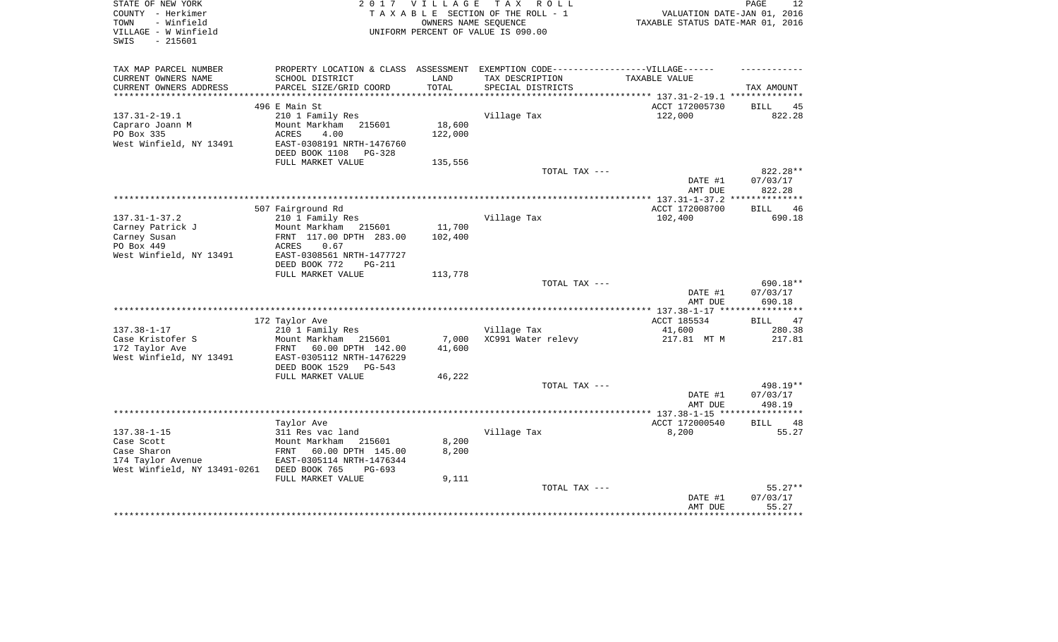STATE OF NEW YORK
COUNTY - Herkimer
TOWN - Winfield
VILLAGE - W Winfield
SWIS - 215601

2 0 1 7 V I L L A G E T A X R O L L
T A X A B L E SECTION OF THE ROLL - 1
OWNERS NAME SEQUENCE
UNIFORM PERCENT OF VALUE IS 090.00

VALUATION DATE-JAN 01, 2016
TAXABLE STATUS DATE-MAR 01, 2016

| TAX MAP PARCEL NUMBER / CURRENT OWNERS NAME / CURRENT OWNERS ADDRESS | PROPERTY LOCATION & CLASS / SCHOOL DISTRICT / PARCEL SIZE/GRID COORD | ASSESSMENT LAND / TOTAL | EXEMPTION CODE-VILLAGE / TAX DESCRIPTION / SPECIAL DISTRICTS | TAXABLE VALUE | TAX AMOUNT |
|---|---|---|---|---|---|
| | 496 E Main St | | | ACCT 172005730 | BILL 45 |
| 137.31-2-19.1 | 210 1 Family Res | | Village Tax | 122,000 | 822.28 |
| Capraro Joann M | Mount Markham 215601 | 18,600 | | | |
| PO Box 335 | ACRES 4.00 | 122,000 | | | |
| West Winfield, NY 13491 | EAST-0308191 NRTH-1476760 | | | | |
| | DEED BOOK 1108 PG-328 | | | | |
| | FULL MARKET VALUE | 135,556 | | | |
| | | | TOTAL TAX --- | | 822.28** |
| | | | | DATE #1 | 07/03/17 |
| | | | | AMT DUE | 822.28 |
| | 507 Fairground Rd | | | ACCT 172008700 | BILL 46 |
| 137.31-1-37.2 | 210 1 Family Res | | Village Tax | 102,400 | 690.18 |
| Carney Patrick J | Mount Markham 215601 | 11,700 | | | |
| Carney Susan | FRNT 117.00 DPTH 283.00 | 102,400 | | | |
| PO Box 449 | ACRES 0.67 | | | | |
| West Winfield, NY 13491 | EAST-0308561 NRTH-1477727 | | | | |
| | DEED BOOK 772 PG-211 | | | | |
| | FULL MARKET VALUE | 113,778 | | | |
| | | | TOTAL TAX --- | | 690.18** |
| | | | | DATE #1 | 07/03/17 |
| | | | | AMT DUE | 690.18 |
| | 172 Taylor Ave | | | ACCT 185534 | BILL 47 |
| 137.38-1-17 | 210 1 Family Res | | Village Tax | 41,600 | 280.38 |
| Case Kristofer S | Mount Markham 215601 | 7,000 | XC991 Water relevy | 217.81 MT M | 217.81 |
| 172 Taylor Ave | FRNT 60.00 DPTH 142.00 | 41,600 | | | |
| West Winfield, NY 13491 | EAST-0305112 NRTH-1476229 | | | | |
| | DEED BOOK 1529 PG-543 | | | | |
| | FULL MARKET VALUE | 46,222 | | | |
| | | | TOTAL TAX --- | | 498.19** |
| | | | | DATE #1 | 07/03/17 |
| | | | | AMT DUE | 498.19 |
| | Taylor Ave | | | ACCT 172000540 | BILL 48 |
| 137.38-1-15 | 311 Res vac land | | Village Tax | 8,200 | 55.27 |
| Case Scott | Mount Markham 215601 | 8,200 | | | |
| Case Sharon | FRNT 60.00 DPTH 145.00 | 8,200 | | | |
| 174 Taylor Avenue | EAST-0305114 NRTH-1476344 | | | | |
| West Winfield, NY 13491-0261 | DEED BOOK 765 PG-693 | | | | |
| | FULL MARKET VALUE | 9,111 | | | |
| | | | TOTAL TAX --- | | 55.27** |
| | | | | DATE #1 | 07/03/17 |
| | | | | AMT DUE | 55.27 |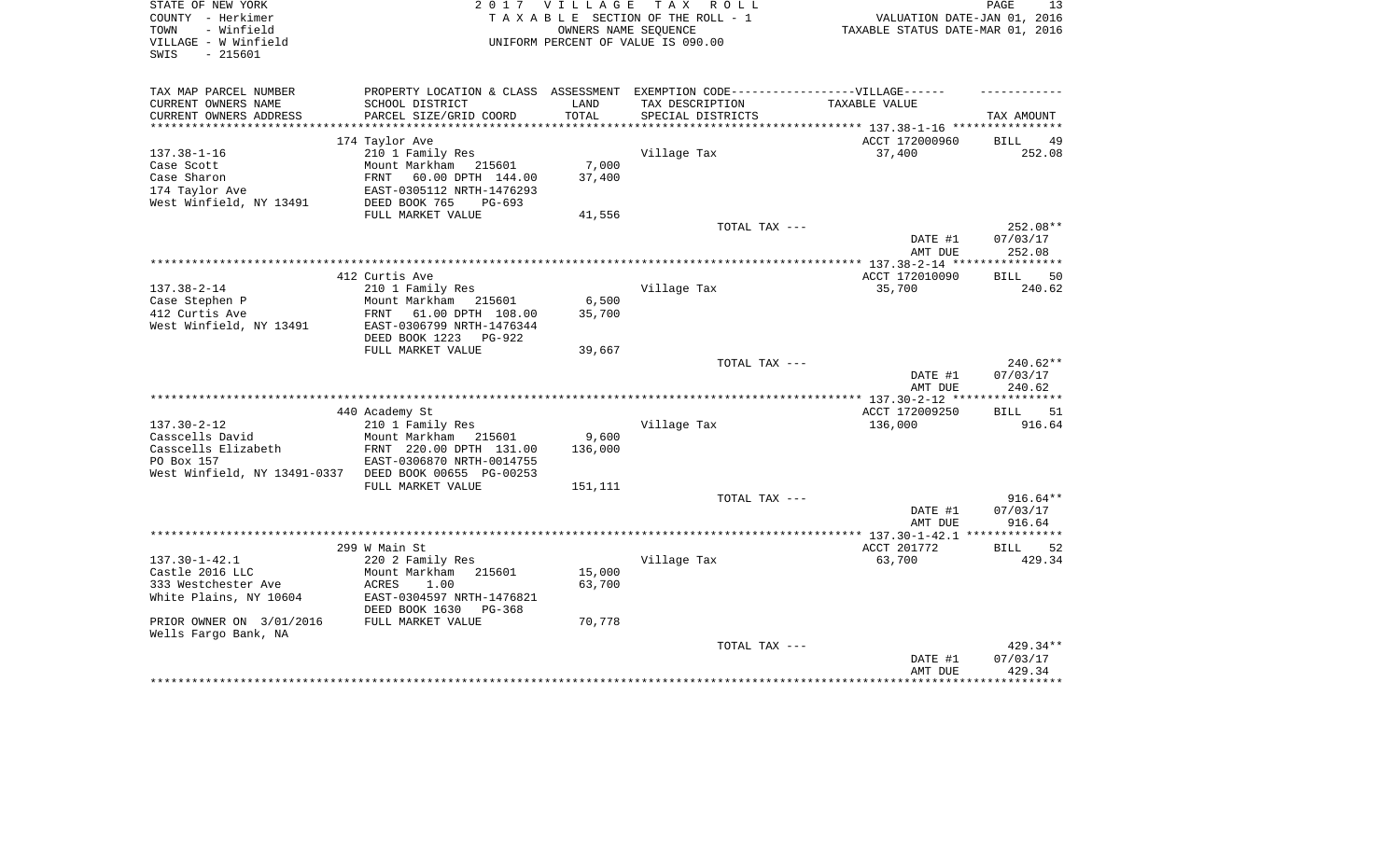STATE OF NEW YORK
COUNTY - Herkimer
TOWN - Winfield
VILLAGE - W Winfield
SWIS - 215601

2 0 1 7 V I L L A G E T A X R O L L
T A X A B L E SECTION OF THE ROLL - 1
OWNERS NAME SEQUENCE
UNIFORM PERCENT OF VALUE IS 090.00

VALUATION DATE-JAN 01, 2016
TAXABLE STATUS DATE-MAR 01, 2016

| TAX MAP PARCEL NUMBER / CURRENT OWNERS NAME / CURRENT OWNERS ADDRESS | PROPERTY LOCATION & CLASS / SCHOOL DISTRICT / PARCEL SIZE/GRID COORD | ASSESSMENT LAND / TOTAL | EXEMPTION CODE-VILLAGE / TAX DESCRIPTION / SPECIAL DISTRICTS | TAXABLE VALUE | TAX AMOUNT |
|---|---|---|---|---|---|
| 137.38-1-16 | 174 Taylor Ave | | | ACCT 172000960 | BILL 49 |
| Case Scott | 210 1 Family Res | | Village Tax | 37,400 | 252.08 |
| Case Sharon | Mount Markham 215601 | 7,000 | | | |
| 174 Taylor Ave | FRNT 60.00 DPTH 144.00 | 37,400 | | | |
| West Winfield, NY 13491 | EAST-0305112 NRTH-1476293 | | | | |
| | DEED BOOK 765 PG-693 | | | | |
| | FULL MARKET VALUE | 41,556 | | | |
| | | | TOTAL TAX --- | | 252.08** |
| | | | | DATE #1 | 07/03/17 |
| | | | | AMT DUE | 252.08 |
| 137.38-2-14 | 412 Curtis Ave | | | ACCT 172010090 | BILL 50 |
| Case Stephen P | 210 1 Family Res | | Village Tax | 35,700 | 240.62 |
| 412 Curtis Ave | Mount Markham 215601 | 6,500 | | | |
| West Winfield, NY 13491 | FRNT 61.00 DPTH 108.00 | 35,700 | | | |
| | EAST-0306799 NRTH-1476344 | | | | |
| | DEED BOOK 1223 PG-922 | | | | |
| | FULL MARKET VALUE | 39,667 | | | |
| | | | TOTAL TAX --- | | 240.62** |
| | | | | DATE #1 | 07/03/17 |
| | | | | AMT DUE | 240.62 |
| 137.30-2-12 | 440 Academy St | | | ACCT 172009250 | BILL 51 |
| Casscells David | 210 1 Family Res | | Village Tax | 136,000 | 916.64 |
| Casscells Elizabeth | Mount Markham 215601 | 9,600 | | | |
| PO Box 157 | FRNT 220.00 DPTH 131.00 | 136,000 | | | |
| West Winfield, NY 13491-0337 | EAST-0306870 NRTH-0014755 | | | | |
| | DEED BOOK 00655 PG-00253 | | | | |
| | FULL MARKET VALUE | 151,111 | | | |
| | | | TOTAL TAX --- | | 916.64** |
| | | | | DATE #1 | 07/03/17 |
| | | | | AMT DUE | 916.64 |
| 137.30-1-42.1 | 299 W Main St | | | ACCT 201772 | BILL 52 |
| Castle 2016 LLC | 220 2 Family Res | | Village Tax | 63,700 | 429.34 |
| 333 Westchester Ave | Mount Markham 215601 | 15,000 | | | |
| White Plains, NY 10604 | ACRES 1.00 | 63,700 | | | |
| | EAST-0304597 NRTH-1476821 | | | | |
| | DEED BOOK 1630 PG-368 | | | | |
| PRIOR OWNER ON 3/01/2016 | FULL MARKET VALUE | 70,778 | | | |
| Wells Fargo Bank, NA | | | | | |
| | | | TOTAL TAX --- | | 429.34** |
| | | | | DATE #1 | 07/03/17 |
| | | | | AMT DUE | 429.34 |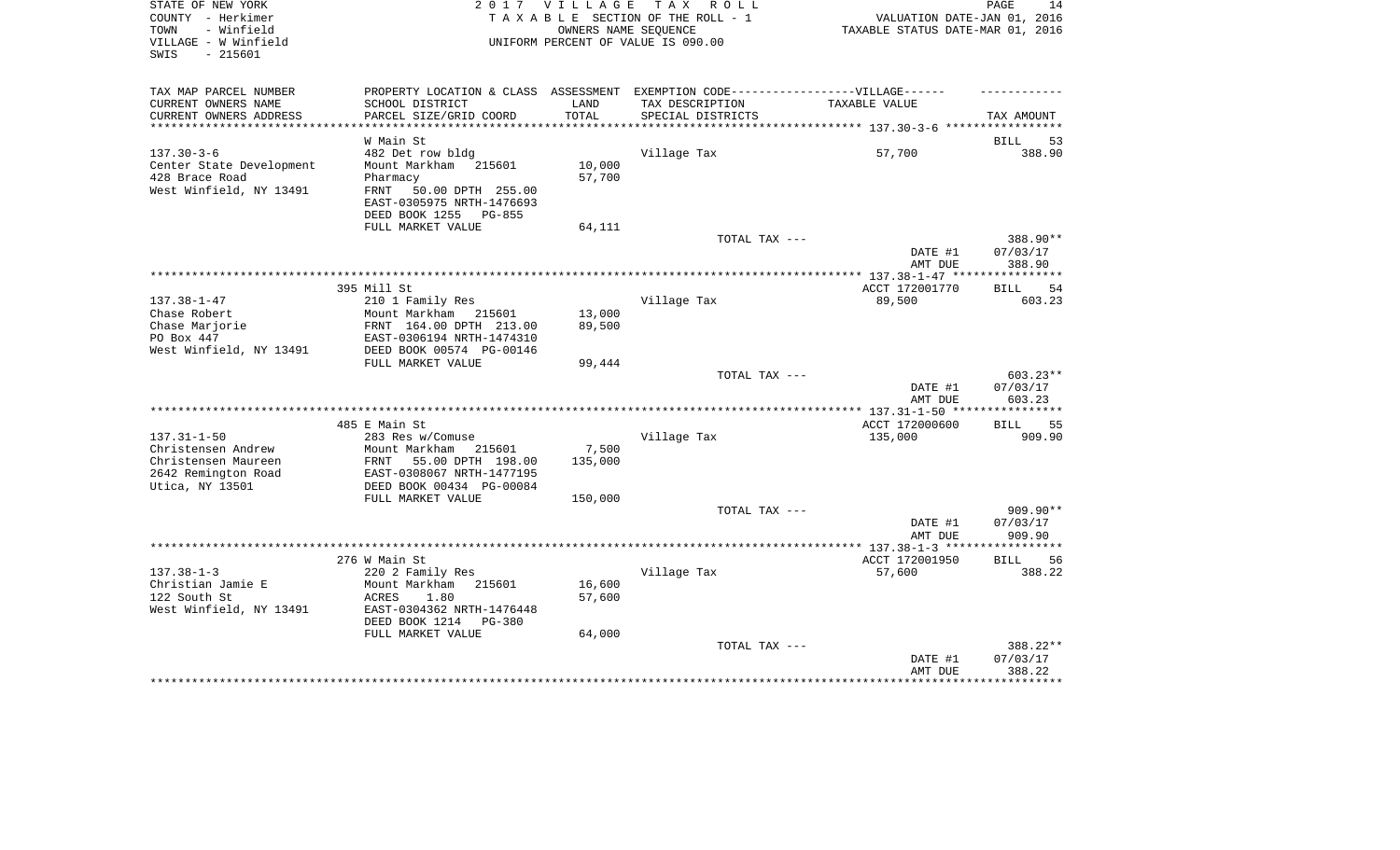STATE OF NEW YORK  
COUNTY - Herkimer  
TOWN - Winfield  
VILLAGE - W Winfield  
SWIS - 215601

2017 VILLAGE TAX ROLL  
TAXABLE SECTION OF THE ROLL - 1  
OWNERS NAME SEQUENCE  
UNIFORM PERCENT OF VALUE IS 090.00

VALUATION DATE-JAN 01, 2016  
TAXABLE STATUS DATE-MAR 01, 2016

| TAX MAP PARCEL NUMBER / CURRENT OWNERS NAME / CURRENT OWNERS ADDRESS | PROPERTY LOCATION & CLASS / SCHOOL DISTRICT / PARCEL SIZE/GRID COORD | ASSESSMENT LAND / TOTAL | EXEMPTION CODE / TAX DESCRIPTION / SPECIAL DISTRICTS | TAXABLE VALUE | TAX AMOUNT |
|---|---|---|---|---|---|
| **137.30-3-6** | W Main St | | | | BILL 53 |
| 137.30-3-6 | 482 Det row bldg | | Village Tax | 57,700 | 388.90 |
| Center State Development | Mount Markham 215601 | 10,000 | | | |
| 428 Brace Road | Pharmacy | 57,700 | | | |
| West Winfield, NY 13491 | FRNT 50.00 DPTH 255.00 | | | | |
| | EAST-0305975 NRTH-1476693 | | | | |
| | DEED BOOK 1255 PG-855 | | | | |
| | FULL MARKET VALUE | 64,111 | | | |
| | | | TOTAL TAX --- | | 388.90** |
| | | | | DATE #1 | 07/03/17 |
| | | | | AMT DUE | 388.90 |
| **137.38-1-47** | 395 Mill St | | | ACCT 172001770 | BILL 54 |
| 137.38-1-47 | 210 1 Family Res | | Village Tax | 89,500 | 603.23 |
| Chase Robert | Mount Markham 215601 | 13,000 | | | |
| Chase Marjorie | FRNT 164.00 DPTH 213.00 | 89,500 | | | |
| PO Box 447 | EAST-0306194 NRTH-1474310 | | | | |
| West Winfield, NY 13491 | DEED BOOK 00574 PG-00146 | | | | |
| | FULL MARKET VALUE | 99,444 | | | |
| | | | TOTAL TAX --- | | 603.23** |
| | | | | DATE #1 | 07/03/17 |
| | | | | AMT DUE | 603.23 |
| **137.31-1-50** | 485 E Main St | | | ACCT 172000600 | BILL 55 |
| 137.31-1-50 | 283 Res w/Comuse | | Village Tax | 135,000 | 909.90 |
| Christensen Andrew | Mount Markham 215601 | 7,500 | | | |
| Christensen Maureen | FRNT 55.00 DPTH 198.00 | 135,000 | | | |
| 2642 Remington Road | EAST-0308067 NRTH-1477195 | | | | |
| Utica, NY 13501 | DEED BOOK 00434 PG-00084 | | | | |
| | FULL MARKET VALUE | 150,000 | | | |
| | | | TOTAL TAX --- | | 909.90** |
| | | | | DATE #1 | 07/03/17 |
| | | | | AMT DUE | 909.90 |
| **137.38-1-3** | 276 W Main St | | | ACCT 172001950 | BILL 56 |
| 137.38-1-3 | 220 2 Family Res | | Village Tax | 57,600 | 388.22 |
| Christian Jamie E | Mount Markham 215601 | 16,600 | | | |
| 122 South St | ACRES 1.80 | 57,600 | | | |
| West Winfield, NY 13491 | EAST-0304362 NRTH-1476448 | | | | |
| | DEED BOOK 1214 PG-380 | | | | |
| | FULL MARKET VALUE | 64,000 | | | |
| | | | TOTAL TAX --- | | 388.22** |
| | | | | DATE #1 | 07/03/17 |
| | | | | AMT DUE | 388.22 |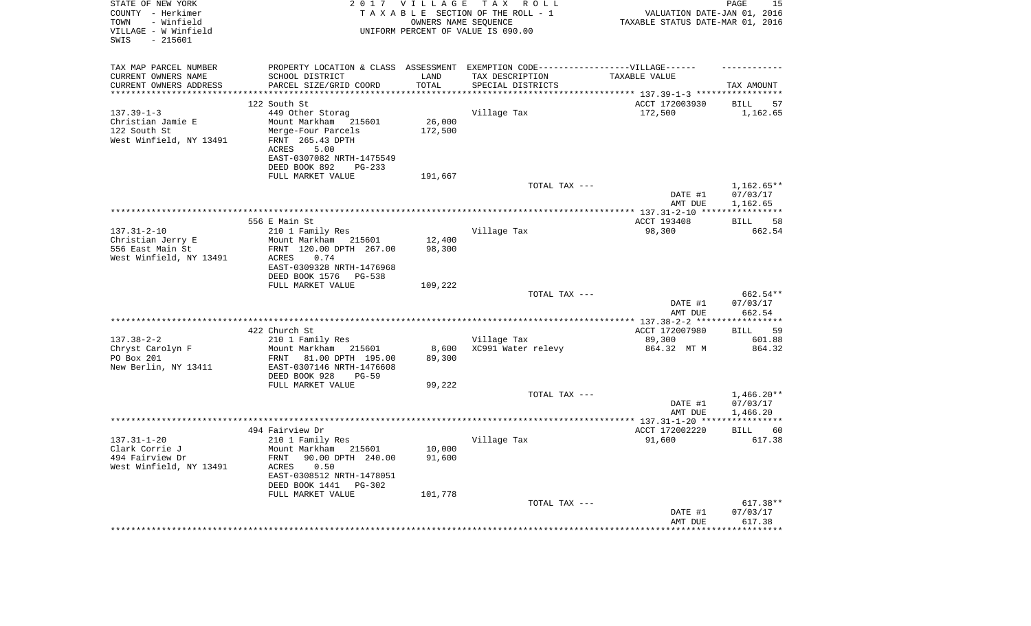STATE OF NEW YORK
COUNTY - Herkimer
TOWN - Winfield
VILLAGE - W Winfield
SWIS - 215601

2 0 1 7 V I L L A G E T A X R O L L
T A X A B L E SECTION OF THE ROLL - 1
OWNERS NAME SEQUENCE
UNIFORM PERCENT OF VALUE IS 090.00

VALUATION DATE-JAN 01, 2016
TAXABLE STATUS DATE-MAR 01, 2016

| TAX MAP PARCEL NUMBER / CURRENT OWNERS NAME / CURRENT OWNERS ADDRESS | PROPERTY LOCATION & CLASS / SCHOOL DISTRICT / PARCEL SIZE/GRID COORD | ASSESSMENT LAND / TOTAL | EXEMPTION CODE / TAX DESCRIPTION / SPECIAL DISTRICTS | TAXABLE VALUE | TAX AMOUNT |
|---|---|---|---|---|---|
| | 122 South St | | | ACCT 172003930 | BILL 57 |
| 137.39-1-3 | 449 Other Storag | | Village Tax | 172,500 | 1,162.65 |
| Christian Jamie E | Mount Markham 215601 | 26,000 | | | |
| 122 South St | Merge-Four Parcels | 172,500 | | | |
| West Winfield, NY 13491 | FRNT 265.43 DPTH | | | | |
| | ACRES 5.00 | | | | |
| | EAST-0307082 NRTH-1475549 | | | | |
| | DEED BOOK 892 PG-233 | | | | |
| | FULL MARKET VALUE | 191,667 | | | |
| | | | TOTAL TAX --- | | 1,162.65** |
| | | | | DATE #1 | 07/03/17 |
| | | | | AMT DUE | 1,162.65 |
| | 556 E Main St | | | ACCT 193408 | BILL 58 |
| 137.31-2-10 | 210 1 Family Res | | Village Tax | 98,300 | 662.54 |
| Christian Jerry E | Mount Markham 215601 | 12,400 | | | |
| 556 East Main St | FRNT 120.00 DPTH 267.00 | 98,300 | | | |
| West Winfield, NY 13491 | ACRES 0.74 | | | | |
| | EAST-0309328 NRTH-1476968 | | | | |
| | DEED BOOK 1576 PG-538 | | | | |
| | FULL MARKET VALUE | 109,222 | | | |
| | | | TOTAL TAX --- | | 662.54** |
| | | | | DATE #1 | 07/03/17 |
| | | | | AMT DUE | 662.54 |
| | 422 Church St | | | ACCT 172007980 | BILL 59 |
| 137.38-2-2 | 210 1 Family Res | | Village Tax | 89,300 | 601.88 |
| Chryst Carolyn F | Mount Markham 215601 | 8,600 | XC991 Water relevy | 864.32 MT M | 864.32 |
| PO Box 201 | FRNT 81.00 DPTH 195.00 | 89,300 | | | |
| New Berlin, NY 13411 | EAST-0307146 NRTH-1476608 | | | | |
| | DEED BOOK 928 PG-59 | | | | |
| | FULL MARKET VALUE | 99,222 | | | |
| | | | TOTAL TAX --- | | 1,466.20** |
| | | | | DATE #1 | 07/03/17 |
| | | | | AMT DUE | 1,466.20 |
| | 494 Fairview Dr | | | ACCT 172002220 | BILL 60 |
| 137.31-1-20 | 210 1 Family Res | | Village Tax | 91,600 | 617.38 |
| Clark Corrie J | Mount Markham 215601 | 10,000 | | | |
| 494 Fairview Dr | FRNT 90.00 DPTH 240.00 | 91,600 | | | |
| West Winfield, NY 13491 | ACRES 0.50 | | | | |
| | EAST-0308512 NRTH-1478051 | | | | |
| | DEED BOOK 1441 PG-302 | | | | |
| | FULL MARKET VALUE | 101,778 | | | |
| | | | TOTAL TAX --- | | 617.38** |
| | | | | DATE #1 | 07/03/17 |
| | | | | AMT DUE | 617.38 |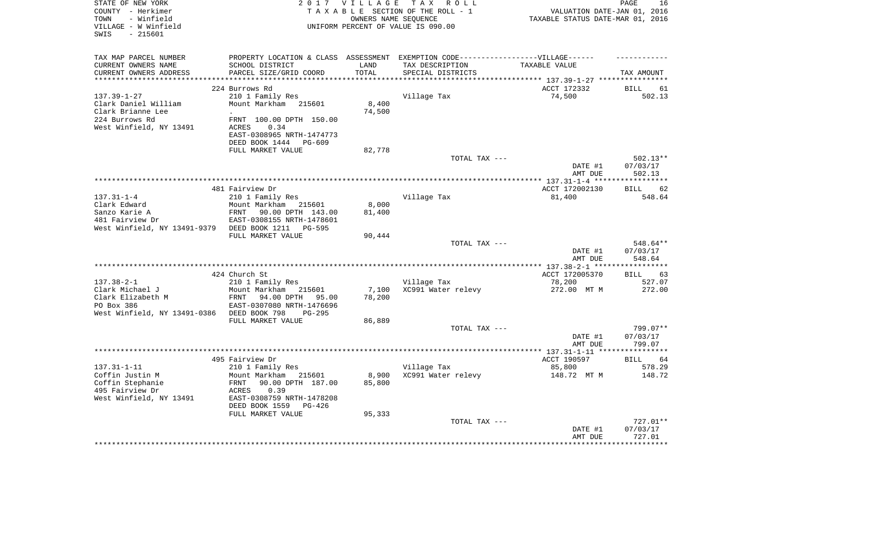STATE OF NEW YORK — 2017 VILLAGE TAX ROLL
COUNTY - Herkimer — TAXABLE SECTION OF THE ROLL - 1 — VALUATION DATE-JAN 01, 2016
TOWN - Winfield — OWNERS NAME SEQUENCE — TAXABLE STATUS DATE-MAR 01, 2016
VILLAGE - W Winfield — UNIFORM PERCENT OF VALUE IS 090.00
SWIS - 215601

| TAX MAP PARCEL NUMBER / CURRENT OWNERS NAME / CURRENT OWNERS ADDRESS | PROPERTY LOCATION & CLASS / SCHOOL DISTRICT / PARCEL SIZE/GRID COORD | ASSESSMENT LAND / TOTAL | EXEMPTION CODE / TAX DESCRIPTION / SPECIAL DISTRICTS | TAXABLE VALUE | TAX AMOUNT |
|---|---|---|---|---|---|
| | 224 Burrows Rd | | | ACCT 172332 | BILL 61 |
| 137.39-1-27 | 210 1 Family Res | | Village Tax | 74,500 | 502.13 |
| Clark Daniel William | Mount Markham 215601 | 8,400 | | | |
| Clark Brianne Lee | . | 74,500 | | | |
| 224 Burrows Rd | FRNT 100.00 DPTH 150.00 | | | | |
| West Winfield, NY 13491 | ACRES 0.34 | | | | |
| | EAST-0308965 NRTH-1474773 | | | | |
| | DEED BOOK 1444 PG-609 | | | | |
| | FULL MARKET VALUE | 82,778 | | | |
| | | | TOTAL TAX --- | | 502.13** |
| | | | | DATE #1 | 07/03/17 |
| | | | | AMT DUE | 502.13 |
| | 481 Fairview Dr | | | ACCT 172002130 | BILL 62 |
| 137.31-1-4 | 210 1 Family Res | | Village Tax | 81,400 | 548.64 |
| Clark Edward | Mount Markham 215601 | 8,000 | | | |
| Sanzo Karie A | FRNT 90.00 DPTH 143.00 | 81,400 | | | |
| 481 Fairview Dr | EAST-0308155 NRTH-1478601 | | | | |
| West Winfield, NY 13491-9379 | DEED BOOK 1211 PG-595 | | | | |
| | FULL MARKET VALUE | 90,444 | | | |
| | | | TOTAL TAX --- | | 548.64** |
| | | | | DATE #1 | 07/03/17 |
| | | | | AMT DUE | 548.64 |
| | 424 Church St | | | ACCT 172005370 | BILL 63 |
| 137.38-2-1 | 210 1 Family Res | | Village Tax | 78,200 | 527.07 |
| Clark Michael J | Mount Markham 215601 | 7,100 | XC991 Water relevy | 272.00 MT M | 272.00 |
| Clark Elizabeth M | FRNT 94.00 DPTH 95.00 | 78,200 | | | |
| PO Box 386 | EAST-0307080 NRTH-1476696 | | | | |
| West Winfield, NY 13491-0386 | DEED BOOK 798 PG-295 | | | | |
| | FULL MARKET VALUE | 86,889 | | | |
| | | | TOTAL TAX --- | | 799.07** |
| | | | | DATE #1 | 07/03/17 |
| | | | | AMT DUE | 799.07 |
| | 495 Fairview Dr | | | ACCT 190597 | BILL 64 |
| 137.31-1-11 | 210 1 Family Res | | Village Tax | 85,800 | 578.29 |
| Coffin Justin M | Mount Markham 215601 | 8,900 | XC991 Water relevy | 148.72 MT M | 148.72 |
| Coffin Stephanie | FRNT 90.00 DPTH 187.00 | 85,800 | | | |
| 495 Fairview Dr | ACRES 0.39 | | | | |
| West Winfield, NY 13491 | EAST-0308759 NRTH-1478208 | | | | |
| | DEED BOOK 1559 PG-426 | | | | |
| | FULL MARKET VALUE | 95,333 | | | |
| | | | TOTAL TAX --- | | 727.01** |
| | | | | DATE #1 | 07/03/17 |
| | | | | AMT DUE | 727.01 |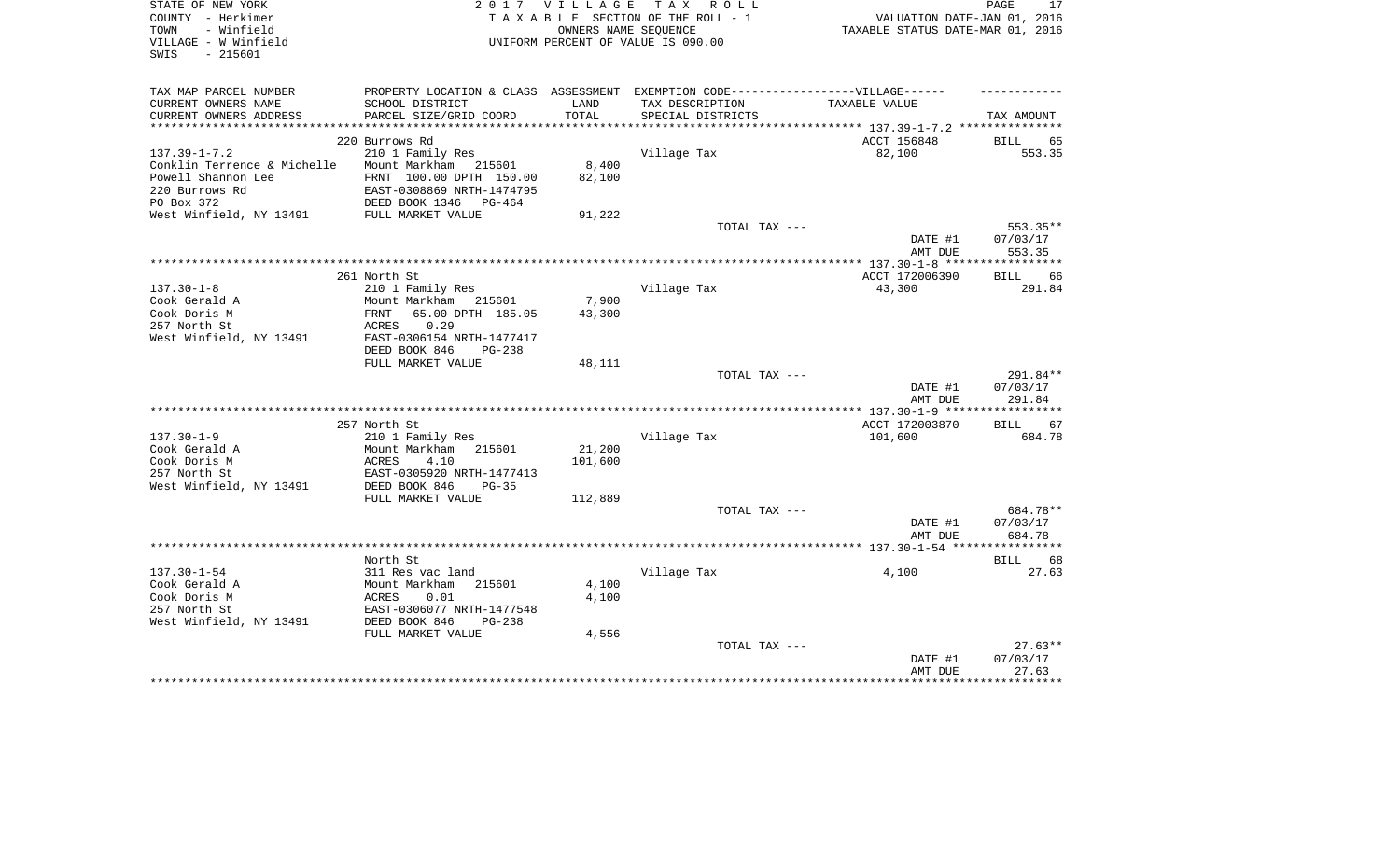STATE OF NEW YORK
COUNTY - Herkimer
TOWN - Winfield
VILLAGE - W Winfield
SWIS - 215601

2 0 1 7 V I L L A G E T A X R O L L
T A X A B L E SECTION OF THE ROLL - 1
OWNERS NAME SEQUENCE
UNIFORM PERCENT OF VALUE IS 090.00

VALUATION DATE-JAN 01, 2016
TAXABLE STATUS DATE-MAR 01, 2016

| TAX MAP PARCEL NUMBER / CURRENT OWNERS NAME / CURRENT OWNERS ADDRESS | PROPERTY LOCATION & CLASS / SCHOOL DISTRICT / PARCEL SIZE/GRID COORD | ASSESSMENT LAND / TOTAL | EXEMPTION CODE-----VILLAGE------ / TAX DESCRIPTION / SPECIAL DISTRICTS | TAXABLE VALUE | TAX AMOUNT |
|---|---|---|---|---|---|
| 137.39-1-7.2 | 220 Burrows Rd | | | ACCT 156848 | BILL 65 |
| Conklin Terrence & Michelle | 210 1 Family Res | | Village Tax | 82,100 | 553.35 |
| Powell Shannon Lee | Mount Markham 215601 | 8,400 | | | |
| 220 Burrows Rd | FRNT 100.00 DPTH 150.00 | 82,100 | | | |
| PO Box 372 | EAST-0308869 NRTH-1474795 | | | | |
| West Winfield, NY 13491 | DEED BOOK 1346 PG-464 | | | | |
| | FULL MARKET VALUE | 91,222 | | | |
| | | | TOTAL TAX --- | | 553.35** |
| | | | | DATE #1 | 07/03/17 |
| | | | | AMT DUE | 553.35 |
| 137.30-1-8 | 261 North St | | | ACCT 172006390 | BILL 66 |
| Cook Gerald A | 210 1 Family Res | | Village Tax | 43,300 | 291.84 |
| Cook Doris M | Mount Markham 215601 | 7,900 | | | |
| 257 North St | FRNT 65.00 DPTH 185.05 | 43,300 | | | |
| West Winfield, NY 13491 | ACRES 0.29 | | | | |
| | EAST-0306154 NRTH-1477417 | | | | |
| | DEED BOOK 846 PG-238 | | | | |
| | FULL MARKET VALUE | 48,111 | | | |
| | | | TOTAL TAX --- | | 291.84** |
| | | | | DATE #1 | 07/03/17 |
| | | | | AMT DUE | 291.84 |
| 137.30-1-9 | 257 North St | | | ACCT 172003870 | BILL 67 |
| Cook Gerald A | 210 1 Family Res | | Village Tax | 101,600 | 684.78 |
| Cook Doris M | Mount Markham 215601 | 21,200 | | | |
| 257 North St | ACRES 4.10 | 101,600 | | | |
| West Winfield, NY 13491 | EAST-0305920 NRTH-1477413 | | | | |
| | DEED BOOK 846 PG-35 | | | | |
| | FULL MARKET VALUE | 112,889 | | | |
| | | | TOTAL TAX --- | | 684.78** |
| | | | | DATE #1 | 07/03/17 |
| | | | | AMT DUE | 684.78 |
| 137.30-1-54 | North St | | | | BILL 68 |
| Cook Gerald A | 311 Res vac land | | Village Tax | 4,100 | 27.63 |
| Cook Doris M | Mount Markham 215601 | 4,100 | | | |
| 257 North St | ACRES 0.01 | 4,100 | | | |
| West Winfield, NY 13491 | EAST-0306077 NRTH-1477548 | | | | |
| | DEED BOOK 846 PG-238 | | | | |
| | FULL MARKET VALUE | 4,556 | | | |
| | | | TOTAL TAX --- | | 27.63** |
| | | | | DATE #1 | 07/03/17 |
| | | | | AMT DUE | 27.63 |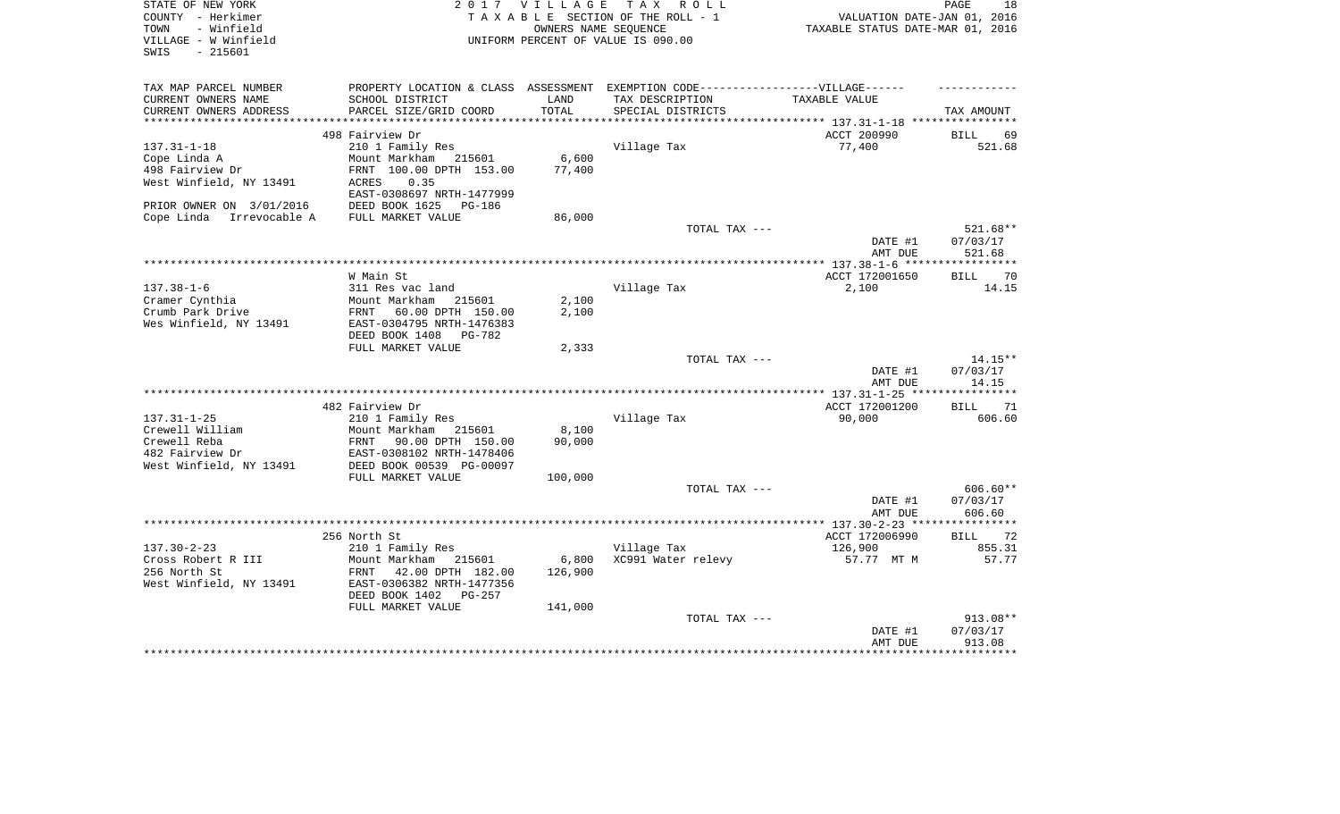STATE OF NEW YORK
COUNTY - Herkimer
TOWN - Winfield
VILLAGE - W Winfield
SWIS - 215601

2017 VILLAGE TAX ROLL
TAXABLE SECTION OF THE ROLL - 1
OWNERS NAME SEQUENCE
UNIFORM PERCENT OF VALUE IS 090.00

VALUATION DATE-JAN 01, 2016
TAXABLE STATUS DATE-MAR 01, 2016

| TAX MAP PARCEL NUMBER<br>CURRENT OWNERS NAME<br>CURRENT OWNERS ADDRESS | PROPERTY LOCATION & CLASS<br>SCHOOL DISTRICT<br>PARCEL SIZE/GRID COORD | ASSESSMENT<br>LAND<br>TOTAL | EXEMPTION CODE-----VILLAGE------<br>TAX DESCRIPTION<br>SPECIAL DISTRICTS | TAXABLE VALUE | TAX AMOUNT |
|---|---|---|---|---|---|
| | 498 Fairview Dr | | | ACCT 200990 | BILL 69 |
| 137.31-1-18 | 210 1 Family Res | | Village Tax | 77,400 | 521.68 |
| Cope Linda A | Mount Markham 215601 | 6,600 | | | |
| 498 Fairview Dr | FRNT 100.00 DPTH 153.00 | 77,400 | | | |
| West Winfield, NY 13491 | ACRES 0.35 | | | | |
| | EAST-0308697 NRTH-1477999 | | | | |
| PRIOR OWNER ON 3/01/2016 | DEED BOOK 1625 PG-186 | | | | |
| Cope Linda Irrevocable A | FULL MARKET VALUE | 86,000 | | | |
| | | | TOTAL TAX --- | | 521.68** |
| | | | | DATE #1 | 07/03/17 |
| | | | | AMT DUE | 521.68 |
| | W Main St | | | ACCT 172001650 | BILL 70 |
| 137.38-1-6 | 311 Res vac land | | Village Tax | 2,100 | 14.15 |
| Cramer Cynthia | Mount Markham 215601 | 2,100 | | | |
| Crumb Park Drive | FRNT 60.00 DPTH 150.00 | 2,100 | | | |
| Wes Winfield, NY 13491 | EAST-0304795 NRTH-1476383 | | | | |
| | DEED BOOK 1408 PG-782 | | | | |
| | FULL MARKET VALUE | 2,333 | | | |
| | | | TOTAL TAX --- | | 14.15** |
| | | | | DATE #1 | 07/03/17 |
| | | | | AMT DUE | 14.15 |
| | 482 Fairview Dr | | | ACCT 172001200 | BILL 71 |
| 137.31-1-25 | 210 1 Family Res | | Village Tax | 90,000 | 606.60 |
| Crewell William | Mount Markham 215601 | 8,100 | | | |
| Crewell Reba | FRNT 90.00 DPTH 150.00 | 90,000 | | | |
| 482 Fairview Dr | EAST-0308102 NRTH-1478406 | | | | |
| West Winfield, NY 13491 | DEED BOOK 00539 PG-00097 | | | | |
| | FULL MARKET VALUE | 100,000 | | | |
| | | | TOTAL TAX --- | | 606.60** |
| | | | | DATE #1 | 07/03/17 |
| | | | | AMT DUE | 606.60 |
| | 256 North St | | | ACCT 172006990 | BILL 72 |
| 137.30-2-23 | 210 1 Family Res | | Village Tax | 126,900 | 855.31 |
| Cross Robert R III | Mount Markham 215601 | 6,800 | XC991 Water relevy | 57.77 MT M | 57.77 |
| 256 North St | FRNT 42.00 DPTH 182.00 | 126,900 | | | |
| West Winfield, NY 13491 | EAST-0306382 NRTH-1477356 | | | | |
| | DEED BOOK 1402 PG-257 | | | | |
| | FULL MARKET VALUE | 141,000 | | | |
| | | | TOTAL TAX --- | | 913.08** |
| | | | | DATE #1 | 07/03/17 |
| | | | | AMT DUE | 913.08 |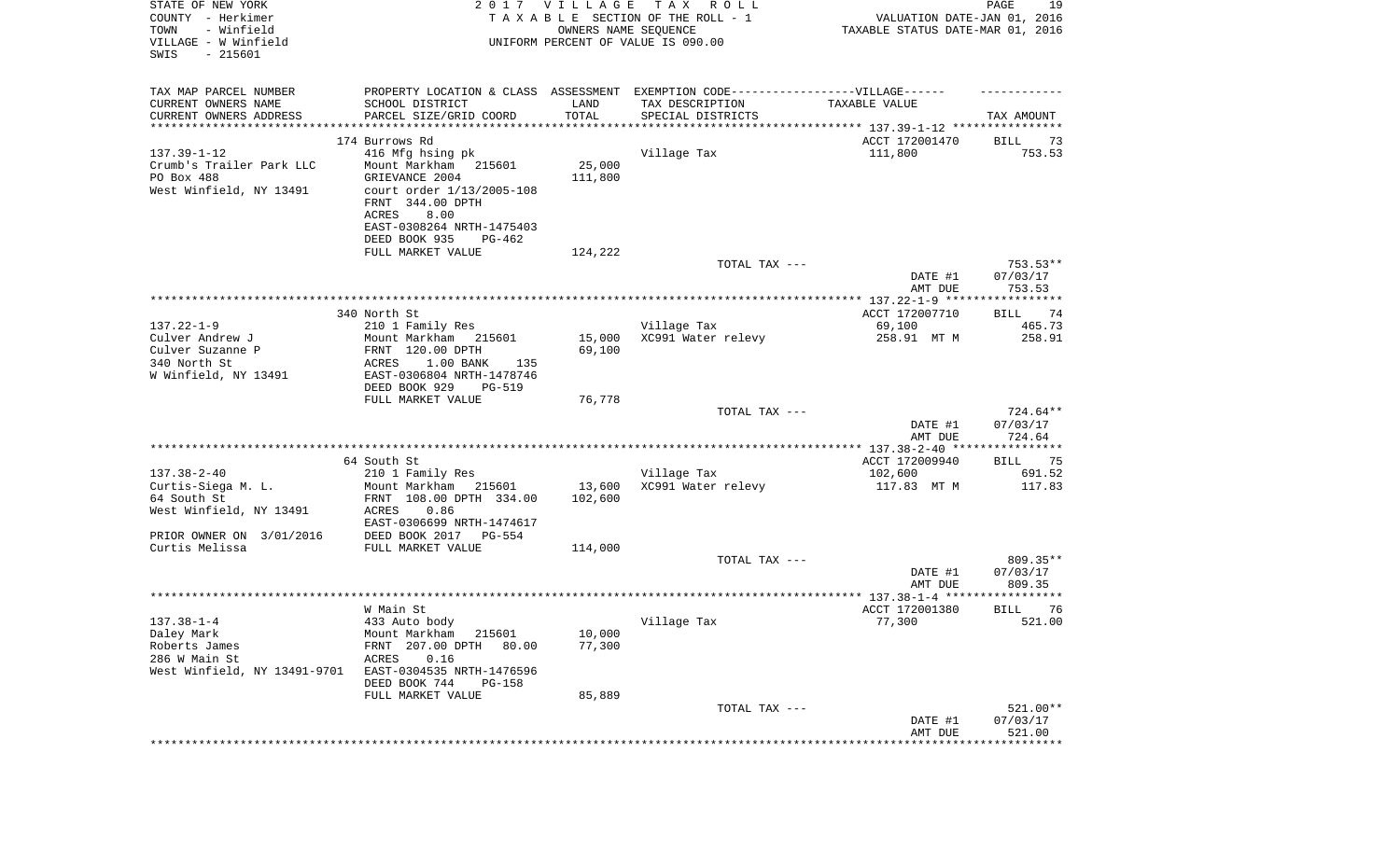STATE OF NEW YORK
COUNTY - Herkimer
TOWN - Winfield
VILLAGE - W Winfield
SWIS - 215601

2017 VILLAGE TAX ROLL
TAXABLE SECTION OF THE ROLL - 1
OWNERS NAME SEQUENCE
UNIFORM PERCENT OF VALUE IS 090.00

VALUATION DATE-JAN 01, 2016
TAXABLE STATUS DATE-MAR 01, 2016

| TAX MAP PARCEL NUMBER<br>CURRENT OWNERS NAME<br>CURRENT OWNERS ADDRESS | PROPERTY LOCATION & CLASS<br>SCHOOL DISTRICT<br>PARCEL SIZE/GRID COORD | ASSESSMENT<br>LAND<br>TOTAL | EXEMPTION CODE------VILLAGE------<br>TAX DESCRIPTION<br>SPECIAL DISTRICTS | TAXABLE VALUE | TAX AMOUNT |
|---|---|---|---|---|---|
| 137.39-1-12 | 174 Burrows Rd | | | ACCT 172001470 | BILL 73 |
| 137.39-1-12 | 416 Mfg hsing pk | | Village Tax | 111,800 | 753.53 |
| Crumb's Trailer Park LLC | Mount Markham 215601 | 25,000 | | | |
| PO Box 488 | GRIEVANCE 2004 | 111,800 | | | |
| West Winfield, NY 13491 | court order 1/13/2005-108 | | | | |
| | FRNT 344.00 DPTH | | | | |
| | ACRES 8.00 | | | | |
| | EAST-0308264 NRTH-1475403 | | | | |
| | DEED BOOK 935 PG-462 | | | | |
| | FULL MARKET VALUE | 124,222 | | | |
| | | | TOTAL TAX --- | | 753.53** |
| | | | | DATE #1 | 07/03/17 |
| | | | | AMT DUE | 753.53 |
| 137.22-1-9 | 340 North St | | | ACCT 172007710 | BILL 74 |
| 137.22-1-9 | 210 1 Family Res | | Village Tax | 69,100 | 465.73 |
| Culver Andrew J | Mount Markham 215601 | 15,000 | XC991 Water relevy | 258.91 MT M | 258.91 |
| Culver Suzanne P | FRNT 120.00 DPTH | 69,100 | | | |
| 340 North St | ACRES 1.00 BANK 135 | | | | |
| W Winfield, NY 13491 | EAST-0306804 NRTH-1478746 | | | | |
| | DEED BOOK 929 PG-519 | | | | |
| | FULL MARKET VALUE | 76,778 | | | |
| | | | TOTAL TAX --- | | 724.64** |
| | | | | DATE #1 | 07/03/17 |
| | | | | AMT DUE | 724.64 |
| 137.38-2-40 | 64 South St | | | ACCT 172009940 | BILL 75 |
| 137.38-2-40 | 210 1 Family Res | | Village Tax | 102,600 | 691.52 |
| Curtis-Siega M. L. | Mount Markham 215601 | 13,600 | XC991 Water relevy | 117.83 MT M | 117.83 |
| 64 South St | FRNT 108.00 DPTH 334.00 | 102,600 | | | |
| West Winfield, NY 13491 | ACRES 0.86 | | | | |
| | EAST-0306699 NRTH-1474617 | | | | |
| PRIOR OWNER ON 3/01/2016 | DEED BOOK 2017 PG-554 | | | | |
| Curtis Melissa | FULL MARKET VALUE | 114,000 | | | |
| | | | TOTAL TAX --- | | 809.35** |
| | | | | DATE #1 | 07/03/17 |
| | | | | AMT DUE | 809.35 |
| 137.38-1-4 | W Main St | | | ACCT 172001380 | BILL 76 |
| 137.38-1-4 | 433 Auto body | | Village Tax | 77,300 | 521.00 |
| Daley Mark | Mount Markham 215601 | 10,000 | | | |
| Roberts James | FRNT 207.00 DPTH 80.00 | 77,300 | | | |
| 286 W Main St | ACRES 0.16 | | | | |
| West Winfield, NY 13491-9701 | EAST-0304535 NRTH-1476596 | | | | |
| | DEED BOOK 744 PG-158 | | | | |
| | FULL MARKET VALUE | 85,889 | | | |
| | | | TOTAL TAX --- | | 521.00** |
| | | | | DATE #1 | 07/03/17 |
| | | | | AMT DUE | 521.00 |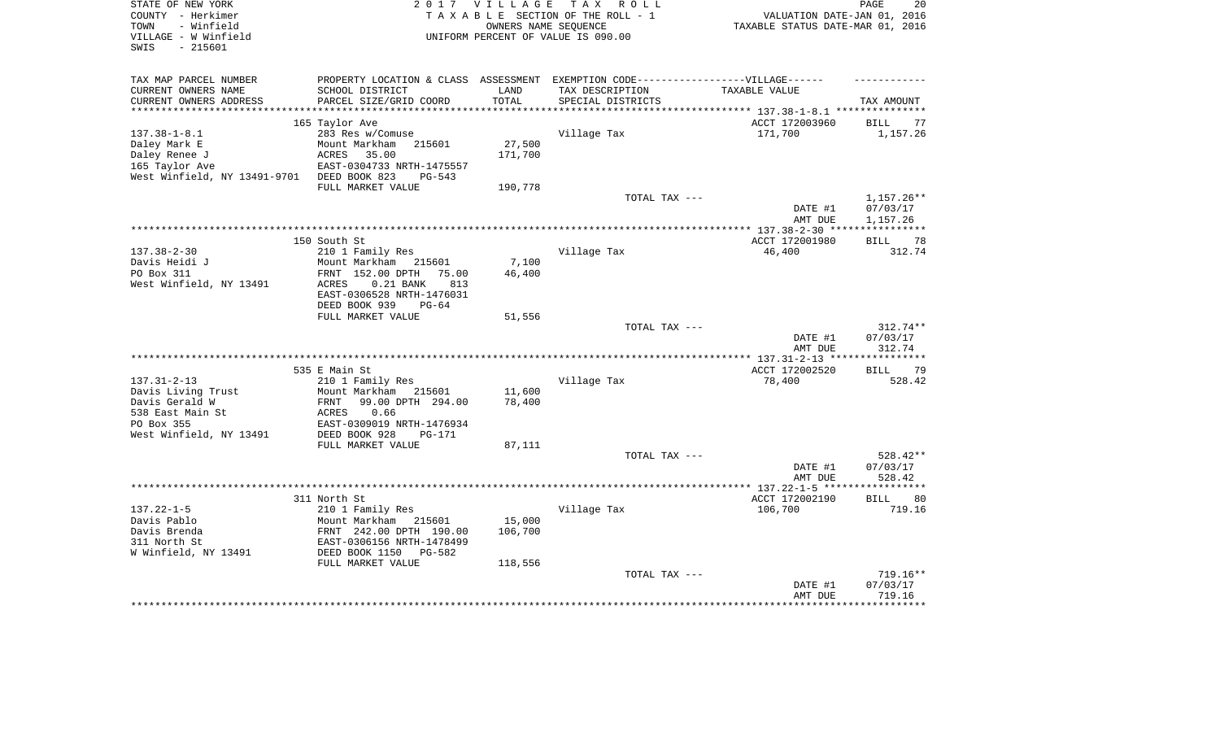STATE OF NEW YORK — 2017 VILLAGE TAX ROLL
COUNTY - Herkimer — TAXABLE SECTION OF THE ROLL - 1 — VALUATION DATE-JAN 01, 2016
TOWN - Winfield — OWNERS NAME SEQUENCE — TAXABLE STATUS DATE-MAR 01, 2016
VILLAGE - W Winfield — UNIFORM PERCENT OF VALUE IS 090.00
SWIS - 215601

| TAX MAP PARCEL NUMBER / CURRENT OWNERS NAME / CURRENT OWNERS ADDRESS | PROPERTY LOCATION & CLASS / SCHOOL DISTRICT / PARCEL SIZE/GRID COORD | ASSESSMENT LAND / TOTAL | EXEMPTION CODE / TAX DESCRIPTION / SPECIAL DISTRICTS | TAXABLE VALUE | TAX AMOUNT |
|---|---|---|---|---|---|
| 137.38-1-8.1 | 165 Taylor Ave | | | ACCT 172003960 | BILL 77 |
| | 283 Res w/Comuse | | Village Tax | 171,700 | 1,157.26 |
| Daley Mark E | Mount Markham 215601 | 27,500 | | | |
| Daley Renee J | ACRES 35.00 | 171,700 | | | |
| 165 Taylor Ave | EAST-0304733 NRTH-1475557 | | | | |
| West Winfield, NY 13491-9701 | DEED BOOK 823 PG-543 | | | | |
| | FULL MARKET VALUE | 190,778 | | | |
| | | | TOTAL TAX --- | | 1,157.26** |
| | | | | DATE #1 | 07/03/17 |
| | | | | AMT DUE | 1,157.26 |
| 137.38-2-30 | 150 South St | | | ACCT 172001980 | BILL 78 |
| | 210 1 Family Res | | Village Tax | 46,400 | 312.74 |
| Davis Heidi J | Mount Markham 215601 | 7,100 | | | |
| PO Box 311 | FRNT 152.00 DPTH 75.00 | 46,400 | | | |
| West Winfield, NY 13491 | ACRES 0.21 BANK 813 | | | | |
| | EAST-0306528 NRTH-1476031 | | | | |
| | DEED BOOK 939 PG-64 | | | | |
| | FULL MARKET VALUE | 51,556 | | | |
| | | | TOTAL TAX --- | | 312.74** |
| | | | | DATE #1 | 07/03/17 |
| | | | | AMT DUE | 312.74 |
| 137.31-2-13 | 535 E Main St | | | ACCT 172002520 | BILL 79 |
| | 210 1 Family Res | | Village Tax | 78,400 | 528.42 |
| Davis Living Trust | Mount Markham 215601 | 11,600 | | | |
| Davis Gerald W | FRNT 99.00 DPTH 294.00 | 78,400 | | | |
| 538 East Main St | ACRES 0.66 | | | | |
| PO Box 355 | EAST-0309019 NRTH-1476934 | | | | |
| West Winfield, NY 13491 | DEED BOOK 928 PG-171 | | | | |
| | FULL MARKET VALUE | 87,111 | | | |
| | | | TOTAL TAX --- | | 528.42** |
| | | | | DATE #1 | 07/03/17 |
| | | | | AMT DUE | 528.42 |
| 137.22-1-5 | 311 North St | | | ACCT 172002190 | BILL 80 |
| | 210 1 Family Res | | Village Tax | 106,700 | 719.16 |
| Davis Pablo | Mount Markham 215601 | 15,000 | | | |
| Davis Brenda | FRNT 242.00 DPTH 190.00 | 106,700 | | | |
| 311 North St | EAST-0306156 NRTH-1478499 | | | | |
| W Winfield, NY 13491 | DEED BOOK 1150 PG-582 | | | | |
| | FULL MARKET VALUE | 118,556 | | | |
| | | | TOTAL TAX --- | | 719.16** |
| | | | | DATE #1 | 07/03/17 |
| | | | | AMT DUE | 719.16 |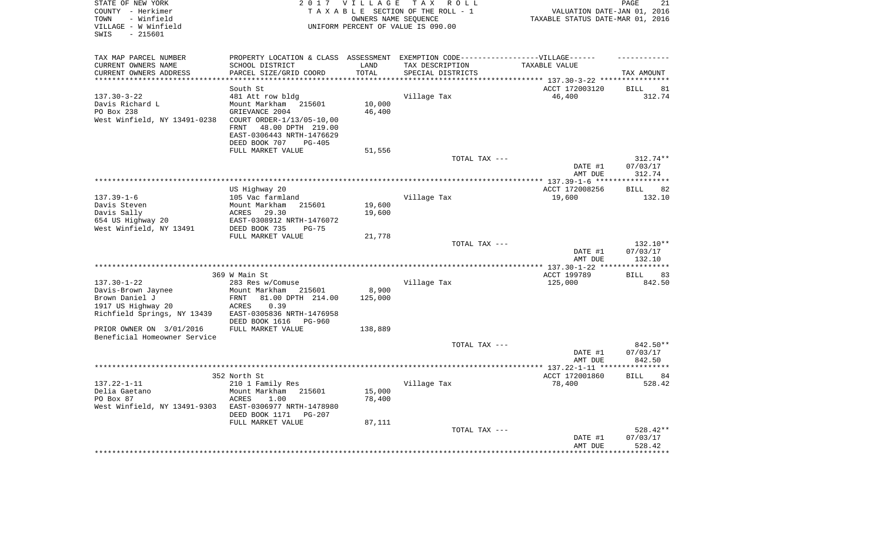STATE OF NEW YORK
COUNTY - Herkimer
TOWN - Winfield
VILLAGE - W Winfield
SWIS - 215601

2 0 1 7 V I L L A G E T A X R O L L
T A X A B L E SECTION OF THE ROLL - 1
OWNERS NAME SEQUENCE
UNIFORM PERCENT OF VALUE IS 090.00

VALUATION DATE-JAN 01, 2016
TAXABLE STATUS DATE-MAR 01, 2016

| TAX MAP PARCEL NUMBER / CURRENT OWNERS NAME / CURRENT OWNERS ADDRESS | PROPERTY LOCATION & CLASS / SCHOOL DISTRICT / PARCEL SIZE/GRID COORD | ASSESSMENT LAND / TOTAL | EXEMPTION CODE / TAX DESCRIPTION / SPECIAL DISTRICTS | TAXABLE VALUE | TAX AMOUNT |
|---|---|---|---|---|---|
| **137.30-3-22** | South St | | | ACCT 172003120 | BILL 81 |
| 137.30-3-22 | 481 Att row bldg | | Village Tax | 46,400 | 312.74 |
| Davis Richard L | Mount Markham 215601 | 10,000 | | | |
| PO Box 238 | GRIEVANCE 2004 | 46,400 | | | |
| West Winfield, NY 13491-0238 | COURT ORDER-1/13/05-10,00 | | | | |
| | FRNT 48.00 DPTH 219.00 | | | | |
| | EAST-0306443 NRTH-1476629 | | | | |
| | DEED BOOK 707 PG-405 | | | | |
| | FULL MARKET VALUE | 51,556 | | | |
| | | | TOTAL TAX --- | | 312.74** |
| | | | | DATE #1 | 07/03/17 |
| | | | | AMT DUE | 312.74 |
| **137.39-1-6** | US Highway 20 | | | ACCT 172008256 | BILL 82 |
| 137.39-1-6 | 105 Vac farmland | | Village Tax | 19,600 | 132.10 |
| Davis Steven | Mount Markham 215601 | 19,600 | | | |
| Davis Sally | ACRES 29.30 | 19,600 | | | |
| 654 US Highway 20 | EAST-0308912 NRTH-1476072 | | | | |
| West Winfield, NY 13491 | DEED BOOK 735 PG-75 | | | | |
| | FULL MARKET VALUE | 21,778 | | | |
| | | | TOTAL TAX --- | | 132.10** |
| | | | | DATE #1 | 07/03/17 |
| | | | | AMT DUE | 132.10 |
| **137.30-1-22** | 369 W Main St | | | ACCT 199789 | BILL 83 |
| 137.30-1-22 | 283 Res w/Comuse | | Village Tax | 125,000 | 842.50 |
| Davis-Brown Jaynee | Mount Markham 215601 | 8,900 | | | |
| Brown Daniel J | FRNT 81.00 DPTH 214.00 | 125,000 | | | |
| 1917 US Highway 20 | ACRES 0.39 | | | | |
| Richfield Springs, NY 13439 | EAST-0305836 NRTH-1476958 | | | | |
| | DEED BOOK 1616 PG-960 | | | | |
| PRIOR OWNER ON 3/01/2016 | FULL MARKET VALUE | 138,889 | | | |
| Beneficial Homeowner Service | | | | | |
| | | | TOTAL TAX --- | | 842.50** |
| | | | | DATE #1 | 07/03/17 |
| | | | | AMT DUE | 842.50 |
| **137.22-1-11** | 352 North St | | | ACCT 172001860 | BILL 84 |
| 137.22-1-11 | 210 1 Family Res | | Village Tax | 78,400 | 528.42 |
| Delia Gaetano | Mount Markham 215601 | 15,000 | | | |
| PO Box 87 | ACRES 1.00 | 78,400 | | | |
| West Winfield, NY 13491-9303 | EAST-0306977 NRTH-1478980 | | | | |
| | DEED BOOK 1171 PG-207 | | | | |
| | FULL MARKET VALUE | 87,111 | | | |
| | | | TOTAL TAX --- | | 528.42** |
| | | | | DATE #1 | 07/03/17 |
| | | | | AMT DUE | 528.42 |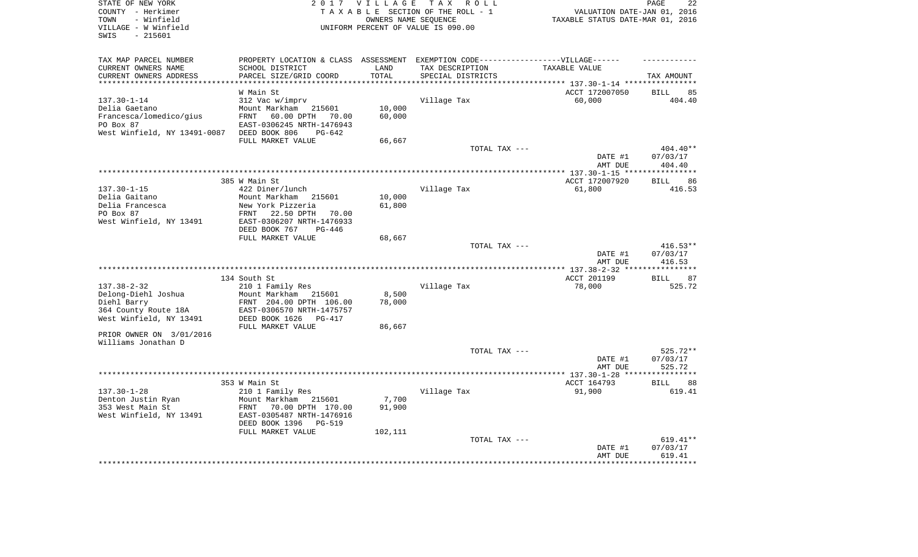STATE OF NEW YORK  
COUNTY - Herkimer  
TOWN - Winfield  
VILLAGE - W Winfield  
SWIS - 215601

2 0 1 7 V I L L A G E T A X R O L L  
T A X A B L E SECTION OF THE ROLL - 1  
OWNERS NAME SEQUENCE  
UNIFORM PERCENT OF VALUE IS 090.00

VALUATION DATE-JAN 01, 2016  
TAXABLE STATUS DATE-MAR 01, 2016

| TAX MAP PARCEL NUMBER / CURRENT OWNERS NAME / CURRENT OWNERS ADDRESS | PROPERTY LOCATION & CLASS / SCHOOL DISTRICT / PARCEL SIZE/GRID COORD | ASSESSMENT LAND / TOTAL | EXEMPTION CODE / TAX DESCRIPTION / SPECIAL DISTRICTS | VILLAGE TAXABLE VALUE | TAX AMOUNT |
|---|---|---|---|---|---|
| **137.30-1-14** | W Main St | | | ACCT 172007050 | BILL 85 |
| 137.30-1-14 | 312 Vac w/imprv | | Village Tax | 60,000 | 404.40 |
| Delia Gaetano | Mount Markham 215601 | 10,000 | | | |
| Francesca/lomedico/gius | FRNT 60.00 DPTH 70.00 | 60,000 | | | |
| PO Box 87 | EAST-0306245 NRTH-1476943 | | | | |
| West Winfield, NY 13491-0087 | DEED BOOK 806 PG-642 | | | | |
| | FULL MARKET VALUE | 66,667 | | | |
| | | | TOTAL TAX --- | | 404.40** |
| | | | | DATE #1 | 07/03/17 |
| | | | | AMT DUE | 404.40 |
| **137.30-1-15** | 385 W Main St | | | ACCT 172007920 | BILL 86 |
| 137.30-1-15 | 422 Diner/lunch | | Village Tax | 61,800 | 416.53 |
| Delia Gaitano | Mount Markham 215601 | 10,000 | | | |
| Delia Francesca | New York Pizzeria | 61,800 | | | |
| PO Box 87 | FRNT 22.50 DPTH 70.00 | | | | |
| West Winfield, NY 13491 | EAST-0306207 NRTH-1476933 | | | | |
| | DEED BOOK 767 PG-446 | | | | |
| | FULL MARKET VALUE | 68,667 | | | |
| | | | TOTAL TAX --- | | 416.53** |
| | | | | DATE #1 | 07/03/17 |
| | | | | AMT DUE | 416.53 |
| **137.38-2-32** | 134 South St | | | ACCT 201199 | BILL 87 |
| 137.38-2-32 | 210 1 Family Res | | Village Tax | 78,000 | 525.72 |
| Delong-Diehl Joshua | Mount Markham 215601 | 8,500 | | | |
| Diehl Barry | FRNT 204.00 DPTH 106.00 | 78,000 | | | |
| 364 County Route 18A | EAST-0306570 NRTH-1475757 | | | | |
| West Winfield, NY 13491 | DEED BOOK 1626 PG-417 | | | | |
| | FULL MARKET VALUE | 86,667 | | | |
| PRIOR OWNER ON 3/01/2016 | | | | | |
| Williams Jonathan D | | | | | |
| | | | TOTAL TAX --- | | 525.72** |
| | | | | DATE #1 | 07/03/17 |
| | | | | AMT DUE | 525.72 |
| **137.30-1-28** | 353 W Main St | | | ACCT 164793 | BILL 88 |
| 137.30-1-28 | 210 1 Family Res | | Village Tax | 91,900 | 619.41 |
| Denton Justin Ryan | Mount Markham 215601 | 7,700 | | | |
| 353 West Main St | FRNT 70.00 DPTH 170.00 | 91,900 | | | |
| West Winfield, NY 13491 | EAST-0305487 NRTH-1476916 | | | | |
| | DEED BOOK 1396 PG-519 | | | | |
| | FULL MARKET VALUE | 102,111 | | | |
| | | | TOTAL TAX --- | | 619.41** |
| | | | | DATE #1 | 07/03/17 |
| | | | | AMT DUE | 619.41 |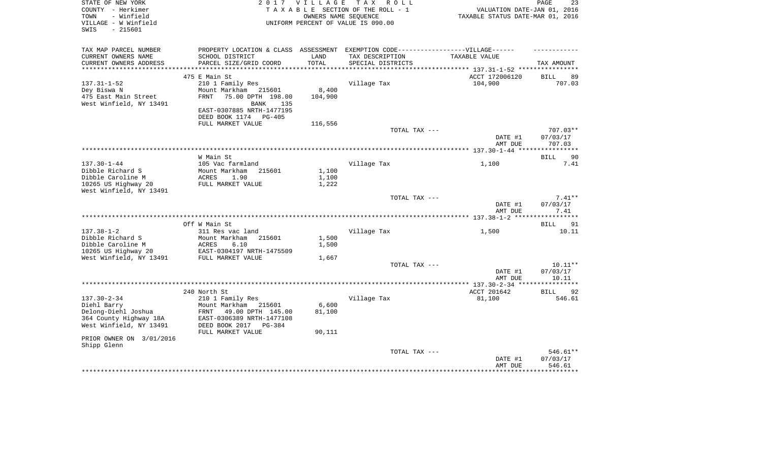STATE OF NEW YORK
COUNTY - Herkimer
TOWN - Winfield
VILLAGE - W Winfield
SWIS - 215601

2017 VILLAGE TAX ROLL
TAXABLE SECTION OF THE ROLL - 1
OWNERS NAME SEQUENCE
UNIFORM PERCENT OF VALUE IS 090.00

VALUATION DATE-JAN 01, 2016
TAXABLE STATUS DATE-MAR 01, 2016

| TAX MAP PARCEL NUMBER<br>CURRENT OWNERS NAME<br>CURRENT OWNERS ADDRESS | PROPERTY LOCATION & CLASS<br>SCHOOL DISTRICT<br>PARCEL SIZE/GRID COORD | ASSESSMENT<br>LAND<br>TOTAL | EXEMPTION CODE------VILLAGE------<br>TAX DESCRIPTION<br>SPECIAL DISTRICTS | TAXABLE VALUE | TAX AMOUNT |
|---|---|---|---|---|---|
| 137.31-1-52 | 475 E Main St | | | ACCT 172006120 | BILL 89 |
| 137.31-1-52 | 210 1 Family Res | | Village Tax | 104,900 | 707.03 |
| Dey Biswa N | Mount Markham 215601 | 8,400 | | | |
| 475 East Main Street | FRNT 75.00 DPTH 198.00 | 104,900 | | | |
| West Winfield, NY 13491 | BANK 135 | | | | |
| | EAST-0307885 NRTH-1477195 | | | | |
| | DEED BOOK 1174 PG-405 | | | | |
| | FULL MARKET VALUE | 116,556 | | | |
| | | | TOTAL TAX --- | | 707.03** |
| | | | | DATE #1 | 07/03/17 |
| | | | | AMT DUE | 707.03 |
| 137.30-1-44 | W Main St | | | | BILL 90 |
| 137.30-1-44 | 105 Vac farmland | | Village Tax | 1,100 | 7.41 |
| Dibble Richard S | Mount Markham 215601 | 1,100 | | | |
| Dibble Caroline M | ACRES 1.90 | 1,100 | | | |
| 10265 US Highway 20 | FULL MARKET VALUE | 1,222 | | | |
| West Winfield, NY 13491 | | | | | |
| | | | TOTAL TAX --- | | 7.41** |
| | | | | DATE #1 | 07/03/17 |
| | | | | AMT DUE | 7.41 |
| 137.38-1-2 | Off W Main St | | | | BILL 91 |
| 137.38-1-2 | 311 Res vac land | | Village Tax | 1,500 | 10.11 |
| Dibble Richard S | Mount Markham 215601 | 1,500 | | | |
| Dibble Caroline M | ACRES 6.10 | 1,500 | | | |
| 10265 US Highway 20 | EAST-0304197 NRTH-1475509 | | | | |
| West Winfield, NY 13491 | FULL MARKET VALUE | 1,667 | | | |
| | | | TOTAL TAX --- | | 10.11** |
| | | | | DATE #1 | 07/03/17 |
| | | | | AMT DUE | 10.11 |
| 137.30-2-34 | 240 North St | | | ACCT 201642 | BILL 92 |
| 137.30-2-34 | 210 1 Family Res | | Village Tax | 81,100 | 546.61 |
| Diehl Barry | Mount Markham 215601 | 6,600 | | | |
| Delong-Diehl Joshua | FRNT 49.00 DPTH 145.00 | 81,100 | | | |
| 364 County Highway 18A | EAST-0306389 NRTH-1477108 | | | | |
| West Winfield, NY 13491 | DEED BOOK 2017 PG-384 | | | | |
| | FULL MARKET VALUE | 90,111 | | | |
| PRIOR OWNER ON 3/01/2016 | | | | | |
| Shipp Glenn | | | | | |
| | | | TOTAL TAX --- | | 546.61** |
| | | | | DATE #1 | 07/03/17 |
| | | | | AMT DUE | 546.61 |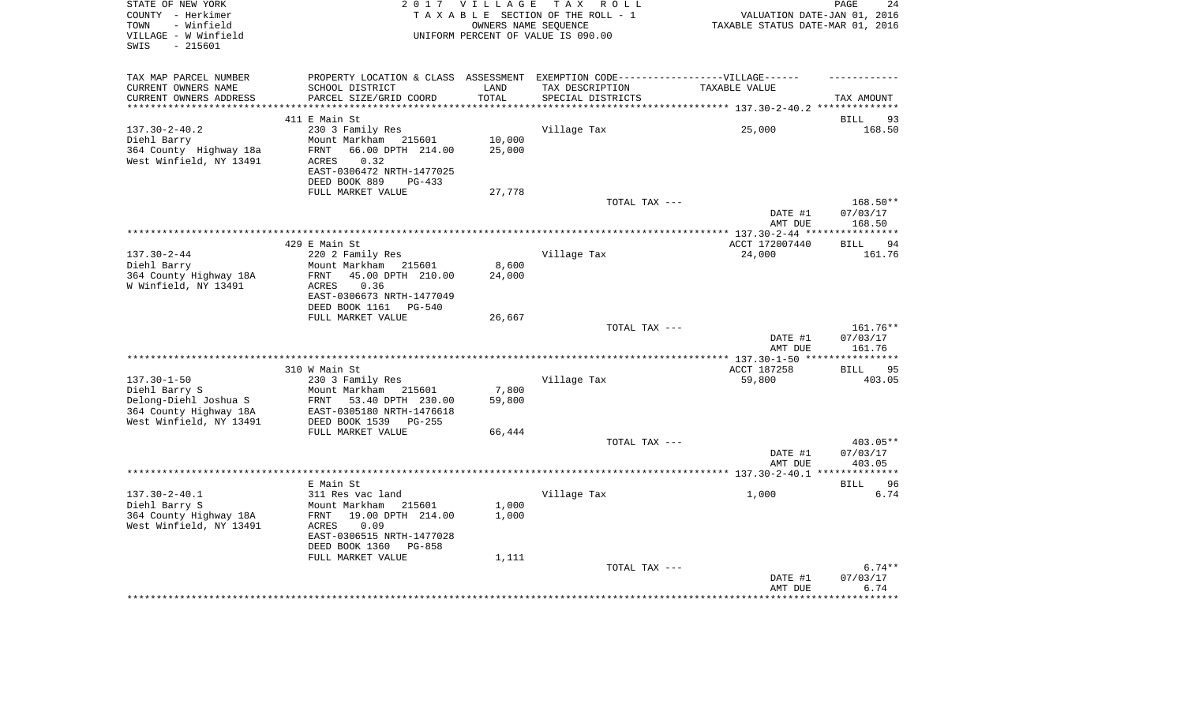STATE OF NEW YORK
COUNTY - Herkimer
TOWN - Winfield
VILLAGE - W Winfield
SWIS - 215601

2017 VILLAGE TAX ROLL
TAXABLE SECTION OF THE ROLL - 1
OWNERS NAME SEQUENCE
UNIFORM PERCENT OF VALUE IS 090.00

VALUATION DATE-JAN 01, 2016
TAXABLE STATUS DATE-MAR 01, 2016

| TAX MAP PARCEL NUMBER / CURRENT OWNERS NAME / CURRENT OWNERS ADDRESS | PROPERTY LOCATION & CLASS / SCHOOL DISTRICT / PARCEL SIZE/GRID COORD | ASSESSMENT LAND / TOTAL | EXEMPTION CODE / TAX DESCRIPTION / SPECIAL DISTRICTS | TAXABLE VALUE | TAX AMOUNT |
|---|---|---|---|---|---|
| 137.30-2-40.2 | 411 E Main St | | | | BILL 93 |
| 137.30-2-40.2 | 230 3 Family Res | | Village Tax | 25,000 | 168.50 |
| Diehl Barry | Mount Markham 215601 | 10,000 | | | |
| 364 County Highway 18a | FRNT 66.00 DPTH 214.00 | 25,000 | | | |
| West Winfield, NY 13491 | ACRES 0.32 | | | | |
| | EAST-0306472 NRTH-1477025 | | | | |
| | DEED BOOK 889 PG-433 | | | | |
| | FULL MARKET VALUE | 27,778 | | | |
| | | | TOTAL TAX --- | | 168.50** |
| | | | | DATE #1 | 07/03/17 |
| | | | | AMT DUE | 168.50 |
| 137.30-2-44 | 429 E Main St | | | ACCT 172007440 | BILL 94 |
| 137.30-2-44 | 220 2 Family Res | | Village Tax | 24,000 | 161.76 |
| Diehl Barry | Mount Markham 215601 | 8,600 | | | |
| 364 County Highway 18A | FRNT 45.00 DPTH 210.00 | 24,000 | | | |
| W Winfield, NY 13491 | ACRES 0.36 | | | | |
| | EAST-0306673 NRTH-1477049 | | | | |
| | DEED BOOK 1161 PG-540 | | | | |
| | FULL MARKET VALUE | 26,667 | | | |
| | | | TOTAL TAX --- | | 161.76** |
| | | | | DATE #1 | 07/03/17 |
| | | | | AMT DUE | 161.76 |
| 137.30-1-50 | 310 W Main St | | | ACCT 187258 | BILL 95 |
| 137.30-1-50 | 230 3 Family Res | | Village Tax | 59,800 | 403.05 |
| Diehl Barry S | Mount Markham 215601 | 7,800 | | | |
| Delong-Diehl Joshua S | FRNT 53.40 DPTH 230.00 | 59,800 | | | |
| 364 County Highway 18A | EAST-0305180 NRTH-1476618 | | | | |
| West Winfield, NY 13491 | DEED BOOK 1539 PG-255 | | | | |
| | FULL MARKET VALUE | 66,444 | | | |
| | | | TOTAL TAX --- | | 403.05** |
| | | | | DATE #1 | 07/03/17 |
| | | | | AMT DUE | 403.05 |
| 137.30-2-40.1 | E Main St | | | | BILL 96 |
| 137.30-2-40.1 | 311 Res vac land | | Village Tax | 1,000 | 6.74 |
| Diehl Barry S | Mount Markham 215601 | 1,000 | | | |
| 364 County Highway 18A | FRNT 19.00 DPTH 214.00 | 1,000 | | | |
| West Winfield, NY 13491 | ACRES 0.09 | | | | |
| | EAST-0306515 NRTH-1477028 | | | | |
| | DEED BOOK 1360 PG-858 | | | | |
| | FULL MARKET VALUE | 1,111 | | | |
| | | | TOTAL TAX --- | | 6.74** |
| | | | | DATE #1 | 07/03/17 |
| | | | | AMT DUE | 6.74 |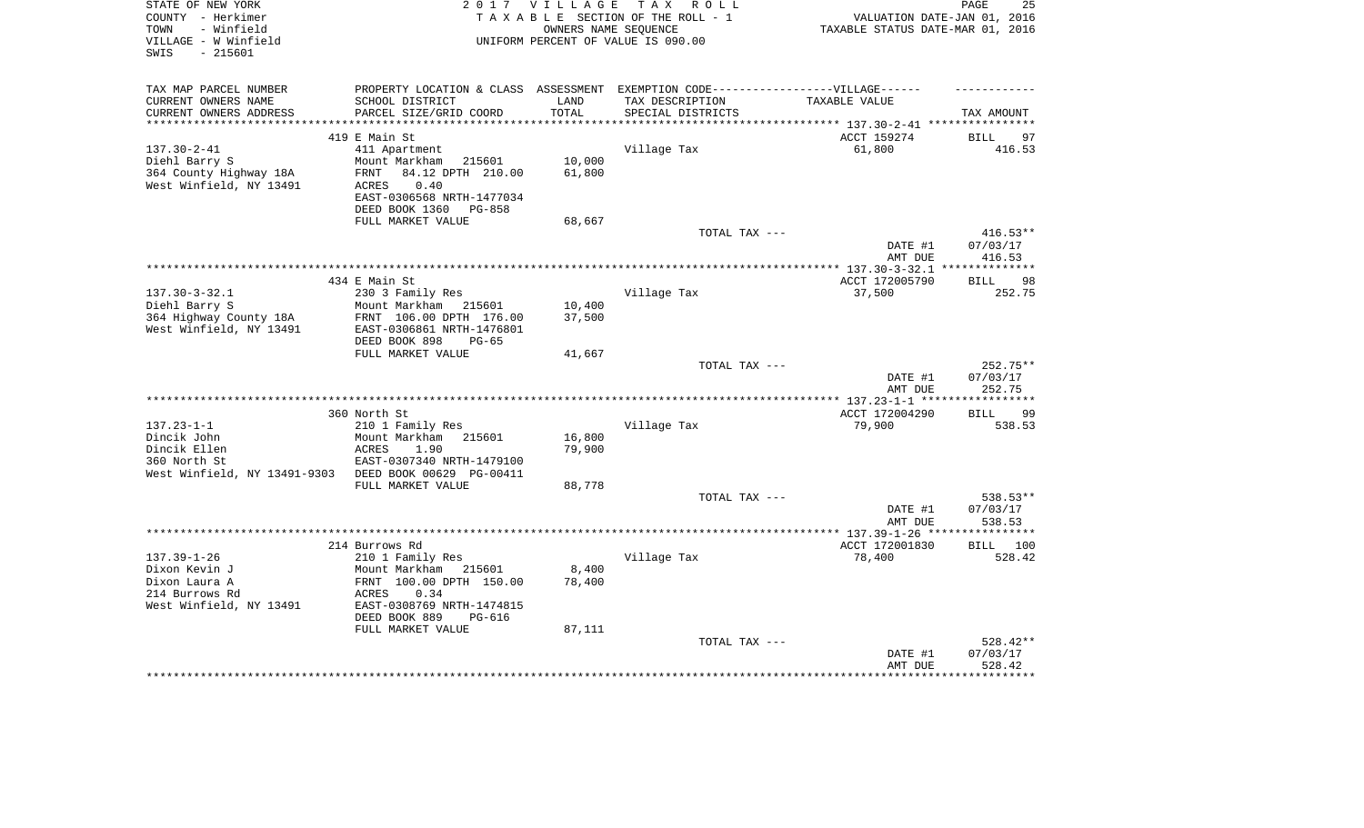STATE OF NEW YORK
COUNTY - Herkimer
TOWN - Winfield
VILLAGE - W Winfield
SWIS - 215601

2 0 1 7 V I L L A G E T A X R O L L
T A X A B L E SECTION OF THE ROLL - 1
OWNERS NAME SEQUENCE
UNIFORM PERCENT OF VALUE IS 090.00

VALUATION DATE-JAN 01, 2016
TAXABLE STATUS DATE-MAR 01, 2016

| TAX MAP PARCEL NUMBER<br>CURRENT OWNERS NAME<br>CURRENT OWNERS ADDRESS | PROPERTY LOCATION & CLASS<br>SCHOOL DISTRICT<br>PARCEL SIZE/GRID COORD | ASSESSMENT<br>LAND<br>TOTAL | EXEMPTION CODE------------------VILLAGE------<br>TAX DESCRIPTION<br>SPECIAL DISTRICTS | TAXABLE VALUE | TAX AMOUNT |
|---|---|---|---|---|---|
| | 419 E Main St | | | ACCT 159274 | BILL 97 |
| 137.30-2-41 | 411 Apartment | | Village Tax | 61,800 | 416.53 |
| Diehl Barry S | Mount Markham 215601 | 10,000 | | | |
| 364 County Highway 18A | FRNT 84.12 DPTH 210.00 | 61,800 | | | |
| West Winfield, NY 13491 | ACRES 0.40 | | | | |
| | EAST-0306568 NRTH-1477034 | | | | |
| | DEED BOOK 1360 PG-858 | | | | |
| | FULL MARKET VALUE | 68,667 | | | |
| | | | TOTAL TAX --- | | 416.53** |
| | | | | DATE #1 | 07/03/17 |
| | | | | AMT DUE | 416.53 |
| | 434 E Main St | | | ACCT 172005790 | BILL 98 |
| 137.30-3-32.1 | 230 3 Family Res | | Village Tax | 37,500 | 252.75 |
| Diehl Barry S | Mount Markham 215601 | 10,400 | | | |
| 364 Highway County 18A | FRNT 106.00 DPTH 176.00 | 37,500 | | | |
| West Winfield, NY 13491 | EAST-0306861 NRTH-1476801 | | | | |
| | DEED BOOK 898 PG-65 | | | | |
| | FULL MARKET VALUE | 41,667 | | | |
| | | | TOTAL TAX --- | | 252.75** |
| | | | | DATE #1 | 07/03/17 |
| | | | | AMT DUE | 252.75 |
| | 360 North St | | | ACCT 172004290 | BILL 99 |
| 137.23-1-1 | 210 1 Family Res | | Village Tax | 79,900 | 538.53 |
| Dincik John | Mount Markham 215601 | 16,800 | | | |
| Dincik Ellen | ACRES 1.90 | 79,900 | | | |
| 360 North St | EAST-0307340 NRTH-1479100 | | | | |
| West Winfield, NY 13491-9303 | DEED BOOK 00629 PG-00411 | | | | |
| | FULL MARKET VALUE | 88,778 | | | |
| | | | TOTAL TAX --- | | 538.53** |
| | | | | DATE #1 | 07/03/17 |
| | | | | AMT DUE | 538.53 |
| | 214 Burrows Rd | | | ACCT 172001830 | BILL 100 |
| 137.39-1-26 | 210 1 Family Res | | Village Tax | 78,400 | 528.42 |
| Dixon Kevin J | Mount Markham 215601 | 8,400 | | | |
| Dixon Laura A | FRNT 100.00 DPTH 150.00 | 78,400 | | | |
| 214 Burrows Rd | ACRES 0.34 | | | | |
| West Winfield, NY 13491 | EAST-0308769 NRTH-1474815 | | | | |
| | DEED BOOK 889 PG-616 | | | | |
| | FULL MARKET VALUE | 87,111 | | | |
| | | | TOTAL TAX --- | | 528.42** |
| | | | | DATE #1 | 07/03/17 |
| | | | | AMT DUE | 528.42 |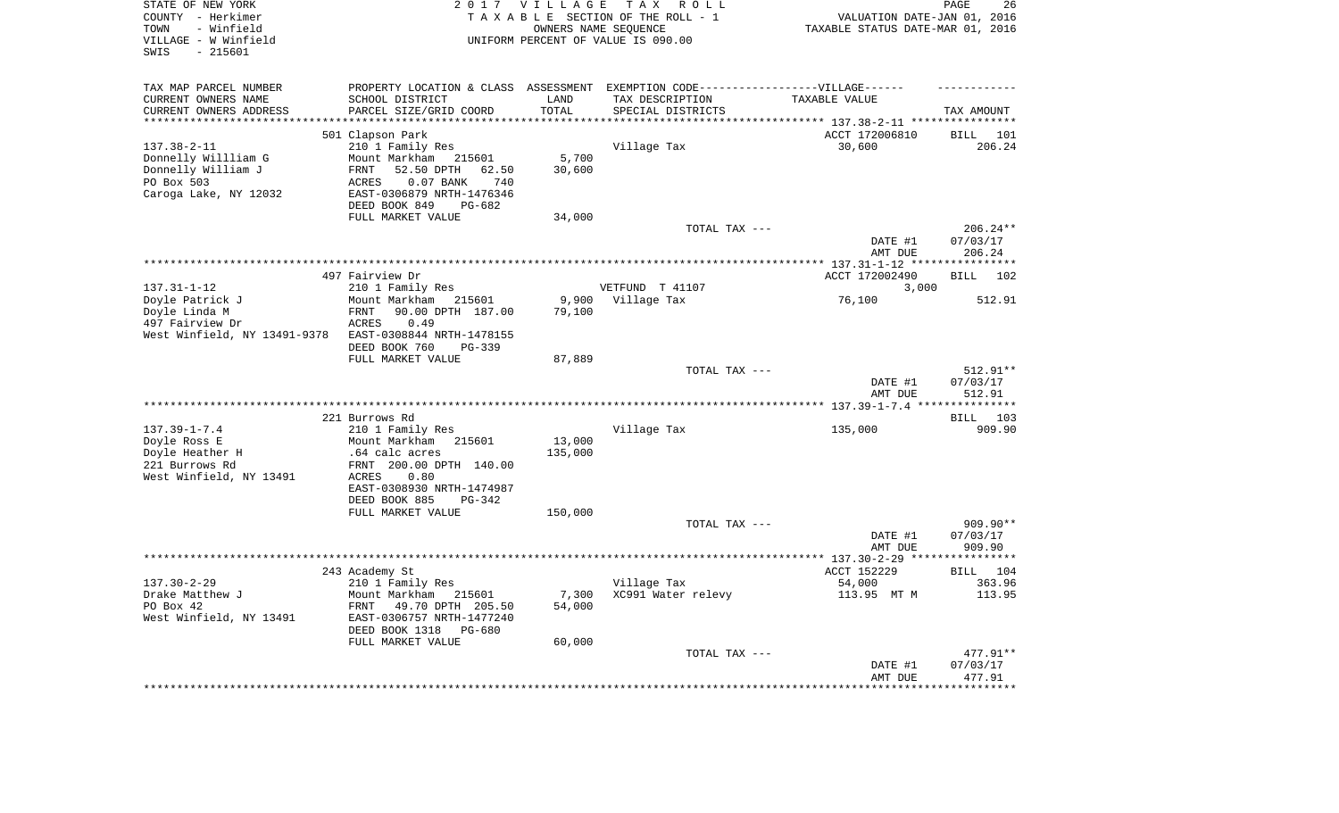STATE OF NEW YORK
COUNTY - Herkimer
TOWN - Winfield
VILLAGE - W Winfield
SWIS - 215601

2017 VILLAGE TAX ROLL
TAXABLE SECTION OF THE ROLL - 1
OWNERS NAME SEQUENCE
UNIFORM PERCENT OF VALUE IS 090.00

VALUATION DATE-JAN 01, 2016
TAXABLE STATUS DATE-MAR 01, 2016

| TAX MAP PARCEL NUMBER / CURRENT OWNERS NAME / CURRENT OWNERS ADDRESS | PROPERTY LOCATION & CLASS / SCHOOL DISTRICT / PARCEL SIZE/GRID COORD | ASSESSMENT LAND / TOTAL | EXEMPTION CODE / TAX DESCRIPTION / SPECIAL DISTRICTS | VILLAGE TAXABLE VALUE | TAX AMOUNT |
|---|---|---|---|---|---|
| 137.38-2-11 | 501 Clapson Park | | | ACCT 172006810 | BILL 101 |
| Donnelly Willliam G | 210 1 Family Res | | Village Tax | 30,600 | 206.24 |
| Donnelly William J | Mount Markham 215601 | 5,700 | | | |
| PO Box 503 | FRNT 52.50 DPTH 62.50 | 30,600 | | | |
| Caroga Lake, NY 12032 | ACRES 0.07 BANK 740 | | | | |
| | EAST-0306879 NRTH-1476346 | | | | |
| | DEED BOOK 849 PG-682 | | | | |
| | FULL MARKET VALUE | 34,000 | | | |
| | | | TOTAL TAX --- | | 206.24** |
| | | | | DATE #1 | 07/03/17 |
| | | | | AMT DUE | 206.24 |
| 137.31-1-12 | 497 Fairview Dr | | | ACCT 172002490 | BILL 102 |
| Doyle Patrick J | 210 1 Family Res | | VETFUND T 41107 | 3,000 | |
| Doyle Linda M | Mount Markham 215601 | 9,900 | Village Tax | 76,100 | 512.91 |
| 497 Fairview Dr | FRNT 90.00 DPTH 187.00 | 79,100 | | | |
| West Winfield, NY 13491-9378 | ACRES 0.49 | | | | |
| | EAST-0308844 NRTH-1478155 | | | | |
| | DEED BOOK 760 PG-339 | | | | |
| | FULL MARKET VALUE | 87,889 | | | |
| | | | TOTAL TAX --- | | 512.91** |
| | | | | DATE #1 | 07/03/17 |
| | | | | AMT DUE | 512.91 |
| 137.39-1-7.4 | 221 Burrows Rd | | | | BILL 103 |
| Doyle Ross E | 210 1 Family Res | | Village Tax | 135,000 | 909.90 |
| Doyle Heather H | Mount Markham 215601 | 13,000 | | | |
| 221 Burrows Rd | .64 calc acres | 135,000 | | | |
| West Winfield, NY 13491 | FRNT 200.00 DPTH 140.00 | | | | |
| | ACRES 0.80 | | | | |
| | EAST-0308930 NRTH-1474987 | | | | |
| | DEED BOOK 885 PG-342 | | | | |
| | FULL MARKET VALUE | 150,000 | | | |
| | | | TOTAL TAX --- | | 909.90** |
| | | | | DATE #1 | 07/03/17 |
| | | | | AMT DUE | 909.90 |
| 137.30-2-29 | 243 Academy St | | | ACCT 152229 | BILL 104 |
| Drake Matthew J | 210 1 Family Res | | Village Tax | 54,000 | 363.96 |
| PO Box 42 | Mount Markham 215601 | 7,300 | XC991 Water relevy | 113.95 MT M | 113.95 |
| West Winfield, NY 13491 | FRNT 49.70 DPTH 205.50 | 54,000 | | | |
| | EAST-0306757 NRTH-1477240 | | | | |
| | DEED BOOK 1318 PG-680 | | | | |
| | FULL MARKET VALUE | 60,000 | | | |
| | | | TOTAL TAX --- | | 477.91** |
| | | | | DATE #1 | 07/03/17 |
| | | | | AMT DUE | 477.91 |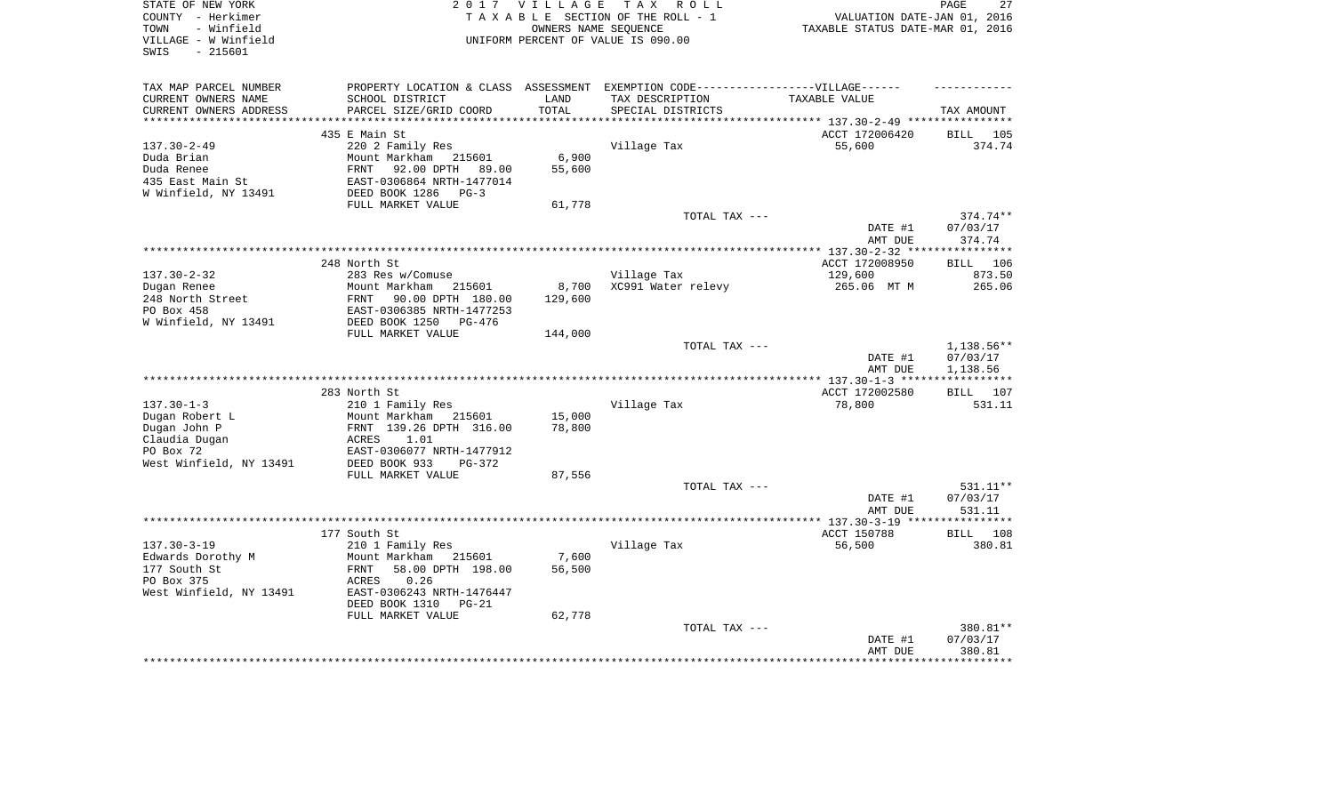STATE OF NEW YORK
COUNTY - Herkimer
TOWN - Winfield
VILLAGE - W Winfield
SWIS - 215601

2017 VILLAGE TAX ROLL
TAXABLE SECTION OF THE ROLL - 1
OWNERS NAME SEQUENCE
UNIFORM PERCENT OF VALUE IS 090.00

VALUATION DATE-JAN 01, 2016
TAXABLE STATUS DATE-MAR 01, 2016

| TAX MAP PARCEL NUMBER / CURRENT OWNERS NAME / CURRENT OWNERS ADDRESS | PROPERTY LOCATION & CLASS / SCHOOL DISTRICT / PARCEL SIZE/GRID COORD | ASSESSMENT LAND / TOTAL | EXEMPTION CODE-----VILLAGE------ / TAX DESCRIPTION / SPECIAL DISTRICTS | TAXABLE VALUE | TAX AMOUNT |
|---|---|---|---|---|---|
| 137.30-2-49 | 435 E Main St | | | ACCT 172006420 | BILL 105 |
| Duda Brian | 220 2 Family Res | | Village Tax | 55,600 | 374.74 |
| Duda Renee | Mount Markham 215601 | 6,900 | | | |
| 435 East Main St | FRNT 92.00 DPTH 89.00 | 55,600 | | | |
| W Winfield, NY 13491 | EAST-0306864 NRTH-1477014 | | | | |
| | DEED BOOK 1286 PG-3 | | | | |
| | FULL MARKET VALUE | 61,778 | | | |
| | | | TOTAL TAX --- | | 374.74** |
| | | | | DATE #1 | 07/03/17 |
| | | | | AMT DUE | 374.74 |
| 137.30-2-32 | 248 North St | | | ACCT 172008950 | BILL 106 |
| Dugan Renee | 283 Res w/Comuse | | Village Tax | 129,600 | 873.50 |
| 248 North Street | Mount Markham 215601 | 8,700 | XC991 Water relevy | 265.06 MT M | 265.06 |
| PO Box 458 | FRNT 90.00 DPTH 180.00 | 129,600 | | | |
| W Winfield, NY 13491 | EAST-0306385 NRTH-1477253 | | | | |
| | DEED BOOK 1250 PG-476 | | | | |
| | FULL MARKET VALUE | 144,000 | | | |
| | | | TOTAL TAX --- | | 1,138.56** |
| | | | | DATE #1 | 07/03/17 |
| | | | | AMT DUE | 1,138.56 |
| 137.30-1-3 | 283 North St | | | ACCT 172002580 | BILL 107 |
| Dugan Robert L | 210 1 Family Res | | Village Tax | 78,800 | 531.11 |
| Dugan John P | Mount Markham 215601 | 15,000 | | | |
| Claudia Dugan | FRNT 139.26 DPTH 316.00 | 78,800 | | | |
| PO Box 72 | ACRES 1.01 | | | | |
| West Winfield, NY 13491 | EAST-0306077 NRTH-1477912 | | | | |
| | DEED BOOK 933 PG-372 | | | | |
| | FULL MARKET VALUE | 87,556 | | | |
| | | | TOTAL TAX --- | | 531.11** |
| | | | | DATE #1 | 07/03/17 |
| | | | | AMT DUE | 531.11 |
| 137.30-3-19 | 177 South St | | | ACCT 150788 | BILL 108 |
| Edwards Dorothy M | 210 1 Family Res | | Village Tax | 56,500 | 380.81 |
| 177 South St | Mount Markham 215601 | 7,600 | | | |
| PO Box 375 | FRNT 58.00 DPTH 198.00 | 56,500 | | | |
| West Winfield, NY 13491 | ACRES 0.26 | | | | |
| | EAST-0306243 NRTH-1476447 | | | | |
| | DEED BOOK 1310 PG-21 | | | | |
| | FULL MARKET VALUE | 62,778 | | | |
| | | | TOTAL TAX --- | | 380.81** |
| | | | | DATE #1 | 07/03/17 |
| | | | | AMT DUE | 380.81 |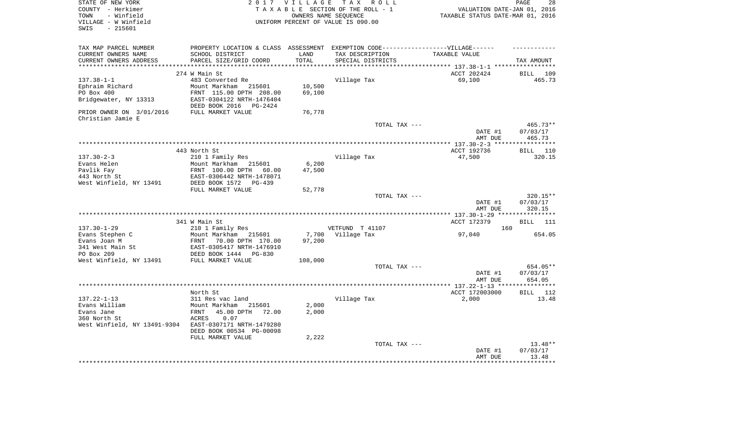STATE OF NEW YORK
COUNTY - Herkimer
TOWN - Winfield
VILLAGE - W Winfield
SWIS - 215601

2 0 1 7 V I L L A G E T A X R O L L
T A X A B L E SECTION OF THE ROLL - 1
OWNERS NAME SEQUENCE
UNIFORM PERCENT OF VALUE IS 090.00

VALUATION DATE-JAN 01, 2016
TAXABLE STATUS DATE-MAR 01, 2016

| TAX MAP PARCEL NUMBER<br>CURRENT OWNERS NAME<br>CURRENT OWNERS ADDRESS | PROPERTY LOCATION & CLASS<br>SCHOOL DISTRICT<br>PARCEL SIZE/GRID COORD | ASSESSMENT<br>LAND<br>TOTAL | EXEMPTION CODE------VILLAGE------<br>TAX DESCRIPTION<br>SPECIAL DISTRICTS | TAXABLE VALUE | TAX AMOUNT |
|---|---|---|---|---|---|
| | 274 W Main St | | | ACCT 202424 | BILL 109 |
| 137.38-1-1 | 483 Converted Re | | Village Tax | 69,100 | 465.73 |
| Ephraim Richard | Mount Markham 215601 | 10,500 | | | |
| PO Box 400 | FRNT 115.00 DPTH 208.00 | 69,100 | | | |
| Bridgewater, NY 13313 | EAST-0304122 NRTH-1476404 | | | | |
| | DEED BOOK 2016 PG-2424 | | | | |
| PRIOR OWNER ON 3/01/2016 | FULL MARKET VALUE | 76,778 | | | |
| Christian Jamie E | | | | | |
| | | | TOTAL TAX --- | | 465.73** |
| | | | | DATE #1 | 07/03/17 |
| | | | | AMT DUE | 465.73 |
| | 443 North St | | | ACCT 192736 | BILL 110 |
| 137.30-2-3 | 210 1 Family Res | | Village Tax | 47,500 | 320.15 |
| Evans Helen | Mount Markham 215601 | 6,200 | | | |
| Pavlik Fay | FRNT 100.00 DPTH 60.00 | 47,500 | | | |
| 443 North St | EAST-0306442 NRTH-1478071 | | | | |
| West Winfield, NY 13491 | DEED BOOK 1572 PG-439 | | | | |
| | FULL MARKET VALUE | 52,778 | | | |
| | | | TOTAL TAX --- | | 320.15** |
| | | | | DATE #1 | 07/03/17 |
| | | | | AMT DUE | 320.15 |
| | 341 W Main St | | | ACCT 172379 | BILL 111 |
| 137.30-1-29 | 210 1 Family Res | | VETFUND T 41107 | 160 | |
| Evans Stephen C | Mount Markham 215601 | 7,700 | Village Tax | 97,040 | 654.05 |
| Evans Joan M | FRNT 70.00 DPTH 170.00 | 97,200 | | | |
| 341 West Main St | EAST-0305417 NRTH-1476910 | | | | |
| PO Box 209 | DEED BOOK 1444 PG-830 | | | | |
| West Winfield, NY 13491 | FULL MARKET VALUE | 108,000 | | | |
| | | | TOTAL TAX --- | | 654.05** |
| | | | | DATE #1 | 07/03/17 |
| | | | | AMT DUE | 654.05 |
| | North St | | | ACCT 172003000 | BILL 112 |
| 137.22-1-13 | 311 Res vac land | | Village Tax | 2,000 | 13.48 |
| Evans William | Mount Markham 215601 | 2,000 | | | |
| Evans Jane | FRNT 45.00 DPTH 72.00 | 2,000 | | | |
| 360 North St | ACRES 0.07 | | | | |
| West Winfield, NY 13491-9304 | EAST-0307171 NRTH-1479280 | | | | |
| | DEED BOOK 00534 PG-00098 | | | | |
| | FULL MARKET VALUE | 2,222 | | | |
| | | | TOTAL TAX --- | | 13.48** |
| | | | | DATE #1 | 07/03/17 |
| | | | | AMT DUE | 13.48 |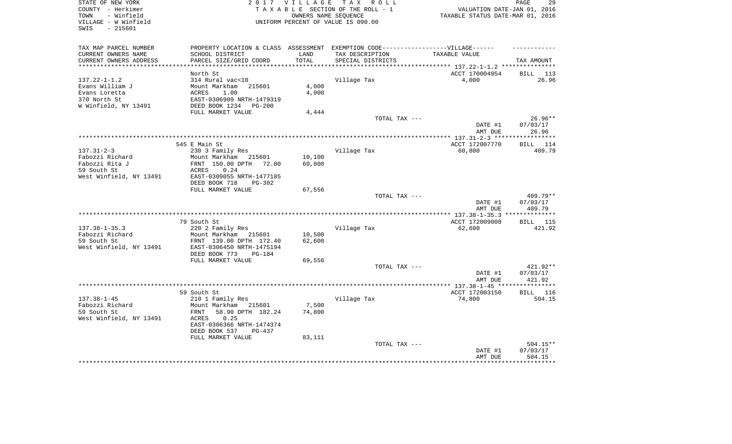STATE OF NEW YORK
COUNTY - Herkimer
TOWN - Winfield
VILLAGE - W Winfield
SWIS - 215601

2017 VILLAGE TAX ROLL
TAXABLE SECTION OF THE ROLL - 1
OWNERS NAME SEQUENCE
UNIFORM PERCENT OF VALUE IS 090.00

VALUATION DATE-JAN 01, 2016
TAXABLE STATUS DATE-MAR 01, 2016

| TAX MAP PARCEL NUMBER<br>CURRENT OWNERS NAME<br>CURRENT OWNERS ADDRESS | PROPERTY LOCATION & CLASS<br>SCHOOL DISTRICT<br>PARCEL SIZE/GRID COORD | ASSESSMENT<br>LAND<br>TOTAL | EXEMPTION CODE------VILLAGE------<br>TAX DESCRIPTION<br>SPECIAL DISTRICTS | TAXABLE VALUE | TAX AMOUNT |
|---|---|---|---|---|---|
| 137.22-1-1.2 | North St | | | ACCT 170004954 | BILL 113 |
| 137.22-1-1.2 | 314 Rural vac<10 | | Village Tax | 4,000 | 26.96 |
| Evans William J | Mount Markham 215601 | 4,000 | | | |
| Evans Loretta | ACRES 1.00 | 4,000 | | | |
| 370 North St | EAST-0306909 NRTH-1479319 | | | | |
| W Winfield, NY 13491 | DEED BOOK 1234 PG-200 | | | | |
| | FULL MARKET VALUE | 4,444 | | | |
| | | | TOTAL TAX --- | | 26.96** |
| | | | | DATE #1 | 07/03/17 |
| | | | | AMT DUE | 26.96 |
| 137.31-2-3 | 545 E Main St | | | ACCT 172007770 | BILL 114 |
| 137.31-2-3 | 230 3 Family Res | | Village Tax | 60,800 | 409.79 |
| Fabozzi Richard | Mount Markham 215601 | 10,100 | | | |
| Fabozzi Rita J | FRNT 150.00 DPTH 72.00 | 60,800 | | | |
| 59 South St | ACRES 0.24 | | | | |
| West Winfield, NY 13491 | EAST-0309055 NRTH-1477185 | | | | |
| | DEED BOOK 718 PG-302 | | | | |
| | FULL MARKET VALUE | 67,556 | | | |
| | | | TOTAL TAX --- | | 409.79** |
| | | | | DATE #1 | 07/03/17 |
| | | | | AMT DUE | 409.79 |
| 137.38-1-35.3 | 79 South St | | | ACCT 172009008 | BILL 115 |
| 137.38-1-35.3 | 220 2 Family Res | | Village Tax | 62,600 | 421.92 |
| Fabozzi Richard | Mount Markham 215601 | 10,500 | | | |
| 59 South St | FRNT 139.00 DPTH 172.40 | 62,600 | | | |
| West Winfield, NY 13491 | EAST-0306450 NRTH-1475194 | | | | |
| | DEED BOOK 773 PG-184 | | | | |
| | FULL MARKET VALUE | 69,556 | | | |
| | | | TOTAL TAX --- | | 421.92** |
| | | | | DATE #1 | 07/03/17 |
| | | | | AMT DUE | 421.92 |
| 137.38-1-45 | 59 South St | | | ACCT 172003150 | BILL 116 |
| 137.38-1-45 | 210 1 Family Res | | Village Tax | 74,800 | 504.15 |
| Fabozzi Richard | Mount Markham 215601 | 7,500 | | | |
| 59 South St | FRNT 58.90 DPTH 182.24 | 74,800 | | | |
| West Winfield, NY 13491 | ACRES 0.25 | | | | |
| | EAST-0306366 NRTH-1474374 | | | | |
| | DEED BOOK 537 PG-437 | | | | |
| | FULL MARKET VALUE | 83,111 | | | |
| | | | TOTAL TAX --- | | 504.15** |
| | | | | DATE #1 | 07/03/17 |
| | | | | AMT DUE | 504.15 |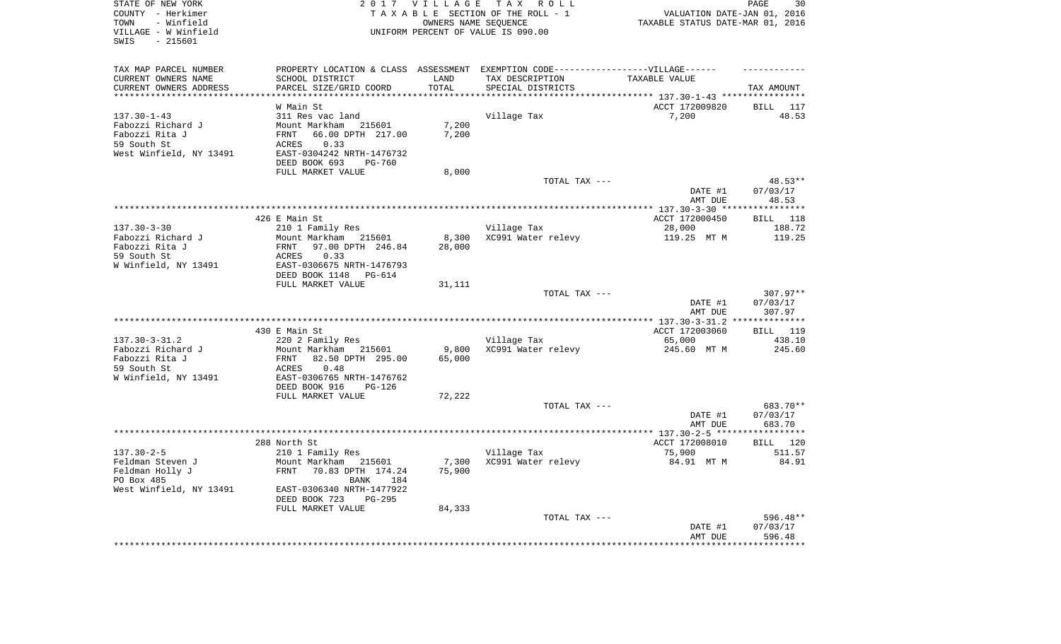STATE OF NEW YORK
COUNTY - Herkimer
TOWN - Winfield
VILLAGE - W Winfield
SWIS - 215601

2 0 1 7 V I L L A G E T A X R O L L
T A X A B L E SECTION OF THE ROLL - 1
OWNERS NAME SEQUENCE
UNIFORM PERCENT OF VALUE IS 090.00

VALUATION DATE-JAN 01, 2016
TAXABLE STATUS DATE-MAR 01, 2016

| TAX MAP PARCEL NUMBER / CURRENT OWNERS NAME / CURRENT OWNERS ADDRESS | PROPERTY LOCATION & CLASS / SCHOOL DISTRICT / PARCEL SIZE/GRID COORD | ASSESSMENT LAND / TOTAL | EXEMPTION CODE / TAX DESCRIPTION / SPECIAL DISTRICTS | TAXABLE VALUE | TAX AMOUNT |
|---|---|---|---|---|---|
| 137.30-1-43 | W Main St | | | ACCT 172009820 | BILL 117 |
| Fabozzi Richard J | 311 Res vac land | | Village Tax | 7,200 | 48.53 |
| Fabozzi Rita J | Mount Markham 215601 | 7,200 | | | |
| 59 South St | FRNT 66.00 DPTH 217.00 | 7,200 | | | |
| West Winfield, NY 13491 | ACRES 0.33 | | | | |
| | EAST-0304242 NRTH-1476732 | | | | |
| | DEED BOOK 693 PG-760 | | | | |
| | FULL MARKET VALUE | 8,000 | | | |
| | | | TOTAL TAX --- | | 48.53** |
| | | | | DATE #1 | 07/03/17 |
| | | | | AMT DUE | 48.53 |
| 137.30-3-30 | 426 E Main St | | | ACCT 172000450 | BILL 118 |
| Fabozzi Richard J | 210 1 Family Res | | Village Tax | 28,000 | 188.72 |
| Fabozzi Rita J | Mount Markham 215601 | 8,300 | XC991 Water relevy | 119.25 MT M | 119.25 |
| 59 South St | FRNT 97.00 DPTH 246.84 | 28,000 | | | |
| W Winfield, NY 13491 | ACRES 0.33 | | | | |
| | EAST-0306675 NRTH-1476793 | | | | |
| | DEED BOOK 1148 PG-614 | | | | |
| | FULL MARKET VALUE | 31,111 | | | |
| | | | TOTAL TAX --- | | 307.97** |
| | | | | DATE #1 | 07/03/17 |
| | | | | AMT DUE | 307.97 |
| 137.30-3-31.2 | 430 E Main St | | | ACCT 172003060 | BILL 119 |
| Fabozzi Richard J | 220 2 Family Res | | Village Tax | 65,000 | 438.10 |
| Fabozzi Rita J | Mount Markham 215601 | 9,800 | XC991 Water relevy | 245.60 MT M | 245.60 |
| 59 South St | FRNT 82.50 DPTH 295.00 | 65,000 | | | |
| W Winfield, NY 13491 | ACRES 0.48 | | | | |
| | EAST-0306765 NRTH-1476762 | | | | |
| | DEED BOOK 916 PG-126 | | | | |
| | FULL MARKET VALUE | 72,222 | | | |
| | | | TOTAL TAX --- | | 683.70** |
| | | | | DATE #1 | 07/03/17 |
| | | | | AMT DUE | 683.70 |
| 137.30-2-5 | 288 North St | | | ACCT 172008010 | BILL 120 |
| Feldman Steven J | 210 1 Family Res | | Village Tax | 75,900 | 511.57 |
| Feldman Holly J | Mount Markham 215601 | 7,300 | XC991 Water relevy | 84.91 MT M | 84.91 |
| PO Box 485 | FRNT 70.83 DPTH 174.24 | 75,900 | | | |
| West Winfield, NY 13491 | BANK 184 | | | | |
| | EAST-0306340 NRTH-1477922 | | | | |
| | DEED BOOK 723 PG-295 | | | | |
| | FULL MARKET VALUE | 84,333 | | | |
| | | | TOTAL TAX --- | | 596.48** |
| | | | | DATE #1 | 07/03/17 |
| | | | | AMT DUE | 596.48 |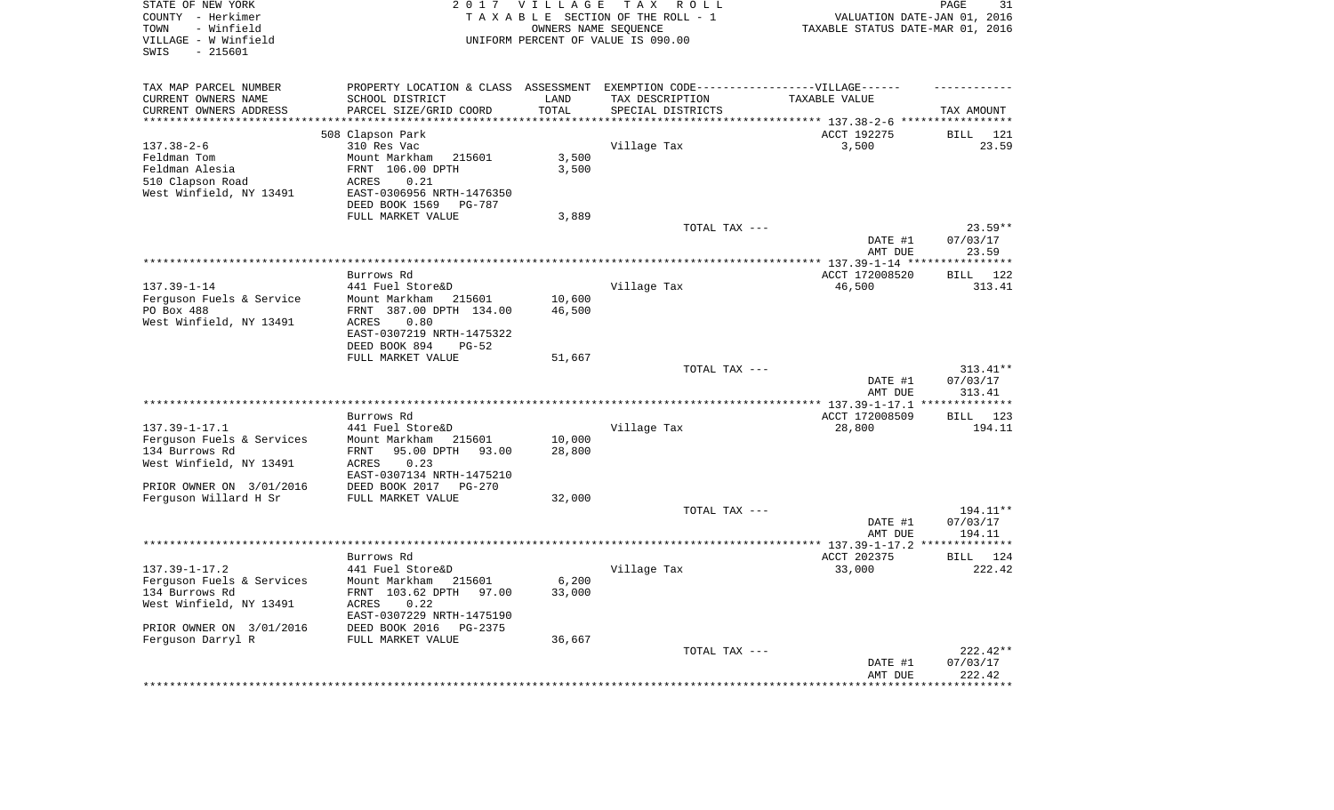STATE OF NEW YORK — 2017 VILLAGE TAX ROLL — PAGE 31
COUNTY - Herkimer — TAXABLE SECTION OF THE ROLL - 1 — VALUATION DATE-JAN 01, 2016
TOWN - Winfield — OWNERS NAME SEQUENCE — TAXABLE STATUS DATE-MAR 01, 2016
VILLAGE - W Winfield — UNIFORM PERCENT OF VALUE IS 090.00
SWIS - 215601

| TAX MAP PARCEL NUMBER / CURRENT OWNERS NAME / CURRENT OWNERS ADDRESS | PROPERTY LOCATION & CLASS / SCHOOL DISTRICT / PARCEL SIZE/GRID COORD | ASSESSMENT LAND / TOTAL | EXEMPTION CODE / TAX DESCRIPTION / SPECIAL DISTRICTS | VILLAGE TAXABLE VALUE | TAX AMOUNT |
|---|---|---|---|---|---|
| 137.38-2-6 | 508 Clapson Park | | | ACCT 192275 | BILL 121 |
| Feldman Tom | 310 Res Vac | | Village Tax | 3,500 | 23.59 |
| Feldman Alesia | Mount Markham 215601 | 3,500 | | | |
| 510 Clapson Road | FRNT 106.00 DPTH | 3,500 | | | |
| West Winfield, NY 13491 | ACRES 0.21 | | | | |
| | EAST-0306956 NRTH-1476350 | | | | |
| | DEED BOOK 1569 PG-787 | | | | |
| | FULL MARKET VALUE | 3,889 | | | |
| | | | TOTAL TAX --- | | 23.59** |
| | | | | DATE #1 | 07/03/17 |
| | | | | AMT DUE | 23.59 |
| 137.39-1-14 | Burrows Rd | | | ACCT 172008520 | BILL 122 |
| Ferguson Fuels & Service | 441 Fuel Store&D | | Village Tax | 46,500 | 313.41 |
| PO Box 488 | Mount Markham 215601 | 10,600 | | | |
| West Winfield, NY 13491 | FRNT 387.00 DPTH 134.00 | 46,500 | | | |
| | ACRES 0.80 | | | | |
| | EAST-0307219 NRTH-1475322 | | | | |
| | DEED BOOK 894 PG-52 | | | | |
| | FULL MARKET VALUE | 51,667 | | | |
| | | | TOTAL TAX --- | | 313.41** |
| | | | | DATE #1 | 07/03/17 |
| | | | | AMT DUE | 313.41 |
| 137.39-1-17.1 | Burrows Rd | | | ACCT 172008509 | BILL 123 |
| Ferguson Fuels & Services | 441 Fuel Store&D | | Village Tax | 28,800 | 194.11 |
| 134 Burrows Rd | Mount Markham 215601 | 10,000 | | | |
| West Winfield, NY 13491 | FRNT 95.00 DPTH 93.00 | 28,800 | | | |
| | ACRES 0.23 | | | | |
| | EAST-0307134 NRTH-1475210 | | | | |
| PRIOR OWNER ON 3/01/2016 | DEED BOOK 2017 PG-270 | | | | |
| Ferguson Willard H Sr | FULL MARKET VALUE | 32,000 | | | |
| | | | TOTAL TAX --- | | 194.11** |
| | | | | DATE #1 | 07/03/17 |
| | | | | AMT DUE | 194.11 |
| 137.39-1-17.2 | Burrows Rd | | | ACCT 202375 | BILL 124 |
| Ferguson Fuels & Services | 441 Fuel Store&D | | Village Tax | 33,000 | 222.42 |
| 134 Burrows Rd | Mount Markham 215601 | 6,200 | | | |
| West Winfield, NY 13491 | FRNT 103.62 DPTH 97.00 | 33,000 | | | |
| | ACRES 0.22 | | | | |
| | EAST-0307229 NRTH-1475190 | | | | |
| PRIOR OWNER ON 3/01/2016 | DEED BOOK 2016 PG-2375 | | | | |
| Ferguson Darryl R | FULL MARKET VALUE | 36,667 | | | |
| | | | TOTAL TAX --- | | 222.42** |
| | | | | DATE #1 | 07/03/17 |
| | | | | AMT DUE | 222.42 |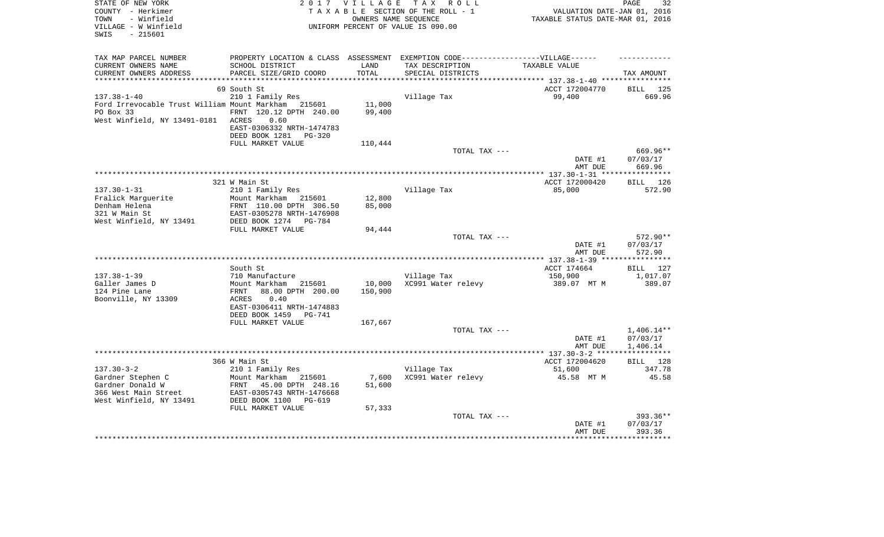STATE OF NEW YORK
COUNTY - Herkimer
TOWN - Winfield
VILLAGE - W Winfield
SWIS - 215601

2 0 1 7 V I L L A G E T A X R O L L
T A X A B L E SECTION OF THE ROLL - 1
OWNERS NAME SEQUENCE
UNIFORM PERCENT OF VALUE IS 090.00

VALUATION DATE-JAN 01, 2016
TAXABLE STATUS DATE-MAR 01, 2016

| TAX MAP PARCEL NUMBER / CURRENT OWNERS NAME / CURRENT OWNERS ADDRESS | PROPERTY LOCATION & CLASS / SCHOOL DISTRICT / PARCEL SIZE/GRID COORD | ASSESSMENT LAND / TOTAL | EXEMPTION CODE / TAX DESCRIPTION / SPECIAL DISTRICTS | TAXABLE VALUE | TAX AMOUNT |
|---|---|---|---|---|---|
| 137.38-1-40 | 69 South St | | | ACCT 172004770 | BILL 125 |
| Ford Irrevocable Trust William | 210 1 Family Res | | Village Tax | 99,400 | 669.96 |
| PO Box 33 | Mount Markham 215601 | 11,000 | | | |
| West Winfield, NY 13491-0181 | FRNT 120.12 DPTH 240.00 | 99,400 | | | |
| | ACRES 0.60 | | | | |
| | EAST-0306332 NRTH-1474783 | | | | |
| | DEED BOOK 1281 PG-320 | | | | |
| | FULL MARKET VALUE | 110,444 | | | |
| | | | TOTAL TAX --- | | 669.96** |
| | | | | DATE #1 | 07/03/17 |
| | | | | AMT DUE | 669.96 |
| 137.30-1-31 | 321 W Main St | | | ACCT 172000420 | BILL 126 |
| Fralick Marguerite | 210 1 Family Res | | Village Tax | 85,000 | 572.90 |
| Denham Helena | Mount Markham 215601 | 12,800 | | | |
| 321 W Main St | FRNT 110.00 DPTH 306.50 | 85,000 | | | |
| West Winfield, NY 13491 | EAST-0305278 NRTH-1476908 | | | | |
| | DEED BOOK 1274 PG-784 | | | | |
| | FULL MARKET VALUE | 94,444 | | | |
| | | | TOTAL TAX --- | | 572.90** |
| | | | | DATE #1 | 07/03/17 |
| | | | | AMT DUE | 572.90 |
| 137.38-1-39 | South St | | | ACCT 174664 | BILL 127 |
| Galler James D | 710 Manufacture | | Village Tax | 150,900 | 1,017.07 |
| 124 Pine Lane | Mount Markham 215601 | 10,000 | XC991 Water relevy | 389.07 MT M | 389.07 |
| Boonville, NY 13309 | FRNT 88.00 DPTH 200.00 | 150,900 | | | |
| | ACRES 0.40 | | | | |
| | EAST-0306411 NRTH-1474883 | | | | |
| | DEED BOOK 1459 PG-741 | | | | |
| | FULL MARKET VALUE | 167,667 | | | |
| | | | TOTAL TAX --- | | 1,406.14** |
| | | | | DATE #1 | 07/03/17 |
| | | | | AMT DUE | 1,406.14 |
| 137.30-3-2 | 366 W Main St | | | ACCT 172004620 | BILL 128 |
| Gardner Stephen C | 210 1 Family Res | | Village Tax | 51,600 | 347.78 |
| Gardner Donald W | Mount Markham 215601 | 7,600 | XC991 Water relevy | 45.58 MT M | 45.58 |
| 366 West Main Street | FRNT 45.00 DPTH 248.16 | 51,600 | | | |
| West Winfield, NY 13491 | EAST-0305743 NRTH-1476668 | | | | |
| | DEED BOOK 1100 PG-619 | | | | |
| | FULL MARKET VALUE | 57,333 | | | |
| | | | TOTAL TAX --- | | 393.36** |
| | | | | DATE #1 | 07/03/17 |
| | | | | AMT DUE | 393.36 |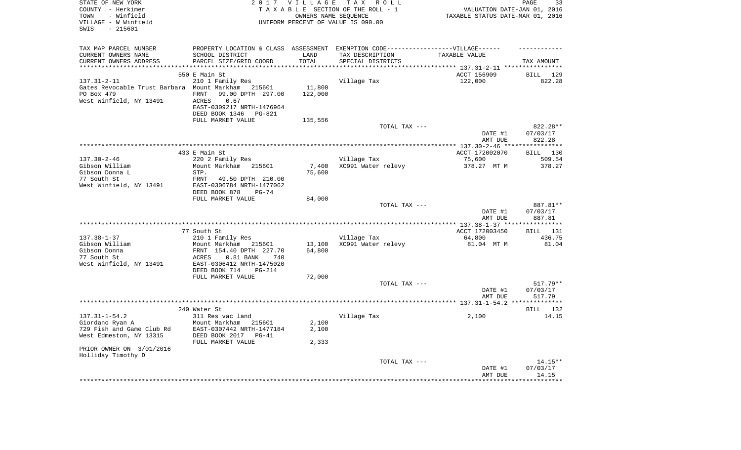STATE OF NEW YORK
COUNTY - Herkimer
TOWN - Winfield
VILLAGE - W Winfield
SWIS - 215601

2 0 1 7 V I L L A G E T A X R O L L
T A X A B L E SECTION OF THE ROLL - 1
OWNERS NAME SEQUENCE
UNIFORM PERCENT OF VALUE IS 090.00

VALUATION DATE-JAN 01, 2016
TAXABLE STATUS DATE-MAR 01, 2016

| TAX MAP PARCEL NUMBER / CURRENT OWNERS NAME / CURRENT OWNERS ADDRESS | PROPERTY LOCATION & CLASS / SCHOOL DISTRICT / PARCEL SIZE/GRID COORD | ASSESSMENT LAND / TOTAL | EXEMPTION CODE / TAX DESCRIPTION / SPECIAL DISTRICTS | TAXABLE VALUE | TAX AMOUNT |
|---|---|---|---|---|---|
| | 550 E Main St | | | ACCT 156909 | BILL 129 |
| 137.31-2-11 | 210 1 Family Res | | Village Tax | 122,000 | 822.28 |
| Gates Revocable Trust Barbara | Mount Markham 215601 | 11,800 | | | |
| PO Box 479 | FRNT 99.00 DPTH 297.00 | 122,000 | | | |
| West Winfield, NY 13491 | ACRES 0.67 | | | | |
| | EAST-0309217 NRTH-1476964 | | | | |
| | DEED BOOK 1346 PG-821 | | | | |
| | FULL MARKET VALUE | 135,556 | | | |
| | | | TOTAL TAX --- | | 822.28** |
| | | | | DATE #1 | 07/03/17 |
| | | | | AMT DUE | 822.28 |
| | 433 E Main St | | | ACCT 172002070 | BILL 130 |
| 137.30-2-46 | 220 2 Family Res | | Village Tax | 75,600 | 509.54 |
| Gibson William | Mount Markham 215601 | 7,400 | XC991 Water relevy | 378.27 MT M | 378.27 |
| Gibson Donna L | STP. | 75,600 | | | |
| 77 South St | FRNT 49.50 DPTH 210.00 | | | | |
| West Winfield, NY 13491 | EAST-0306784 NRTH-1477062 | | | | |
| | DEED BOOK 878 PG-74 | | | | |
| | FULL MARKET VALUE | 84,000 | | | |
| | | | TOTAL TAX --- | | 887.81** |
| | | | | DATE #1 | 07/03/17 |
| | | | | AMT DUE | 887.81 |
| | 77 South St | | | ACCT 172003450 | BILL 131 |
| 137.38-1-37 | 210 1 Family Res | | Village Tax | 64,800 | 436.75 |
| Gibson William | Mount Markham 215601 | 13,100 | XC991 Water relevy | 81.04 MT M | 81.04 |
| Gibson Donna | FRNT 154.40 DPTH 227.70 | 64,800 | | | |
| 77 South St | ACRES 0.81 BANK 740 | | | | |
| West Winfield, NY 13491 | EAST-0306412 NRTH-1475020 | | | | |
| | DEED BOOK 714 PG-214 | | | | |
| | FULL MARKET VALUE | 72,000 | | | |
| | | | TOTAL TAX --- | | 517.79** |
| | | | | DATE #1 | 07/03/17 |
| | | | | AMT DUE | 517.79 |
| | 240 Water St | | | | BILL 132 |
| 137.31-1-54.2 | 311 Res vac land | | Village Tax | 2,100 | 14.15 |
| Giordano Ryan A | Mount Markham 215601 | 2,100 | | | |
| 729 Fish and Game Club Rd | EAST-0307442 NRTH-1477184 | 2,100 | | | |
| West Edmeston, NY 13315 | DEED BOOK 2017 PG-41 | | | | |
| | FULL MARKET VALUE | 2,333 | | | |
| PRIOR OWNER ON 3/01/2016 | | | | | |
| Holliday Timothy D | | | | | |
| | | | TOTAL TAX --- | | 14.15** |
| | | | | DATE #1 | 07/03/17 |
| | | | | AMT DUE | 14.15 |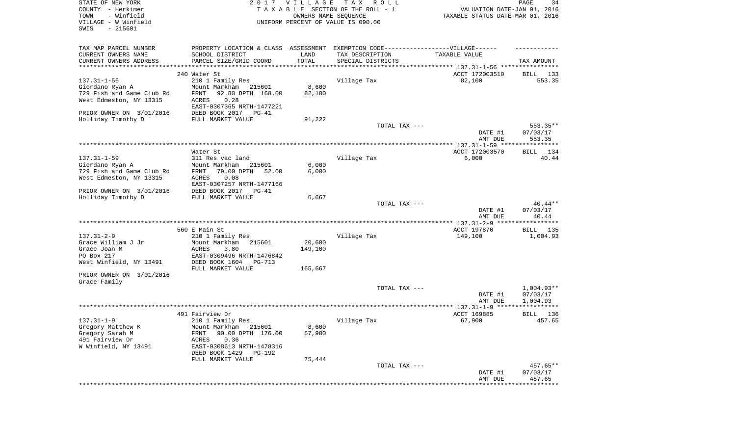STATE OF NEW YORK
COUNTY - Herkimer
TOWN - Winfield
VILLAGE - W Winfield
SWIS - 215601

2017 VILLAGE TAX ROLL
TAXABLE SECTION OF THE ROLL - 1
OWNERS NAME SEQUENCE
UNIFORM PERCENT OF VALUE IS 090.00

VALUATION DATE-JAN 01, 2016
TAXABLE STATUS DATE-MAR 01, 2016

| TAX MAP PARCEL NUMBER / CURRENT OWNERS NAME / CURRENT OWNERS ADDRESS | PROPERTY LOCATION & CLASS / SCHOOL DISTRICT / PARCEL SIZE/GRID COORD | ASSESSMENT LAND | TOTAL | EXEMPTION CODE / TAX DESCRIPTION / SPECIAL DISTRICTS | TAXABLE VALUE | TAX AMOUNT |
|---|---|---|---|---|---|---|
| **137.31-1-56** | 240 Water St | | | | ACCT 172003510 | BILL 133 |
| 137.31-1-56 | 210 1 Family Res | | | Village Tax | 82,100 | 553.35 |
| Giordano Ryan A | Mount Markham 215601 | 8,600 | | | | |
| 729 Fish and Game Club Rd | FRNT 92.80 DPTH 168.00 | | 82,100 | | | |
| West Edmeston, NY 13315 | ACRES 0.28 | | | | | |
| | EAST-0307365 NRTH-1477221 | | | | | |
| PRIOR OWNER ON 3/01/2016 | DEED BOOK 2017 PG-41 | | | | | |
| Holliday Timothy D | FULL MARKET VALUE | | 91,222 | | | |
| | | | | TOTAL TAX --- | | 553.35** |
| | | | | | DATE #1 | 07/03/17 |
| | | | | | AMT DUE | 553.35 |
| **137.31-1-59** | Water St | | | | ACCT 172003570 | BILL 134 |
| 137.31-1-59 | 311 Res vac land | | | Village Tax | 6,000 | 40.44 |
| Giordano Ryan A | Mount Markham 215601 | 6,000 | | | | |
| 729 Fish and Game Club Rd | FRNT 79.00 DPTH 52.00 | | 6,000 | | | |
| West Edmeston, NY 13315 | ACRES 0.08 | | | | | |
| | EAST-0307257 NRTH-1477166 | | | | | |
| PRIOR OWNER ON 3/01/2016 | DEED BOOK 2017 PG-41 | | | | | |
| Holliday Timothy D | FULL MARKET VALUE | | 6,667 | | | |
| | | | | TOTAL TAX --- | | 40.44** |
| | | | | | DATE #1 | 07/03/17 |
| | | | | | AMT DUE | 40.44 |
| **137.31-2-9** | 560 E Main St | | | | ACCT 197870 | BILL 135 |
| 137.31-2-9 | 210 1 Family Res | | | Village Tax | 149,100 | 1,004.93 |
| Grace William J Jr | Mount Markham 215601 | 20,600 | | | | |
| Grace Joan M | ACRES 3.80 | | 149,100 | | | |
| PO Box 217 | EAST-0309496 NRTH-1476842 | | | | | |
| West Winfield, NY 13491 | DEED BOOK 1604 PG-713 | | | | | |
| | FULL MARKET VALUE | | 165,667 | | | |
| PRIOR OWNER ON 3/01/2016 | | | | | | |
| Grace Family | | | | | | |
| | | | | TOTAL TAX --- | | 1,004.93** |
| | | | | | DATE #1 | 07/03/17 |
| | | | | | AMT DUE | 1,004.93 |
| **137.31-1-9** | 491 Fairview Dr | | | | ACCT 169885 | BILL 136 |
| 137.31-1-9 | 210 1 Family Res | | | Village Tax | 67,900 | 457.65 |
| Gregory Matthew K | Mount Markham 215601 | 8,600 | | | | |
| Gregory Sarah M | FRNT 90.00 DPTH 176.00 | | 67,900 | | | |
| 491 Fairview Dr | ACRES 0.36 | | | | | |
| W Winfield, NY 13491 | EAST-0308613 NRTH-1478316 | | | | | |
| | DEED BOOK 1429 PG-192 | | | | | |
| | FULL MARKET VALUE | | 75,444 | | | |
| | | | | TOTAL TAX --- | | 457.65** |
| | | | | | DATE #1 | 07/03/17 |
| | | | | | AMT DUE | 457.65 |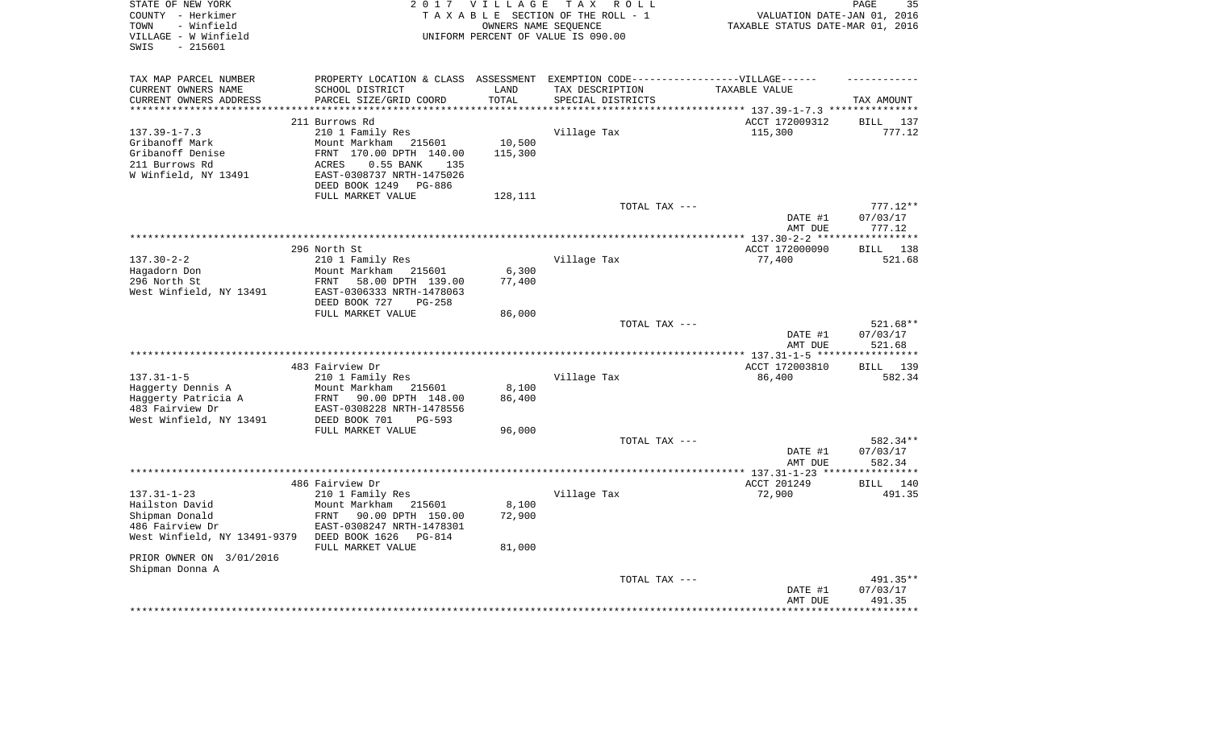STATE OF NEW YORK
COUNTY - Herkimer
TOWN - Winfield
VILLAGE - W Winfield
SWIS - 215601

2017 VILLAGE TAX ROLL
TAXABLE SECTION OF THE ROLL - 1
OWNERS NAME SEQUENCE
UNIFORM PERCENT OF VALUE IS 090.00

VALUATION DATE-JAN 01, 2016
TAXABLE STATUS DATE-MAR 01, 2016

| TAX MAP PARCEL NUMBER / CURRENT OWNERS NAME / CURRENT OWNERS ADDRESS | PROPERTY LOCATION & CLASS / SCHOOL DISTRICT / PARCEL SIZE/GRID COORD | ASSESSMENT LAND | TOTAL | EXEMPTION CODE / TAX DESCRIPTION / SPECIAL DISTRICTS | TAXABLE VALUE | TAX AMOUNT |
|---|---|---|---|---|---|---|
| 137.39-1-7.3 | 211 Burrows Rd | | | | ACCT 172009312 | BILL 137 |
| Gribanoff Mark | 210 1 Family Res | | | Village Tax | 115,300 | 777.12 |
| Gribanoff Denise | Mount Markham 215601 | 10,500 | | | | |
| 211 Burrows Rd | FRNT 170.00 DPTH 140.00 | | 115,300 | | | |
| W Winfield, NY 13491 | ACRES 0.55 BANK 135 | | | | | |
| | EAST-0308737 NRTH-1475026 | | | | | |
| | DEED BOOK 1249 PG-886 | | | | | |
| | FULL MARKET VALUE | | 128,111 | | | |
| | | | | TOTAL TAX --- | | 777.12** |
| | | | | | DATE #1 | 07/03/17 |
| | | | | | AMT DUE | 777.12 |
| 137.30-2-2 | 296 North St | | | | ACCT 172000090 | BILL 138 |
| Hagadorn Don | 210 1 Family Res | | | Village Tax | 77,400 | 521.68 |
| 296 North St | Mount Markham 215601 | 6,300 | | | | |
| West Winfield, NY 13491 | FRNT 58.00 DPTH 139.00 | | 77,400 | | | |
| | EAST-0306333 NRTH-1478063 | | | | | |
| | DEED BOOK 727 PG-258 | | | | | |
| | FULL MARKET VALUE | | 86,000 | | | |
| | | | | TOTAL TAX --- | | 521.68** |
| | | | | | DATE #1 | 07/03/17 |
| | | | | | AMT DUE | 521.68 |
| 137.31-1-5 | 483 Fairview Dr | | | | ACCT 172003810 | BILL 139 |
| Haggerty Dennis A | 210 1 Family Res | | | Village Tax | 86,400 | 582.34 |
| Haggerty Patricia A | Mount Markham 215601 | 8,100 | | | | |
| 483 Fairview Dr | FRNT 90.00 DPTH 148.00 | | 86,400 | | | |
| West Winfield, NY 13491 | EAST-0308228 NRTH-1478556 | | | | | |
| | DEED BOOK 701 PG-593 | | | | | |
| | FULL MARKET VALUE | | 96,000 | | | |
| | | | | TOTAL TAX --- | | 582.34** |
| | | | | | DATE #1 | 07/03/17 |
| | | | | | AMT DUE | 582.34 |
| 137.31-1-23 | 486 Fairview Dr | | | | ACCT 201249 | BILL 140 |
| Hailston David | 210 1 Family Res | | | Village Tax | 72,900 | 491.35 |
| Shipman Donald | Mount Markham 215601 | 8,100 | | | | |
| 486 Fairview Dr | FRNT 90.00 DPTH 150.00 | | 72,900 | | | |
| West Winfield, NY 13491-9379 | EAST-0308247 NRTH-1478301 | | | | | |
| | DEED BOOK 1626 PG-814 | | | | | |
| | FULL MARKET VALUE | | 81,000 | | | |
| PRIOR OWNER ON 3/01/2016 | | | | | | |
| Shipman Donna A | | | | | | |
| | | | | TOTAL TAX --- | | 491.35** |
| | | | | | DATE #1 | 07/03/17 |
| | | | | | AMT DUE | 491.35 |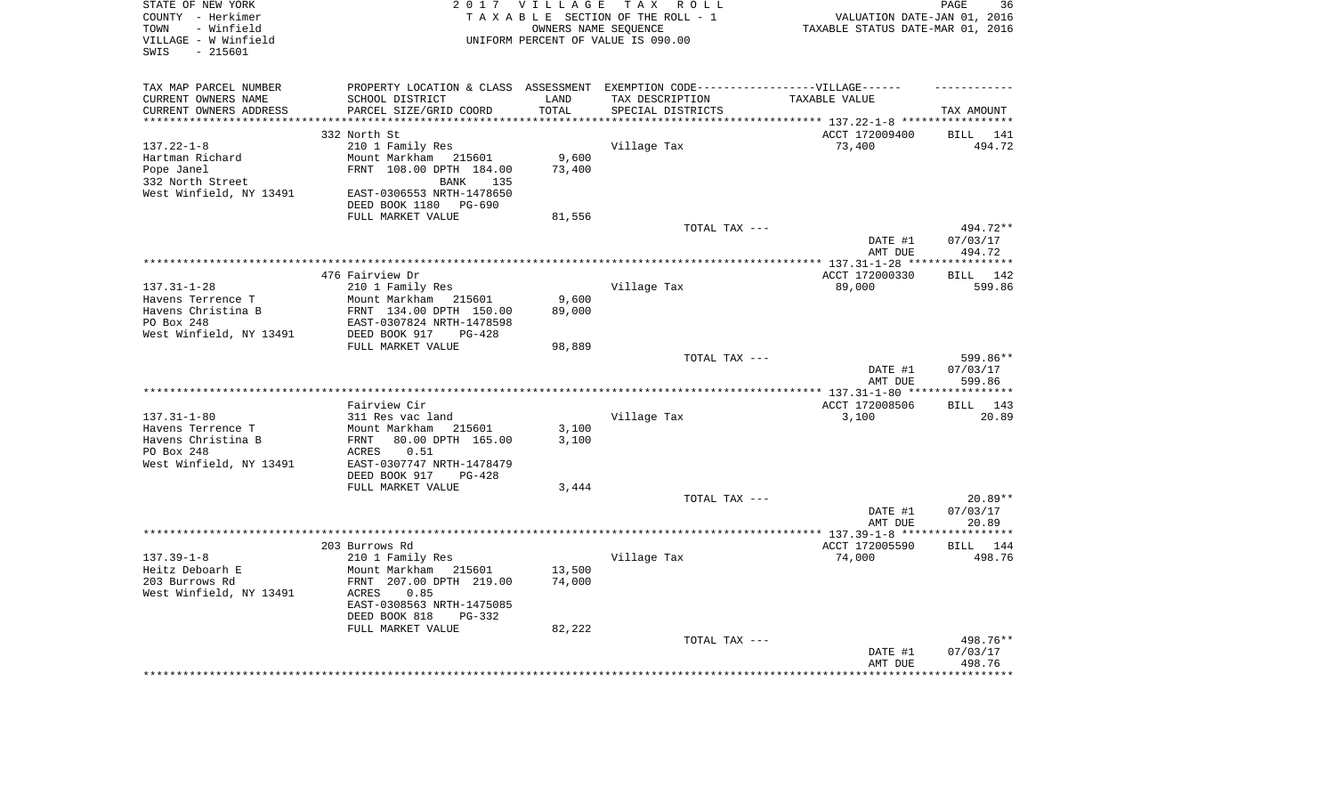STATE OF NEW YORK
COUNTY - Herkimer
TOWN - Winfield
VILLAGE - W Winfield
SWIS - 215601

2 0 1 7 V I L L A G E T A X R O L L
T A X A B L E SECTION OF THE ROLL - 1
OWNERS NAME SEQUENCE
UNIFORM PERCENT OF VALUE IS 090.00

VALUATION DATE-JAN 01, 2016
TAXABLE STATUS DATE-MAR 01, 2016

| TAX MAP PARCEL NUMBER<br>CURRENT OWNERS NAME<br>CURRENT OWNERS ADDRESS | PROPERTY LOCATION & CLASS<br>SCHOOL DISTRICT<br>PARCEL SIZE/GRID COORD | ASSESSMENT<br>LAND<br>TOTAL | EXEMPTION CODE------VILLAGE------<br>TAX DESCRIPTION<br>SPECIAL DISTRICTS | TAXABLE VALUE | TAX AMOUNT |
|---|---|---|---|---|---|
| | 332 North St | | | ACCT 172009400 | BILL 141 |
| 137.22-1-8 | 210 1 Family Res | | Village Tax | 73,400 | 494.72 |
| Hartman Richard | Mount Markham 215601 | 9,600 | | | |
| Pope Janel | FRNT 108.00 DPTH 184.00 | 73,400 | | | |
| 332 North Street | BANK 135 | | | | |
| West Winfield, NY 13491 | EAST-0306553 NRTH-1478650 | | | | |
| | DEED BOOK 1180 PG-690 | | | | |
| | FULL MARKET VALUE | 81,556 | | | |
| | | | TOTAL TAX --- | | 494.72** |
| | | | | DATE #1 | 07/03/17 |
| | | | | AMT DUE | 494.72 |
| | 476 Fairview Dr | | | ACCT 172000330 | BILL 142 |
| 137.31-1-28 | 210 1 Family Res | | Village Tax | 89,000 | 599.86 |
| Havens Terrence T | Mount Markham 215601 | 9,600 | | | |
| Havens Christina B | FRNT 134.00 DPTH 150.00 | 89,000 | | | |
| PO Box 248 | EAST-0307824 NRTH-1478598 | | | | |
| West Winfield, NY 13491 | DEED BOOK 917 PG-428 | | | | |
| | FULL MARKET VALUE | 98,889 | | | |
| | | | TOTAL TAX --- | | 599.86** |
| | | | | DATE #1 | 07/03/17 |
| | | | | AMT DUE | 599.86 |
| | Fairview Cir | | | ACCT 172008506 | BILL 143 |
| 137.31-1-80 | 311 Res vac land | | Village Tax | 3,100 | 20.89 |
| Havens Terrence T | Mount Markham 215601 | 3,100 | | | |
| Havens Christina B | FRNT 80.00 DPTH 165.00 | 3,100 | | | |
| PO Box 248 | ACRES 0.51 | | | | |
| West Winfield, NY 13491 | EAST-0307747 NRTH-1478479 | | | | |
| | DEED BOOK 917 PG-428 | | | | |
| | FULL MARKET VALUE | 3,444 | | | |
| | | | TOTAL TAX --- | | 20.89** |
| | | | | DATE #1 | 07/03/17 |
| | | | | AMT DUE | 20.89 |
| | 203 Burrows Rd | | | ACCT 172005590 | BILL 144 |
| 137.39-1-8 | 210 1 Family Res | | Village Tax | 74,000 | 498.76 |
| Heitz Deboarh E | Mount Markham 215601 | 13,500 | | | |
| 203 Burrows Rd | FRNT 207.00 DPTH 219.00 | 74,000 | | | |
| West Winfield, NY 13491 | ACRES 0.85 | | | | |
| | EAST-0308563 NRTH-1475085 | | | | |
| | DEED BOOK 818 PG-332 | | | | |
| | FULL MARKET VALUE | 82,222 | | | |
| | | | TOTAL TAX --- | | 498.76** |
| | | | | DATE #1 | 07/03/17 |
| | | | | AMT DUE | 498.76 |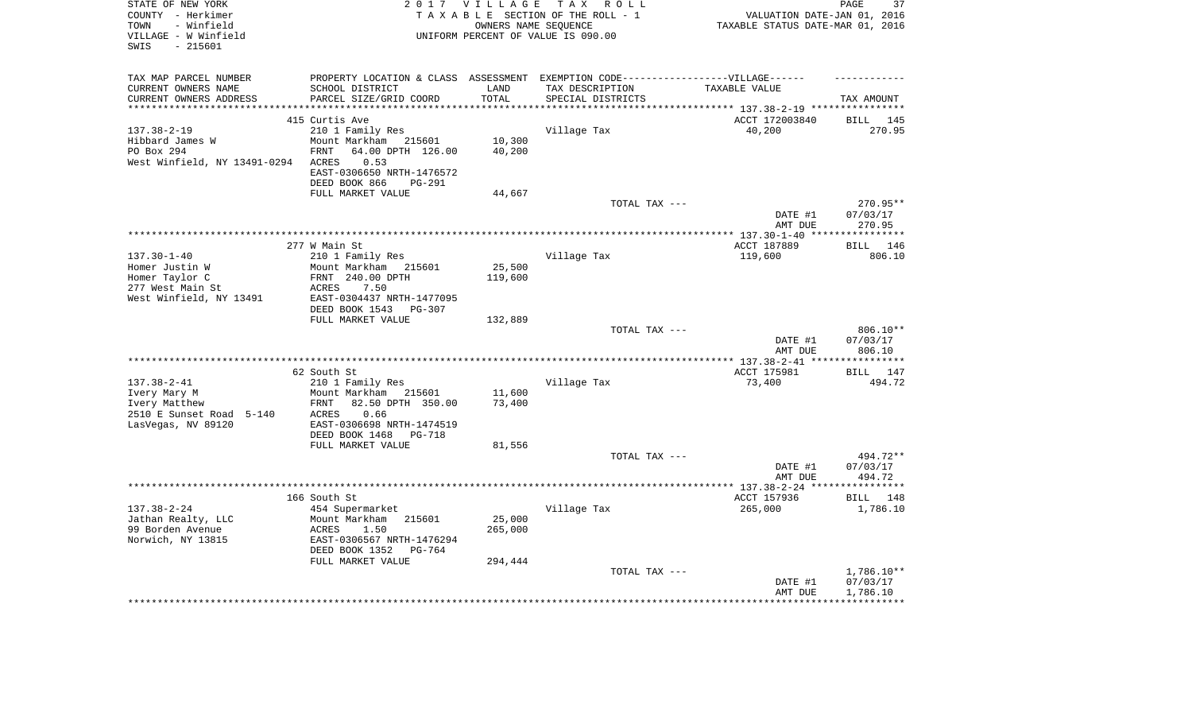STATE OF NEW YORK
COUNTY - Herkimer
TOWN - Winfield
VILLAGE - W Winfield
SWIS - 215601

2 0 1 7 V I L L A G E T A X R O L L
T A X A B L E SECTION OF THE ROLL - 1
OWNERS NAME SEQUENCE
UNIFORM PERCENT OF VALUE IS 090.00

VALUATION DATE-JAN 01, 2016
TAXABLE STATUS DATE-MAR 01, 2016

| TAX MAP PARCEL NUMBER<br>CURRENT OWNERS NAME<br>CURRENT OWNERS ADDRESS | PROPERTY LOCATION & CLASS<br>SCHOOL DISTRICT<br>PARCEL SIZE/GRID COORD | ASSESSMENT<br>LAND<br>TOTAL | EXEMPTION CODE-----VILLAGE------<br>TAX DESCRIPTION<br>SPECIAL DISTRICTS | TAXABLE VALUE | TAX AMOUNT |
|---|---|---|---|---|---|
| | 415 Curtis Ave | | | ACCT 172003840 | BILL 145 |
| 137.38-2-19 | 210 1 Family Res | | Village Tax | 40,200 | 270.95 |
| Hibbard James W | Mount Markham 215601 | 10,300 | | | |
| PO Box 294 | FRNT 64.00 DPTH 126.00 | 40,200 | | | |
| West Winfield, NY 13491-0294 | ACRES 0.53 | | | | |
| | EAST-0306650 NRTH-1476572 | | | | |
| | DEED BOOK 866 PG-291 | | | | |
| | FULL MARKET VALUE | 44,667 | | | |
| | | | TOTAL TAX --- | | 270.95** |
| | | | | DATE #1 | 07/03/17 |
| | | | | AMT DUE | 270.95 |
| | 277 W Main St | | | ACCT 187889 | BILL 146 |
| 137.30-1-40 | 210 1 Family Res | | Village Tax | 119,600 | 806.10 |
| Homer Justin W | Mount Markham 215601 | 25,500 | | | |
| Homer Taylor C | FRNT 240.00 DPTH | 119,600 | | | |
| 277 West Main St | ACRES 7.50 | | | | |
| West Winfield, NY 13491 | EAST-0304437 NRTH-1477095 | | | | |
| | DEED BOOK 1543 PG-307 | | | | |
| | FULL MARKET VALUE | 132,889 | | | |
| | | | TOTAL TAX --- | | 806.10** |
| | | | | DATE #1 | 07/03/17 |
| | | | | AMT DUE | 806.10 |
| | 62 South St | | | ACCT 175981 | BILL 147 |
| 137.38-2-41 | 210 1 Family Res | | Village Tax | 73,400 | 494.72 |
| Ivery Mary M | Mount Markham 215601 | 11,600 | | | |
| Ivery Matthew | FRNT 82.50 DPTH 350.00 | 73,400 | | | |
| 2510 E Sunset Road 5-140 | ACRES 0.66 | | | | |
| LasVegas, NV 89120 | EAST-0306698 NRTH-1474519 | | | | |
| | DEED BOOK 1468 PG-718 | | | | |
| | FULL MARKET VALUE | 81,556 | | | |
| | | | TOTAL TAX --- | | 494.72** |
| | | | | DATE #1 | 07/03/17 |
| | | | | AMT DUE | 494.72 |
| | 166 South St | | | ACCT 157936 | BILL 148 |
| 137.38-2-24 | 454 Supermarket | | Village Tax | 265,000 | 1,786.10 |
| Jathan Realty, LLC | Mount Markham 215601 | 25,000 | | | |
| 99 Borden Avenue | ACRES 1.50 | 265,000 | | | |
| Norwich, NY 13815 | EAST-0306567 NRTH-1476294 | | | | |
| | DEED BOOK 1352 PG-764 | | | | |
| | FULL MARKET VALUE | 294,444 | | | |
| | | | TOTAL TAX --- | | 1,786.10** |
| | | | | DATE #1 | 07/03/17 |
| | | | | AMT DUE | 1,786.10 |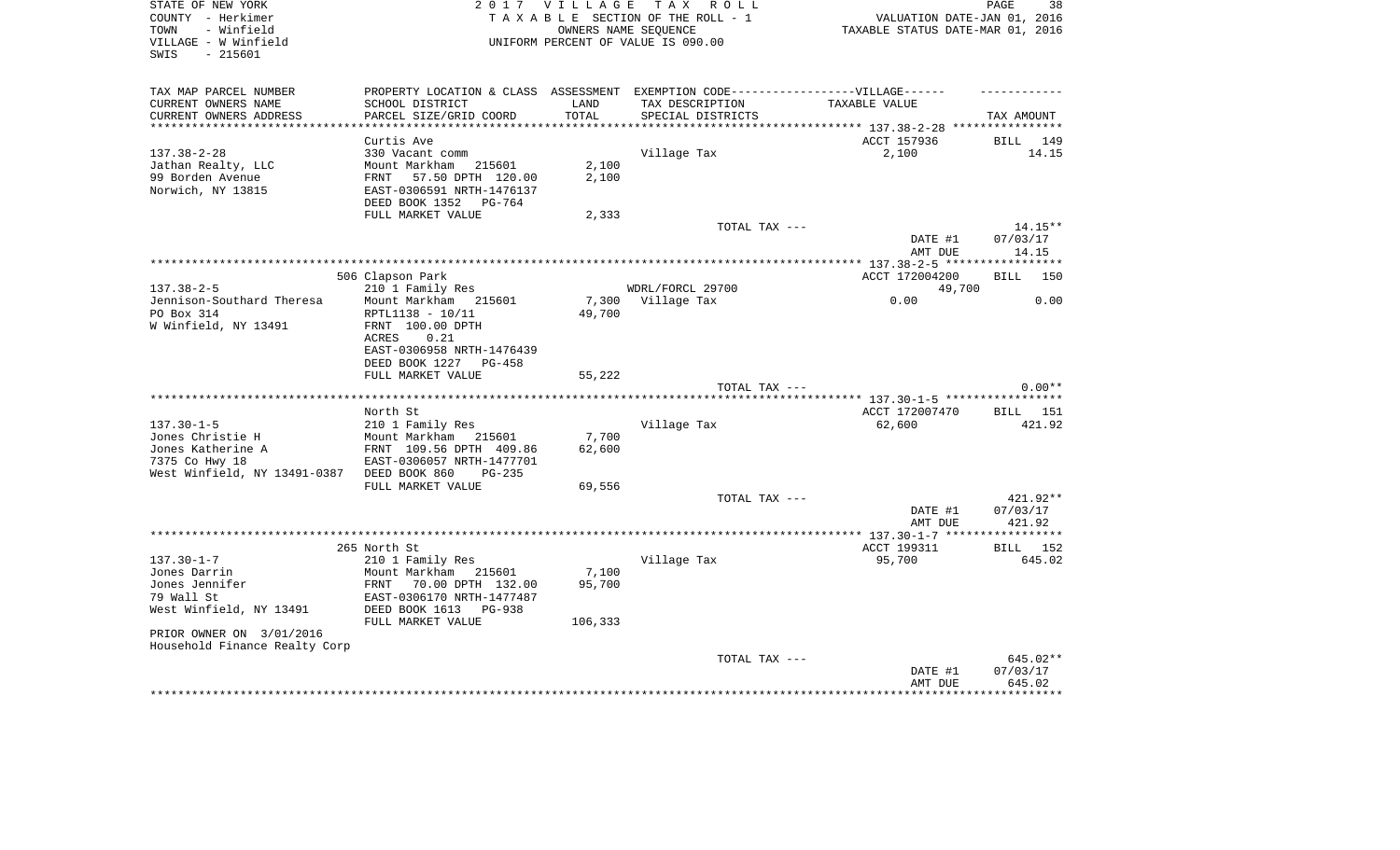STATE OF NEW YORK
COUNTY - Herkimer
TOWN - Winfield
VILLAGE - W Winfield
SWIS - 215601

2017 VILLAGE TAX ROLL
TAXABLE SECTION OF THE ROLL - 1
OWNERS NAME SEQUENCE
UNIFORM PERCENT OF VALUE IS 090.00

VALUATION DATE-JAN 01, 2016
TAXABLE STATUS DATE-MAR 01, 2016

| TAX MAP PARCEL NUMBER<br>CURRENT OWNERS NAME<br>CURRENT OWNERS ADDRESS | PROPERTY LOCATION & CLASS<br>SCHOOL DISTRICT<br>PARCEL SIZE/GRID COORD | ASSESSMENT<br>LAND<br>TOTAL | EXEMPTION CODE-----VILLAGE------<br>TAX DESCRIPTION<br>SPECIAL DISTRICTS | TAXABLE VALUE | TAX AMOUNT |
|---|---|---|---|---|---|
| | Curtis Ave | | | ACCT 157936 | BILL 149 |
| 137.38-2-28 | 330 Vacant comm | | Village Tax | 2,100 | 14.15 |
| Jathan Realty, LLC | Mount Markham 215601 | 2,100 | | | |
| 99 Borden Avenue | FRNT 57.50 DPTH 120.00 | 2,100 | | | |
| Norwich, NY 13815 | EAST-0306591 NRTH-1476137 | | | | |
| | DEED BOOK 1352 PG-764 | | | | |
| | FULL MARKET VALUE | 2,333 | | | |
| | | | TOTAL TAX --- | | 14.15** |
| | | | | DATE #1 | 07/03/17 |
| | | | | AMT DUE | 14.15 |
| | 506 Clapson Park | | | ACCT 172004200 | BILL 150 |
| 137.38-2-5 | 210 1 Family Res | | WDRL/FORCL 29700 | 49,700 | |
| Jennison-Southard Theresa | Mount Markham 215601 | 7,300 | Village Tax | 0.00 | 0.00 |
| PO Box 314 | RPTL1138 - 10/11 | 49,700 | | | |
| W Winfield, NY 13491 | FRNT 100.00 DPTH | | | | |
| | ACRES 0.21 | | | | |
| | EAST-0306958 NRTH-1476439 | | | | |
| | DEED BOOK 1227 PG-458 | | | | |
| | FULL MARKET VALUE | 55,222 | | | |
| | | | TOTAL TAX --- | | 0.00** |
| | North St | | | ACCT 172007470 | BILL 151 |
| 137.30-1-5 | 210 1 Family Res | | Village Tax | 62,600 | 421.92 |
| Jones Christie H | Mount Markham 215601 | 7,700 | | | |
| Jones Katherine A | FRNT 109.56 DPTH 409.86 | 62,600 | | | |
| 7375 Co Hwy 18 | EAST-0306057 NRTH-1477701 | | | | |
| West Winfield, NY 13491-0387 | DEED BOOK 860 PG-235 | | | | |
| | FULL MARKET VALUE | 69,556 | | | |
| | | | TOTAL TAX --- | | 421.92** |
| | | | | DATE #1 | 07/03/17 |
| | | | | AMT DUE | 421.92 |
| | 265 North St | | | ACCT 199311 | BILL 152 |
| 137.30-1-7 | 210 1 Family Res | | Village Tax | 95,700 | 645.02 |
| Jones Darrin | Mount Markham 215601 | 7,100 | | | |
| Jones Jennifer | FRNT 70.00 DPTH 132.00 | 95,700 | | | |
| 79 Wall St | EAST-0306170 NRTH-1477487 | | | | |
| West Winfield, NY 13491 | DEED BOOK 1613 PG-938 | | | | |
| | FULL MARKET VALUE | 106,333 | | | |
| PRIOR OWNER ON 3/01/2016 | | | | | |
| Household Finance Realty Corp | | | | | |
| | | | TOTAL TAX --- | | 645.02** |
| | | | | DATE #1 | 07/03/17 |
| | | | | AMT DUE | 645.02 |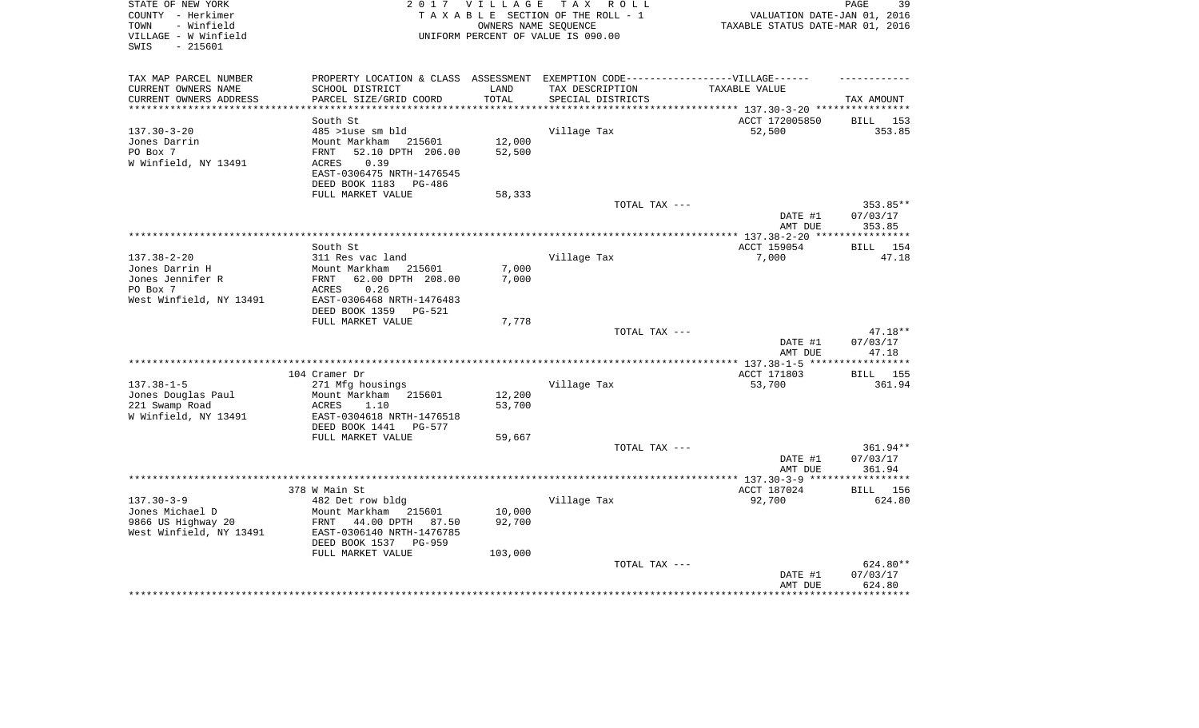STATE OF NEW YORK
COUNTY - Herkimer
TOWN - Winfield
VILLAGE - W Winfield
SWIS - 215601

2017 VILLAGE TAX ROLL
TAXABLE SECTION OF THE ROLL - 1
OWNERS NAME SEQUENCE
UNIFORM PERCENT OF VALUE IS 090.00

VALUATION DATE-JAN 01, 2016
TAXABLE STATUS DATE-MAR 01, 2016

| TAX MAP PARCEL NUMBER / CURRENT OWNERS NAME / CURRENT OWNERS ADDRESS | PROPERTY LOCATION & CLASS / SCHOOL DISTRICT / PARCEL SIZE/GRID COORD | ASSESSMENT LAND / TOTAL | EXEMPTION CODE / TAX DESCRIPTION / SPECIAL DISTRICTS | VILLAGE TAXABLE VALUE | TAX AMOUNT |
|---|---|---|---|---|---|
| 137.30-3-20 | South St | | | ACCT 172005850 | BILL 153 |
| | 485 >1use sm bld | | Village Tax | 52,500 | 353.85 |
| Jones Darrin | Mount Markham 215601 | 12,000 | | | |
| PO Box 7 | FRNT 52.10 DPTH 206.00 | 52,500 | | | |
| W Winfield, NY 13491 | ACRES 0.39 | | | | |
| | EAST-0306475 NRTH-1476545 | | | | |
| | DEED BOOK 1183 PG-486 | | | | |
| | FULL MARKET VALUE | 58,333 | | | |
| | | | TOTAL TAX --- | | 353.85** |
| | | | | DATE #1 | 07/03/17 |
| | | | | AMT DUE | 353.85 |
| 137.38-2-20 | South St | | | ACCT 159054 | BILL 154 |
| | 311 Res vac land | | Village Tax | 7,000 | 47.18 |
| Jones Darrin H | Mount Markham 215601 | 7,000 | | | |
| Jones Jennifer R | FRNT 62.00 DPTH 208.00 | 7,000 | | | |
| PO Box 7 | ACRES 0.26 | | | | |
| West Winfield, NY 13491 | EAST-0306468 NRTH-1476483 | | | | |
| | DEED BOOK 1359 PG-521 | | | | |
| | FULL MARKET VALUE | 7,778 | | | |
| | | | TOTAL TAX --- | | 47.18** |
| | | | | DATE #1 | 07/03/17 |
| | | | | AMT DUE | 47.18 |
| 137.38-1-5 | 104 Cramer Dr | | | ACCT 171803 | BILL 155 |
| | 271 Mfg housings | | Village Tax | 53,700 | 361.94 |
| Jones Douglas Paul | Mount Markham 215601 | 12,200 | | | |
| 221 Swamp Road | ACRES 1.10 | 53,700 | | | |
| W Winfield, NY 13491 | EAST-0304618 NRTH-1476518 | | | | |
| | DEED BOOK 1441 PG-577 | | | | |
| | FULL MARKET VALUE | 59,667 | | | |
| | | | TOTAL TAX --- | | 361.94** |
| | | | | DATE #1 | 07/03/17 |
| | | | | AMT DUE | 361.94 |
| 137.30-3-9 | 378 W Main St | | | ACCT 187024 | BILL 156 |
| | 482 Det row bldg | | Village Tax | 92,700 | 624.80 |
| Jones Michael D | Mount Markham 215601 | 10,000 | | | |
| 9866 US Highway 20 | FRNT 44.00 DPTH 87.50 | 92,700 | | | |
| West Winfield, NY 13491 | EAST-0306140 NRTH-1476785 | | | | |
| | DEED BOOK 1537 PG-959 | | | | |
| | FULL MARKET VALUE | 103,000 | | | |
| | | | TOTAL TAX --- | | 624.80** |
| | | | | DATE #1 | 07/03/17 |
| | | | | AMT DUE | 624.80 |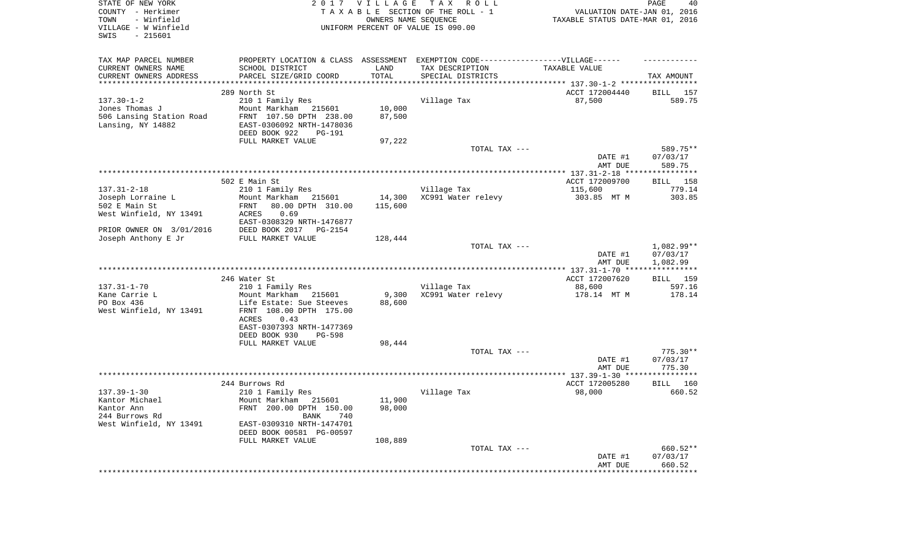STATE OF NEW YORK
COUNTY - Herkimer
TOWN - Winfield
VILLAGE - W Winfield
SWIS - 215601

2017 VILLAGE TAX ROLL
TAXABLE SECTION OF THE ROLL - 1
OWNERS NAME SEQUENCE
UNIFORM PERCENT OF VALUE IS 090.00

VALUATION DATE-JAN 01, 2016
TAXABLE STATUS DATE-MAR 01, 2016

| TAX MAP PARCEL NUMBER / CURRENT OWNERS NAME / CURRENT OWNERS ADDRESS | PROPERTY LOCATION & CLASS / SCHOOL DISTRICT / PARCEL SIZE/GRID COORD | ASSESSMENT LAND / TOTAL | EXEMPTION CODE / TAX DESCRIPTION / SPECIAL DISTRICTS | TAXABLE VALUE | TAX AMOUNT |
|---|---|---|---|---|---|
| | 289 North St | | | ACCT 172004440 | BILL 157 |
| 137.30-1-2 | 210 1 Family Res | | Village Tax | 87,500 | 589.75 |
| Jones Thomas J | Mount Markham 215601 | 10,000 | | | |
| 506 Lansing Station Road | FRNT 107.50 DPTH 238.00 | 87,500 | | | |
| Lansing, NY 14882 | EAST-0306092 NRTH-1478036 | | | | |
| | DEED BOOK 922 PG-191 | | | | |
| | FULL MARKET VALUE | 97,222 | | | |
| | | | TOTAL TAX --- | | 589.75** |
| | | | | DATE #1 | 07/03/17 |
| | | | | AMT DUE | 589.75 |
| | 502 E Main St | | | ACCT 172009700 | BILL 158 |
| 137.31-2-18 | 210 1 Family Res | | Village Tax | 115,600 | 779.14 |
| Joseph Lorraine L | Mount Markham 215601 | 14,300 | XC991 Water relevy | 303.85 MT M | 303.85 |
| 502 E Main St | FRNT 80.00 DPTH 310.00 | 115,600 | | | |
| West Winfield, NY 13491 | ACRES 0.69 | | | | |
| | EAST-0308329 NRTH-1476877 | | | | |
| PRIOR OWNER ON 3/01/2016 | DEED BOOK 2017 PG-2154 | | | | |
| Joseph Anthony E Jr | FULL MARKET VALUE | 128,444 | | | |
| | | | TOTAL TAX --- | | 1,082.99** |
| | | | | DATE #1 | 07/03/17 |
| | | | | AMT DUE | 1,082.99 |
| | 246 Water St | | | ACCT 172007620 | BILL 159 |
| 137.31-1-70 | 210 1 Family Res | | Village Tax | 88,600 | 597.16 |
| Kane Carrie L | Mount Markham 215601 | 9,300 | XC991 Water relevy | 178.14 MT M | 178.14 |
| PO Box 436 | Life Estate: Sue Steeves | 88,600 | | | |
| West Winfield, NY 13491 | FRNT 108.00 DPTH 175.00 | | | | |
| | ACRES 0.43 | | | | |
| | EAST-0307393 NRTH-1477369 | | | | |
| | DEED BOOK 930 PG-598 | | | | |
| | FULL MARKET VALUE | 98,444 | | | |
| | | | TOTAL TAX --- | | 775.30** |
| | | | | DATE #1 | 07/03/17 |
| | | | | AMT DUE | 775.30 |
| | 244 Burrows Rd | | | ACCT 172005280 | BILL 160 |
| 137.39-1-30 | 210 1 Family Res | | Village Tax | 98,000 | 660.52 |
| Kantor Michael | Mount Markham 215601 | 11,900 | | | |
| Kantor Ann | FRNT 200.00 DPTH 150.00 | 98,000 | | | |
| 244 Burrows Rd | BANK 740 | | | | |
| West Winfield, NY 13491 | EAST-0309310 NRTH-1474701 | | | | |
| | DEED BOOK 00581 PG-00597 | | | | |
| | FULL MARKET VALUE | 108,889 | | | |
| | | | TOTAL TAX --- | | 660.52** |
| | | | | DATE #1 | 07/03/17 |
| | | | | AMT DUE | 660.52 |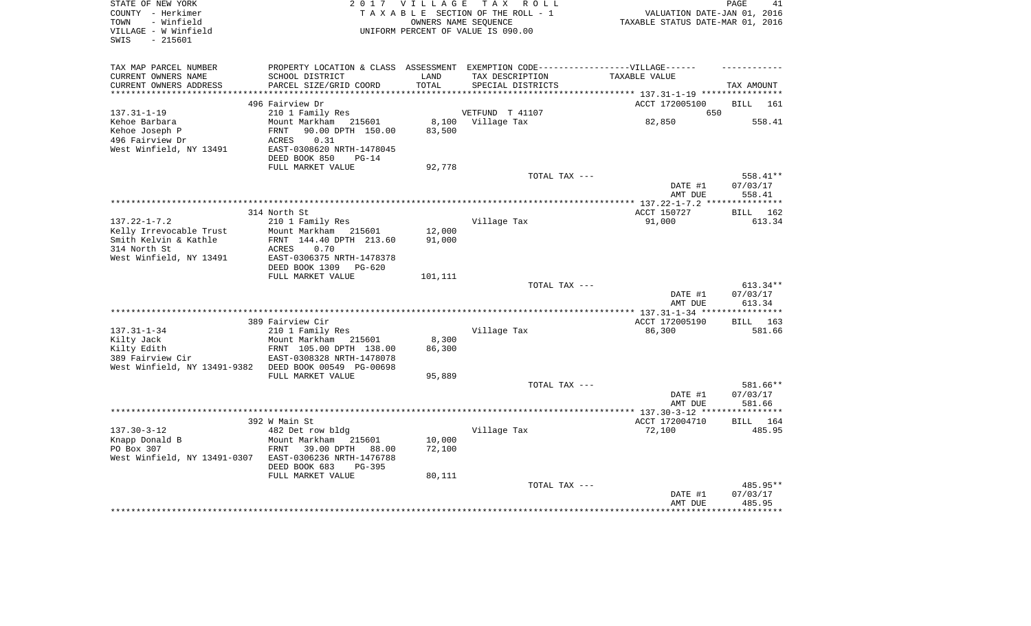STATE OF NEW YORK
COUNTY - Herkimer
TOWN - Winfield
VILLAGE - W Winfield
SWIS - 215601

2017 VILLAGE TAX ROLL
TAXABLE SECTION OF THE ROLL - 1
OWNERS NAME SEQUENCE
UNIFORM PERCENT OF VALUE IS 090.00

VALUATION DATE-JAN 01, 2016
TAXABLE STATUS DATE-MAR 01, 2016

| TAX MAP PARCEL NUMBER / CURRENT OWNERS NAME / CURRENT OWNERS ADDRESS | PROPERTY LOCATION & CLASS / SCHOOL DISTRICT / PARCEL SIZE/GRID COORD | ASSESSMENT LAND / TOTAL | EXEMPTION CODE / TAX DESCRIPTION / SPECIAL DISTRICTS | VILLAGE TAXABLE VALUE | TAX AMOUNT |
|---|---|---|---|---|---|
| | 496 Fairview Dr | | | ACCT 172005100 | BILL 161 |
| 137.31-1-19 | 210 1 Family Res | | VETFUND T 41107 | 650 | |
| Kehoe Barbara | Mount Markham 215601 | 8,100 | Village Tax | 82,850 | 558.41 |
| Kehoe Joseph P | FRNT 90.00 DPTH 150.00 | 83,500 | | | |
| 496 Fairview Dr | ACRES 0.31 | | | | |
| West Winfield, NY 13491 | EAST-0308620 NRTH-1478045 | | | | |
| | DEED BOOK 850 PG-14 | | | | |
| | FULL MARKET VALUE | 92,778 | | | |
| | | | TOTAL TAX --- | | 558.41** |
| | | | | DATE #1 | 07/03/17 |
| | | | | AMT DUE | 558.41 |
| | 314 North St | | | ACCT 150727 | BILL 162 |
| 137.22-1-7.2 | 210 1 Family Res | | Village Tax | 91,000 | 613.34 |
| Kelly Irrevocable Trust | Mount Markham 215601 | 12,000 | | | |
| Smith Kelvin & Kathle | FRNT 144.40 DPTH 213.60 | 91,000 | | | |
| 314 North St | ACRES 0.70 | | | | |
| West Winfield, NY 13491 | EAST-0306375 NRTH-1478378 | | | | |
| | DEED BOOK 1309 PG-620 | | | | |
| | FULL MARKET VALUE | 101,111 | | | |
| | | | TOTAL TAX --- | | 613.34** |
| | | | | DATE #1 | 07/03/17 |
| | | | | AMT DUE | 613.34 |
| | 389 Fairview Cir | | | ACCT 172005190 | BILL 163 |
| 137.31-1-34 | 210 1 Family Res | | Village Tax | 86,300 | 581.66 |
| Kilty Jack | Mount Markham 215601 | 8,300 | | | |
| Kilty Edith | FRNT 105.00 DPTH 138.00 | 86,300 | | | |
| 389 Fairview Cir | EAST-0308328 NRTH-1478078 | | | | |
| West Winfield, NY 13491-9382 | DEED BOOK 00549 PG-00698 | | | | |
| | FULL MARKET VALUE | 95,889 | | | |
| | | | TOTAL TAX --- | | 581.66** |
| | | | | DATE #1 | 07/03/17 |
| | | | | AMT DUE | 581.66 |
| | 392 W Main St | | | ACCT 172004710 | BILL 164 |
| 137.30-3-12 | 482 Det row bldg | | Village Tax | 72,100 | 485.95 |
| Knapp Donald B | Mount Markham 215601 | 10,000 | | | |
| PO Box 307 | FRNT 39.00 DPTH 88.00 | 72,100 | | | |
| West Winfield, NY 13491-0307 | EAST-0306236 NRTH-1476788 | | | | |
| | DEED BOOK 683 PG-395 | | | | |
| | FULL MARKET VALUE | 80,111 | | | |
| | | | TOTAL TAX --- | | 485.95** |
| | | | | DATE #1 | 07/03/17 |
| | | | | AMT DUE | 485.95 |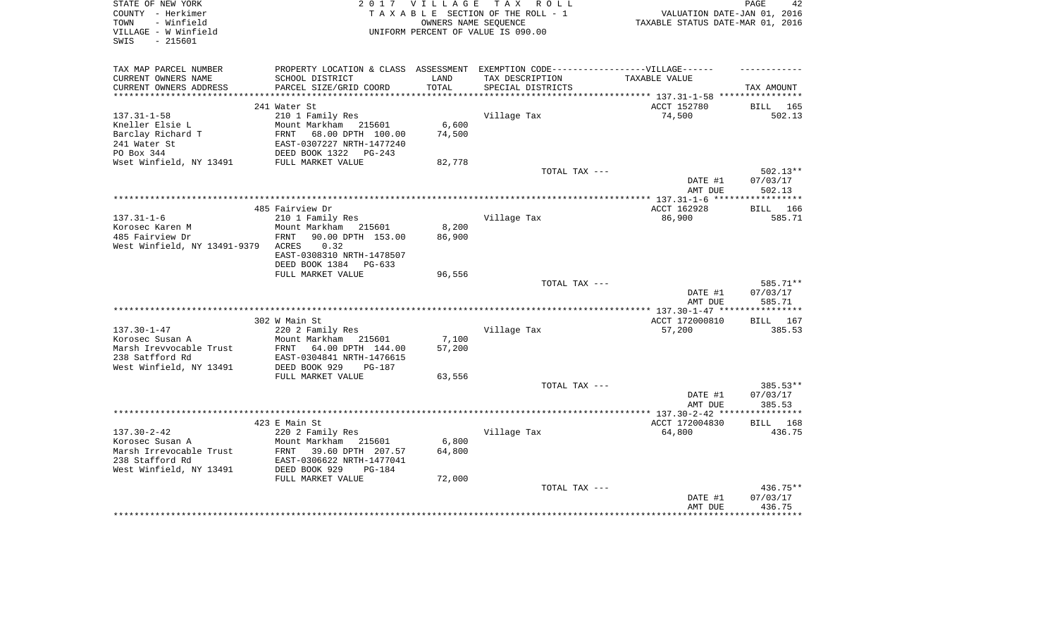STATE OF NEW YORK
COUNTY - Herkimer
TOWN - Winfield
VILLAGE - W Winfield
SWIS - 215601

2017 VILLAGE TAX ROLL
TAXABLE SECTION OF THE ROLL - 1
OWNERS NAME SEQUENCE
UNIFORM PERCENT OF VALUE IS 090.00

VALUATION DATE-JAN 01, 2016
TAXABLE STATUS DATE-MAR 01, 2016

| TAX MAP PARCEL NUMBER<br>CURRENT OWNERS NAME<br>CURRENT OWNERS ADDRESS | PROPERTY LOCATION & CLASS<br>SCHOOL DISTRICT<br>PARCEL SIZE/GRID COORD | ASSESSMENT<br>LAND<br>TOTAL | EXEMPTION CODE-----VILLAGE------<br>TAX DESCRIPTION<br>SPECIAL DISTRICTS | TAXABLE VALUE | TAX AMOUNT |
|---|---|---|---|---|---|
| | 241 Water St | | | ACCT 152780 | BILL 165 |
| 137.31-1-58 | 210 1 Family Res | | Village Tax | 74,500 | 502.13 |
| Kneller Elsie L | Mount Markham 215601 | 6,600 | | | |
| Barclay Richard T | FRNT 68.00 DPTH 100.00 | 74,500 | | | |
| 241 Water St | EAST-0307227 NRTH-1477240 | | | | |
| PO Box 344 | DEED BOOK 1322 PG-243 | | | | |
| Wset Winfield, NY 13491 | FULL MARKET VALUE | 82,778 | | | |
| | | | TOTAL TAX --- | | 502.13** |
| | | | | DATE #1 | 07/03/17 |
| | | | | AMT DUE | 502.13 |
| | 485 Fairview Dr | | | ACCT 162928 | BILL 166 |
| 137.31-1-6 | 210 1 Family Res | | Village Tax | 86,900 | 585.71 |
| Korosec Karen M | Mount Markham 215601 | 8,200 | | | |
| 485 Fairview Dr | FRNT 90.00 DPTH 153.00 | 86,900 | | | |
| West Winfield, NY 13491-9379 | ACRES 0.32 | | | | |
| | EAST-0308310 NRTH-1478507 | | | | |
| | DEED BOOK 1384 PG-633 | | | | |
| | FULL MARKET VALUE | 96,556 | | | |
| | | | TOTAL TAX --- | | 585.71** |
| | | | | DATE #1 | 07/03/17 |
| | | | | AMT DUE | 585.71 |
| | 302 W Main St | | | ACCT 172000810 | BILL 167 |
| 137.30-1-47 | 220 2 Family Res | | Village Tax | 57,200 | 385.53 |
| Korosec Susan A | Mount Markham 215601 | 7,100 | | | |
| Marsh Irevvocable Trust | FRNT 64.00 DPTH 144.00 | 57,200 | | | |
| 238 Satfford Rd | EAST-0304841 NRTH-1476615 | | | | |
| West Winfield, NY 13491 | DEED BOOK 929 PG-187 | | | | |
| | FULL MARKET VALUE | 63,556 | | | |
| | | | TOTAL TAX --- | | 385.53** |
| | | | | DATE #1 | 07/03/17 |
| | | | | AMT DUE | 385.53 |
| | 423 E Main St | | | ACCT 172004830 | BILL 168 |
| 137.30-2-42 | 220 2 Family Res | | Village Tax | 64,800 | 436.75 |
| Korosec Susan A | Mount Markham 215601 | 6,800 | | | |
| Marsh Irrevocable Trust | FRNT 39.60 DPTH 207.57 | 64,800 | | | |
| 238 Stafford Rd | EAST-0306622 NRTH-1477041 | | | | |
| West Winfield, NY 13491 | DEED BOOK 929 PG-184 | | | | |
| | FULL MARKET VALUE | 72,000 | | | |
| | | | TOTAL TAX --- | | 436.75** |
| | | | | DATE #1 | 07/03/17 |
| | | | | AMT DUE | 436.75 |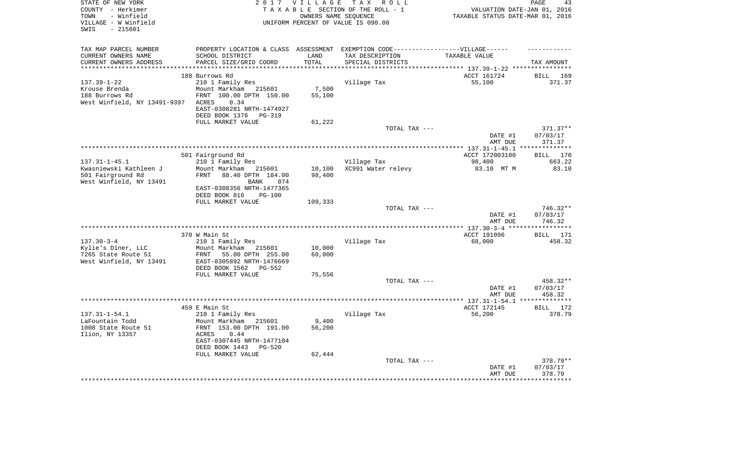STATE OF NEW YORK
COUNTY - Herkimer
TOWN - Winfield
VILLAGE - W Winfield
SWIS - 215601

2 0 1 7 V I L L A G E T A X R O L L
T A X A B L E SECTION OF THE ROLL - 1
OWNERS NAME SEQUENCE
UNIFORM PERCENT OF VALUE IS 090.00

VALUATION DATE-JAN 01, 2016
TAXABLE STATUS DATE-MAR 01, 2016

| TAX MAP PARCEL NUMBER<br>CURRENT OWNERS NAME<br>CURRENT OWNERS ADDRESS | PROPERTY LOCATION & CLASS<br>SCHOOL DISTRICT<br>PARCEL SIZE/GRID COORD | ASSESSMENT<br>LAND<br>TOTAL | EXEMPTION CODE-----VILLAGE------<br>TAX DESCRIPTION<br>SPECIAL DISTRICTS | TAXABLE VALUE | TAX AMOUNT |
|---|---|---|---|---|---|
| | 188 Burrows Rd | | | ACCT 161724 | BILL 169 |
| 137.39-1-22 | 210 1 Family Res | | Village Tax | 55,100 | 371.37 |
| Krouse Brenda | Mount Markham 215601 | 7,500 | | | |
| 188 Burrows Rd | FRNT 100.00 DPTH 150.00 | 55,100 | | | |
| West Winfield, NY 13491-9397 | ACRES 0.34 | | | | |
| | EAST-0308281 NRTH-1474927 | | | | |
| | DEED BOOK 1376 PG-319 | | | | |
| | FULL MARKET VALUE | 61,222 | | | |
| | | | TOTAL TAX --- | | 371.37** |
| | | | | DATE #1 | 07/03/17 |
| | | | | AMT DUE | 371.37 |
| | 501 Fairground Rd | | | ACCT 172003180 | BILL 170 |
| 137.31-1-45.1 | 210 1 Family Res | | Village Tax | 98,400 | 663.22 |
| Kwasniewski Kathleen J | Mount Markham 215601 | 10,100 | XC991 Water relevy | 83.10 MT M | 83.10 |
| 501 Fairground Rd | FRNT 88.40 DPTH 184.00 | 98,400 | | | |
| West Winfield, NY 13491 | BANK 074 | | | | |
| | EAST-0308356 NRTH-1477365 | | | | |
| | DEED BOOK 816 PG-100 | | | | |
| | FULL MARKET VALUE | 109,333 | | | |
| | | | TOTAL TAX --- | | 746.32** |
| | | | | DATE #1 | 07/03/17 |
| | | | | AMT DUE | 746.32 |
| | 370 W Main St | | | ACCT 191096 | BILL 171 |
| 137.30-3-4 | 210 1 Family Res | | Village Tax | 68,000 | 458.32 |
| Kylie's Diner, LLC | Mount Markham 215601 | 10,000 | | | |
| 7265 State Route 51 | FRNT 55.00 DPTH 255.00 | 68,000 | | | |
| West Winfield, NY 13491 | EAST-0305892 NRTH-1476669 | | | | |
| | DEED BOOK 1562 PG-552 | | | | |
| | FULL MARKET VALUE | 75,556 | | | |
| | | | TOTAL TAX --- | | 458.32** |
| | | | | DATE #1 | 07/03/17 |
| | | | | AMT DUE | 458.32 |
| | 459 E Main St | | | ACCT 172145 | BILL 172 |
| 137.31-1-54.1 | 210 1 Family Res | | Village Tax | 56,200 | 378.79 |
| LaFountain Todd | Mount Markham 215601 | 9,400 | | | |
| 1008 State Route 51 | FRNT 153.00 DPTH 191.00 | 56,200 | | | |
| Ilion, NY 13357 | ACRES 0.44 | | | | |
| | EAST-0307445 NRTH-1477104 | | | | |
| | DEED BOOK 1443 PG-520 | | | | |
| | FULL MARKET VALUE | 62,444 | | | |
| | | | TOTAL TAX --- | | 378.79** |
| | | | | DATE #1 | 07/03/17 |
| | | | | AMT DUE | 378.79 |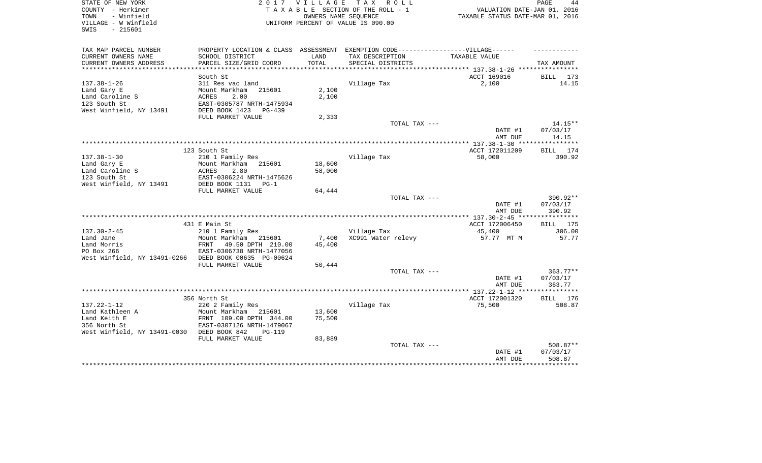STATE OF NEW YORK
COUNTY - Herkimer
TOWN - Winfield
VILLAGE - W Winfield
SWIS - 215601

2017 VILLAGE TAX ROLL
TAXABLE SECTION OF THE ROLL - 1
OWNERS NAME SEQUENCE
UNIFORM PERCENT OF VALUE IS 090.00

VALUATION DATE-JAN 01, 2016
TAXABLE STATUS DATE-MAR 01, 2016

| TAX MAP PARCEL NUMBER<br>CURRENT OWNERS NAME<br>CURRENT OWNERS ADDRESS | PROPERTY LOCATION & CLASS<br>SCHOOL DISTRICT<br>PARCEL SIZE/GRID COORD | ASSESSMENT<br>LAND<br>TOTAL | EXEMPTION CODE------VILLAGE------<br>TAX DESCRIPTION<br>SPECIAL DISTRICTS | TAXABLE VALUE | TAX AMOUNT |
|---|---|---|---|---|---|
| 137.38-1-26 | South St | | | ACCT 169016 | BILL 173 |
| 137.38-1-26 | 311 Res vac land | | Village Tax | 2,100 | 14.15 |
| Land Gary E | Mount Markham 215601 | 2,100 | | | |
| Land Caroline S | ACRES 2.00 | 2,100 | | | |
| 123 South St | EAST-0305787 NRTH-1475934 | | | | |
| West Winfield, NY 13491 | DEED BOOK 1423 PG-439 | | | | |
| | FULL MARKET VALUE | 2,333 | | | |
| | | | TOTAL TAX --- | | 14.15** |
| | | | | DATE #1 | 07/03/17 |
| | | | | AMT DUE | 14.15 |
| 137.38-1-30 | 123 South St | | | ACCT 172011209 | BILL 174 |
| 137.38-1-30 | 210 1 Family Res | | Village Tax | 58,000 | 390.92 |
| Land Gary E | Mount Markham 215601 | 18,600 | | | |
| Land Caroline S | ACRES 2.80 | 58,000 | | | |
| 123 South St | EAST-0306224 NRTH-1475626 | | | | |
| West Winfield, NY 13491 | DEED BOOK 1131 PG-1 | | | | |
| | FULL MARKET VALUE | 64,444 | | | |
| | | | TOTAL TAX --- | | 390.92** |
| | | | | DATE #1 | 07/03/17 |
| | | | | AMT DUE | 390.92 |
| 137.30-2-45 | 431 E Main St | | | ACCT 172006450 | BILL 175 |
| 137.30-2-45 | 210 1 Family Res | | Village Tax | 45,400 | 306.00 |
| Land Jane | Mount Markham 215601 | 7,400 | XC991 Water relevy | 57.77 MT M | 57.77 |
| Land Morris | FRNT 49.50 DPTH 210.00 | 45,400 | | | |
| PO Box 266 | EAST-0306738 NRTH-1477056 | | | | |
| West Winfield, NY 13491-0266 | DEED BOOK 00635 PG-00624 | | | | |
| | FULL MARKET VALUE | 50,444 | | | |
| | | | TOTAL TAX --- | | 363.77** |
| | | | | DATE #1 | 07/03/17 |
| | | | | AMT DUE | 363.77 |
| 137.22-1-12 | 356 North St | | | ACCT 172001320 | BILL 176 |
| 137.22-1-12 | 220 2 Family Res | | Village Tax | 75,500 | 508.87 |
| Land Kathleen A | Mount Markham 215601 | 13,600 | | | |
| Land Keith E | FRNT 109.00 DPTH 344.00 | 75,500 | | | |
| 356 North St | EAST-0307126 NRTH-1479067 | | | | |
| West Winfield, NY 13491-0030 | DEED BOOK 842 PG-119 | | | | |
| | FULL MARKET VALUE | 83,889 | | | |
| | | | TOTAL TAX --- | | 508.87** |
| | | | | DATE #1 | 07/03/17 |
| | | | | AMT DUE | 508.87 |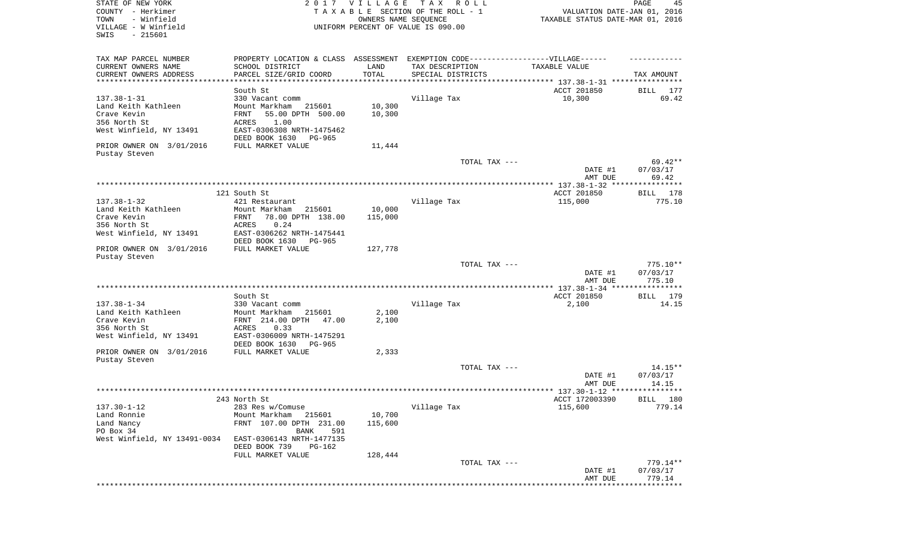STATE OF NEW YORK  
COUNTY - Herkimer  
TOWN - Winfield  
VILLAGE - W Winfield  
SWIS - 215601

2017 VILLAGE TAX ROLL  
TAXABLE SECTION OF THE ROLL - 1  
OWNERS NAME SEQUENCE  
UNIFORM PERCENT OF VALUE IS 090.00

VALUATION DATE-JAN 01, 2016  
TAXABLE STATUS DATE-MAR 01, 2016

| TAX MAP PARCEL NUMBER / CURRENT OWNERS NAME / CURRENT OWNERS ADDRESS | PROPERTY LOCATION & CLASS / SCHOOL DISTRICT / PARCEL SIZE/GRID COORD | ASSESSMENT LAND / TOTAL | EXEMPTION CODE / TAX DESCRIPTION / SPECIAL DISTRICTS | TAXABLE VALUE | TAX AMOUNT |
|---|---|---|---|---|---|
| | South St | | | ACCT 201850 | BILL 177 |
| 137.38-1-31 | 330 Vacant comm | | Village Tax | 10,300 | 69.42 |
| Land Keith Kathleen | Mount Markham 215601 | 10,300 | | | |
| Crave Kevin | FRNT 55.00 DPTH 500.00 | 10,300 | | | |
| 356 North St | ACRES 1.00 | | | | |
| West Winfield, NY 13491 | EAST-0306308 NRTH-1475462 | | | | |
| | DEED BOOK 1630 PG-965 | | | | |
| PRIOR OWNER ON 3/01/2016 | FULL MARKET VALUE | 11,444 | | | |
| Pustay Steven | | | | | |
| | | | TOTAL TAX --- | | 69.42** |
| | | | | DATE #1 | 07/03/17 |
| | | | | AMT DUE | 69.42 |
| | 121 South St | | | ACCT 201850 | BILL 178 |
| 137.38-1-32 | 421 Restaurant | | Village Tax | 115,000 | 775.10 |
| Land Keith Kathleen | Mount Markham 215601 | 10,000 | | | |
| Crave Kevin | FRNT 78.00 DPTH 138.00 | 115,000 | | | |
| 356 North St | ACRES 0.24 | | | | |
| West Winfield, NY 13491 | EAST-0306262 NRTH-1475441 | | | | |
| | DEED BOOK 1630 PG-965 | | | | |
| PRIOR OWNER ON 3/01/2016 | FULL MARKET VALUE | 127,778 | | | |
| Pustay Steven | | | | | |
| | | | TOTAL TAX --- | | 775.10** |
| | | | | DATE #1 | 07/03/17 |
| | | | | AMT DUE | 775.10 |
| | South St | | | ACCT 201850 | BILL 179 |
| 137.38-1-34 | 330 Vacant comm | | Village Tax | 2,100 | 14.15 |
| Land Keith Kathleen | Mount Markham 215601 | 2,100 | | | |
| Crave Kevin | FRNT 214.00 DPTH 47.00 | 2,100 | | | |
| 356 North St | ACRES 0.33 | | | | |
| West Winfield, NY 13491 | EAST-0306009 NRTH-1475291 | | | | |
| | DEED BOOK 1630 PG-965 | | | | |
| PRIOR OWNER ON 3/01/2016 | FULL MARKET VALUE | 2,333 | | | |
| Pustay Steven | | | | | |
| | | | TOTAL TAX --- | | 14.15** |
| | | | | DATE #1 | 07/03/17 |
| | | | | AMT DUE | 14.15 |
| | 243 North St | | | ACCT 172003390 | BILL 180 |
| 137.30-1-12 | 283 Res w/Comuse | | Village Tax | 115,600 | 779.14 |
| Land Ronnie | Mount Markham 215601 | 10,700 | | | |
| Land Nancy | FRNT 107.00 DPTH 231.00 | 115,600 | | | |
| PO Box 34 | BANK 591 | | | | |
| West Winfield, NY 13491-0034 | EAST-0306143 NRTH-1477135 | | | | |
| | DEED BOOK 739 PG-162 | | | | |
| | FULL MARKET VALUE | 128,444 | | | |
| | | | TOTAL TAX --- | | 779.14** |
| | | | | DATE #1 | 07/03/17 |
| | | | | AMT DUE | 779.14 |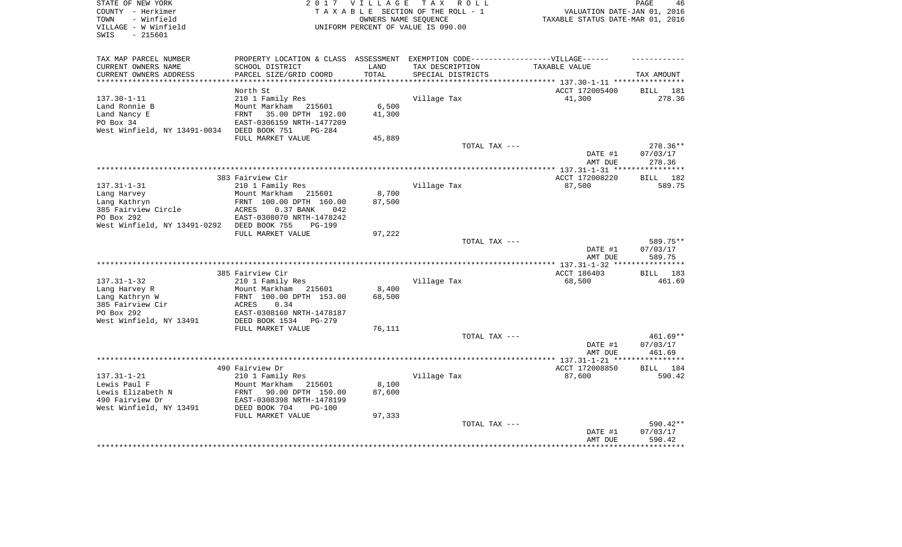STATE OF NEW YORK
COUNTY - Herkimer
TOWN - Winfield
VILLAGE - W Winfield
SWIS - 215601

2017 VILLAGE TAX ROLL
TAXABLE SECTION OF THE ROLL - 1
OWNERS NAME SEQUENCE
UNIFORM PERCENT OF VALUE IS 090.00

VALUATION DATE-JAN 01, 2016
TAXABLE STATUS DATE-MAR 01, 2016

| TAX MAP PARCEL NUMBER / CURRENT OWNERS NAME / CURRENT OWNERS ADDRESS | PROPERTY LOCATION & CLASS / SCHOOL DISTRICT / PARCEL SIZE/GRID COORD | ASSESSMENT LAND / TOTAL | EXEMPTION CODE / TAX DESCRIPTION / SPECIAL DISTRICTS | TAXABLE VALUE | TAX AMOUNT |
|---|---|---|---|---|---|
| | North St | | | ACCT 172005400 | BILL 181 |
| 137.30-1-11 | 210 1 Family Res | | Village Tax | 41,300 | 278.36 |
| Land Ronnie B | Mount Markham 215601 | 6,500 | | | |
| Land Nancy E | FRNT 35.00 DPTH 192.00 | 41,300 | | | |
| PO Box 34 | EAST-0306159 NRTH-1477209 | | | | |
| West Winfield, NY 13491-0034 | DEED BOOK 751 PG-284 | | | | |
| | FULL MARKET VALUE | 45,889 | | | |
| | | | TOTAL TAX --- | | 278.36** |
| | | | | DATE #1 | 07/03/17 |
| | | | | AMT DUE | 278.36 |
| | 383 Fairview Cir | | | ACCT 172008220 | BILL 182 |
| 137.31-1-31 | 210 1 Family Res | | Village Tax | 87,500 | 589.75 |
| Lang Harvey | Mount Markham 215601 | 8,700 | | | |
| Lang Kathryn | FRNT 100.00 DPTH 160.00 | 87,500 | | | |
| 385 Fairview Circle | ACRES 0.37 BANK 042 | | | | |
| PO Box 292 | EAST-0308070 NRTH-1478242 | | | | |
| West Winfield, NY 13491-0292 | DEED BOOK 755 PG-199 | | | | |
| | FULL MARKET VALUE | 97,222 | | | |
| | | | TOTAL TAX --- | | 589.75** |
| | | | | DATE #1 | 07/03/17 |
| | | | | AMT DUE | 589.75 |
| | 385 Fairview Cir | | | ACCT 186403 | BILL 183 |
| 137.31-1-32 | 210 1 Family Res | | Village Tax | 68,500 | 461.69 |
| Lang Harvey R | Mount Markham 215601 | 8,400 | | | |
| Lang Kathryn W | FRNT 100.00 DPTH 153.00 | 68,500 | | | |
| 385 Fairview Cir | ACRES 0.34 | | | | |
| PO Box 292 | EAST-0308160 NRTH-1478187 | | | | |
| West Winfield, NY 13491 | DEED BOOK 1534 PG-279 | | | | |
| | FULL MARKET VALUE | 76,111 | | | |
| | | | TOTAL TAX --- | | 461.69** |
| | | | | DATE #1 | 07/03/17 |
| | | | | AMT DUE | 461.69 |
| | 490 Fairview Dr | | | ACCT 172008850 | BILL 184 |
| 137.31-1-21 | 210 1 Family Res | | Village Tax | 87,600 | 590.42 |
| Lewis Paul F | Mount Markham 215601 | 8,100 | | | |
| Lewis Elizabeth N | FRNT 90.00 DPTH 150.00 | 87,600 | | | |
| 490 Fairview Dr | EAST-0308398 NRTH-1478199 | | | | |
| West Winfield, NY 13491 | DEED BOOK 704 PG-100 | | | | |
| | FULL MARKET VALUE | 97,333 | | | |
| | | | TOTAL TAX --- | | 590.42** |
| | | | | DATE #1 | 07/03/17 |
| | | | | AMT DUE | 590.42 |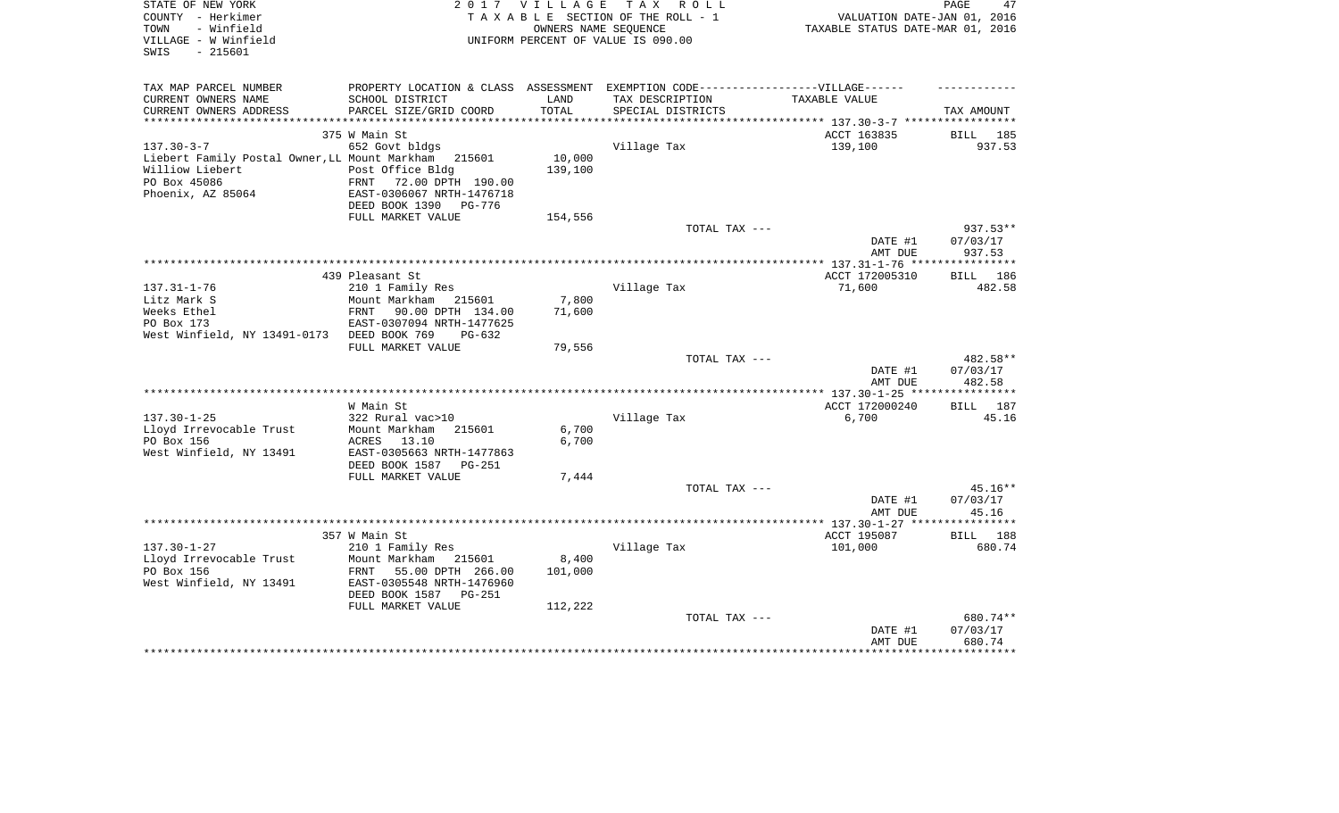STATE OF NEW YORK
COUNTY - Herkimer
TOWN - Winfield
VILLAGE - W Winfield
SWIS - 215601

2 0 1 7 V I L L A G E T A X R O L L
T A X A B L E SECTION OF THE ROLL - 1
OWNERS NAME SEQUENCE
UNIFORM PERCENT OF VALUE IS 090.00

VALUATION DATE-JAN 01, 2016
TAXABLE STATUS DATE-MAR 01, 2016

| TAX MAP PARCEL NUMBER / CURRENT OWNERS NAME / CURRENT OWNERS ADDRESS | PROPERTY LOCATION & CLASS / SCHOOL DISTRICT / PARCEL SIZE/GRID COORD | ASSESSMENT LAND / TOTAL | EXEMPTION CODE / TAX DESCRIPTION / SPECIAL DISTRICTS | TAXABLE VALUE | TAX AMOUNT |
|---|---|---|---|---|---|
| 137.30-3-7 | 375 W Main St | | | ACCT 163835 | BILL 185 |
| Liebert Family Postal Owner,LL | 652 Govt bldgs | | Village Tax | 139,100 | 937.53 |
| Willow Liebert | Mount Markham 215601 | 10,000 | | | |
| PO Box 45086 | Post Office Bldg | 139,100 | | | |
| Phoenix, AZ 85064 | FRNT 72.00 DPTH 190.00 | | | | |
| | EAST-0306067 NRTH-1476718 | | | | |
| | DEED BOOK 1390 PG-776 | | | | |
| | FULL MARKET VALUE | 154,556 | | | |
| | | | TOTAL TAX --- | | 937.53** |
| | | | | DATE #1 | 07/03/17 |
| | | | | AMT DUE | 937.53 |
| 137.31-1-76 | 439 Pleasant St | | | ACCT 172005310 | BILL 186 |
| Litz Mark S | 210 1 Family Res | | Village Tax | 71,600 | 482.58 |
| Weeks Ethel | Mount Markham 215601 | 7,800 | | | |
| PO Box 173 | FRNT 90.00 DPTH 134.00 | 71,600 | | | |
| West Winfield, NY 13491-0173 | EAST-0307094 NRTH-1477625 | | | | |
| | DEED BOOK 769 PG-632 | | | | |
| | FULL MARKET VALUE | 79,556 | | | |
| | | | TOTAL TAX --- | | 482.58** |
| | | | | DATE #1 | 07/03/17 |
| | | | | AMT DUE | 482.58 |
| 137.30-1-25 | W Main St | | | ACCT 172000240 | BILL 187 |
| Lloyd Irrevocable Trust | 322 Rural vac>10 | | Village Tax | 6,700 | 45.16 |
| PO Box 156 | Mount Markham 215601 | 6,700 | | | |
| West Winfield, NY 13491 | ACRES 13.10 | 6,700 | | | |
| | EAST-0305663 NRTH-1477863 | | | | |
| | DEED BOOK 1587 PG-251 | | | | |
| | FULL MARKET VALUE | 7,444 | | | |
| | | | TOTAL TAX --- | | 45.16** |
| | | | | DATE #1 | 07/03/17 |
| | | | | AMT DUE | 45.16 |
| 137.30-1-27 | 357 W Main St | | | ACCT 195087 | BILL 188 |
| Lloyd Irrevocable Trust | 210 1 Family Res | | Village Tax | 101,000 | 680.74 |
| PO Box 156 | Mount Markham 215601 | 8,400 | | | |
| West Winfield, NY 13491 | FRNT 55.00 DPTH 266.00 | 101,000 | | | |
| | EAST-0305548 NRTH-1476960 | | | | |
| | DEED BOOK 1587 PG-251 | | | | |
| | FULL MARKET VALUE | 112,222 | | | |
| | | | TOTAL TAX --- | | 680.74** |
| | | | | DATE #1 | 07/03/17 |
| | | | | AMT DUE | 680.74 |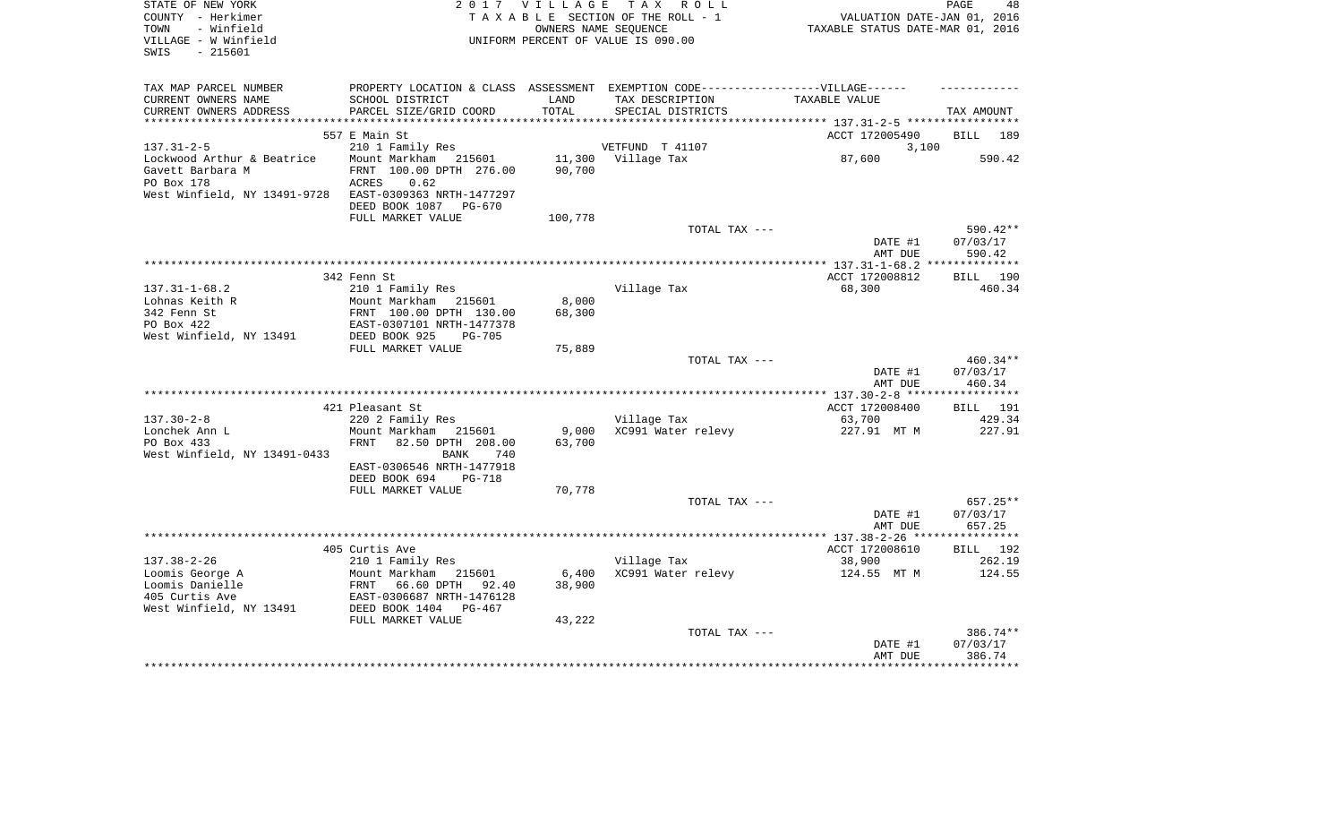STATE OF NEW YORK
COUNTY - Herkimer
TOWN - Winfield
VILLAGE - W Winfield
SWIS - 215601

2 0 1 7 V I L L A G E T A X R O L L
T A X A B L E SECTION OF THE ROLL - 1
OWNERS NAME SEQUENCE
UNIFORM PERCENT OF VALUE IS 090.00

VALUATION DATE-JAN 01, 2016
TAXABLE STATUS DATE-MAR 01, 2016

| TAX MAP PARCEL NUMBER / CURRENT OWNERS NAME / CURRENT OWNERS ADDRESS | PROPERTY LOCATION & CLASS / SCHOOL DISTRICT / PARCEL SIZE/GRID COORD | ASSESSMENT LAND / TOTAL | EXEMPTION CODE / TAX DESCRIPTION / SPECIAL DISTRICTS | TAXABLE VALUE | TAX AMOUNT |
|---|---|---|---|---|---|
| **137.31-2-5** | 557 E Main St | | | ACCT 172005490 | BILL 189 |
| | 210 1 Family Res | | VETFUND T 41107 | 3,100 | |
| Lockwood Arthur & Beatrice | Mount Markham 215601 | 11,300 | Village Tax | 87,600 | 590.42 |
| Gavett Barbara M | FRNT 100.00 DPTH 276.00 | 90,700 | | | |
| PO Box 178 | ACRES 0.62 | | | | |
| West Winfield, NY 13491-9728 | EAST-0309363 NRTH-1477297 | | | | |
| | DEED BOOK 1087 PG-670 | | | | |
| | FULL MARKET VALUE | 100,778 | | | |
| | | | TOTAL TAX --- | | 590.42** |
| | | | | DATE #1 | 07/03/17 |
| | | | | AMT DUE | 590.42 |
| **137.31-1-68.2** | 342 Fenn St | | | ACCT 172008812 | BILL 190 |
| | 210 1 Family Res | | Village Tax | 68,300 | 460.34 |
| Lohnas Keith R | Mount Markham 215601 | 8,000 | | | |
| 342 Fenn St | FRNT 100.00 DPTH 130.00 | 68,300 | | | |
| PO Box 422 | EAST-0307101 NRTH-1477378 | | | | |
| West Winfield, NY 13491 | DEED BOOK 925 PG-705 | | | | |
| | FULL MARKET VALUE | 75,889 | | | |
| | | | TOTAL TAX --- | | 460.34** |
| | | | | DATE #1 | 07/03/17 |
| | | | | AMT DUE | 460.34 |
| **137.30-2-8** | 421 Pleasant St | | | ACCT 172008400 | BILL 191 |
| | 220 2 Family Res | | Village Tax | 63,700 | 429.34 |
| Lonchek Ann L | Mount Markham 215601 | 9,000 | XC991 Water relevy | 227.91 MT M | 227.91 |
| PO Box 433 | FRNT 82.50 DPTH 208.00 | 63,700 | | | |
| West Winfield, NY 13491-0433 | BANK 740 | | | | |
| | EAST-0306546 NRTH-1477918 | | | | |
| | DEED BOOK 694 PG-718 | | | | |
| | FULL MARKET VALUE | 70,778 | | | |
| | | | TOTAL TAX --- | | 657.25** |
| | | | | DATE #1 | 07/03/17 |
| | | | | AMT DUE | 657.25 |
| **137.38-2-26** | 405 Curtis Ave | | | ACCT 172008610 | BILL 192 |
| | 210 1 Family Res | | Village Tax | 38,900 | 262.19 |
| Loomis George A | Mount Markham 215601 | 6,400 | XC991 Water relevy | 124.55 MT M | 124.55 |
| Loomis Danielle | FRNT 66.60 DPTH 92.40 | 38,900 | | | |
| 405 Curtis Ave | EAST-0306687 NRTH-1476128 | | | | |
| West Winfield, NY 13491 | DEED BOOK 1404 PG-467 | | | | |
| | FULL MARKET VALUE | 43,222 | | | |
| | | | TOTAL TAX --- | | 386.74** |
| | | | | DATE #1 | 07/03/17 |
| | | | | AMT DUE | 386.74 |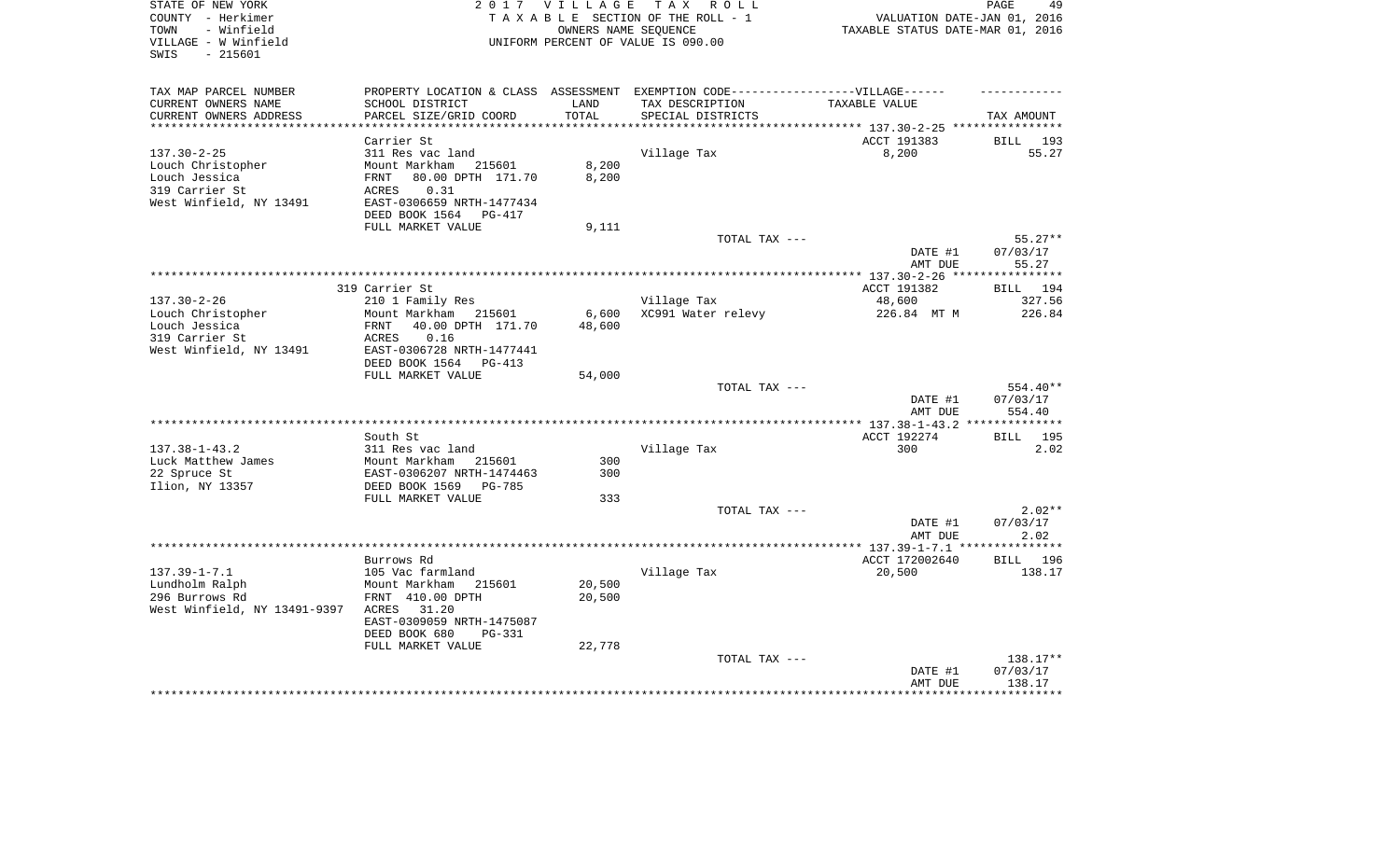STATE OF NEW YORK
COUNTY - Herkimer
TOWN - Winfield
VILLAGE - W Winfield
SWIS - 215601

2 0 1 7 V I L L A G E T A X R O L L
T A X A B L E SECTION OF THE ROLL - 1
OWNERS NAME SEQUENCE
UNIFORM PERCENT OF VALUE IS 090.00

VALUATION DATE-JAN 01, 2016
TAXABLE STATUS DATE-MAR 01, 2016

| TAX MAP PARCEL NUMBER / CURRENT OWNERS NAME / CURRENT OWNERS ADDRESS | PROPERTY LOCATION & CLASS / SCHOOL DISTRICT / PARCEL SIZE/GRID COORD | ASSESSMENT LAND / TOTAL | EXEMPTION CODE / TAX DESCRIPTION / SPECIAL DISTRICTS | TAXABLE VALUE | TAX AMOUNT |
|---|---|---|---|---|---|
| 137.30-2-25 | Carrier St | | | ACCT 191383 | BILL 193 |
| Louch Christopher | 311 Res vac land | | Village Tax | 8,200 | 55.27 |
| Louch Jessica | Mount Markham 215601 | 8,200 | | | |
| 319 Carrier St | FRNT 80.00 DPTH 171.70 | 8,200 | | | |
| West Winfield, NY 13491 | ACRES 0.31 | | | | |
| | EAST-0306659 NRTH-1477434 | | | | |
| | DEED BOOK 1564 PG-417 | | | | |
| | FULL MARKET VALUE | 9,111 | | | |
| | | | TOTAL TAX --- | | 55.27** |
| | | | | DATE #1 | 07/03/17 |
| | | | | AMT DUE | 55.27 |
| 137.30-2-26 | 319 Carrier St | | | ACCT 191382 | BILL 194 |
| Louch Christopher | 210 1 Family Res | | Village Tax | 48,600 | 327.56 |
| Louch Jessica | Mount Markham 215601 | 6,600 | XC991 Water relevy | 226.84 MT M | 226.84 |
| 319 Carrier St | FRNT 40.00 DPTH 171.70 | 48,600 | | | |
| West Winfield, NY 13491 | ACRES 0.16 | | | | |
| | EAST-0306728 NRTH-1477441 | | | | |
| | DEED BOOK 1564 PG-413 | | | | |
| | FULL MARKET VALUE | 54,000 | | | |
| | | | TOTAL TAX --- | | 554.40** |
| | | | | DATE #1 | 07/03/17 |
| | | | | AMT DUE | 554.40 |
| 137.38-1-43.2 | South St | | | ACCT 192274 | BILL 195 |
| Luck Matthew James | 311 Res vac land | | Village Tax | 300 | 2.02 |
| 22 Spruce St | Mount Markham 215601 | 300 | | | |
| Ilion, NY 13357 | EAST-0306207 NRTH-1474463 | 300 | | | |
| | DEED BOOK 1569 PG-785 | | | | |
| | FULL MARKET VALUE | 333 | | | |
| | | | TOTAL TAX --- | | 2.02** |
| | | | | DATE #1 | 07/03/17 |
| | | | | AMT DUE | 2.02 |
| 137.39-1-7.1 | Burrows Rd | | | ACCT 172002640 | BILL 196 |
| Lundholm Ralph | 105 Vac farmland | | Village Tax | 20,500 | 138.17 |
| 296 Burrows Rd | Mount Markham 215601 | 20,500 | | | |
| West Winfield, NY 13491-9397 | FRNT 410.00 DPTH | 20,500 | | | |
| | ACRES 31.20 | | | | |
| | EAST-0309059 NRTH-1475087 | | | | |
| | DEED BOOK 680 PG-331 | | | | |
| | FULL MARKET VALUE | 22,778 | | | |
| | | | TOTAL TAX --- | | 138.17** |
| | | | | DATE #1 | 07/03/17 |
| | | | | AMT DUE | 138.17 |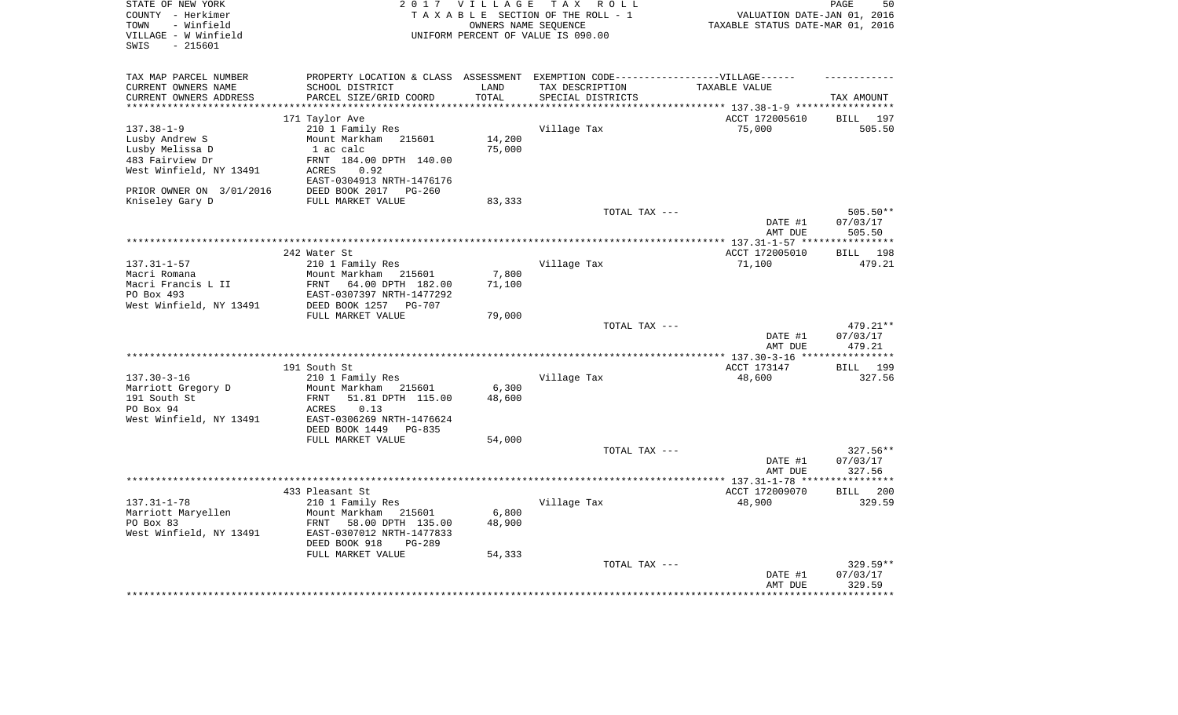STATE OF NEW YORK
COUNTY - Herkimer
TOWN - Winfield
VILLAGE - W Winfield
SWIS - 215601

2 0 1 7 V I L L A G E T A X R O L L
T A X A B L E SECTION OF THE ROLL - 1
OWNERS NAME SEQUENCE
UNIFORM PERCENT OF VALUE IS 090.00

VALUATION DATE-JAN 01, 2016
TAXABLE STATUS DATE-MAR 01, 2016

| TAX MAP PARCEL NUMBER<br>CURRENT OWNERS NAME<br>CURRENT OWNERS ADDRESS | PROPERTY LOCATION & CLASS<br>SCHOOL DISTRICT<br>PARCEL SIZE/GRID COORD | ASSESSMENT<br>LAND<br>TOTAL | EXEMPTION CODE------------------VILLAGE------<br>TAX DESCRIPTION<br>SPECIAL DISTRICTS | TAXABLE VALUE | TAX AMOUNT |
|---|---|---|---|---|---|
| | 171 Taylor Ave | | | ACCT 172005610 | BILL 197 |
| 137.38-1-9 | 210 1 Family Res | | Village Tax | 75,000 | 505.50 |
| Lusby Andrew S | Mount Markham 215601 | 14,200 | | | |
| Lusby Melissa D | 1 ac calc | 75,000 | | | |
| 483 Fairview Dr | FRNT 184.00 DPTH 140.00 | | | | |
| West Winfield, NY 13491 | ACRES 0.92 | | | | |
| | EAST-0304913 NRTH-1476176 | | | | |
| PRIOR OWNER ON 3/01/2016 | DEED BOOK 2017 PG-260 | | | | |
| Kniseley Gary D | FULL MARKET VALUE | 83,333 | | | |
| | | | TOTAL TAX --- | | 505.50** |
| | | | | DATE #1 | 07/03/17 |
| | | | | AMT DUE | 505.50 |
| | 242 Water St | | | ACCT 172005010 | BILL 198 |
| 137.31-1-57 | 210 1 Family Res | | Village Tax | 71,100 | 479.21 |
| Macri Romana | Mount Markham 215601 | 7,800 | | | |
| Macri Francis L II | FRNT 64.00 DPTH 182.00 | 71,100 | | | |
| PO Box 493 | EAST-0307397 NRTH-1477292 | | | | |
| West Winfield, NY 13491 | DEED BOOK 1257 PG-707 | | | | |
| | FULL MARKET VALUE | 79,000 | | | |
| | | | TOTAL TAX --- | | 479.21** |
| | | | | DATE #1 | 07/03/17 |
| | | | | AMT DUE | 479.21 |
| | 191 South St | | | ACCT 173147 | BILL 199 |
| 137.30-3-16 | 210 1 Family Res | | Village Tax | 48,600 | 327.56 |
| Marriott Gregory D | Mount Markham 215601 | 6,300 | | | |
| 191 South St | FRNT 51.81 DPTH 115.00 | 48,600 | | | |
| PO Box 94 | ACRES 0.13 | | | | |
| West Winfield, NY 13491 | EAST-0306269 NRTH-1476624 | | | | |
| | DEED BOOK 1449 PG-835 | | | | |
| | FULL MARKET VALUE | 54,000 | | | |
| | | | TOTAL TAX --- | | 327.56** |
| | | | | DATE #1 | 07/03/17 |
| | | | | AMT DUE | 327.56 |
| | 433 Pleasant St | | | ACCT 172009070 | BILL 200 |
| 137.31-1-78 | 210 1 Family Res | | Village Tax | 48,900 | 329.59 |
| Marriott Maryellen | Mount Markham 215601 | 6,800 | | | |
| PO Box 83 | FRNT 58.00 DPTH 135.00 | 48,900 | | | |
| West Winfield, NY 13491 | EAST-0307012 NRTH-1477833 | | | | |
| | DEED BOOK 918 PG-289 | | | | |
| | FULL MARKET VALUE | 54,333 | | | |
| | | | TOTAL TAX --- | | 329.59** |
| | | | | DATE #1 | 07/03/17 |
| | | | | AMT DUE | 329.59 |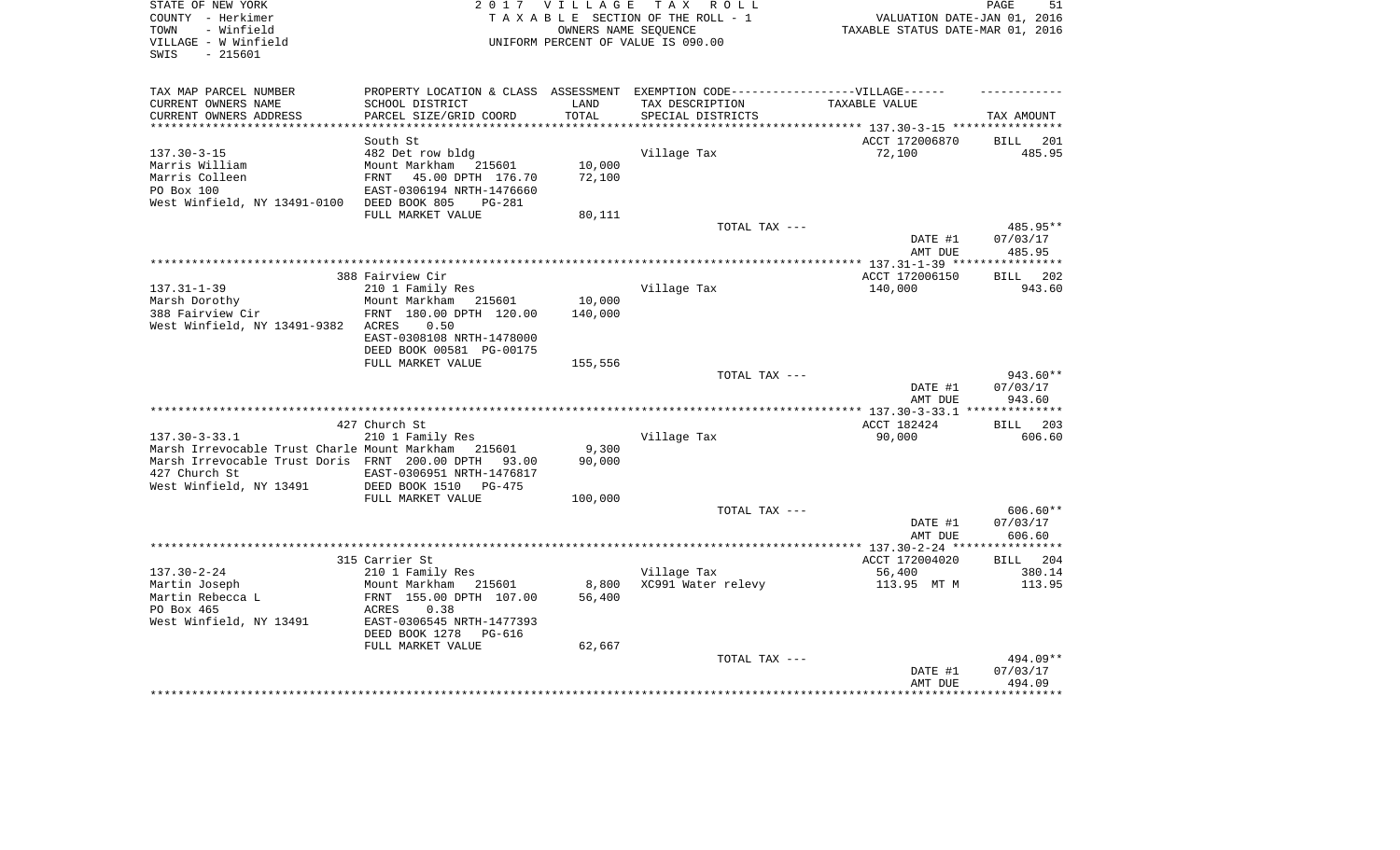STATE OF NEW YORK | COUNTY - Herkimer | TOWN - Winfield | VILLAGE - W Winfield | SWIS - 215601

**2017 VILLAGE TAX ROLL**
TAXABLE SECTION OF THE ROLL - 1
OWNERS NAME SEQUENCE
UNIFORM PERCENT OF VALUE IS 090.00

VALUATION DATE-JAN 01, 2016
TAXABLE STATUS DATE-MAR 01, 2016

| TAX MAP PARCEL NUMBER / CURRENT OWNERS NAME / CURRENT OWNERS ADDRESS | PROPERTY LOCATION & CLASS / SCHOOL DISTRICT / PARCEL SIZE/GRID COORD | ASSESSMENT LAND / TOTAL | EXEMPTION CODE / TAX DESCRIPTION / SPECIAL DISTRICTS | TAXABLE VALUE | TAX AMOUNT |
|---|---|---|---|---|---|
| | South St | | | ACCT 172006870 | BILL 201 |
| 137.30-3-15 | 482 Det row bldg | | Village Tax | 72,100 | 485.95 |
| Marris William | Mount Markham 215601 | 10,000 | | | |
| Marris Colleen | FRNT 45.00 DPTH 176.70 | 72,100 | | | |
| PO Box 100 | EAST-0306194 NRTH-1476660 | | | | |
| West Winfield, NY 13491-0100 | DEED BOOK 805 PG-281 | | | | |
| | FULL MARKET VALUE | 80,111 | | | |
| | | | TOTAL TAX --- | | 485.95** |
| | | | | DATE #1 | 07/03/17 |
| | | | | AMT DUE | 485.95 |
| | 388 Fairview Cir | | | ACCT 172006150 | BILL 202 |
| 137.31-1-39 | 210 1 Family Res | | Village Tax | 140,000 | 943.60 |
| Marsh Dorothy | Mount Markham 215601 | 10,000 | | | |
| 388 Fairview Cir | FRNT 180.00 DPTH 120.00 | 140,000 | | | |
| West Winfield, NY 13491-9382 | ACRES 0.50 | | | | |
| | EAST-0308108 NRTH-1478000 | | | | |
| | DEED BOOK 00581 PG-00175 | | | | |
| | FULL MARKET VALUE | 155,556 | | | |
| | | | TOTAL TAX --- | | 943.60** |
| | | | | DATE #1 | 07/03/17 |
| | | | | AMT DUE | 943.60 |
| | 427 Church St | | | ACCT 182424 | BILL 203 |
| 137.30-3-33.1 | 210 1 Family Res | | Village Tax | 90,000 | 606.60 |
| Marsh Irrevocable Trust Charle | Mount Markham 215601 | 9,300 | | | |
| Marsh Irrevocable Trust Doris | FRNT 200.00 DPTH 93.00 | 90,000 | | | |
| 427 Church St | EAST-0306951 NRTH-1476817 | | | | |
| West Winfield, NY 13491 | DEED BOOK 1510 PG-475 | | | | |
| | FULL MARKET VALUE | 100,000 | | | |
| | | | TOTAL TAX --- | | 606.60** |
| | | | | DATE #1 | 07/03/17 |
| | | | | AMT DUE | 606.60 |
| | 315 Carrier St | | | ACCT 172004020 | BILL 204 |
| 137.30-2-24 | 210 1 Family Res | | Village Tax | 56,400 | 380.14 |
| Martin Joseph | Mount Markham 215601 | 8,800 | XC991 Water relevy | 113.95 MT M | 113.95 |
| Martin Rebecca L | FRNT 155.00 DPTH 107.00 | 56,400 | | | |
| PO Box 465 | ACRES 0.38 | | | | |
| West Winfield, NY 13491 | EAST-0306545 NRTH-1477393 | | | | |
| | DEED BOOK 1278 PG-616 | | | | |
| | FULL MARKET VALUE | 62,667 | | | |
| | | | TOTAL TAX --- | | 494.09** |
| | | | | DATE #1 | 07/03/17 |
| | | | | AMT DUE | 494.09 |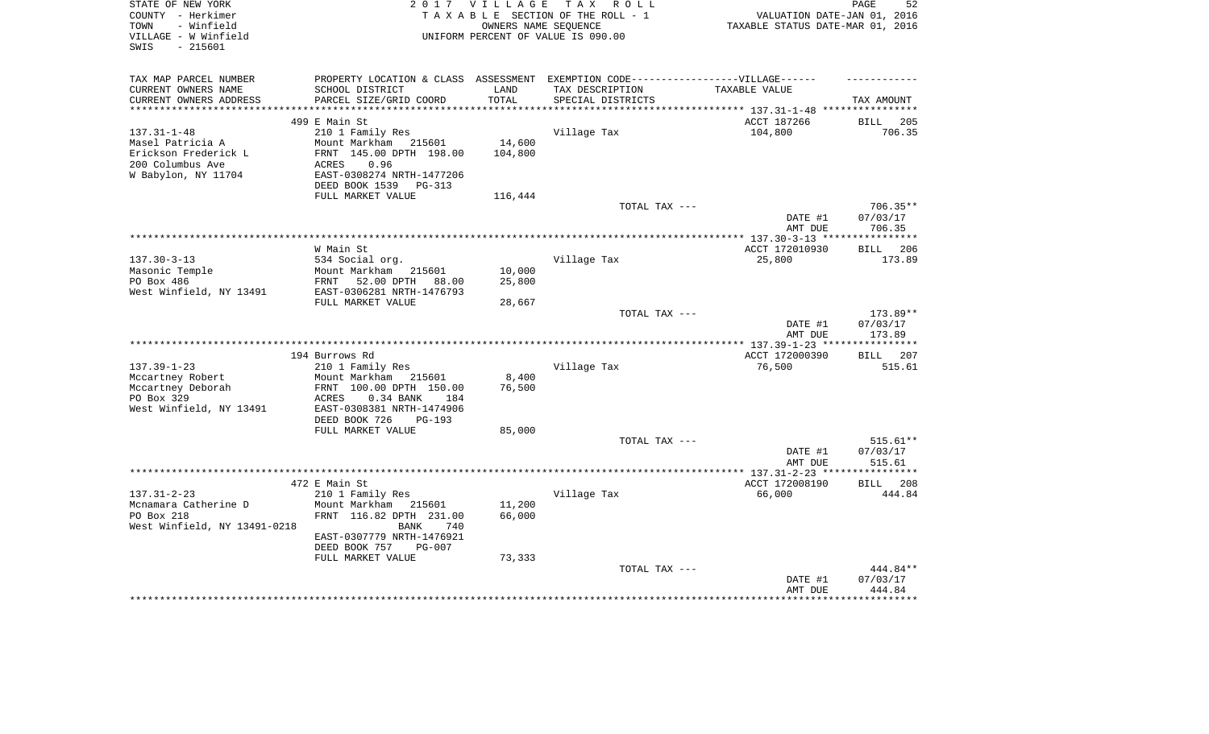STATE OF NEW YORK
COUNTY - Herkimer
TOWN - Winfield
VILLAGE - W Winfield
SWIS - 215601

2017 VILLAGE TAX ROLL
TAXABLE SECTION OF THE ROLL - 1
OWNERS NAME SEQUENCE
UNIFORM PERCENT OF VALUE IS 090.00

VALUATION DATE-JAN 01, 2016
TAXABLE STATUS DATE-MAR 01, 2016

| TAX MAP PARCEL NUMBER / CURRENT OWNERS NAME / CURRENT OWNERS ADDRESS | PROPERTY LOCATION & CLASS / SCHOOL DISTRICT / PARCEL SIZE/GRID COORD | ASSESSMENT LAND / TOTAL | EXEMPTION CODE / TAX DESCRIPTION / SPECIAL DISTRICTS | TAXABLE VALUE | TAX AMOUNT |
|---|---|---|---|---|---|
| | 499 E Main St | | | ACCT 187266 | BILL 205 |
| 137.31-1-48 | 210 1 Family Res | | Village Tax | 104,800 | 706.35 |
| Masel Patricia A | Mount Markham 215601 | 14,600 | | | |
| Erickson Frederick L | FRNT 145.00 DPTH 198.00 | 104,800 | | | |
| 200 Columbus Ave | ACRES 0.96 | | | | |
| W Babylon, NY 11704 | EAST-0308274 NRTH-1477206 | | | | |
| | DEED BOOK 1539 PG-313 | | | | |
| | FULL MARKET VALUE | 116,444 | | | |
| | | | TOTAL TAX --- | | 706.35** |
| | | | | DATE #1 | 07/03/17 |
| | | | | AMT DUE | 706.35 |
| | W Main St | | | ACCT 172010930 | BILL 206 |
| 137.30-3-13 | 534 Social org. | | Village Tax | 25,800 | 173.89 |
| Masonic Temple | Mount Markham 215601 | 10,000 | | | |
| PO Box 486 | FRNT 52.00 DPTH 88.00 | 25,800 | | | |
| West Winfield, NY 13491 | EAST-0306281 NRTH-1476793 | | | | |
| | FULL MARKET VALUE | 28,667 | | | |
| | | | TOTAL TAX --- | | 173.89** |
| | | | | DATE #1 | 07/03/17 |
| | | | | AMT DUE | 173.89 |
| | 194 Burrows Rd | | | ACCT 172000390 | BILL 207 |
| 137.39-1-23 | 210 1 Family Res | | Village Tax | 76,500 | 515.61 |
| Mccartney Robert | Mount Markham 215601 | 8,400 | | | |
| Mccartney Deborah | FRNT 100.00 DPTH 150.00 | 76,500 | | | |
| PO Box 329 | ACRES 0.34 BANK 184 | | | | |
| West Winfield, NY 13491 | EAST-0308381 NRTH-1474906 | | | | |
| | DEED BOOK 726 PG-193 | | | | |
| | FULL MARKET VALUE | 85,000 | | | |
| | | | TOTAL TAX --- | | 515.61** |
| | | | | DATE #1 | 07/03/17 |
| | | | | AMT DUE | 515.61 |
| | 472 E Main St | | | ACCT 172008190 | BILL 208 |
| 137.31-2-23 | 210 1 Family Res | | Village Tax | 66,000 | 444.84 |
| Mcnamara Catherine D | Mount Markham 215601 | 11,200 | | | |
| PO Box 218 | FRNT 116.82 DPTH 231.00 | 66,000 | | | |
| West Winfield, NY 13491-0218 | BANK 740 | | | | |
| | EAST-0307779 NRTH-1476921 | | | | |
| | DEED BOOK 757 PG-007 | | | | |
| | FULL MARKET VALUE | 73,333 | | | |
| | | | TOTAL TAX --- | | 444.84** |
| | | | | DATE #1 | 07/03/17 |
| | | | | AMT DUE | 444.84 |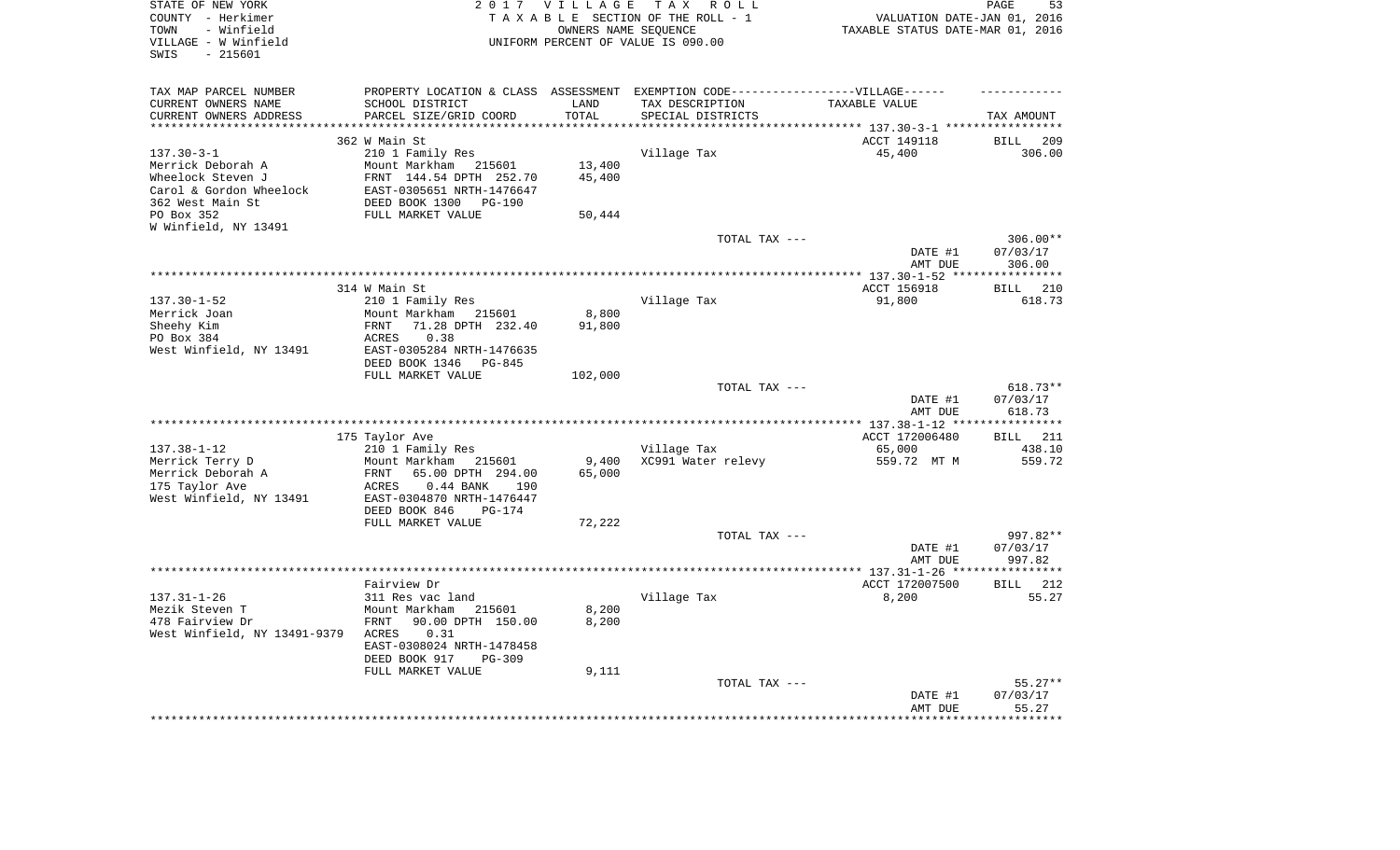STATE OF NEW YORK
COUNTY - Herkimer
TOWN - Winfield
VILLAGE - W Winfield
SWIS - 215601

2 0 1 7 V I L L A G E T A X R O L L
T A X A B L E SECTION OF THE ROLL - 1
OWNERS NAME SEQUENCE
UNIFORM PERCENT OF VALUE IS 090.00

VALUATION DATE-JAN 01, 2016
TAXABLE STATUS DATE-MAR 01, 2016

| TAX MAP PARCEL NUMBER / CURRENT OWNERS NAME / CURRENT OWNERS ADDRESS | PROPERTY LOCATION & CLASS / SCHOOL DISTRICT / PARCEL SIZE/GRID COORD | ASSESSMENT LAND / TOTAL | EXEMPTION CODE-VILLAGE / TAX DESCRIPTION / SPECIAL DISTRICTS | TAXABLE VALUE | TAX AMOUNT |
|---|---|---|---|---|---|
| | 362 W Main St | | | ACCT 149118 | BILL 209 |
| 137.30-3-1 | 210 1 Family Res | | Village Tax | 45,400 | 306.00 |
| Merrick Deborah A | Mount Markham 215601 | 13,400 | | | |
| Wheelock Steven J | FRNT 144.54 DPTH 252.70 | 45,400 | | | |
| Carol & Gordon Wheelock | EAST-0305651 NRTH-1476647 | | | | |
| 362 West Main St | DEED BOOK 1300 PG-190 | | | | |
| PO Box 352 | FULL MARKET VALUE | 50,444 | | | |
| W Winfield, NY 13491 | | | | | |
| | | | TOTAL TAX --- | | 306.00** |
| | | | | DATE #1 | 07/03/17 |
| | | | | AMT DUE | 306.00 |
| | 314 W Main St | | | ACCT 156918 | BILL 210 |
| 137.30-1-52 | 210 1 Family Res | | Village Tax | 91,800 | 618.73 |
| Merrick Joan | Mount Markham 215601 | 8,800 | | | |
| Sheehy Kim | FRNT 71.28 DPTH 232.40 | 91,800 | | | |
| PO Box 384 | ACRES 0.38 | | | | |
| West Winfield, NY 13491 | EAST-0305284 NRTH-1476635 | | | | |
| | DEED BOOK 1346 PG-845 | | | | |
| | FULL MARKET VALUE | 102,000 | | | |
| | | | TOTAL TAX --- | | 618.73** |
| | | | | DATE #1 | 07/03/17 |
| | | | | AMT DUE | 618.73 |
| | 175 Taylor Ave | | | ACCT 172006480 | BILL 211 |
| 137.38-1-12 | 210 1 Family Res | | Village Tax | 65,000 | 438.10 |
| Merrick Terry D | Mount Markham 215601 | 9,400 | XC991 Water relevy | 559.72 MT M | 559.72 |
| Merrick Deborah A | FRNT 65.00 DPTH 294.00 | 65,000 | | | |
| 175 Taylor Ave | ACRES 0.44 BANK 190 | | | | |
| West Winfield, NY 13491 | EAST-0304870 NRTH-1476447 | | | | |
| | DEED BOOK 846 PG-174 | | | | |
| | FULL MARKET VALUE | 72,222 | | | |
| | | | TOTAL TAX --- | | 997.82** |
| | | | | DATE #1 | 07/03/17 |
| | | | | AMT DUE | 997.82 |
| | Fairview Dr | | | ACCT 172007500 | BILL 212 |
| 137.31-1-26 | 311 Res vac land | | Village Tax | 8,200 | 55.27 |
| Mezik Steven T | Mount Markham 215601 | 8,200 | | | |
| 478 Fairview Dr | FRNT 90.00 DPTH 150.00 | 8,200 | | | |
| West Winfield, NY 13491-9379 | ACRES 0.31 | | | | |
| | EAST-0308024 NRTH-1478458 | | | | |
| | DEED BOOK 917 PG-309 | | | | |
| | FULL MARKET VALUE | 9,111 | | | |
| | | | TOTAL TAX --- | | 55.27** |
| | | | | DATE #1 | 07/03/17 |
| | | | | AMT DUE | 55.27 |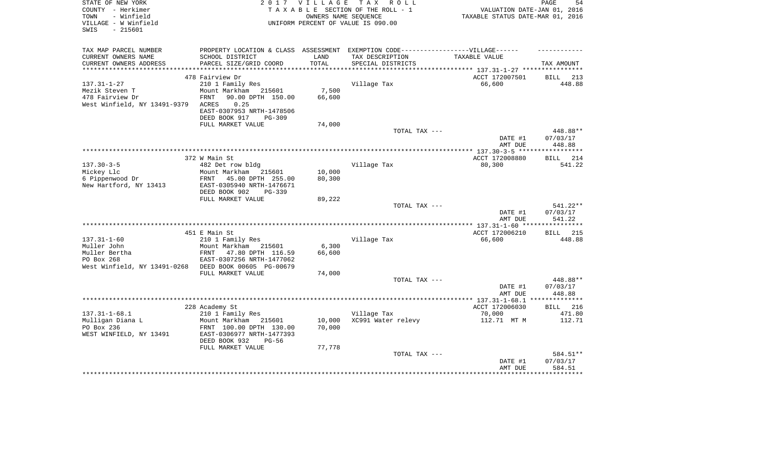STATE OF NEW YORK
COUNTY - Herkimer
TOWN - Winfield
VILLAGE - W Winfield
SWIS - 215601

2017 VILLAGE TAX ROLL
TAXABLE SECTION OF THE ROLL - 1
OWNERS NAME SEQUENCE
UNIFORM PERCENT OF VALUE IS 090.00

VALUATION DATE-JAN 01, 2016
TAXABLE STATUS DATE-MAR 01, 2016

| TAX MAP PARCEL NUMBER / CURRENT OWNERS NAME / CURRENT OWNERS ADDRESS | PROPERTY LOCATION & CLASS / SCHOOL DISTRICT / PARCEL SIZE/GRID COORD | ASSESSMENT LAND / TOTAL | EXEMPTION CODE-----VILLAGE------ TAX DESCRIPTION / SPECIAL DISTRICTS | TAXABLE VALUE | TAX AMOUNT |
|---|---|---|---|---|---|
| | 478 Fairview Dr | | | ACCT 172007501 | BILL 213 |
| 137.31-1-27 | 210 1 Family Res | | Village Tax | 66,600 | 448.88 |
| Mezik Steven T | Mount Markham 215601 | 7,500 | | | |
| 478 Fairview Dr | FRNT 90.00 DPTH 150.00 | 66,600 | | | |
| West Winfield, NY 13491-9379 | ACRES 0.25 | | | | |
| | EAST-0307953 NRTH-1478506 | | | | |
| | DEED BOOK 917 PG-309 | | | | |
| | FULL MARKET VALUE | 74,000 | | | |
| | | | TOTAL TAX --- | | 448.88** |
| | | | | DATE #1 | 07/03/17 |
| | | | | AMT DUE | 448.88 |
| | 372 W Main St | | | ACCT 172008880 | BILL 214 |
| 137.30-3-5 | 482 Det row bldg | | Village Tax | 80,300 | 541.22 |
| Mickey Llc | Mount Markham 215601 | 10,000 | | | |
| 6 Pippenwood Dr | FRNT 45.00 DPTH 255.00 | 80,300 | | | |
| New Hartford, NY 13413 | EAST-0305940 NRTH-1476671 | | | | |
| | DEED BOOK 902 PG-339 | | | | |
| | FULL MARKET VALUE | 89,222 | | | |
| | | | TOTAL TAX --- | | 541.22** |
| | | | | DATE #1 | 07/03/17 |
| | | | | AMT DUE | 541.22 |
| | 451 E Main St | | | ACCT 172006210 | BILL 215 |
| 137.31-1-60 | 210 1 Family Res | | Village Tax | 66,600 | 448.88 |
| Muller John | Mount Markham 215601 | 6,300 | | | |
| Muller Bertha | FRNT 47.80 DPTH 116.59 | 66,600 | | | |
| PO Box 268 | EAST-0307256 NRTH-1477062 | | | | |
| West Winfield, NY 13491-0268 | DEED BOOK 00605 PG-00679 | | | | |
| | FULL MARKET VALUE | 74,000 | | | |
| | | | TOTAL TAX --- | | 448.88** |
| | | | | DATE #1 | 07/03/17 |
| | | | | AMT DUE | 448.88 |
| | 228 Academy St | | | ACCT 172006030 | BILL 216 |
| 137.31-1-68.1 | 210 1 Family Res | | Village Tax | 70,000 | 471.80 |
| Mulligan Diana L | Mount Markham 215601 | 10,000 | XC991 Water relevy | 112.71 MT M | 112.71 |
| PO Box 236 | FRNT 100.00 DPTH 130.00 | 70,000 | | | |
| WEST WINFIELD, NY 13491 | EAST-0306977 NRTH-1477393 | | | | |
| | DEED BOOK 932 PG-56 | | | | |
| | FULL MARKET VALUE | 77,778 | | | |
| | | | TOTAL TAX --- | | 584.51** |
| | | | | DATE #1 | 07/03/17 |
| | | | | AMT DUE | 584.51 |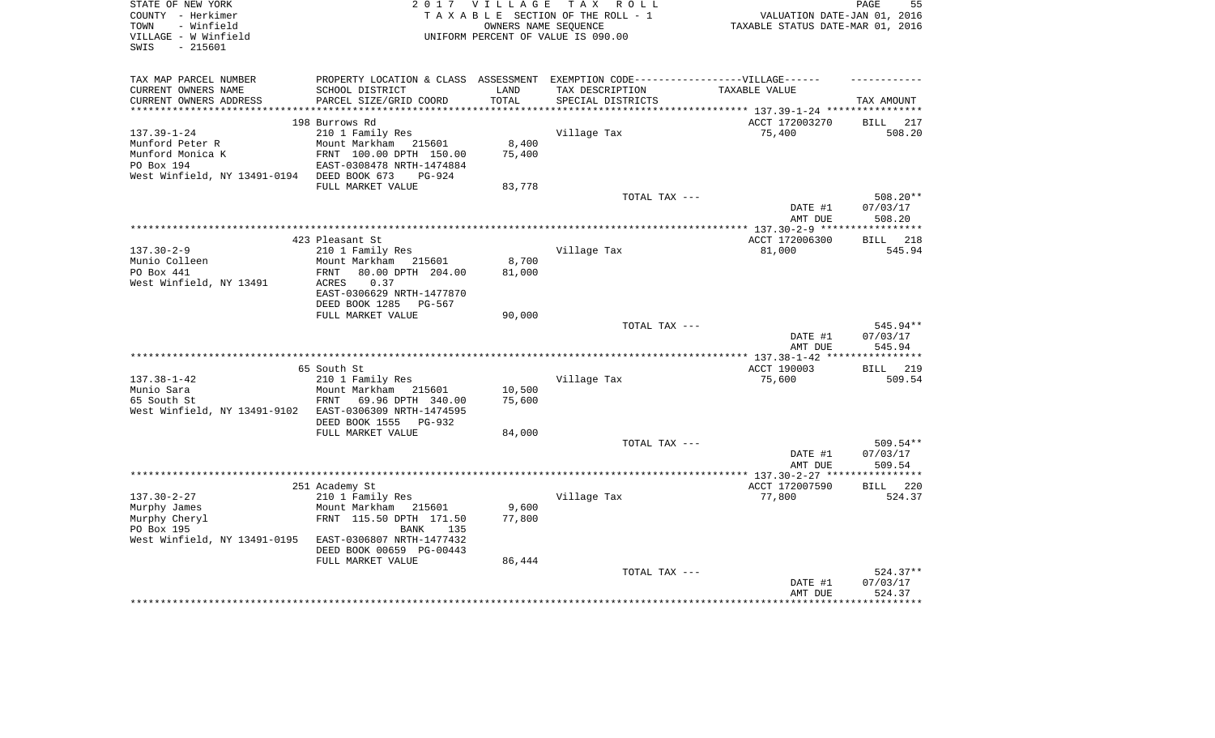STATE OF NEW YORK
COUNTY - Herkimer
TOWN - Winfield
VILLAGE - W Winfield
SWIS - 215601

2017 VILLAGE TAX ROLL
TAXABLE SECTION OF THE ROLL - 1
OWNERS NAME SEQUENCE
UNIFORM PERCENT OF VALUE IS 090.00

VALUATION DATE-JAN 01, 2016
TAXABLE STATUS DATE-MAR 01, 2016

| TAX MAP PARCEL NUMBER / CURRENT OWNERS NAME / CURRENT OWNERS ADDRESS | PROPERTY LOCATION & CLASS / SCHOOL DISTRICT / PARCEL SIZE/GRID COORD | ASSESSMENT LAND / TOTAL | EXEMPTION CODE-----VILLAGE------ TAX DESCRIPTION / SPECIAL DISTRICTS | TAXABLE VALUE | TAX AMOUNT |
|---|---|---|---|---|---|
| | 198 Burrows Rd | | | ACCT 172003270 | BILL 217 |
| 137.39-1-24 | 210 1 Family Res | | Village Tax | 75,400 | 508.20 |
| Munford Peter R | Mount Markham 215601 | 8,400 | | | |
| Munford Monica K | FRNT 100.00 DPTH 150.00 | 75,400 | | | |
| PO Box 194 | EAST-0308478 NRTH-1474884 | | | | |
| West Winfield, NY 13491-0194 | DEED BOOK 673 PG-924 | | | | |
| | FULL MARKET VALUE | 83,778 | | | |
| | | | TOTAL TAX --- | | 508.20** |
| | | | | DATE #1 | 07/03/17 |
| | | | | AMT DUE | 508.20 |
| | 423 Pleasant St | | | ACCT 172006300 | BILL 218 |
| 137.30-2-9 | 210 1 Family Res | | Village Tax | 81,000 | 545.94 |
| Munio Colleen | Mount Markham 215601 | 8,700 | | | |
| PO Box 441 | FRNT 80.00 DPTH 204.00 | 81,000 | | | |
| West Winfield, NY 13491 | ACRES 0.37 | | | | |
| | EAST-0306629 NRTH-1477870 | | | | |
| | DEED BOOK 1285 PG-567 | | | | |
| | FULL MARKET VALUE | 90,000 | | | |
| | | | TOTAL TAX --- | | 545.94** |
| | | | | DATE #1 | 07/03/17 |
| | | | | AMT DUE | 545.94 |
| | 65 South St | | | ACCT 190003 | BILL 219 |
| 137.38-1-42 | 210 1 Family Res | | Village Tax | 75,600 | 509.54 |
| Munio Sara | Mount Markham 215601 | 10,500 | | | |
| 65 South St | FRNT 69.96 DPTH 340.00 | 75,600 | | | |
| West Winfield, NY 13491-9102 | EAST-0306309 NRTH-1474595 | | | | |
| | DEED BOOK 1555 PG-932 | | | | |
| | FULL MARKET VALUE | 84,000 | | | |
| | | | TOTAL TAX --- | | 509.54** |
| | | | | DATE #1 | 07/03/17 |
| | | | | AMT DUE | 509.54 |
| | 251 Academy St | | | ACCT 172007590 | BILL 220 |
| 137.30-2-27 | 210 1 Family Res | | Village Tax | 77,800 | 524.37 |
| Murphy James | Mount Markham 215601 | 9,600 | | | |
| Murphy Cheryl | FRNT 115.50 DPTH 171.50 | 77,800 | | | |
| PO Box 195 | BANK 135 | | | | |
| West Winfield, NY 13491-0195 | EAST-0306807 NRTH-1477432 | | | | |
| | DEED BOOK 00659 PG-00443 | | | | |
| | FULL MARKET VALUE | 86,444 | | | |
| | | | TOTAL TAX --- | | 524.37** |
| | | | | DATE #1 | 07/03/17 |
| | | | | AMT DUE | 524.37 |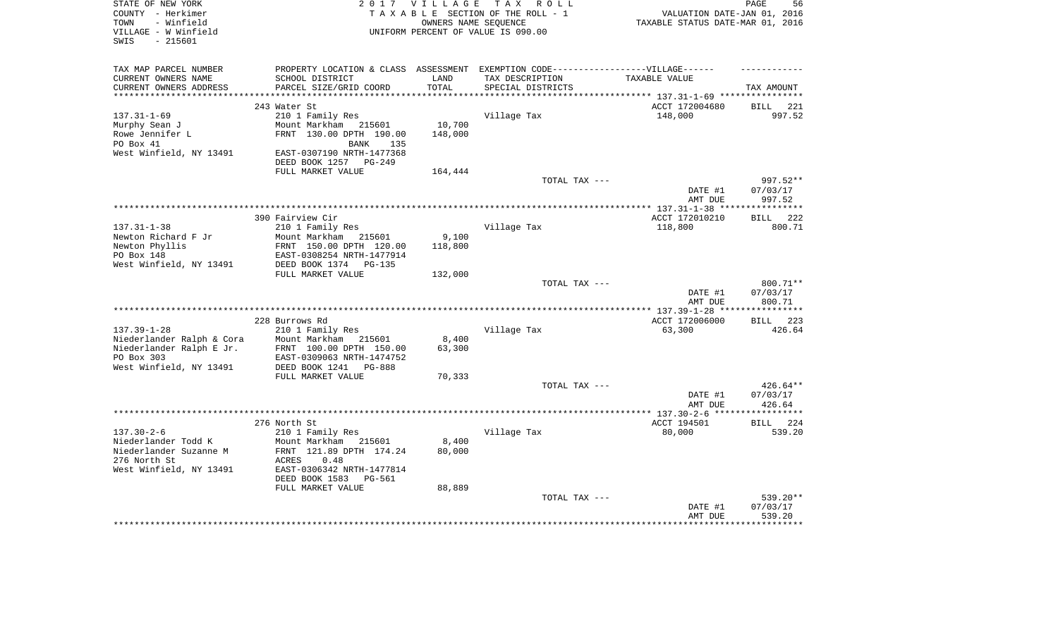STATE OF NEW YORK
COUNTY - Herkimer
TOWN - Winfield
VILLAGE - W Winfield
SWIS - 215601

2017 VILLAGE TAX ROLL
TAXABLE SECTION OF THE ROLL - 1
OWNERS NAME SEQUENCE
UNIFORM PERCENT OF VALUE IS 090.00

VALUATION DATE-JAN 01, 2016
TAXABLE STATUS DATE-MAR 01, 2016

| TAX MAP PARCEL NUMBER<br>CURRENT OWNERS NAME<br>CURRENT OWNERS ADDRESS | PROPERTY LOCATION & CLASS<br>SCHOOL DISTRICT<br>PARCEL SIZE/GRID COORD | ASSESSMENT<br>LAND<br>TOTAL | EXEMPTION CODE------VILLAGE------<br>TAX DESCRIPTION<br>SPECIAL DISTRICTS | TAXABLE VALUE | TAX AMOUNT |
|---|---|---|---|---|---|
| 137.31-1-69 | 243 Water St | | | ACCT 172004680 | BILL 221 |
| 137.31-1-69 | 210 1 Family Res | | Village Tax | 148,000 | 997.52 |
| Murphy Sean J | Mount Markham 215601 | 10,700 | | | |
| Rowe Jennifer L | FRNT 130.00 DPTH 190.00 | 148,000 | | | |
| PO Box 41 | BANK 135 | | | | |
| West Winfield, NY 13491 | EAST-0307190 NRTH-1477368 | | | | |
| | DEED BOOK 1257 PG-249 | | | | |
| | FULL MARKET VALUE | 164,444 | | | |
| | | | TOTAL TAX --- | | 997.52** |
| | | | | DATE #1 | 07/03/17 |
| | | | | AMT DUE | 997.52 |
| 137.31-1-38 | 390 Fairview Cir | | | ACCT 172010210 | BILL 222 |
| 137.31-1-38 | 210 1 Family Res | | Village Tax | 118,800 | 800.71 |
| Newton Richard F Jr | Mount Markham 215601 | 9,100 | | | |
| Newton Phyllis | FRNT 150.00 DPTH 120.00 | 118,800 | | | |
| PO Box 148 | EAST-0308254 NRTH-1477914 | | | | |
| West Winfield, NY 13491 | DEED BOOK 1374 PG-135 | | | | |
| | FULL MARKET VALUE | 132,000 | | | |
| | | | TOTAL TAX --- | | 800.71** |
| | | | | DATE #1 | 07/03/17 |
| | | | | AMT DUE | 800.71 |
| 137.39-1-28 | 228 Burrows Rd | | | ACCT 172006000 | BILL 223 |
| 137.39-1-28 | 210 1 Family Res | | Village Tax | 63,300 | 426.64 |
| Niederlander Ralph & Cora | Mount Markham 215601 | 8,400 | | | |
| Niederlander Ralph E Jr. | FRNT 100.00 DPTH 150.00 | 63,300 | | | |
| PO Box 303 | EAST-0309063 NRTH-1474752 | | | | |
| West Winfield, NY 13491 | DEED BOOK 1241 PG-888 | | | | |
| | FULL MARKET VALUE | 70,333 | | | |
| | | | TOTAL TAX --- | | 426.64** |
| | | | | DATE #1 | 07/03/17 |
| | | | | AMT DUE | 426.64 |
| 137.30-2-6 | 276 North St | | | ACCT 194501 | BILL 224 |
| 137.30-2-6 | 210 1 Family Res | | Village Tax | 80,000 | 539.20 |
| Niederlander Todd K | Mount Markham 215601 | 8,400 | | | |
| Niederlander Suzanne M | FRNT 121.89 DPTH 174.24 | 80,000 | | | |
| 276 North St | ACRES 0.48 | | | | |
| West Winfield, NY 13491 | EAST-0306342 NRTH-1477814 | | | | |
| | DEED BOOK 1583 PG-561 | | | | |
| | FULL MARKET VALUE | 88,889 | | | |
| | | | TOTAL TAX --- | | 539.20** |
| | | | | DATE #1 | 07/03/17 |
| | | | | AMT DUE | 539.20 |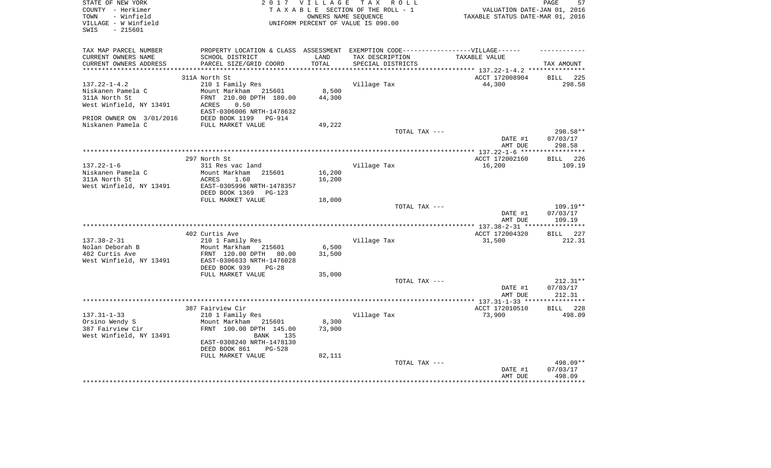STATE OF NEW YORK                    2 0 1 7   V I L L A G E   T A X   R O L L
COUNTY - Herkimer                    T A X A B L E  SECTION OF THE ROLL - 1                VALUATION DATE-JAN 01, 2016
TOWN   - Winfield                              OWNERS NAME SEQUENCE                         TAXABLE STATUS DATE-MAR 01, 2016
VILLAGE - W Winfield                  UNIFORM PERCENT OF VALUE IS 090.00
SWIS   - 215601

| TAX MAP PARCEL NUMBER<br>CURRENT OWNERS NAME<br>CURRENT OWNERS ADDRESS | PROPERTY LOCATION & CLASS<br>SCHOOL DISTRICT<br>PARCEL SIZE/GRID COORD | ASSESSMENT<br>LAND<br>TOTAL | EXEMPTION CODE------VILLAGE------<br>TAX DESCRIPTION<br>SPECIAL DISTRICTS | TAXABLE VALUE | TAX AMOUNT |
|---|---|---|---|---|---|
| | 311A North St | | | ACCT 172008904 | BILL 225 |
| 137.22-1-4.2 | 210 1 Family Res | | Village Tax | 44,300 | 298.58 |
| Niskanen Pamela C | Mount Markham 215601 | 8,500 | | | |
| 311A North St | FRNT 210.00 DPTH 180.00 | 44,300 | | | |
| West Winfield, NY 13491 | ACRES 0.50 | | | | |
| | EAST-0306006 NRTH-1478632 | | | | |
| PRIOR OWNER ON 3/01/2016 | DEED BOOK 1199 PG-914 | | | | |
| Niskanen Pamela C | FULL MARKET VALUE | 49,222 | | | |
| | | | TOTAL TAX --- | | 298.58** |
| | | | | DATE #1 | 07/03/17 |
| | | | | AMT DUE | 298.58 |
| | 297 North St | | | ACCT 172002160 | BILL 226 |
| 137.22-1-6 | 311 Res vac land | | Village Tax | 16,200 | 109.19 |
| Niskanen Pamela C | Mount Markham 215601 | 16,200 | | | |
| 311A North St | ACRES 1.60 | 16,200 | | | |
| West Winfield, NY 13491 | EAST-0305996 NRTH-1478357 | | | | |
| | DEED BOOK 1369 PG-123 | | | | |
| | FULL MARKET VALUE | 18,000 | | | |
| | | | TOTAL TAX --- | | 109.19** |
| | | | | DATE #1 | 07/03/17 |
| | | | | AMT DUE | 109.19 |
| | 402 Curtis Ave | | | ACCT 172004320 | BILL 227 |
| 137.38-2-31 | 210 1 Family Res | | Village Tax | 31,500 | 212.31 |
| Nolan Deborah B | Mount Markham 215601 | 6,500 | | | |
| 402 Curtis Ave | FRNT 120.00 DPTH 80.00 | 31,500 | | | |
| West Winfield, NY 13491 | EAST-0306633 NRTH-1476028 | | | | |
| | DEED BOOK 939 PG-28 | | | | |
| | FULL MARKET VALUE | 35,000 | | | |
| | | | TOTAL TAX --- | | 212.31** |
| | | | | DATE #1 | 07/03/17 |
| | | | | AMT DUE | 212.31 |
| | 387 Fairview Cir | | | ACCT 172010510 | BILL 228 |
| 137.31-1-33 | 210 1 Family Res | | Village Tax | 73,900 | 498.09 |
| Orsino Wendy S | Mount Markham 215601 | 8,300 | | | |
| 387 Fairview Cir | FRNT 100.00 DPTH 145.00 | 73,900 | | | |
| West Winfield, NY 13491 | BANK 135 | | | | |
| | EAST-0308240 NRTH-1478130 | | | | |
| | DEED BOOK 861 PG-528 | | | | |
| | FULL MARKET VALUE | 82,111 | | | |
| | | | TOTAL TAX --- | | 498.09** |
| | | | | DATE #1 | 07/03/17 |
| | | | | AMT DUE | 498.09 |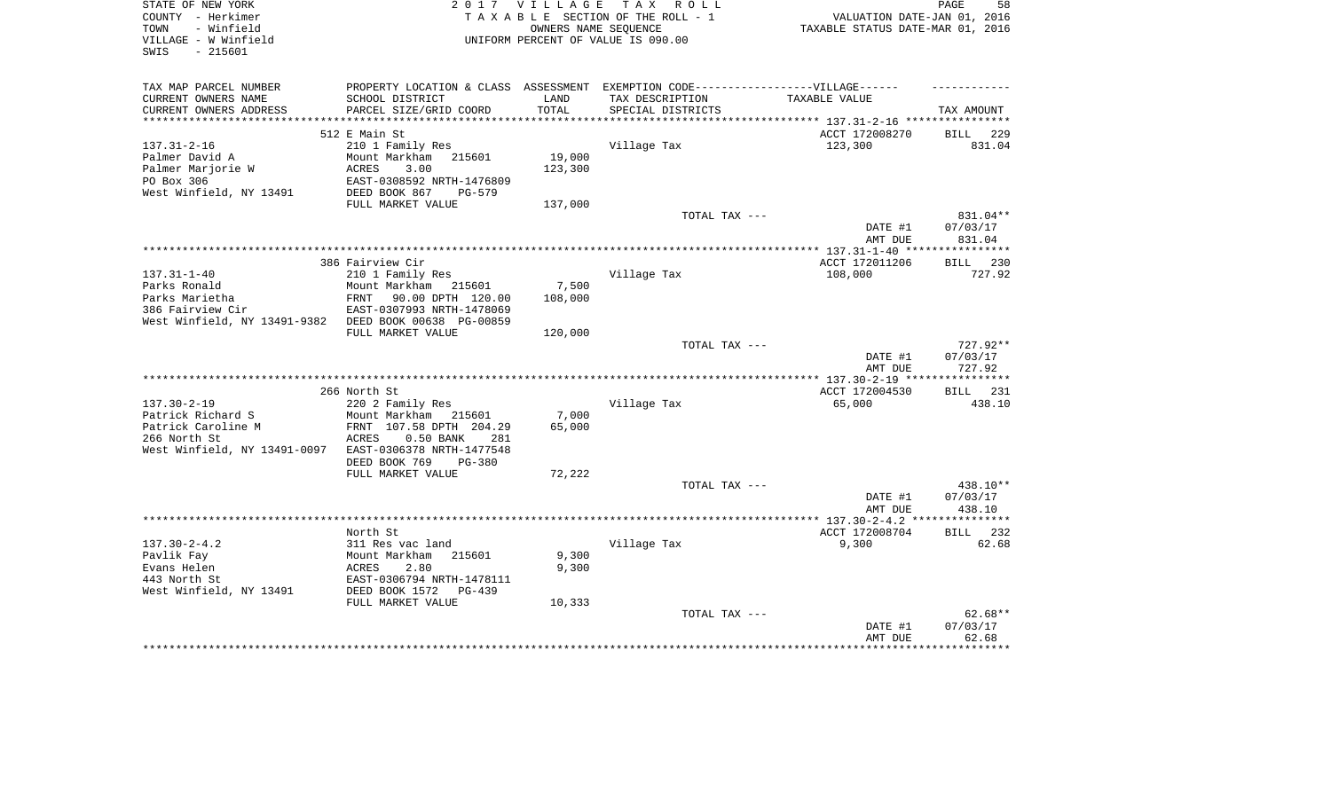STATE OF NEW YORK
COUNTY - Herkimer
TOWN - Winfield
VILLAGE - W Winfield
SWIS - 215601

2017 VILLAGE TAX ROLL
TAXABLE SECTION OF THE ROLL - 1
OWNERS NAME SEQUENCE
UNIFORM PERCENT OF VALUE IS 090.00

VALUATION DATE-JAN 01, 2016
TAXABLE STATUS DATE-MAR 01, 2016

| TAX MAP PARCEL NUMBER<br>CURRENT OWNERS NAME<br>CURRENT OWNERS ADDRESS | PROPERTY LOCATION & CLASS<br>SCHOOL DISTRICT<br>PARCEL SIZE/GRID COORD | ASSESSMENT<br>LAND<br>TOTAL | EXEMPTION CODE-----VILLAGE------<br>TAX DESCRIPTION<br>SPECIAL DISTRICTS | TAXABLE VALUE | TAX AMOUNT |
|---|---|---|---|---|---|
| 137.31-2-16 | 512 E Main St | | | ACCT 172008270 | BILL 229 |
| Palmer David A | 210 1 Family Res | | Village Tax | 123,300 | 831.04 |
| Palmer Marjorie W | Mount Markham 215601 | 19,000 | | | |
| PO Box 306 | ACRES 3.00 | 123,300 | | | |
| West Winfield, NY 13491 | EAST-0308592 NRTH-1476809 | | | | |
| | DEED BOOK 867 PG-579 | | | | |
| | FULL MARKET VALUE | 137,000 | | | |
| | | | TOTAL TAX --- | | 831.04** |
| | | | | DATE #1 | 07/03/17 |
| | | | | AMT DUE | 831.04 |
| 137.31-1-40 | 386 Fairview Cir | | | ACCT 172011206 | BILL 230 |
| Parks Ronald | 210 1 Family Res | | Village Tax | 108,000 | 727.92 |
| Parks Marietha | Mount Markham 215601 | 7,500 | | | |
| 386 Fairview Cir | FRNT 90.00 DPTH 120.00 | 108,000 | | | |
| West Winfield, NY 13491-9382 | EAST-0307993 NRTH-1478069 | | | | |
| | DEED BOOK 00638 PG-00859 | | | | |
| | FULL MARKET VALUE | 120,000 | | | |
| | | | TOTAL TAX --- | | 727.92** |
| | | | | DATE #1 | 07/03/17 |
| | | | | AMT DUE | 727.92 |
| 137.30-2-19 | 266 North St | | | ACCT 172004530 | BILL 231 |
| Patrick Richard S | 220 2 Family Res | | Village Tax | 65,000 | 438.10 |
| Patrick Caroline M | Mount Markham 215601 | 7,000 | | | |
| 266 North St | FRNT 107.58 DPTH 204.29 | 65,000 | | | |
| West Winfield, NY 13491-0097 | ACRES 0.50 BANK 281 | | | | |
| | EAST-0306378 NRTH-1477548 | | | | |
| | DEED BOOK 769 PG-380 | | | | |
| | FULL MARKET VALUE | 72,222 | | | |
| | | | TOTAL TAX --- | | 438.10** |
| | | | | DATE #1 | 07/03/17 |
| | | | | AMT DUE | 438.10 |
| 137.30-2-4.2 | North St | | | ACCT 172008704 | BILL 232 |
| Pavlik Fay | 311 Res vac land | | Village Tax | 9,300 | 62.68 |
| Evans Helen | Mount Markham 215601 | 9,300 | | | |
| 443 North St | ACRES 2.80 | 9,300 | | | |
| West Winfield, NY 13491 | EAST-0306794 NRTH-1478111 | | | | |
| | DEED BOOK 1572 PG-439 | | | | |
| | FULL MARKET VALUE | 10,333 | | | |
| | | | TOTAL TAX --- | | 62.68** |
| | | | | DATE #1 | 07/03/17 |
| | | | | AMT DUE | 62.68 |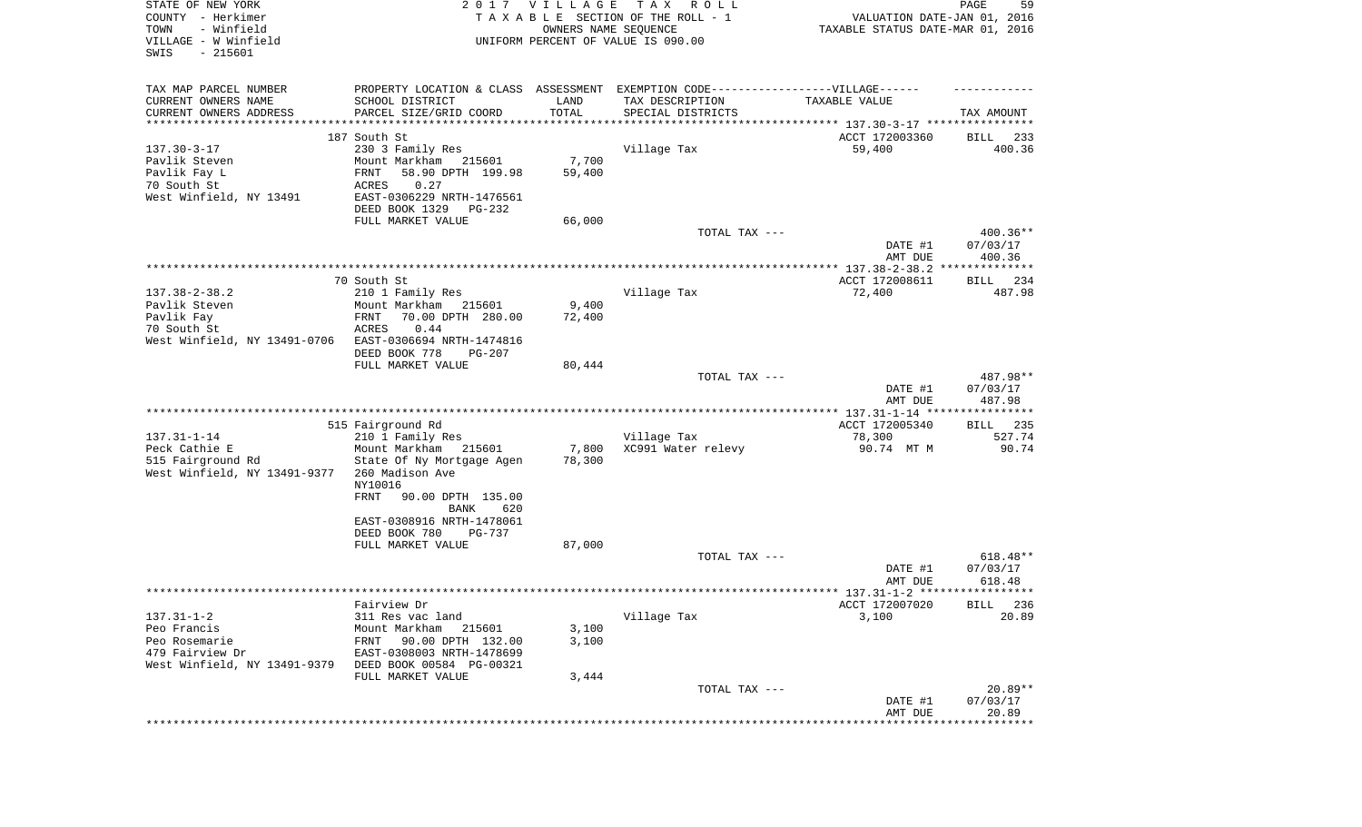STATE OF NEW YORK — 2017 VILLAGE TAX ROLL — PAGE 59
COUNTY - Herkimer — TAXABLE SECTION OF THE ROLL - 1 — VALUATION DATE-JAN 01, 2016
TOWN - Winfield — OWNERS NAME SEQUENCE — TAXABLE STATUS DATE-MAR 01, 2016
VILLAGE - W Winfield — UNIFORM PERCENT OF VALUE IS 090.00
SWIS - 215601

| TAX MAP PARCEL NUMBER / CURRENT OWNERS NAME / CURRENT OWNERS ADDRESS | PROPERTY LOCATION & CLASS / SCHOOL DISTRICT / PARCEL SIZE/GRID COORD | ASSESSMENT LAND / TOTAL | EXEMPTION CODE / TAX DESCRIPTION / SPECIAL DISTRICTS | TAXABLE VALUE | TAX AMOUNT |
|---|---|---|---|---|---|
| 137.30-3-17 | 187 South St | | | ACCT 172003360 | BILL 233 |
| Pavlik Steven | 230 3 Family Res | | Village Tax | 59,400 | 400.36 |
| Pavlik Fay L | Mount Markham 215601 | 7,700 | | | |
| 70 South St | FRNT 58.90 DPTH 199.98 | 59,400 | | | |
| West Winfield, NY 13491 | ACRES 0.27 | | | | |
| | EAST-0306229 NRTH-1476561 | | | | |
| | DEED BOOK 1329 PG-232 | | | | |
| | FULL MARKET VALUE | 66,000 | | | |
| | | | TOTAL TAX --- | | 400.36** |
| | | | | DATE #1 | 07/03/17 |
| | | | | AMT DUE | 400.36 |
| 137.38-2-38.2 | 70 South St | | | ACCT 172008611 | BILL 234 |
| Pavlik Steven | 210 1 Family Res | | Village Tax | 72,400 | 487.98 |
| Pavlik Fay | Mount Markham 215601 | 9,400 | | | |
| 70 South St | FRNT 70.00 DPTH 280.00 | 72,400 | | | |
| West Winfield, NY 13491-0706 | ACRES 0.44 | | | | |
| | EAST-0306694 NRTH-1474816 | | | | |
| | DEED BOOK 778 PG-207 | | | | |
| | FULL MARKET VALUE | 80,444 | | | |
| | | | TOTAL TAX --- | | 487.98** |
| | | | | DATE #1 | 07/03/17 |
| | | | | AMT DUE | 487.98 |
| 137.31-1-14 | 515 Fairground Rd | | | ACCT 172005340 | BILL 235 |
| Peck Cathie E | 210 1 Family Res | | Village Tax | 78,300 | 527.74 |
| 515 Fairground Rd | Mount Markham 215601 | 7,800 | XC991 Water relevy | 90.74 MT M | 90.74 |
| West Winfield, NY 13491-9377 | State Of Ny Mortgage Agen | 78,300 | | | |
| | 260 Madison Ave | | | | |
| | NY10016 | | | | |
| | FRNT 90.00 DPTH 135.00 | | | | |
| | BANK 620 | | | | |
| | EAST-0308916 NRTH-1478061 | | | | |
| | DEED BOOK 780 PG-737 | | | | |
| | FULL MARKET VALUE | 87,000 | | | |
| | | | TOTAL TAX --- | | 618.48** |
| | | | | DATE #1 | 07/03/17 |
| | | | | AMT DUE | 618.48 |
| 137.31-1-2 | Fairview Dr | | | ACCT 172007020 | BILL 236 |
| Peo Francis | 311 Res vac land | | Village Tax | 3,100 | 20.89 |
| Peo Rosemarie | Mount Markham 215601 | 3,100 | | | |
| 479 Fairview Dr | FRNT 90.00 DPTH 132.00 | 3,100 | | | |
| West Winfield, NY 13491-9379 | EAST-0308003 NRTH-1478699 | | | | |
| | DEED BOOK 00584 PG-00321 | | | | |
| | FULL MARKET VALUE | 3,444 | | | |
| | | | TOTAL TAX --- | | 20.89** |
| | | | | DATE #1 | 07/03/17 |
| | | | | AMT DUE | 20.89 |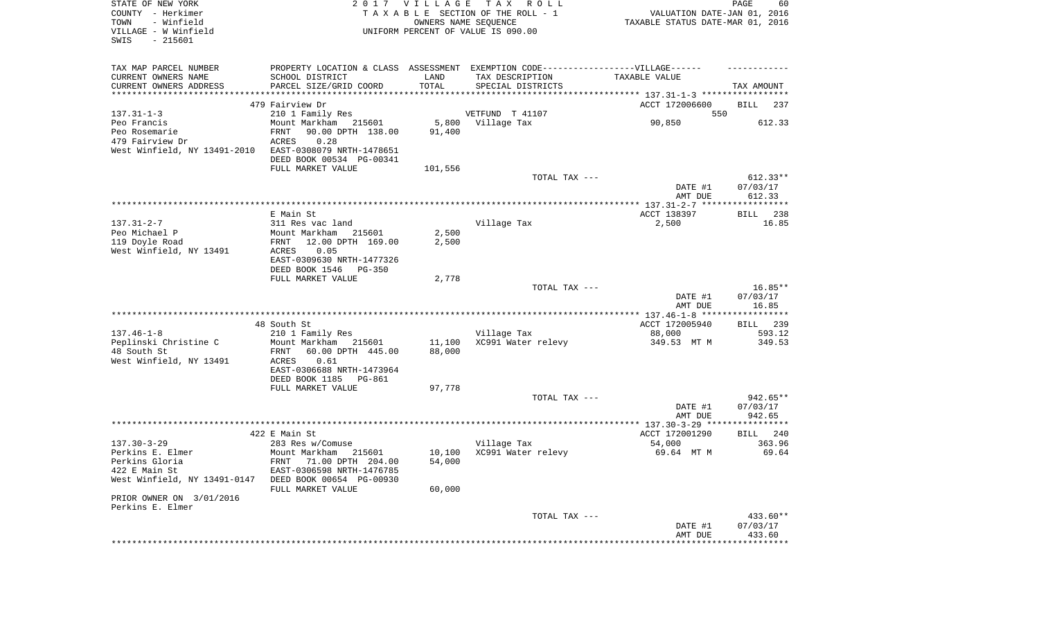STATE OF NEW YORK — 2017 VILLAGE TAX ROLL — PAGE 60
COUNTY - Herkimer — TAXABLE SECTION OF THE ROLL - 1 — VALUATION DATE-JAN 01, 2016
TOWN - Winfield — OWNERS NAME SEQUENCE — TAXABLE STATUS DATE-MAR 01, 2016
VILLAGE - W Winfield — UNIFORM PERCENT OF VALUE IS 090.00
SWIS - 215601

| TAX MAP PARCEL NUMBER / CURRENT OWNERS NAME / CURRENT OWNERS ADDRESS | PROPERTY LOCATION & CLASS / SCHOOL DISTRICT / PARCEL SIZE/GRID COORD | ASSESSMENT LAND / TOTAL | EXEMPTION CODE / TAX DESCRIPTION / SPECIAL DISTRICTS | TAXABLE VALUE | TAX AMOUNT |
|---|---|---|---|---|---|
| 137.31-1-3 | 479 Fairview Dr | | | ACCT 172006600 | BILL 237 |
| Peo Francis | 210 1 Family Res | | VETFUND T 41107 | 550 | |
| Peo Rosemarie | Mount Markham 215601 | 5,800 | Village Tax | 90,850 | 612.33 |
| 479 Fairview Dr | FRNT 90.00 DPTH 138.00 | 91,400 | | | |
| West Winfield, NY 13491-2010 | ACRES 0.28 | | | | |
| | EAST-0308079 NRTH-1478651 | | | | |
| | DEED BOOK 00534 PG-00341 | | | | |
| | FULL MARKET VALUE | 101,556 | | | |
| | | | TOTAL TAX --- | | 612.33** |
| | | | | DATE #1 | 07/03/17 |
| | | | | AMT DUE | 612.33 |
| 137.31-2-7 | E Main St | | | ACCT 138397 | BILL 238 |
| Peo Michael P | 311 Res vac land | | Village Tax | 2,500 | 16.85 |
| 119 Doyle Road | Mount Markham 215601 | 2,500 | | | |
| West Winfield, NY 13491 | FRNT 12.00 DPTH 169.00 | 2,500 | | | |
| | ACRES 0.05 | | | | |
| | EAST-0309630 NRTH-1477326 | | | | |
| | DEED BOOK 1546 PG-350 | | | | |
| | FULL MARKET VALUE | 2,778 | | | |
| | | | TOTAL TAX --- | | 16.85** |
| | | | | DATE #1 | 07/03/17 |
| | | | | AMT DUE | 16.85 |
| 137.46-1-8 | 48 South St | | | ACCT 172005940 | BILL 239 |
| Peplinski Christine C | 210 1 Family Res | | Village Tax | 88,000 | 593.12 |
| 48 South St | Mount Markham 215601 | 11,100 | XC991 Water relevy | 349.53 MT M | 349.53 |
| West Winfield, NY 13491 | FRNT 60.00 DPTH 445.00 | 88,000 | | | |
| | ACRES 0.61 | | | | |
| | EAST-0306688 NRTH-1473964 | | | | |
| | DEED BOOK 1185 PG-861 | | | | |
| | FULL MARKET VALUE | 97,778 | | | |
| | | | TOTAL TAX --- | | 942.65** |
| | | | | DATE #1 | 07/03/17 |
| | | | | AMT DUE | 942.65 |
| 137.30-3-29 | 422 E Main St | | | ACCT 172001290 | BILL 240 |
| Perkins E. Elmer | 283 Res w/Comuse | | Village Tax | 54,000 | 363.96 |
| Perkins Gloria | Mount Markham 215601 | 10,100 | XC991 Water relevy | 69.64 MT M | 69.64 |
| 422 E Main St | FRNT 71.00 DPTH 204.00 | 54,000 | | | |
| West Winfield, NY 13491-0147 | EAST-0306598 NRTH-1476785 | | | | |
| | DEED BOOK 00654 PG-00930 | | | | |
| | FULL MARKET VALUE | 60,000 | | | |
| PRIOR OWNER ON 3/01/2016 | | | | | |
| Perkins E. Elmer | | | | | |
| | | | TOTAL TAX --- | | 433.60** |
| | | | | DATE #1 | 07/03/17 |
| | | | | AMT DUE | 433.60 |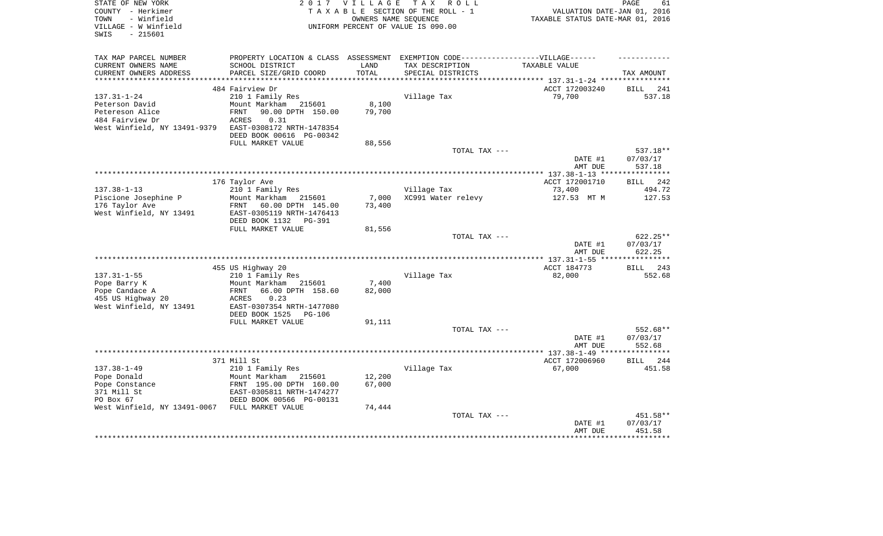STATE OF NEW YORK
COUNTY - Herkimer
TOWN - Winfield
VILLAGE - W Winfield
SWIS - 215601

2 0 1 7 V I L L A G E T A X R O L L
T A X A B L E SECTION OF THE ROLL - 1
OWNERS NAME SEQUENCE
UNIFORM PERCENT OF VALUE IS 090.00

VALUATION DATE-JAN 01, 2016
TAXABLE STATUS DATE-MAR 01, 2016

| TAX MAP PARCEL NUMBER / CURRENT OWNERS NAME / CURRENT OWNERS ADDRESS | PROPERTY LOCATION & CLASS / SCHOOL DISTRICT / PARCEL SIZE/GRID COORD | ASSESSMENT LAND / TOTAL | EXEMPTION CODE / TAX DESCRIPTION / SPECIAL DISTRICTS | TAXABLE VALUE | TAX AMOUNT |
|---|---|---|---|---|---|
| 137.31-1-24 | 484 Fairview Dr | | | ACCT 172003240 | BILL 241 |
| Peterson David | 210 1 Family Res | | Village Tax | 79,700 | 537.18 |
| Petereson Alice | Mount Markham 215601 | 8,100 | | | |
| 484 Fairview Dr | FRNT 90.00 DPTH 150.00 | 79,700 | | | |
| West Winfield, NY 13491-9379 | ACRES 0.31 | | | | |
| | EAST-0308172 NRTH-1478354 | | | | |
| | DEED BOOK 00616 PG-00342 | | | | |
| | FULL MARKET VALUE | 88,556 | | | |
| | | | TOTAL TAX --- | | 537.18** |
| | | | | DATE #1 | 07/03/17 |
| | | | | AMT DUE | 537.18 |
| 137.38-1-13 | 176 Taylor Ave | | | ACCT 172001710 | BILL 242 |
| Piscione Josephine P | 210 1 Family Res | | Village Tax | 73,400 | 494.72 |
| 176 Taylor Ave | Mount Markham 215601 | 7,000 | XC991 Water relevy | 127.53 MT M | 127.53 |
| West Winfield, NY 13491 | FRNT 60.00 DPTH 145.00 | 73,400 | | | |
| | EAST-0305119 NRTH-1476413 | | | | |
| | DEED BOOK 1132 PG-391 | | | | |
| | FULL MARKET VALUE | 81,556 | | | |
| | | | TOTAL TAX --- | | 622.25** |
| | | | | DATE #1 | 07/03/17 |
| | | | | AMT DUE | 622.25 |
| 137.31-1-55 | 455 US Highway 20 | | | ACCT 184773 | BILL 243 |
| Pope Barry K | 210 1 Family Res | | Village Tax | 82,000 | 552.68 |
| Pope Candace A | Mount Markham 215601 | 7,400 | | | |
| 455 US Highway 20 | FRNT 66.00 DPTH 158.60 | 82,000 | | | |
| West Winfield, NY 13491 | ACRES 0.23 | | | | |
| | EAST-0307354 NRTH-1477080 | | | | |
| | DEED BOOK 1525 PG-106 | | | | |
| | FULL MARKET VALUE | 91,111 | | | |
| | | | TOTAL TAX --- | | 552.68** |
| | | | | DATE #1 | 07/03/17 |
| | | | | AMT DUE | 552.68 |
| 137.38-1-49 | 371 Mill St | | | ACCT 172006960 | BILL 244 |
| Pope Donald | 210 1 Family Res | | Village Tax | 67,000 | 451.58 |
| Pope Constance | Mount Markham 215601 | 12,200 | | | |
| 371 Mill St | FRNT 195.00 DPTH 160.00 | 67,000 | | | |
| PO Box 67 | EAST-0305811 NRTH-1474277 | | | | |
| West Winfield, NY 13491-0067 | DEED BOOK 00566 PG-00131 | | | | |
| | FULL MARKET VALUE | 74,444 | | | |
| | | | TOTAL TAX --- | | 451.58** |
| | | | | DATE #1 | 07/03/17 |
| | | | | AMT DUE | 451.58 |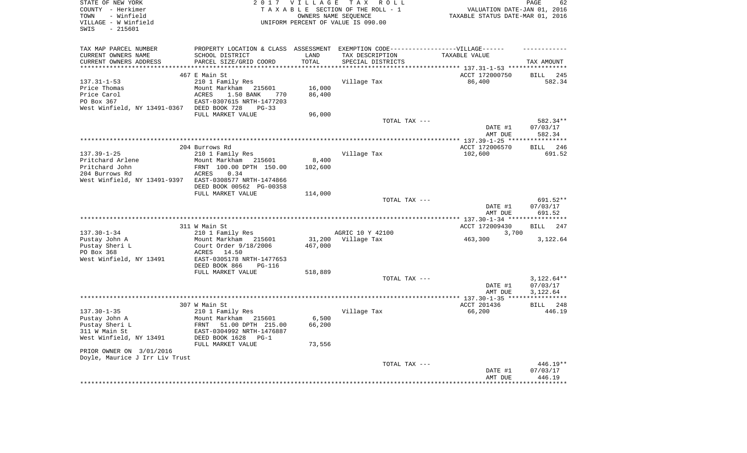STATE OF NEW YORK — 2017 VILLAGE TAX ROLL — PAGE 62
COUNTY - Herkimer — TAXABLE SECTION OF THE ROLL - 1 — VALUATION DATE-JAN 01, 2016
TOWN - Winfield — OWNERS NAME SEQUENCE — TAXABLE STATUS DATE-MAR 01, 2016
VILLAGE - W Winfield — UNIFORM PERCENT OF VALUE IS 090.00
SWIS - 215601

| TAX MAP PARCEL NUMBER / CURRENT OWNERS NAME / CURRENT OWNERS ADDRESS | PROPERTY LOCATION & CLASS / SCHOOL DISTRICT / PARCEL SIZE/GRID COORD | ASSESSMENT LAND / TOTAL | EXEMPTION CODE / TAX DESCRIPTION / SPECIAL DISTRICTS | TAXABLE VALUE | TAX AMOUNT |
|---|---|---|---|---|---|
| 137.31-1-53 | 467 E Main St | | | ACCT 172000750 | BILL 245 |
| | 210 1 Family Res | | Village Tax | 86,400 | 582.34 |
| Price Thomas | Mount Markham 215601 | 16,000 | | | |
| Price Carol | ACRES 1.50 BANK 770 | 86,400 | | | |
| PO Box 367 | EAST-0307615 NRTH-1477203 | | | | |
| West Winfield, NY 13491-0367 | DEED BOOK 728 PG-33 | | | | |
| | FULL MARKET VALUE | 96,000 | | | |
| | | | TOTAL TAX --- | | 582.34** |
| | | | | DATE #1 | 07/03/17 |
| | | | | AMT DUE | 582.34 |
| 137.39-1-25 | 204 Burrows Rd | | | ACCT 172006570 | BILL 246 |
| | 210 1 Family Res | | Village Tax | 102,600 | 691.52 |
| Pritchard Arlene | Mount Markham 215601 | 8,400 | | | |
| Pritchard John | FRNT 100.00 DPTH 150.00 | 102,600 | | | |
| 204 Burrows Rd | ACRES 0.34 | | | | |
| West Winfield, NY 13491-9397 | EAST-0308577 NRTH-1474866 | | | | |
| | DEED BOOK 00562 PG-00358 | | | | |
| | FULL MARKET VALUE | 114,000 | | | |
| | | | TOTAL TAX --- | | 691.52** |
| | | | | DATE #1 | 07/03/17 |
| | | | | AMT DUE | 691.52 |
| 137.30-1-34 | 311 W Main St | | | ACCT 172009430 | BILL 247 |
| | 210 1 Family Res | | AGRIC 10 Y 42100 | 3,700 | |
| Pustay John A | Mount Markham 215601 | 31,200 | Village Tax | 463,300 | 3,122.64 |
| Pustay Sheri L | Court Order 9/18/2006 | 467,000 | | | |
| PO Box 368 | ACRES 14.50 | | | | |
| West Winfield, NY 13491 | EAST-0305178 NRTH-1477653 | | | | |
| | DEED BOOK 866 PG-116 | | | | |
| | FULL MARKET VALUE | 518,889 | | | |
| | | | TOTAL TAX --- | | 3,122.64** |
| | | | | DATE #1 | 07/03/17 |
| | | | | AMT DUE | 3,122.64 |
| 137.30-1-35 | 307 W Main St | | | ACCT 201436 | BILL 248 |
| | 210 1 Family Res | | Village Tax | 66,200 | 446.19 |
| Pustay John A | Mount Markham 215601 | 6,500 | | | |
| Pustay Sheri L | FRNT 51.00 DPTH 215.00 | 66,200 | | | |
| 311 W Main St | EAST-0304992 NRTH-1476887 | | | | |
| West Winfield, NY 13491 | DEED BOOK 1628 PG-1 | | | | |
| | FULL MARKET VALUE | 73,556 | | | |
| PRIOR OWNER ON 3/01/2016 | | | | | |
| Doyle, Maurice J Irr Liv Trust | | | | | |
| | | | TOTAL TAX --- | | 446.19** |
| | | | | DATE #1 | 07/03/17 |
| | | | | AMT DUE | 446.19 |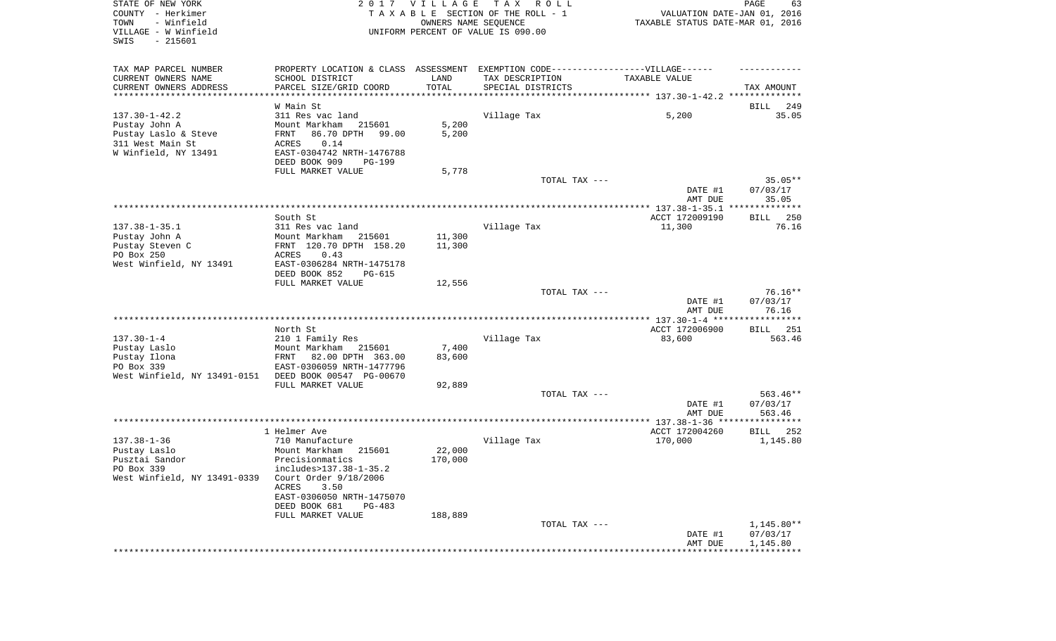STATE OF NEW YORK
COUNTY - Herkimer
TOWN - Winfield
VILLAGE - W Winfield
SWIS - 215601

2017 VILLAGE TAX ROLL
TAXABLE SECTION OF THE ROLL - 1
OWNERS NAME SEQUENCE
UNIFORM PERCENT OF VALUE IS 090.00

VALUATION DATE-JAN 01, 2016
TAXABLE STATUS DATE-MAR 01, 2016

| TAX MAP PARCEL NUMBER / CURRENT OWNERS NAME / CURRENT OWNERS ADDRESS | PROPERTY LOCATION & CLASS / SCHOOL DISTRICT / PARCEL SIZE/GRID COORD | ASSESSMENT LAND / TOTAL | EXEMPTION CODE-VILLAGE / TAX DESCRIPTION / SPECIAL DISTRICTS | TAXABLE VALUE | TAX AMOUNT |
|---|---|---|---|---|---|
| **137.30-1-42.2** | W Main St | | | | BILL 249 |
| 137.30-1-42.2 | 311 Res vac land | | Village Tax | 5,200 | 35.05 |
| Pustay John A | Mount Markham 215601 | 5,200 | | | |
| Pustay Laslo & Steve | FRNT 86.70 DPTH 99.00 | 5,200 | | | |
| 311 West Main St | ACRES 0.14 | | | | |
| W Winfield, NY 13491 | EAST-0304742 NRTH-1476788 | | | | |
| | DEED BOOK 909 PG-199 | | | | |
| | FULL MARKET VALUE | 5,778 | | | |
| | | | TOTAL TAX --- | | 35.05** |
| | | | | DATE #1 | 07/03/17 |
| | | | | AMT DUE | 35.05 |
| **137.38-1-35.1** | South St | | | ACCT 172009190 | BILL 250 |
| 137.38-1-35.1 | 311 Res vac land | | Village Tax | 11,300 | 76.16 |
| Pustay John A | Mount Markham 215601 | 11,300 | | | |
| Pustay Steven C | FRNT 120.70 DPTH 158.20 | 11,300 | | | |
| PO Box 250 | ACRES 0.43 | | | | |
| West Winfield, NY 13491 | EAST-0306284 NRTH-1475178 | | | | |
| | DEED BOOK 852 PG-615 | | | | |
| | FULL MARKET VALUE | 12,556 | | | |
| | | | TOTAL TAX --- | | 76.16** |
| | | | | DATE #1 | 07/03/17 |
| | | | | AMT DUE | 76.16 |
| **137.30-1-4** | North St | | | ACCT 172006900 | BILL 251 |
| 137.30-1-4 | 210 1 Family Res | | Village Tax | 83,600 | 563.46 |
| Pustay Laslo | Mount Markham 215601 | 7,400 | | | |
| Pustay Ilona | FRNT 82.00 DPTH 363.00 | 83,600 | | | |
| PO Box 339 | EAST-0306059 NRTH-1477796 | | | | |
| West Winfield, NY 13491-0151 | DEED BOOK 00547 PG-00670 | | | | |
| | FULL MARKET VALUE | 92,889 | | | |
| | | | TOTAL TAX --- | | 563.46** |
| | | | | DATE #1 | 07/03/17 |
| | | | | AMT DUE | 563.46 |
| **137.38-1-36** | 1 Helmer Ave | | | ACCT 172004260 | BILL 252 |
| 137.38-1-36 | 710 Manufacture | | Village Tax | 170,000 | 1,145.80 |
| Pustay Laslo | Mount Markham 215601 | 22,000 | | | |
| Pusztai Sandor | Precisionmatics | 170,000 | | | |
| PO Box 339 | includes>137.38-1-35.2 | | | | |
| West Winfield, NY 13491-0339 | Court Order 9/18/2006 | | | | |
| | ACRES 3.50 | | | | |
| | EAST-0306050 NRTH-1475070 | | | | |
| | DEED BOOK 681 PG-483 | | | | |
| | FULL MARKET VALUE | 188,889 | | | |
| | | | TOTAL TAX --- | | 1,145.80** |
| | | | | DATE #1 | 07/03/17 |
| | | | | AMT DUE | 1,145.80 |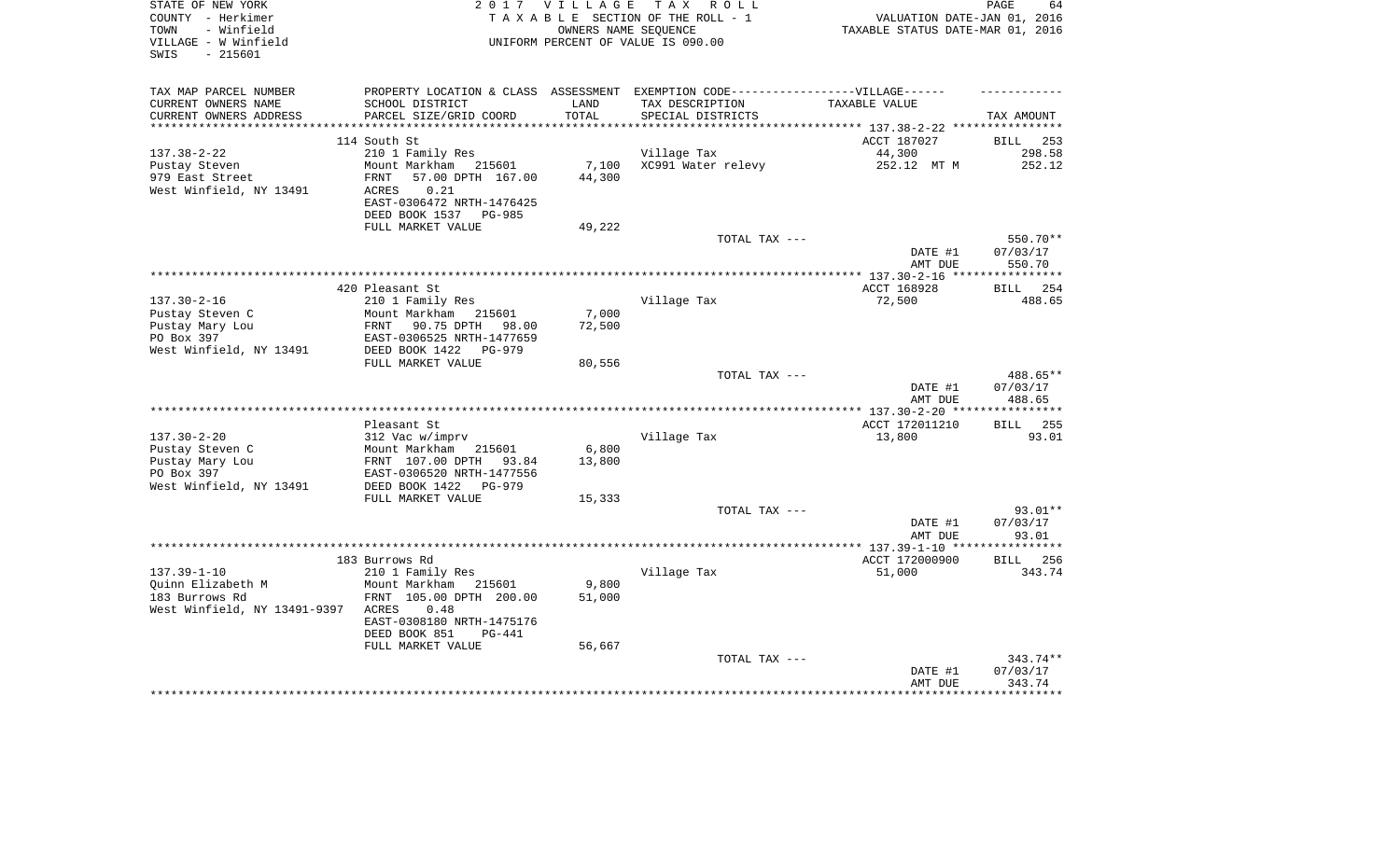STATE OF NEW YORK
COUNTY - Herkimer
TOWN - Winfield
VILLAGE - W Winfield
SWIS - 215601

2017 VILLAGE TAX ROLL
TAXABLE SECTION OF THE ROLL - 1
OWNERS NAME SEQUENCE
UNIFORM PERCENT OF VALUE IS 090.00

VALUATION DATE-JAN 01, 2016
TAXABLE STATUS DATE-MAR 01, 2016

| TAX MAP PARCEL NUMBER<br>CURRENT OWNERS NAME<br>CURRENT OWNERS ADDRESS | PROPERTY LOCATION & CLASS<br>SCHOOL DISTRICT<br>PARCEL SIZE/GRID COORD | ASSESSMENT<br>LAND<br>TOTAL | EXEMPTION CODE------VILLAGE------<br>TAX DESCRIPTION<br>SPECIAL DISTRICTS | TAXABLE VALUE | TAX AMOUNT |
|---|---|---|---|---|---|
| | 114 South St | | | ACCT 187027 | BILL 253 |
| 137.38-2-22 | 210 1 Family Res | | Village Tax | 44,300 | 298.58 |
| Pustay Steven | Mount Markham 215601 | 7,100 | XC991 Water relevy | 252.12 MT M | 252.12 |
| 979 East Street | FRNT 57.00 DPTH 167.00 | 44,300 | | | |
| West Winfield, NY 13491 | ACRES 0.21 | | | | |
| | EAST-0306472 NRTH-1476425 | | | | |
| | DEED BOOK 1537 PG-985 | | | | |
| | FULL MARKET VALUE | 49,222 | | | |
| | | | TOTAL TAX --- | | 550.70** |
| | | | | DATE #1 | 07/03/17 |
| | | | | AMT DUE | 550.70 |
| | 420 Pleasant St | | | ACCT 168928 | BILL 254 |
| 137.30-2-16 | 210 1 Family Res | | Village Tax | 72,500 | 488.65 |
| Pustay Steven C | Mount Markham 215601 | 7,000 | | | |
| Pustay Mary Lou | FRNT 90.75 DPTH 98.00 | 72,500 | | | |
| PO Box 397 | EAST-0306525 NRTH-1477659 | | | | |
| West Winfield, NY 13491 | DEED BOOK 1422 PG-979 | | | | |
| | FULL MARKET VALUE | 80,556 | | | |
| | | | TOTAL TAX --- | | 488.65** |
| | | | | DATE #1 | 07/03/17 |
| | | | | AMT DUE | 488.65 |
| | Pleasant St | | | ACCT 172011210 | BILL 255 |
| 137.30-2-20 | 312 Vac w/imprv | | Village Tax | 13,800 | 93.01 |
| Pustay Steven C | Mount Markham 215601 | 6,800 | | | |
| Pustay Mary Lou | FRNT 107.00 DPTH 93.84 | 13,800 | | | |
| PO Box 397 | EAST-0306520 NRTH-1477556 | | | | |
| West Winfield, NY 13491 | DEED BOOK 1422 PG-979 | | | | |
| | FULL MARKET VALUE | 15,333 | | | |
| | | | TOTAL TAX --- | | 93.01** |
| | | | | DATE #1 | 07/03/17 |
| | | | | AMT DUE | 93.01 |
| | 183 Burrows Rd | | | ACCT 172000900 | BILL 256 |
| 137.39-1-10 | 210 1 Family Res | | Village Tax | 51,000 | 343.74 |
| Quinn Elizabeth M | Mount Markham 215601 | 9,800 | | | |
| 183 Burrows Rd | FRNT 105.00 DPTH 200.00 | 51,000 | | | |
| West Winfield, NY 13491-9397 | ACRES 0.48 | | | | |
| | EAST-0308180 NRTH-1475176 | | | | |
| | DEED BOOK 851 PG-441 | | | | |
| | FULL MARKET VALUE | 56,667 | | | |
| | | | TOTAL TAX --- | | 343.74** |
| | | | | DATE #1 | 07/03/17 |
| | | | | AMT DUE | 343.74 |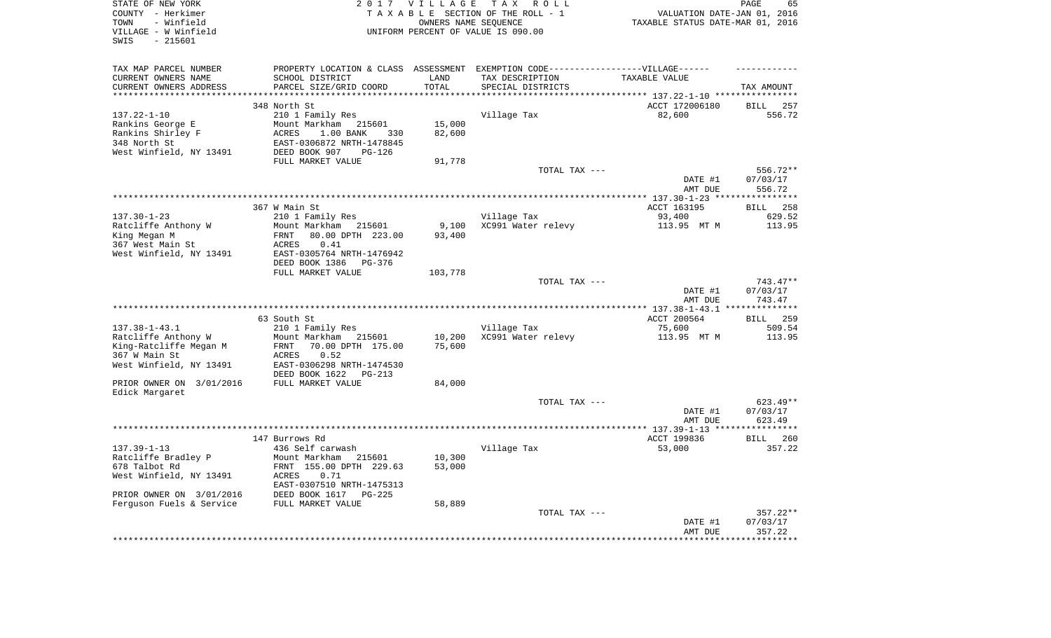STATE OF NEW YORK
COUNTY - Herkimer
TOWN - Winfield
VILLAGE - W Winfield
SWIS - 215601

2017 VILLAGE TAX ROLL
TAXABLE SECTION OF THE ROLL - 1
OWNERS NAME SEQUENCE
UNIFORM PERCENT OF VALUE IS 090.00

VALUATION DATE-JAN 01, 2016
TAXABLE STATUS DATE-MAR 01, 2016

| TAX MAP PARCEL NUMBER / CURRENT OWNERS NAME / CURRENT OWNERS ADDRESS | PROPERTY LOCATION & CLASS / SCHOOL DISTRICT / PARCEL SIZE/GRID COORD | ASSESSMENT LAND / TOTAL | EXEMPTION CODE / TAX DESCRIPTION / SPECIAL DISTRICTS | TAXABLE VALUE | TAX AMOUNT |
|---|---|---|---|---|---|
| | 348 North St | | | ACCT 172006180 | BILL 257 |
| 137.22-1-10 | 210 1 Family Res | | Village Tax | 82,600 | 556.72 |
| Rankins George E | Mount Markham 215601 | 15,000 | | | |
| Rankins Shirley F | ACRES 1.00 BANK 330 | 82,600 | | | |
| 348 North St | EAST-0306872 NRTH-1478845 | | | | |
| West Winfield, NY 13491 | DEED BOOK 907 PG-126 | | | | |
| | FULL MARKET VALUE | 91,778 | | | |
| | | | TOTAL TAX --- | | 556.72** |
| | | | | DATE #1 | 07/03/17 |
| | | | | AMT DUE | 556.72 |
| | 367 W Main St | | | ACCT 163195 | BILL 258 |
| 137.30-1-23 | 210 1 Family Res | | Village Tax | 93,400 | 629.52 |
| Ratcliffe Anthony W | Mount Markham 215601 | 9,100 | XC991 Water relevy | 113.95 MT M | 113.95 |
| King Megan M | FRNT 80.00 DPTH 223.00 | 93,400 | | | |
| 367 West Main St | ACRES 0.41 | | | | |
| West Winfield, NY 13491 | EAST-0305764 NRTH-1476942 | | | | |
| | DEED BOOK 1386 PG-376 | | | | |
| | FULL MARKET VALUE | 103,778 | | | |
| | | | TOTAL TAX --- | | 743.47** |
| | | | | DATE #1 | 07/03/17 |
| | | | | AMT DUE | 743.47 |
| | 63 South St | | | ACCT 200564 | BILL 259 |
| 137.38-1-43.1 | 210 1 Family Res | | Village Tax | 75,600 | 509.54 |
| Ratcliffe Anthony W | Mount Markham 215601 | 10,200 | XC991 Water relevy | 113.95 MT M | 113.95 |
| King-Ratcliffe Megan M | FRNT 70.00 DPTH 175.00 | 75,600 | | | |
| 367 W Main St | ACRES 0.52 | | | | |
| West Winfield, NY 13491 | EAST-0306298 NRTH-1474530 | | | | |
| | DEED BOOK 1622 PG-213 | | | | |
| PRIOR OWNER ON 3/01/2016 | FULL MARKET VALUE | 84,000 | | | |
| Edick Margaret | | | | | |
| | | | TOTAL TAX --- | | 623.49** |
| | | | | DATE #1 | 07/03/17 |
| | | | | AMT DUE | 623.49 |
| | 147 Burrows Rd | | | ACCT 199836 | BILL 260 |
| 137.39-1-13 | 436 Self carwash | | Village Tax | 53,000 | 357.22 |
| Ratcliffe Bradley P | Mount Markham 215601 | 10,300 | | | |
| 678 Talbot Rd | FRNT 155.00 DPTH 229.63 | 53,000 | | | |
| West Winfield, NY 13491 | ACRES 0.71 | | | | |
| | EAST-0307510 NRTH-1475313 | | | | |
| PRIOR OWNER ON 3/01/2016 | DEED BOOK 1617 PG-225 | | | | |
| Ferguson Fuels & Service | FULL MARKET VALUE | 58,889 | | | |
| | | | TOTAL TAX --- | | 357.22** |
| | | | | DATE #1 | 07/03/17 |
| | | | | AMT DUE | 357.22 |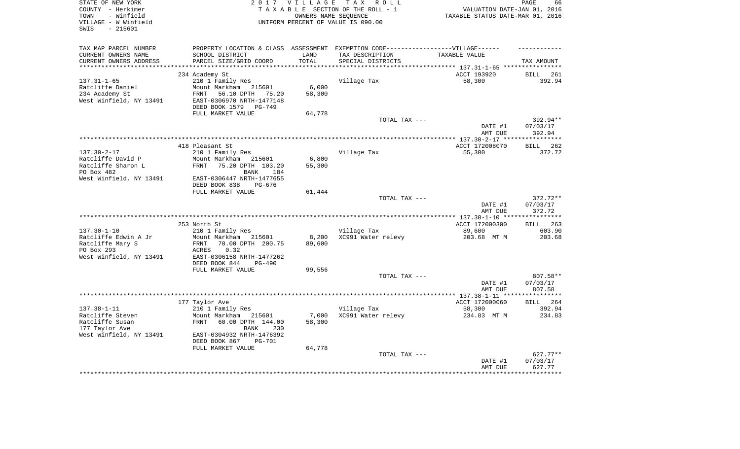STATE OF NEW YORK
COUNTY - Herkimer
TOWN - Winfield
VILLAGE - W Winfield
SWIS - 215601

2017 VILLAGE TAX ROLL
TAXABLE SECTION OF THE ROLL - 1
OWNERS NAME SEQUENCE
UNIFORM PERCENT OF VALUE IS 090.00

VALUATION DATE-JAN 01, 2016
TAXABLE STATUS DATE-MAR 01, 2016

| TAX MAP PARCEL NUMBER / CURRENT OWNERS NAME / CURRENT OWNERS ADDRESS | PROPERTY LOCATION & CLASS / SCHOOL DISTRICT / PARCEL SIZE/GRID COORD | ASSESSMENT LAND / TOTAL | EXEMPTION CODE / TAX DESCRIPTION / SPECIAL DISTRICTS | TAXABLE VALUE | TAX AMOUNT |
|---|---|---|---|---|---|
| | 234 Academy St | | | ACCT 193920 | BILL 261 |
| 137.31-1-65 | 210 1 Family Res | | Village Tax | 58,300 | 392.94 |
| Ratcliffe Daniel | Mount Markham 215601 | 6,000 | | | |
| 234 Academy St | FRNT 56.10 DPTH 75.20 | 58,300 | | | |
| West Winfield, NY 13491 | EAST-0306970 NRTH-1477148 | | | | |
| | DEED BOOK 1579 PG-749 | | | | |
| | FULL MARKET VALUE | 64,778 | | | |
| | | | TOTAL TAX --- | | 392.94** |
| | | | | DATE #1 | 07/03/17 |
| | | | | AMT DUE | 392.94 |
| | 418 Pleasant St | | | ACCT 172008070 | BILL 262 |
| 137.30-2-17 | 210 1 Family Res | | Village Tax | 55,300 | 372.72 |
| Ratcliffe David P | Mount Markham 215601 | 6,800 | | | |
| Ratcliffe Sharon L | FRNT 75.20 DPTH 103.20 | 55,300 | | | |
| PO Box 482 | BANK 184 | | | | |
| West Winfield, NY 13491 | EAST-0306447 NRTH-1477655 | | | | |
| | DEED BOOK 838 PG-676 | | | | |
| | FULL MARKET VALUE | 61,444 | | | |
| | | | TOTAL TAX --- | | 372.72** |
| | | | | DATE #1 | 07/03/17 |
| | | | | AMT DUE | 372.72 |
| | 253 North St | | | ACCT 172000300 | BILL 263 |
| 137.30-1-10 | 210 1 Family Res | | Village Tax | 89,600 | 603.90 |
| Ratcliffe Edwin A Jr | Mount Markham 215601 | 8,200 | XC991 Water relevy | 203.68 MT M | 203.68 |
| Ratcliffe Mary S | FRNT 70.00 DPTH 200.75 | 89,600 | | | |
| PO Box 293 | ACRES 0.32 | | | | |
| West Winfield, NY 13491 | EAST-0306158 NRTH-1477262 | | | | |
| | DEED BOOK 844 PG-490 | | | | |
| | FULL MARKET VALUE | 99,556 | | | |
| | | | TOTAL TAX --- | | 807.58** |
| | | | | DATE #1 | 07/03/17 |
| | | | | AMT DUE | 807.58 |
| | 177 Taylor Ave | | | ACCT 172000060 | BILL 264 |
| 137.38-1-11 | 210 1 Family Res | | Village Tax | 58,300 | 392.94 |
| Ratcliffe Steven | Mount Markham 215601 | 7,000 | XC991 Water relevy | 234.83 MT M | 234.83 |
| Ratcliffe Susan | FRNT 60.00 DPTH 144.00 | 58,300 | | | |
| 177 Taylor Ave | BANK 230 | | | | |
| West Winfield, NY 13491 | EAST-0304932 NRTH-1476392 | | | | |
| | DEED BOOK 867 PG-701 | | | | |
| | FULL MARKET VALUE | 64,778 | | | |
| | | | TOTAL TAX --- | | 627.77** |
| | | | | DATE #1 | 07/03/17 |
| | | | | AMT DUE | 627.77 |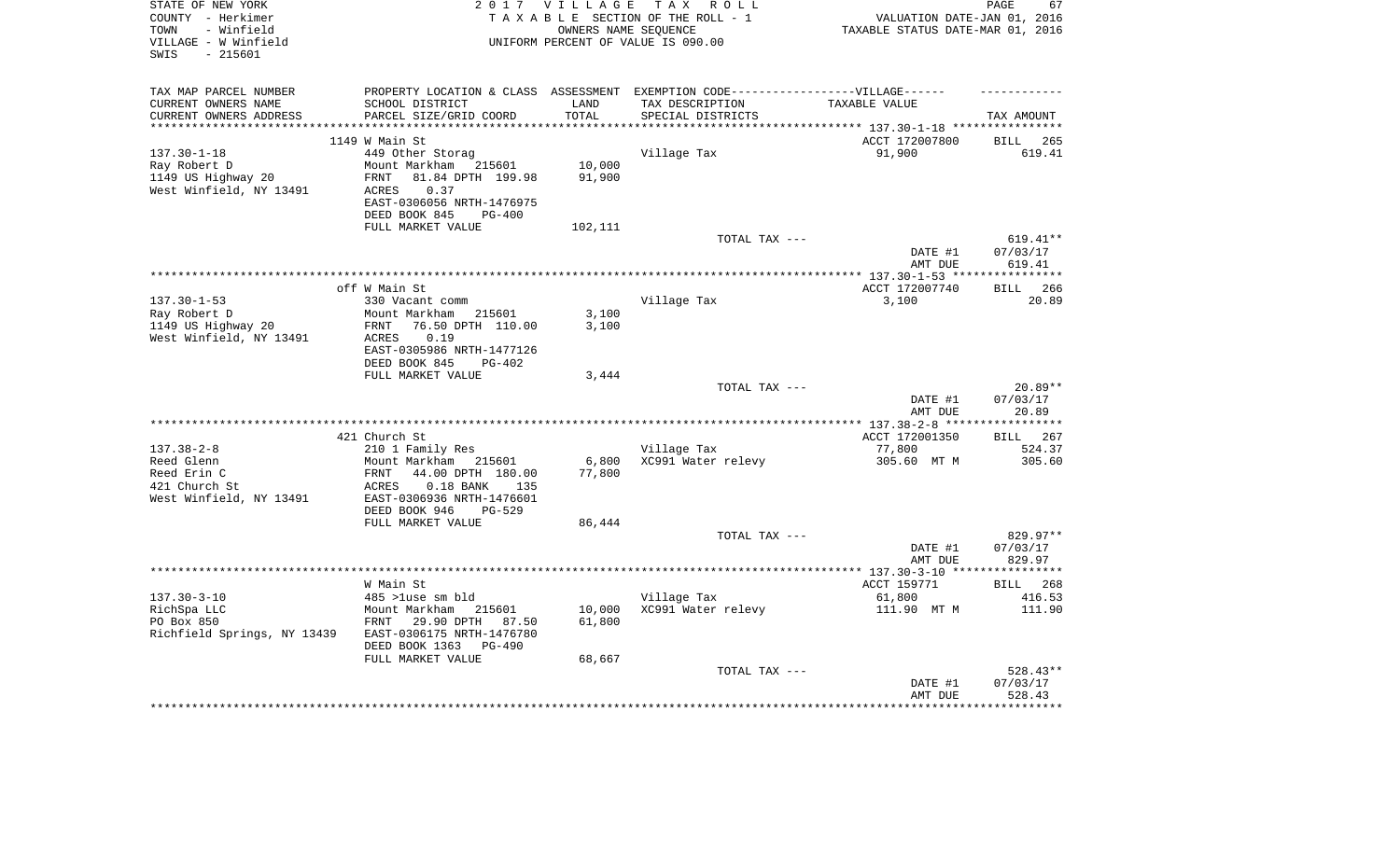STATE OF NEW YORK
COUNTY - Herkimer
TOWN - Winfield
VILLAGE - W Winfield
SWIS - 215601

2 0 1 7 V I L L A G E T A X R O L L
T A X A B L E SECTION OF THE ROLL - 1
OWNERS NAME SEQUENCE
UNIFORM PERCENT OF VALUE IS 090.00

VALUATION DATE-JAN 01, 2016
TAXABLE STATUS DATE-MAR 01, 2016

| TAX MAP PARCEL NUMBER<br>CURRENT OWNERS NAME<br>CURRENT OWNERS ADDRESS | PROPERTY LOCATION & CLASS<br>SCHOOL DISTRICT<br>PARCEL SIZE/GRID COORD | ASSESSMENT<br>LAND<br>TOTAL | EXEMPTION CODE-----VILLAGE------<br>TAX DESCRIPTION<br>SPECIAL DISTRICTS | TAXABLE VALUE | TAX AMOUNT |
|---|---|---|---|---|---|
| | 1149 W Main St | | | ACCT 172007800 | BILL 265 |
| 137.30-1-18 | 449 Other Storag | | Village Tax | 91,900 | 619.41 |
| Ray Robert D | Mount Markham 215601 | 10,000 | | | |
| 1149 US Highway 20 | FRNT 81.84 DPTH 199.98 | 91,900 | | | |
| West Winfield, NY 13491 | ACRES 0.37 | | | | |
| | EAST-0306056 NRTH-1476975 | | | | |
| | DEED BOOK 845 PG-400 | | | | |
| | FULL MARKET VALUE | 102,111 | | | |
| | | | TOTAL TAX --- | | 619.41** |
| | | | | DATE #1 | 07/03/17 |
| | | | | AMT DUE | 619.41 |
| | off W Main St | | | ACCT 172007740 | BILL 266 |
| 137.30-1-53 | 330 Vacant comm | | Village Tax | 3,100 | 20.89 |
| Ray Robert D | Mount Markham 215601 | 3,100 | | | |
| 1149 US Highway 20 | FRNT 76.50 DPTH 110.00 | 3,100 | | | |
| West Winfield, NY 13491 | ACRES 0.19 | | | | |
| | EAST-0305986 NRTH-1477126 | | | | |
| | DEED BOOK 845 PG-402 | | | | |
| | FULL MARKET VALUE | 3,444 | | | |
| | | | TOTAL TAX --- | | 20.89** |
| | | | | DATE #1 | 07/03/17 |
| | | | | AMT DUE | 20.89 |
| | 421 Church St | | | ACCT 172001350 | BILL 267 |
| 137.38-2-8 | 210 1 Family Res | | Village Tax | 77,800 | 524.37 |
| Reed Glenn | Mount Markham 215601 | 6,800 | XC991 Water relevy | 305.60 MT M | 305.60 |
| Reed Erin C | FRNT 44.00 DPTH 180.00 | 77,800 | | | |
| 421 Church St | ACRES 0.18 BANK 135 | | | | |
| West Winfield, NY 13491 | EAST-0306936 NRTH-1476601 | | | | |
| | DEED BOOK 946 PG-529 | | | | |
| | FULL MARKET VALUE | 86,444 | | | |
| | | | TOTAL TAX --- | | 829.97** |
| | | | | DATE #1 | 07/03/17 |
| | | | | AMT DUE | 829.97 |
| | W Main St | | | ACCT 159771 | BILL 268 |
| 137.30-3-10 | 485 >1use sm bld | | Village Tax | 61,800 | 416.53 |
| RichSpa LLC | Mount Markham 215601 | 10,000 | XC991 Water relevy | 111.90 MT M | 111.90 |
| PO Box 850 | FRNT 29.90 DPTH 87.50 | 61,800 | | | |
| Richfield Springs, NY 13439 | EAST-0306175 NRTH-1476780 | | | | |
| | DEED BOOK 1363 PG-490 | | | | |
| | FULL MARKET VALUE | 68,667 | | | |
| | | | TOTAL TAX --- | | 528.43** |
| | | | | DATE #1 | 07/03/17 |
| | | | | AMT DUE | 528.43 |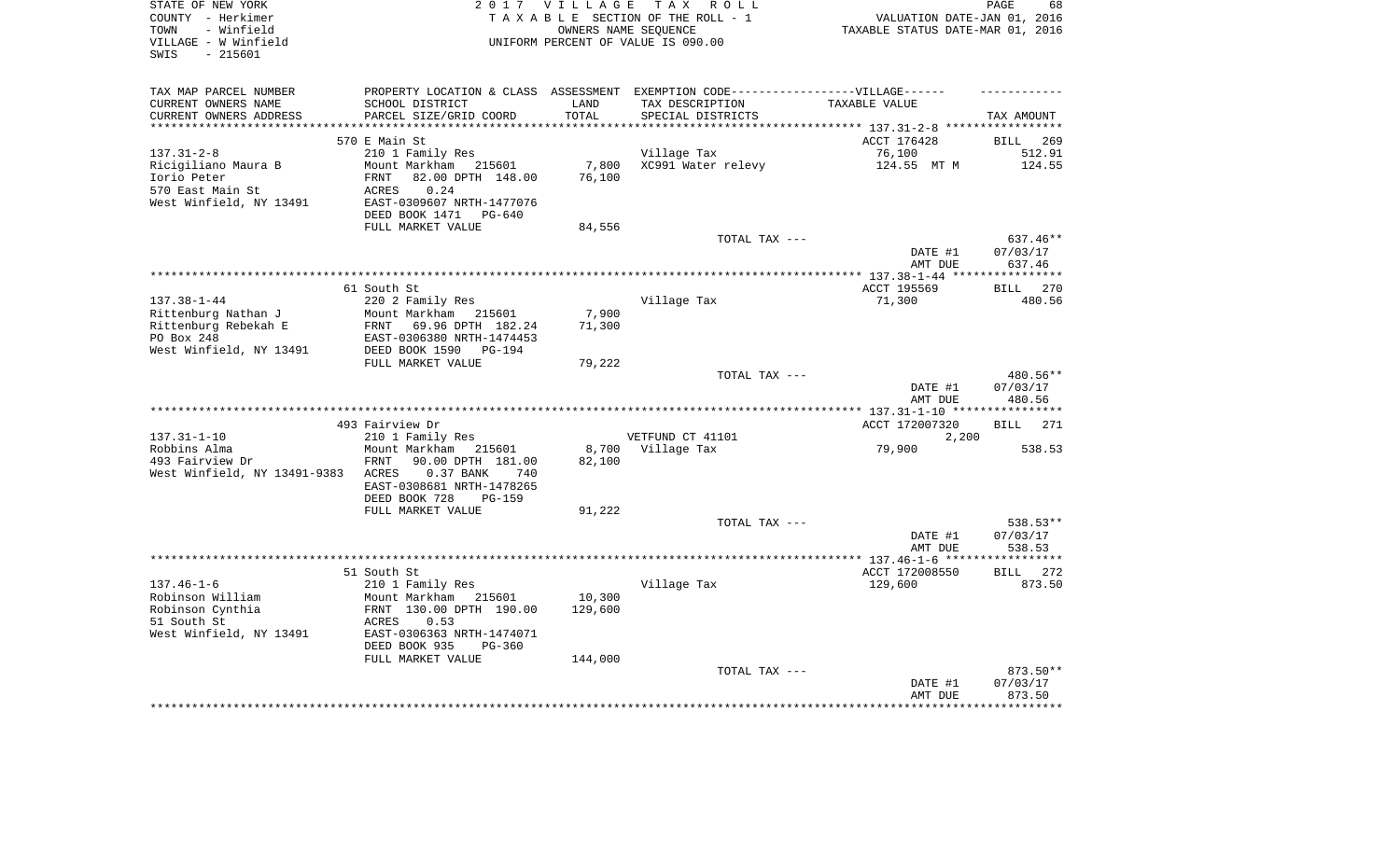STATE OF NEW YORK
COUNTY - Herkimer
TOWN - Winfield
VILLAGE - W Winfield
SWIS - 215601

2 0 1 7 V I L L A G E T A X R O L L
T A X A B L E SECTION OF THE ROLL - 1
OWNERS NAME SEQUENCE
UNIFORM PERCENT OF VALUE IS 090.00

VALUATION DATE-JAN 01, 2016
TAXABLE STATUS DATE-MAR 01, 2016

| TAX MAP PARCEL NUMBER / CURRENT OWNERS NAME / CURRENT OWNERS ADDRESS | PROPERTY LOCATION & CLASS / SCHOOL DISTRICT / PARCEL SIZE/GRID COORD | ASSESSMENT LAND / TOTAL | EXEMPTION CODE / TAX DESCRIPTION / SPECIAL DISTRICTS | TAXABLE VALUE | TAX AMOUNT |
|---|---|---|---|---|---|
| 137.31-2-8 | 570 E Main St | | | ACCT 176428 | BILL 269 |
| | 210 1 Family Res | | Village Tax | 76,100 | 512.91 |
| Ricigiliano Maura B | Mount Markham 215601 | 7,800 | XC991 Water relevy | 124.55 MT M | 124.55 |
| Iorio Peter | FRNT 82.00 DPTH 148.00 | 76,100 | | | |
| 570 East Main St | ACRES 0.24 | | | | |
| West Winfield, NY 13491 | EAST-0309607 NRTH-1477076 | | | | |
| | DEED BOOK 1471 PG-640 | | | | |
| | FULL MARKET VALUE | 84,556 | | | |
| | | | TOTAL TAX --- | | 637.46** |
| | | | | DATE #1 | 07/03/17 |
| | | | | AMT DUE | 637.46 |
| 137.38-1-44 | 61 South St | | | ACCT 195569 | BILL 270 |
| | 220 2 Family Res | | Village Tax | 71,300 | 480.56 |
| Rittenburg Nathan J | Mount Markham 215601 | 7,900 | | | |
| Rittenburg Rebekah E | FRNT 69.96 DPTH 182.24 | 71,300 | | | |
| PO Box 248 | EAST-0306380 NRTH-1474453 | | | | |
| West Winfield, NY 13491 | DEED BOOK 1590 PG-194 | | | | |
| | FULL MARKET VALUE | 79,222 | | | |
| | | | TOTAL TAX --- | | 480.56** |
| | | | | DATE #1 | 07/03/17 |
| | | | | AMT DUE | 480.56 |
| 137.31-1-10 | 493 Fairview Dr | | | ACCT 172007320 | BILL 271 |
| | 210 1 Family Res | | VETFUND CT 41101 | 2,200 | |
| Robbins Alma | Mount Markham 215601 | 8,700 | Village Tax | 79,900 | 538.53 |
| 493 Fairview Dr | FRNT 90.00 DPTH 181.00 | 82,100 | | | |
| West Winfield, NY 13491-9383 | ACRES 0.37 BANK 740 | | | | |
| | EAST-0308681 NRTH-1478265 | | | | |
| | DEED BOOK 728 PG-159 | | | | |
| | FULL MARKET VALUE | 91,222 | | | |
| | | | TOTAL TAX --- | | 538.53** |
| | | | | DATE #1 | 07/03/17 |
| | | | | AMT DUE | 538.53 |
| 137.46-1-6 | 51 South St | | | ACCT 172008550 | BILL 272 |
| | 210 1 Family Res | | Village Tax | 129,600 | 873.50 |
| Robinson William | Mount Markham 215601 | 10,300 | | | |
| Robinson Cynthia | FRNT 130.00 DPTH 190.00 | 129,600 | | | |
| 51 South St | ACRES 0.53 | | | | |
| West Winfield, NY 13491 | EAST-0306363 NRTH-1474071 | | | | |
| | DEED BOOK 935 PG-360 | | | | |
| | FULL MARKET VALUE | 144,000 | | | |
| | | | TOTAL TAX --- | | 873.50** |
| | | | | DATE #1 | 07/03/17 |
| | | | | AMT DUE | 873.50 |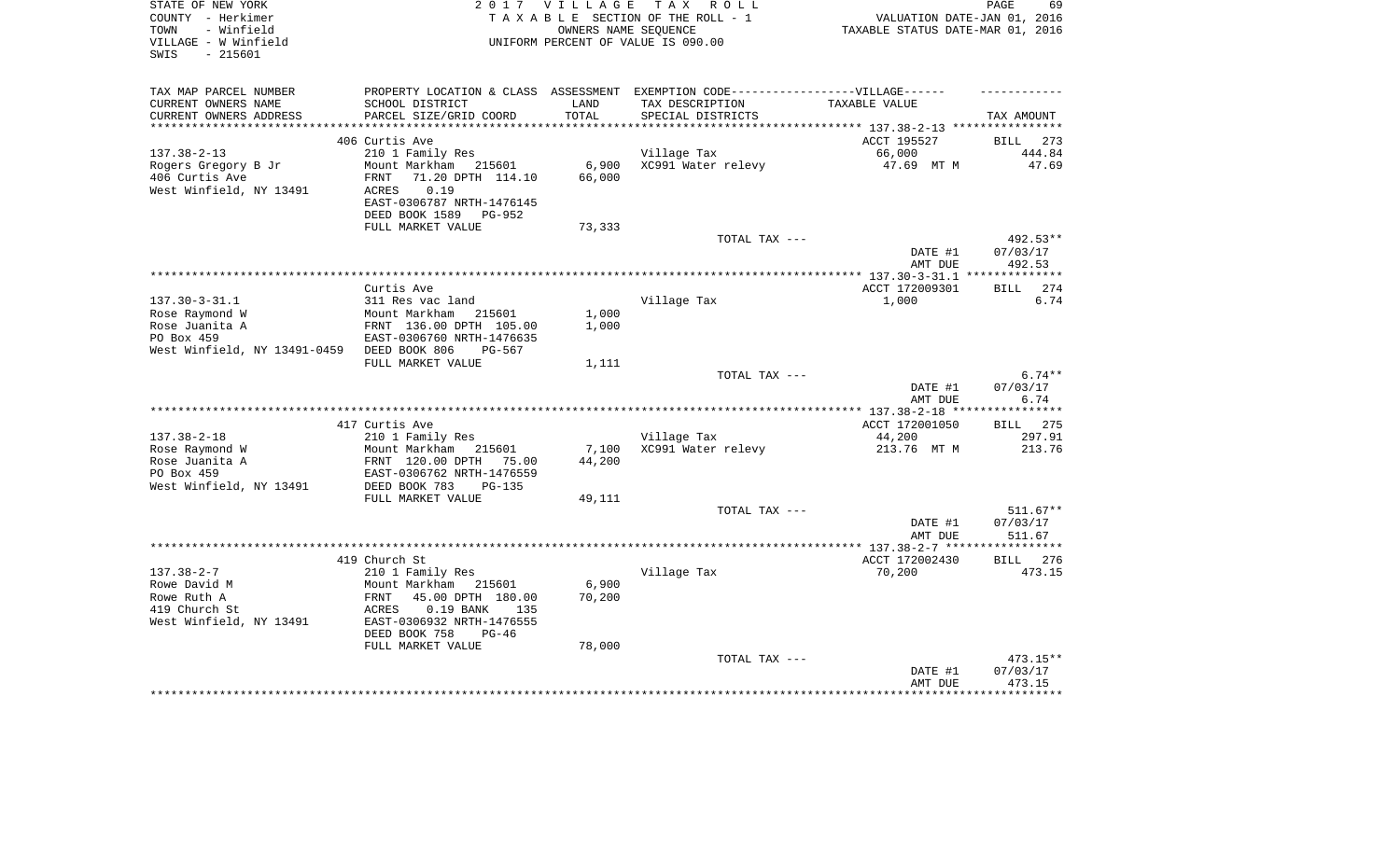STATE OF NEW YORK
COUNTY - Herkimer
TOWN - Winfield
VILLAGE - W Winfield
SWIS - 215601

2 0 1 7 V I L L A G E T A X R O L L
T A X A B L E SECTION OF THE ROLL - 1
OWNERS NAME SEQUENCE
UNIFORM PERCENT OF VALUE IS 090.00

VALUATION DATE-JAN 01, 2016
TAXABLE STATUS DATE-MAR 01, 2016

| TAX MAP PARCEL NUMBER<br>CURRENT OWNERS NAME<br>CURRENT OWNERS ADDRESS | PROPERTY LOCATION & CLASS<br>SCHOOL DISTRICT<br>PARCEL SIZE/GRID COORD | ASSESSMENT<br>LAND<br>TOTAL | EXEMPTION CODE------VILLAGE------<br>TAX DESCRIPTION<br>SPECIAL DISTRICTS | TAXABLE VALUE | TAX AMOUNT |
|---|---|---|---|---|---|
| | 406 Curtis Ave | | | ACCT 195527 | BILL 273 |
| 137.38-2-13 | 210 1 Family Res | | Village Tax | 66,000 | 444.84 |
| Rogers Gregory B Jr | Mount Markham 215601 | 6,900 | XC991 Water relevy | 47.69 MT M | 47.69 |
| 406 Curtis Ave | FRNT 71.20 DPTH 114.10 | 66,000 | | | |
| West Winfield, NY 13491 | ACRES 0.19 | | | | |
| | EAST-0306787 NRTH-1476145 | | | | |
| | DEED BOOK 1589 PG-952 | | | | |
| | FULL MARKET VALUE | 73,333 | | | |
| | | | TOTAL TAX --- | | 492.53** |
| | | | | DATE #1 | 07/03/17 |
| | | | | AMT DUE | 492.53 |
| | Curtis Ave | | | ACCT 172009301 | BILL 274 |
| 137.30-3-31.1 | 311 Res vac land | | Village Tax | 1,000 | 6.74 |
| Rose Raymond W | Mount Markham 215601 | 1,000 | | | |
| Rose Juanita A | FRNT 136.00 DPTH 105.00 | 1,000 | | | |
| PO Box 459 | EAST-0306760 NRTH-1476635 | | | | |
| West Winfield, NY 13491-0459 | DEED BOOK 806 PG-567 | | | | |
| | FULL MARKET VALUE | 1,111 | | | |
| | | | TOTAL TAX --- | | 6.74** |
| | | | | DATE #1 | 07/03/17 |
| | | | | AMT DUE | 6.74 |
| | 417 Curtis Ave | | | ACCT 172001050 | BILL 275 |
| 137.38-2-18 | 210 1 Family Res | | Village Tax | 44,200 | 297.91 |
| Rose Raymond W | Mount Markham 215601 | 7,100 | XC991 Water relevy | 213.76 MT M | 213.76 |
| Rose Juanita A | FRNT 120.00 DPTH 75.00 | 44,200 | | | |
| PO Box 459 | EAST-0306762 NRTH-1476559 | | | | |
| West Winfield, NY 13491 | DEED BOOK 783 PG-135 | | | | |
| | FULL MARKET VALUE | 49,111 | | | |
| | | | TOTAL TAX --- | | 511.67** |
| | | | | DATE #1 | 07/03/17 |
| | | | | AMT DUE | 511.67 |
| | 419 Church St | | | ACCT 172002430 | BILL 276 |
| 137.38-2-7 | 210 1 Family Res | | Village Tax | 70,200 | 473.15 |
| Rowe David M | Mount Markham 215601 | 6,900 | | | |
| Rowe Ruth A | FRNT 45.00 DPTH 180.00 | 70,200 | | | |
| 419 Church St | ACRES 0.19 BANK 135 | | | | |
| West Winfield, NY 13491 | EAST-0306932 NRTH-1476555 | | | | |
| | DEED BOOK 758 PG-46 | | | | |
| | FULL MARKET VALUE | 78,000 | | | |
| | | | TOTAL TAX --- | | 473.15** |
| | | | | DATE #1 | 07/03/17 |
| | | | | AMT DUE | 473.15 |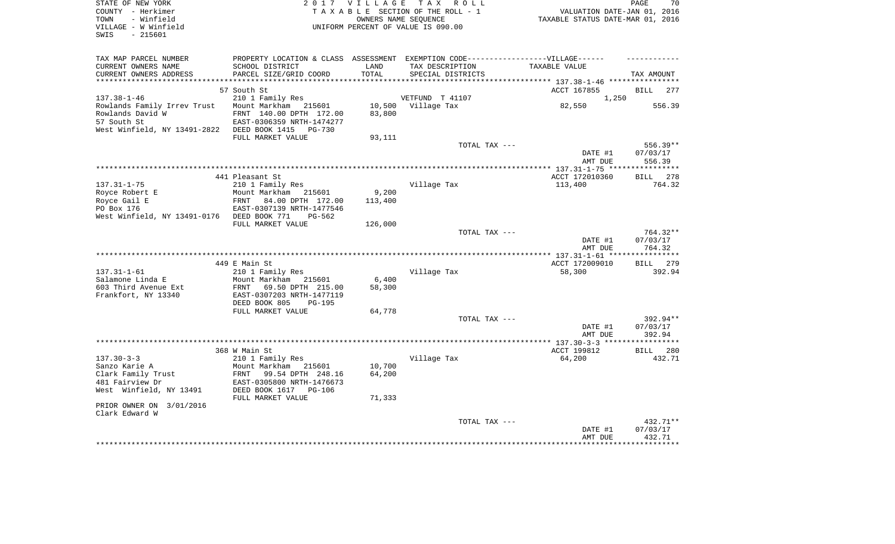STATE OF NEW YORK
COUNTY - Herkimer
TOWN - Winfield
VILLAGE - W Winfield
SWIS - 215601

2 0 1 7 V I L L A G E T A X R O L L
T A X A B L E SECTION OF THE ROLL - 1
OWNERS NAME SEQUENCE
UNIFORM PERCENT OF VALUE IS 090.00

VALUATION DATE-JAN 01, 2016
TAXABLE STATUS DATE-MAR 01, 2016

| TAX MAP PARCEL NUMBER<br>CURRENT OWNERS NAME<br>CURRENT OWNERS ADDRESS | PROPERTY LOCATION & CLASS<br>SCHOOL DISTRICT<br>PARCEL SIZE/GRID COORD | ASSESSMENT<br>LAND<br>TOTAL | EXEMPTION CODE------VILLAGE------<br>TAX DESCRIPTION<br>SPECIAL DISTRICTS | TAXABLE VALUE | TAX AMOUNT |
|---|---|---|---|---|---|
| | 57 South St | | | ACCT 167855 | BILL 277 |
| 137.38-1-46 | 210 1 Family Res | | VETFUND T 41107 | 1,250 | |
| Rowlands Family Irrev Trust | Mount Markham 215601 | 10,500 | Village Tax | 82,550 | 556.39 |
| Rowlands David W | FRNT 140.00 DPTH 172.00 | 83,800 | | | |
| 57 South St | EAST-0306359 NRTH-1474277 | | | | |
| West Winfield, NY 13491-2822 | DEED BOOK 1415 PG-730 | | | | |
| | FULL MARKET VALUE | 93,111 | | | |
| | | | TOTAL TAX --- | | 556.39** |
| | | | | DATE #1 | 07/03/17 |
| | | | | AMT DUE | 556.39 |
| | 441 Pleasant St | | | ACCT 172010360 | BILL 278 |
| 137.31-1-75 | 210 1 Family Res | | Village Tax | 113,400 | 764.32 |
| Royce Robert E | Mount Markham 215601 | 9,200 | | | |
| Royce Gail E | FRNT 84.00 DPTH 172.00 | 113,400 | | | |
| PO Box 176 | EAST-0307139 NRTH-1477546 | | | | |
| West Winfield, NY 13491-0176 | DEED BOOK 771 PG-562 | | | | |
| | FULL MARKET VALUE | 126,000 | | | |
| | | | TOTAL TAX --- | | 764.32** |
| | | | | DATE #1 | 07/03/17 |
| | | | | AMT DUE | 764.32 |
| | 449 E Main St | | | ACCT 172009010 | BILL 279 |
| 137.31-1-61 | 210 1 Family Res | | Village Tax | 58,300 | 392.94 |
| Salamone Linda E | Mount Markham 215601 | 6,400 | | | |
| 603 Third Avenue Ext | FRNT 69.50 DPTH 215.00 | 58,300 | | | |
| Frankfort, NY 13340 | EAST-0307203 NRTH-1477119 | | | | |
| | DEED BOOK 805 PG-195 | | | | |
| | FULL MARKET VALUE | 64,778 | | | |
| | | | TOTAL TAX --- | | 392.94** |
| | | | | DATE #1 | 07/03/17 |
| | | | | AMT DUE | 392.94 |
| | 368 W Main St | | | ACCT 199812 | BILL 280 |
| 137.30-3-3 | 210 1 Family Res | | Village Tax | 64,200 | 432.71 |
| Sanzo Karie A | Mount Markham 215601 | 10,700 | | | |
| Clark Family Trust | FRNT 99.54 DPTH 248.16 | 64,200 | | | |
| 481 Fairview Dr | EAST-0305800 NRTH-1476673 | | | | |
| West Winfield, NY 13491 | DEED BOOK 1617 PG-106 | | | | |
| | FULL MARKET VALUE | 71,333 | | | |
| PRIOR OWNER ON 3/01/2016 | | | | | |
| Clark Edward W | | | | | |
| | | | TOTAL TAX --- | | 432.71** |
| | | | | DATE #1 | 07/03/17 |
| | | | | AMT DUE | 432.71 |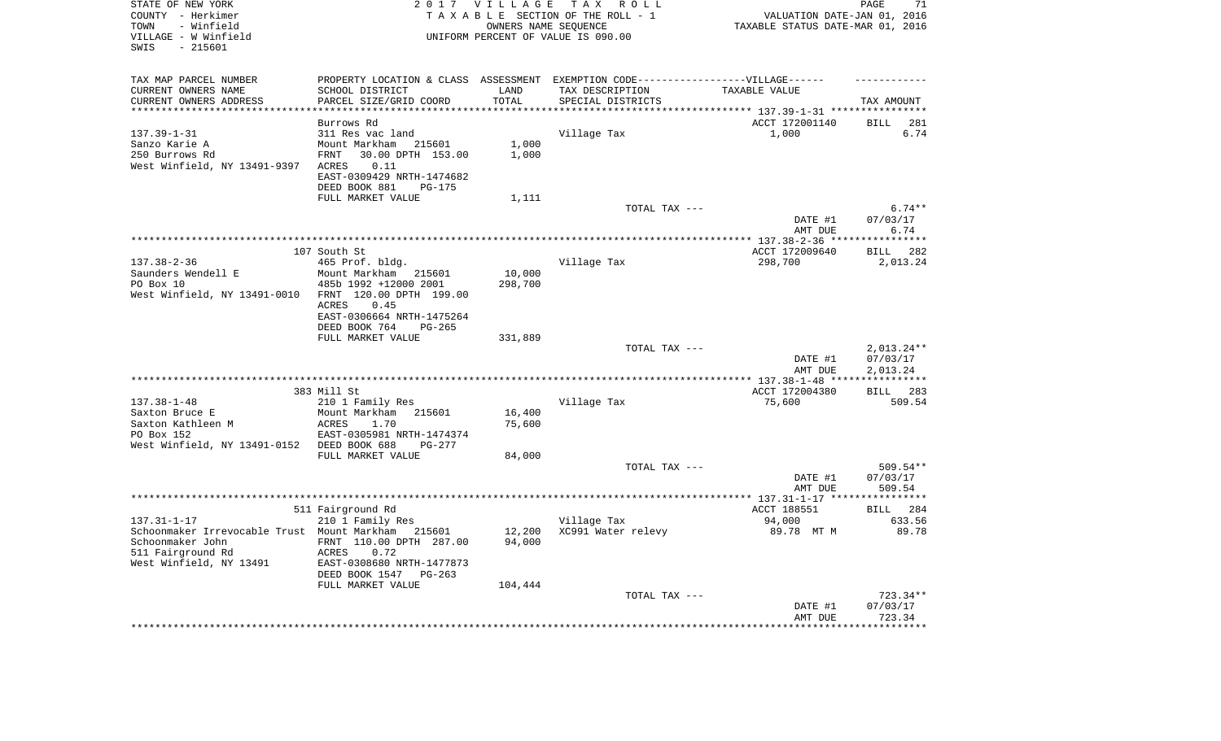STATE OF NEW YORK
COUNTY - Herkimer
TOWN - Winfield
VILLAGE - W Winfield
SWIS - 215601

2 0 1 7 V I L L A G E T A X R O L L
T A X A B L E SECTION OF THE ROLL - 1
OWNERS NAME SEQUENCE
UNIFORM PERCENT OF VALUE IS 090.00

VALUATION DATE-JAN 01, 2016
TAXABLE STATUS DATE-MAR 01, 2016

| TAX MAP PARCEL NUMBER<br>CURRENT OWNERS NAME<br>CURRENT OWNERS ADDRESS | PROPERTY LOCATION & CLASS<br>SCHOOL DISTRICT<br>PARCEL SIZE/GRID COORD | ASSESSMENT<br>LAND<br>TOTAL | EXEMPTION CODE------VILLAGE------<br>TAX DESCRIPTION<br>SPECIAL DISTRICTS | TAXABLE VALUE | TAX AMOUNT |
|---|---|---|---|---|---|
| | Burrows Rd | | | ACCT 172001140 | BILL 281 |
| 137.39-1-31 | 311 Res vac land | | Village Tax | 1,000 | 6.74 |
| Sanzo Karie A | Mount Markham 215601 | 1,000 | | | |
| 250 Burrows Rd | FRNT 30.00 DPTH 153.00 | 1,000 | | | |
| West Winfield, NY 13491-9397 | ACRES 0.11 | | | | |
| | EAST-0309429 NRTH-1474682 | | | | |
| | DEED BOOK 881 PG-175 | | | | |
| | FULL MARKET VALUE | 1,111 | | | |
| | | | TOTAL TAX --- | | 6.74** |
| | | | | DATE #1 | 07/03/17 |
| | | | | AMT DUE | 6.74 |
| | 107 South St | | | ACCT 172009640 | BILL 282 |
| 137.38-2-36 | 465 Prof. bldg. | | Village Tax | 298,700 | 2,013.24 |
| Saunders Wendell E | Mount Markham 215601 | 10,000 | | | |
| PO Box 10 | 485b 1992 +12000 2001 | 298,700 | | | |
| West Winfield, NY 13491-0010 | FRNT 120.00 DPTH 199.00 | | | | |
| | ACRES 0.45 | | | | |
| | EAST-0306664 NRTH-1475264 | | | | |
| | DEED BOOK 764 PG-265 | | | | |
| | FULL MARKET VALUE | 331,889 | | | |
| | | | TOTAL TAX --- | | 2,013.24** |
| | | | | DATE #1 | 07/03/17 |
| | | | | AMT DUE | 2,013.24 |
| | 383 Mill St | | | ACCT 172004380 | BILL 283 |
| 137.38-1-48 | 210 1 Family Res | | Village Tax | 75,600 | 509.54 |
| Saxton Bruce E | Mount Markham 215601 | 16,400 | | | |
| Saxton Kathleen M | ACRES 1.70 | 75,600 | | | |
| PO Box 152 | EAST-0305981 NRTH-1474374 | | | | |
| West Winfield, NY 13491-0152 | DEED BOOK 688 PG-277 | | | | |
| | FULL MARKET VALUE | 84,000 | | | |
| | | | TOTAL TAX --- | | 509.54** |
| | | | | DATE #1 | 07/03/17 |
| | | | | AMT DUE | 509.54 |
| | 511 Fairground Rd | | | ACCT 188551 | BILL 284 |
| 137.31-1-17 | 210 1 Family Res | | Village Tax | 94,000 | 633.56 |
| Schoonmaker Irrevocable Trust | Mount Markham 215601 | 12,200 | XC991 Water relevy | 89.78 MT M | 89.78 |
| Schoonmaker John | FRNT 110.00 DPTH 287.00 | 94,000 | | | |
| 511 Fairground Rd | ACRES 0.72 | | | | |
| West Winfield, NY 13491 | EAST-0308680 NRTH-1477873 | | | | |
| | DEED BOOK 1547 PG-263 | | | | |
| | FULL MARKET VALUE | 104,444 | | | |
| | | | TOTAL TAX --- | | 723.34** |
| | | | | DATE #1 | 07/03/17 |
| | | | | AMT DUE | 723.34 |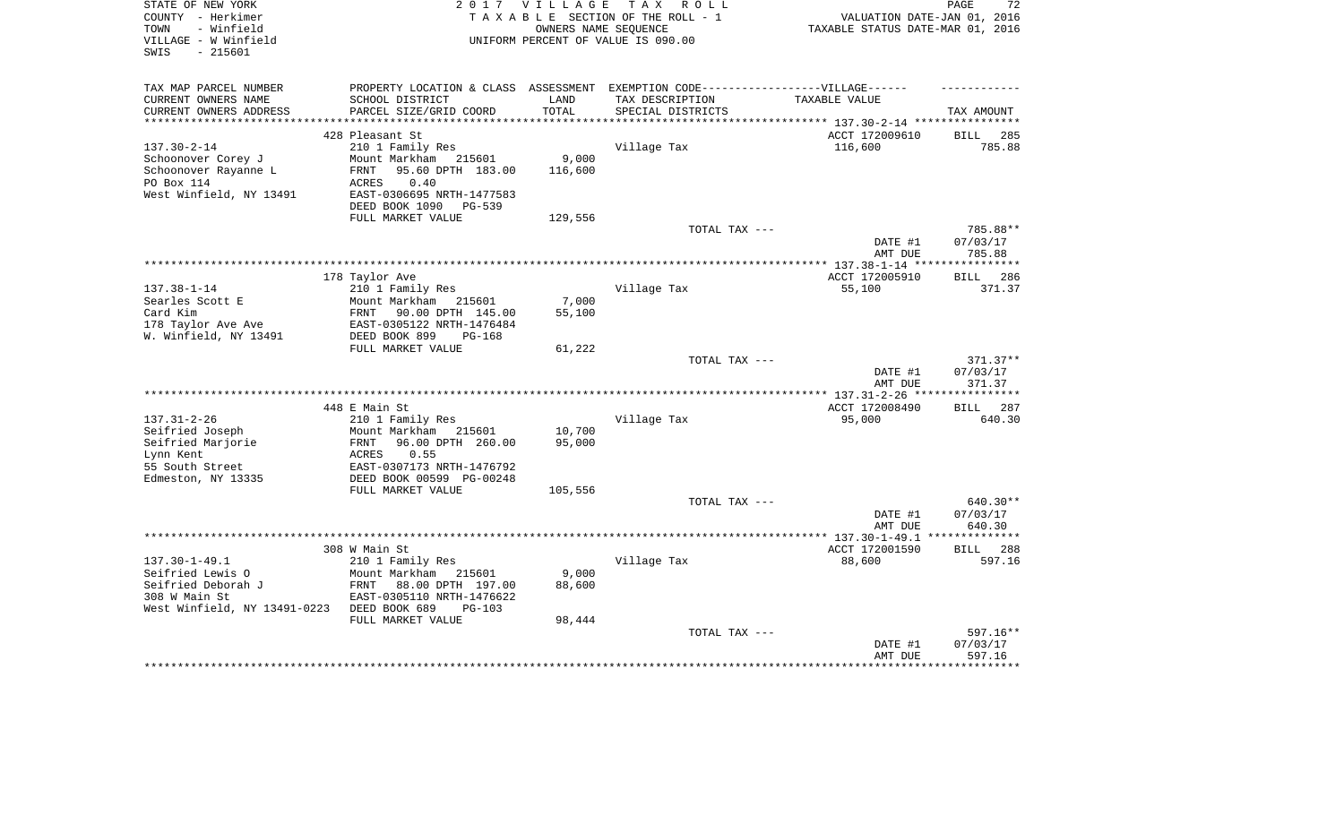STATE OF NEW YORK
COUNTY - Herkimer
TOWN - Winfield
VILLAGE - W Winfield
SWIS - 215601

2017 VILLAGE TAX ROLL
TAXABLE SECTION OF THE ROLL - 1
OWNERS NAME SEQUENCE
UNIFORM PERCENT OF VALUE IS 090.00

VALUATION DATE-JAN 01, 2016
TAXABLE STATUS DATE-MAR 01, 2016

| TAX MAP PARCEL NUMBER / CURRENT OWNERS NAME / CURRENT OWNERS ADDRESS | PROPERTY LOCATION & CLASS / SCHOOL DISTRICT / PARCEL SIZE/GRID COORD | ASSESSMENT LAND / TOTAL | EXEMPTION CODE / TAX DESCRIPTION / SPECIAL DISTRICTS | TAXABLE VALUE | TAX AMOUNT |
|---|---|---|---|---|---|
| 137.30-2-14 | 428 Pleasant St | | | ACCT 172009610 | BILL 285 |
| Schoonover Corey J | 210 1 Family Res | | Village Tax | 116,600 | 785.88 |
| Schoonover Rayanne L | Mount Markham 215601 | 9,000 | | | |
| PO Box 114 | FRNT 95.60 DPTH 183.00 | 116,600 | | | |
| West Winfield, NY 13491 | ACRES 0.40 | | | | |
| | EAST-0306695 NRTH-1477583 | | | | |
| | DEED BOOK 1090 PG-539 | | | | |
| | FULL MARKET VALUE | 129,556 | | | |
| | | | TOTAL TAX --- | | 785.88** |
| | | | | DATE #1 | 07/03/17 |
| | | | | AMT DUE | 785.88 |
| 137.38-1-14 | 178 Taylor Ave | | | ACCT 172005910 | BILL 286 |
| Searles Scott E | 210 1 Family Res | | Village Tax | 55,100 | 371.37 |
| Card Kim | Mount Markham 215601 | 7,000 | | | |
| 178 Taylor Ave Ave | FRNT 90.00 DPTH 145.00 | 55,100 | | | |
| W. Winfield, NY 13491 | EAST-0305122 NRTH-1476484 | | | | |
| | DEED BOOK 899 PG-168 | | | | |
| | FULL MARKET VALUE | 61,222 | | | |
| | | | TOTAL TAX --- | | 371.37** |
| | | | | DATE #1 | 07/03/17 |
| | | | | AMT DUE | 371.37 |
| 137.31-2-26 | 448 E Main St | | | ACCT 172008490 | BILL 287 |
| Seifried Joseph | 210 1 Family Res | | Village Tax | 95,000 | 640.30 |
| Seifried Marjorie | Mount Markham 215601 | 10,700 | | | |
| Lynn Kent | FRNT 96.00 DPTH 260.00 | 95,000 | | | |
| 55 South Street | ACRES 0.55 | | | | |
| Edmeston, NY 13335 | EAST-0307173 NRTH-1476792 | | | | |
| | DEED BOOK 00599 PG-00248 | | | | |
| | FULL MARKET VALUE | 105,556 | | | |
| | | | TOTAL TAX --- | | 640.30** |
| | | | | DATE #1 | 07/03/17 |
| | | | | AMT DUE | 640.30 |
| 137.30-1-49.1 | 308 W Main St | | | ACCT 172001590 | BILL 288 |
| Seifried Lewis O | 210 1 Family Res | | Village Tax | 88,600 | 597.16 |
| Seifried Deborah J | Mount Markham 215601 | 9,000 | | | |
| 308 W Main St | FRNT 88.00 DPTH 197.00 | 88,600 | | | |
| West Winfield, NY 13491-0223 | EAST-0305110 NRTH-1476622 | | | | |
| | DEED BOOK 689 PG-103 | | | | |
| | FULL MARKET VALUE | 98,444 | | | |
| | | | TOTAL TAX --- | | 597.16** |
| | | | | DATE #1 | 07/03/17 |
| | | | | AMT DUE | 597.16 |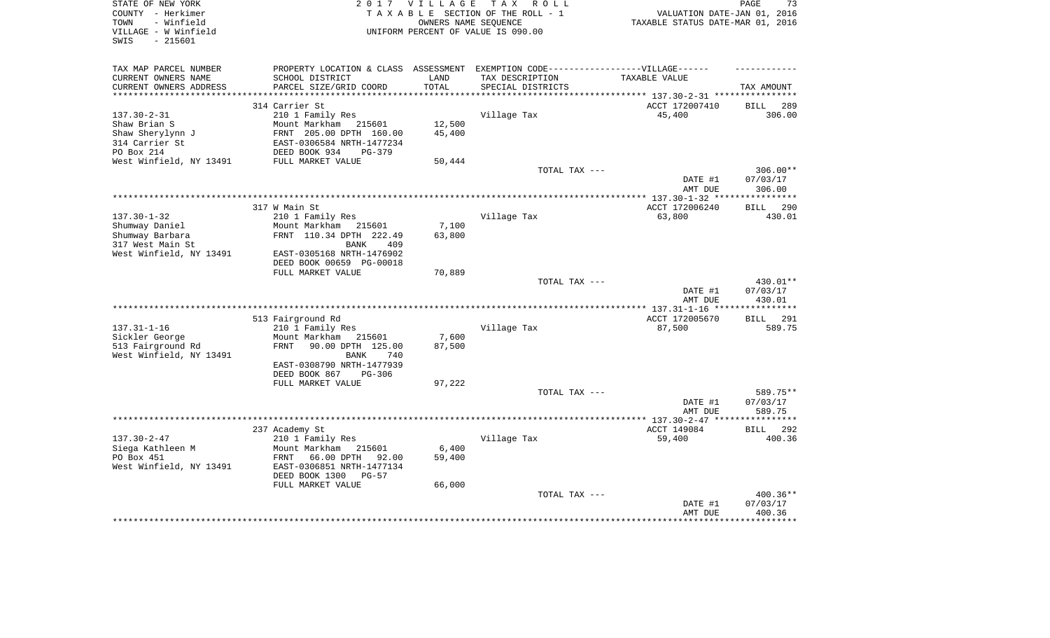STATE OF NEW YORK
COUNTY - Herkimer
TOWN - Winfield
VILLAGE - W Winfield
SWIS - 215601

2 0 1 7 V I L L A G E T A X R O L L
T A X A B L E SECTION OF THE ROLL - 1
OWNERS NAME SEQUENCE
UNIFORM PERCENT OF VALUE IS 090.00

VALUATION DATE-JAN 01, 2016
TAXABLE STATUS DATE-MAR 01, 2016

| TAX MAP PARCEL NUMBER / CURRENT OWNERS NAME / CURRENT OWNERS ADDRESS | PROPERTY LOCATION & CLASS / SCHOOL DISTRICT / PARCEL SIZE/GRID COORD | ASSESSMENT LAND / TOTAL | EXEMPTION CODE / TAX DESCRIPTION / SPECIAL DISTRICTS | TAXABLE VALUE | TAX AMOUNT |
|---|---|---|---|---|---|
| | 314 Carrier St | | | ACCT 172007410 | BILL 289 |
| 137.30-2-31 | 210 1 Family Res | | Village Tax | 45,400 | 306.00 |
| Shaw Brian S | Mount Markham 215601 | 12,500 | | | |
| Shaw Sherylynn J | FRNT 205.00 DPTH 160.00 | 45,400 | | | |
| 314 Carrier St | EAST-0306584 NRTH-1477234 | | | | |
| PO Box 214 | DEED BOOK 934 PG-379 | | | | |
| West Winfield, NY 13491 | FULL MARKET VALUE | 50,444 | | | |
| | | | TOTAL TAX --- | | 306.00** |
| | | | | DATE #1 | 07/03/17 |
| | | | | AMT DUE | 306.00 |
| | 317 W Main St | | | ACCT 172006240 | BILL 290 |
| 137.30-1-32 | 210 1 Family Res | | Village Tax | 63,800 | 430.01 |
| Shumway Daniel | Mount Markham 215601 | 7,100 | | | |
| Shumway Barbara | FRNT 110.34 DPTH 222.49 | 63,800 | | | |
| 317 West Main St | BANK 409 | | | | |
| West Winfield, NY 13491 | EAST-0305168 NRTH-1476902 | | | | |
| | DEED BOOK 00659 PG-00018 | | | | |
| | FULL MARKET VALUE | 70,889 | | | |
| | | | TOTAL TAX --- | | 430.01** |
| | | | | DATE #1 | 07/03/17 |
| | | | | AMT DUE | 430.01 |
| | 513 Fairground Rd | | | ACCT 172005670 | BILL 291 |
| 137.31-1-16 | 210 1 Family Res | | Village Tax | 87,500 | 589.75 |
| Sickler George | Mount Markham 215601 | 7,600 | | | |
| 513 Fairground Rd | FRNT 90.00 DPTH 125.00 | 87,500 | | | |
| West Winfield, NY 13491 | BANK 740 | | | | |
| | EAST-0308790 NRTH-1477939 | | | | |
| | DEED BOOK 867 PG-306 | | | | |
| | FULL MARKET VALUE | 97,222 | | | |
| | | | TOTAL TAX --- | | 589.75** |
| | | | | DATE #1 | 07/03/17 |
| | | | | AMT DUE | 589.75 |
| | 237 Academy St | | | ACCT 149084 | BILL 292 |
| 137.30-2-47 | 210 1 Family Res | | Village Tax | 59,400 | 400.36 |
| Siega Kathleen M | Mount Markham 215601 | 6,400 | | | |
| PO Box 451 | FRNT 66.00 DPTH 92.00 | 59,400 | | | |
| West Winfield, NY 13491 | EAST-0306851 NRTH-1477134 | | | | |
| | DEED BOOK 1300 PG-57 | | | | |
| | FULL MARKET VALUE | 66,000 | | | |
| | | | TOTAL TAX --- | | 400.36** |
| | | | | DATE #1 | 07/03/17 |
| | | | | AMT DUE | 400.36 |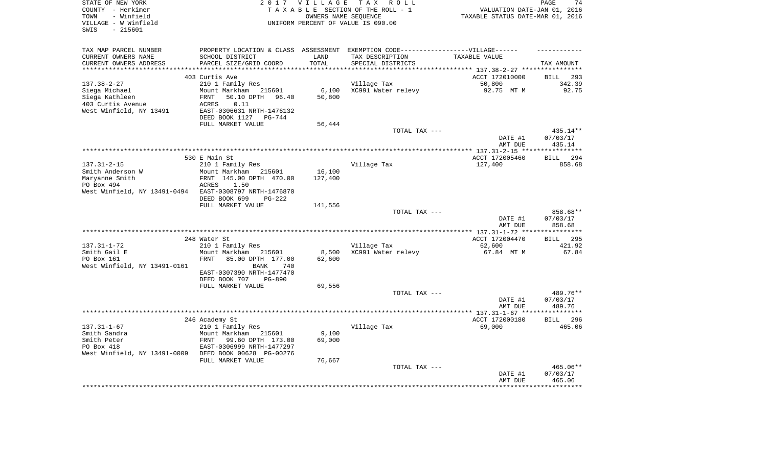STATE OF NEW YORK
COUNTY - Herkimer
TOWN - Winfield
VILLAGE - W Winfield
SWIS - 215601

2 0 1 7 V I L L A G E T A X R O L L
T A X A B L E SECTION OF THE ROLL - 1
OWNERS NAME SEQUENCE
UNIFORM PERCENT OF VALUE IS 090.00

VALUATION DATE-JAN 01, 2016
TAXABLE STATUS DATE-MAR 01, 2016

| TAX MAP PARCEL NUMBER<br>CURRENT OWNERS NAME<br>CURRENT OWNERS ADDRESS | PROPERTY LOCATION & CLASS<br>SCHOOL DISTRICT<br>PARCEL SIZE/GRID COORD | ASSESSMENT<br>LAND<br>TOTAL | EXEMPTION CODE------VILLAGE------<br>TAX DESCRIPTION<br>SPECIAL DISTRICTS | TAXABLE VALUE | TAX AMOUNT |
|---|---|---|---|---|---|
| | 403 Curtis Ave | | | ACCT 172010000 | BILL 293 |
| 137.38-2-27 | 210 1 Family Res | | Village Tax | 50,800 | 342.39 |
| Siega Michael | Mount Markham 215601 | 6,100 | XC991 Water relevy | 92.75 MT M | 92.75 |
| Siega Kathleen | FRNT 50.10 DPTH 96.40 | 50,800 | | | |
| 403 Curtis Avenue | ACRES 0.11 | | | | |
| West Winfield, NY 13491 | EAST-0306631 NRTH-1476132 | | | | |
| | DEED BOOK 1127 PG-744 | | | | |
| | FULL MARKET VALUE | 56,444 | | | |
| | | | TOTAL TAX --- | | 435.14** |
| | | | | DATE #1 | 07/03/17 |
| | | | | AMT DUE | 435.14 |
| | 530 E Main St | | | ACCT 172005460 | BILL 294 |
| 137.31-2-15 | 210 1 Family Res | | Village Tax | 127,400 | 858.68 |
| Smith Anderson W | Mount Markham 215601 | 16,100 | | | |
| Maryanne Smith | FRNT 145.00 DPTH 470.00 | 127,400 | | | |
| PO Box 494 | ACRES 1.50 | | | | |
| West Winfield, NY 13491-0494 | EAST-0308797 NRTH-1476870 | | | | |
| | DEED BOOK 699 PG-222 | | | | |
| | FULL MARKET VALUE | 141,556 | | | |
| | | | TOTAL TAX --- | | 858.68** |
| | | | | DATE #1 | 07/03/17 |
| | | | | AMT DUE | 858.68 |
| | 248 Water St | | | ACCT 172004470 | BILL 295 |
| 137.31-1-72 | 210 1 Family Res | | Village Tax | 62,600 | 421.92 |
| Smith Gail E | Mount Markham 215601 | 8,500 | XC991 Water relevy | 67.84 MT M | 67.84 |
| PO Box 161 | FRNT 85.00 DPTH 177.00 | 62,600 | | | |
| West Winfield, NY 13491-0161 | BANK 740 | | | | |
| | EAST-0307390 NRTH-1477470 | | | | |
| | DEED BOOK 707 PG-890 | | | | |
| | FULL MARKET VALUE | 69,556 | | | |
| | | | TOTAL TAX --- | | 489.76** |
| | | | | DATE #1 | 07/03/17 |
| | | | | AMT DUE | 489.76 |
| | 246 Academy St | | | ACCT 172000180 | BILL 296 |
| 137.31-1-67 | 210 1 Family Res | | Village Tax | 69,000 | 465.06 |
| Smith Sandra | Mount Markham 215601 | 9,100 | | | |
| Smith Peter | FRNT 99.60 DPTH 173.00 | 69,000 | | | |
| PO Box 418 | EAST-0306999 NRTH-1477297 | | | | |
| West Winfield, NY 13491-0009 | DEED BOOK 00628 PG-00276 | | | | |
| | FULL MARKET VALUE | 76,667 | | | |
| | | | TOTAL TAX --- | | 465.06** |
| | | | | DATE #1 | 07/03/17 |
| | | | | AMT DUE | 465.06 |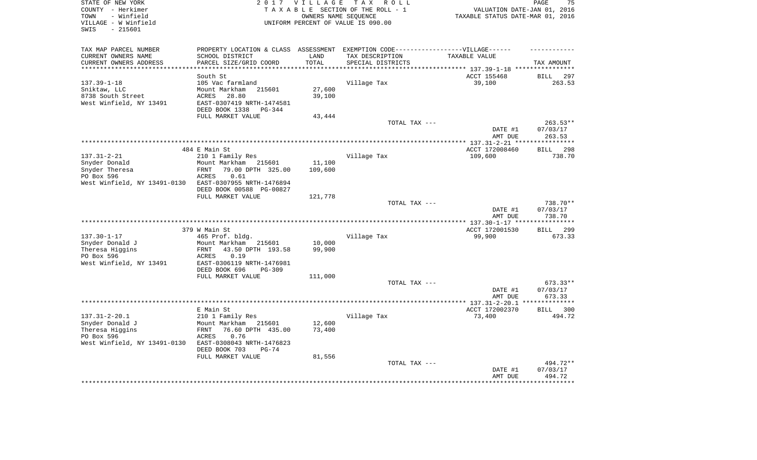STATE OF NEW YORK | 2 0 1 7 V I L L A G E T A X R O L L
COUNTY - Herkimer | T A X A B L E SECTION OF THE ROLL - 1 | VALUATION DATE-JAN 01, 2016
TOWN - Winfield | OWNERS NAME SEQUENCE | TAXABLE STATUS DATE-MAR 01, 2016
VILLAGE - W Winfield | UNIFORM PERCENT OF VALUE IS 090.00
SWIS - 215601

| TAX MAP PARCEL NUMBER<br>CURRENT OWNERS NAME<br>CURRENT OWNERS ADDRESS | PROPERTY LOCATION & CLASS<br>SCHOOL DISTRICT<br>PARCEL SIZE/GRID COORD | ASSESSMENT<br>LAND<br>TOTAL | EXEMPTION CODE-----VILLAGE------<br>TAX DESCRIPTION<br>SPECIAL DISTRICTS | TAXABLE VALUE | TAX AMOUNT |
|---|---|---|---|---|---|
| 137.39-1-18 | South St<br>105 Vac farmland | | | ACCT 155468 | BILL 297 |
| Sniktaw, LLC | Mount Markham 215601 | 27,600 | Village Tax | 39,100 | 263.53 |
| 8738 South Street | ACRES 28.80 | 39,100 | | | |
| West Winfield, NY 13491 | EAST-0307419 NRTH-1474581<br>DEED BOOK 1338 PG-344 | | | | |
| | FULL MARKET VALUE | 43,444 | | | |
| | | | TOTAL TAX --- | | 263.53** |
| | | | | DATE #1 | 07/03/17 |
| | | | | AMT DUE | 263.53 |
| 137.31-2-21 | 484 E Main St<br>210 1 Family Res | | | ACCT 172008460 | BILL 298 |
| Snyder Donald | Mount Markham 215601 | 11,100 | Village Tax | 109,600 | 738.70 |
| Snyder Theresa | FRNT 79.00 DPTH 325.00 | 109,600 | | | |
| PO Box 596 | ACRES 0.61 | | | | |
| West Winfield, NY 13491-0130 | EAST-0307955 NRTH-1476894<br>DEED BOOK 00588 PG-00827 | | | | |
| | FULL MARKET VALUE | 121,778 | | | |
| | | | TOTAL TAX --- | | 738.70** |
| | | | | DATE #1 | 07/03/17 |
| | | | | AMT DUE | 738.70 |
| 137.30-1-17 | 379 W Main St<br>465 Prof. bldg. | | | ACCT 172001530 | BILL 299 |
| Snyder Donald J | Mount Markham 215601 | 10,000 | Village Tax | 99,900 | 673.33 |
| Theresa Higgins | FRNT 43.50 DPTH 193.58 | 99,900 | | | |
| PO Box 596 | ACRES 0.19 | | | | |
| West Winfield, NY 13491 | EAST-0306119 NRTH-1476981<br>DEED BOOK 696 PG-309 | | | | |
| | FULL MARKET VALUE | 111,000 | | | |
| | | | TOTAL TAX --- | | 673.33** |
| | | | | DATE #1 | 07/03/17 |
| | | | | AMT DUE | 673.33 |
| 137.31-2-20.1 | E Main St<br>210 1 Family Res | | | ACCT 172002370 | BILL 300 |
| Snyder Donald J | Mount Markham 215601 | 12,600 | Village Tax | 73,400 | 494.72 |
| Theresa Higgins | FRNT 76.60 DPTH 435.00 | 73,400 | | | |
| PO Box 596 | ACRES 0.76 | | | | |
| West Winfield, NY 13491-0130 | EAST-0308043 NRTH-1476823<br>DEED BOOK 703 PG-74 | | | | |
| | FULL MARKET VALUE | 81,556 | | | |
| | | | TOTAL TAX --- | | 494.72** |
| | | | | DATE #1 | 07/03/17 |
| | | | | AMT DUE | 494.72 |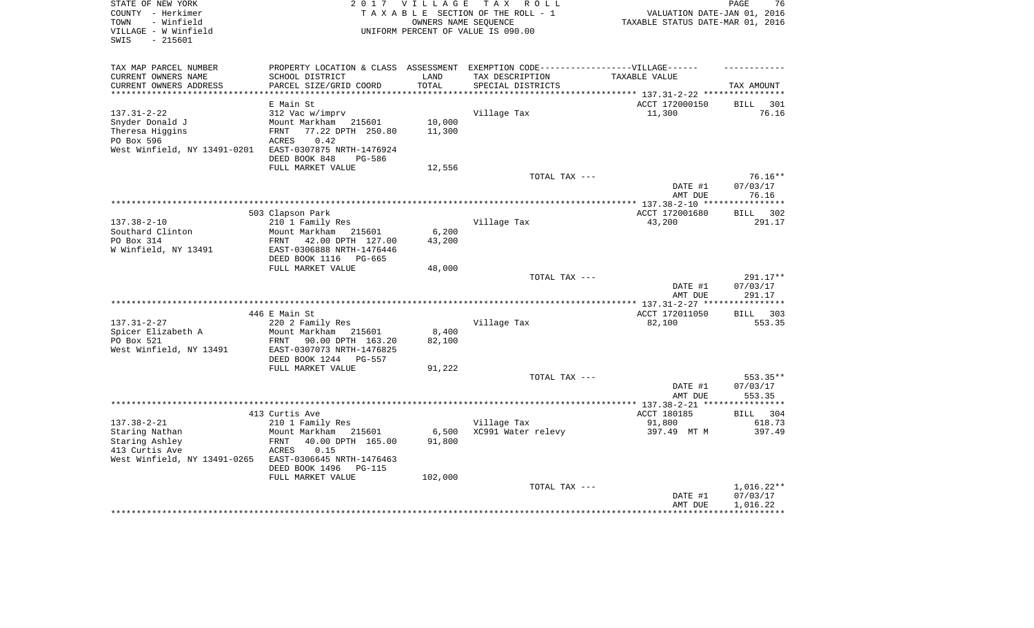STATE OF NEW YORK
COUNTY - Herkimer
TOWN - Winfield
VILLAGE - W Winfield
SWIS - 215601

**2017 VILLAGE TAX ROLL**
TAXABLE SECTION OF THE ROLL - 1
OWNERS NAME SEQUENCE
UNIFORM PERCENT OF VALUE IS 090.00

VALUATION DATE-JAN 01, 2016
TAXABLE STATUS DATE-MAR 01, 2016

| TAX MAP PARCEL NUMBER / CURRENT OWNERS NAME / CURRENT OWNERS ADDRESS | PROPERTY LOCATION & CLASS / SCHOOL DISTRICT / PARCEL SIZE/GRID COORD | ASSESSMENT LAND / TOTAL | EXEMPTION CODE / TAX DESCRIPTION / SPECIAL DISTRICTS | TAXABLE VALUE | TAX AMOUNT |
|---|---|---|---|---|---|
| **137.31-2-22** | E Main St | | | ACCT 172000150 | BILL 301 |
| 137.31-2-22 | 312 Vac w/imprv | | Village Tax | 11,300 | 76.16 |
| Snyder Donald J | Mount Markham 215601 | 10,000 | | | |
| Theresa Higgins | FRNT 77.22 DPTH 250.80 | 11,300 | | | |
| PO Box 596 | ACRES 0.42 | | | | |
| West Winfield, NY 13491-0201 | EAST-0307875 NRTH-1476924 | | | | |
| | DEED BOOK 848 PG-586 | | | | |
| | FULL MARKET VALUE | 12,556 | | | |
| | | | TOTAL TAX --- | | 76.16** |
| | | | | DATE #1 | 07/03/17 |
| | | | | AMT DUE | 76.16 |
| **137.38-2-10** | 503 Clapson Park | | | ACCT 172001680 | BILL 302 |
| 137.38-2-10 | 210 1 Family Res | | Village Tax | 43,200 | 291.17 |
| Southard Clinton | Mount Markham 215601 | 6,200 | | | |
| PO Box 314 | FRNT 42.00 DPTH 127.00 | 43,200 | | | |
| W Winfield, NY 13491 | EAST-0306888 NRTH-1476446 | | | | |
| | DEED BOOK 1116 PG-665 | | | | |
| | FULL MARKET VALUE | 48,000 | | | |
| | | | TOTAL TAX --- | | 291.17** |
| | | | | DATE #1 | 07/03/17 |
| | | | | AMT DUE | 291.17 |
| **137.31-2-27** | 446 E Main St | | | ACCT 172011050 | BILL 303 |
| 137.31-2-27 | 220 2 Family Res | | Village Tax | 82,100 | 553.35 |
| Spicer Elizabeth A | Mount Markham 215601 | 8,400 | | | |
| PO Box 521 | FRNT 90.00 DPTH 163.20 | 82,100 | | | |
| West Winfield, NY 13491 | EAST-0307073 NRTH-1476825 | | | | |
| | DEED BOOK 1244 PG-557 | | | | |
| | FULL MARKET VALUE | 91,222 | | | |
| | | | TOTAL TAX --- | | 553.35** |
| | | | | DATE #1 | 07/03/17 |
| | | | | AMT DUE | 553.35 |
| **137.38-2-21** | 413 Curtis Ave | | | ACCT 180185 | BILL 304 |
| 137.38-2-21 | 210 1 Family Res | | Village Tax | 91,800 | 618.73 |
| Staring Nathan | Mount Markham 215601 | 6,500 | XC991 Water relevy | 397.49 MT M | 397.49 |
| Staring Ashley | FRNT 40.00 DPTH 165.00 | 91,800 | | | |
| 413 Curtis Ave | ACRES 0.15 | | | | |
| West Winfield, NY 13491-0265 | EAST-0306645 NRTH-1476463 | | | | |
| | DEED BOOK 1496 PG-115 | | | | |
| | FULL MARKET VALUE | 102,000 | | | |
| | | | TOTAL TAX --- | | 1,016.22** |
| | | | | DATE #1 | 07/03/17 |
| | | | | AMT DUE | 1,016.22 |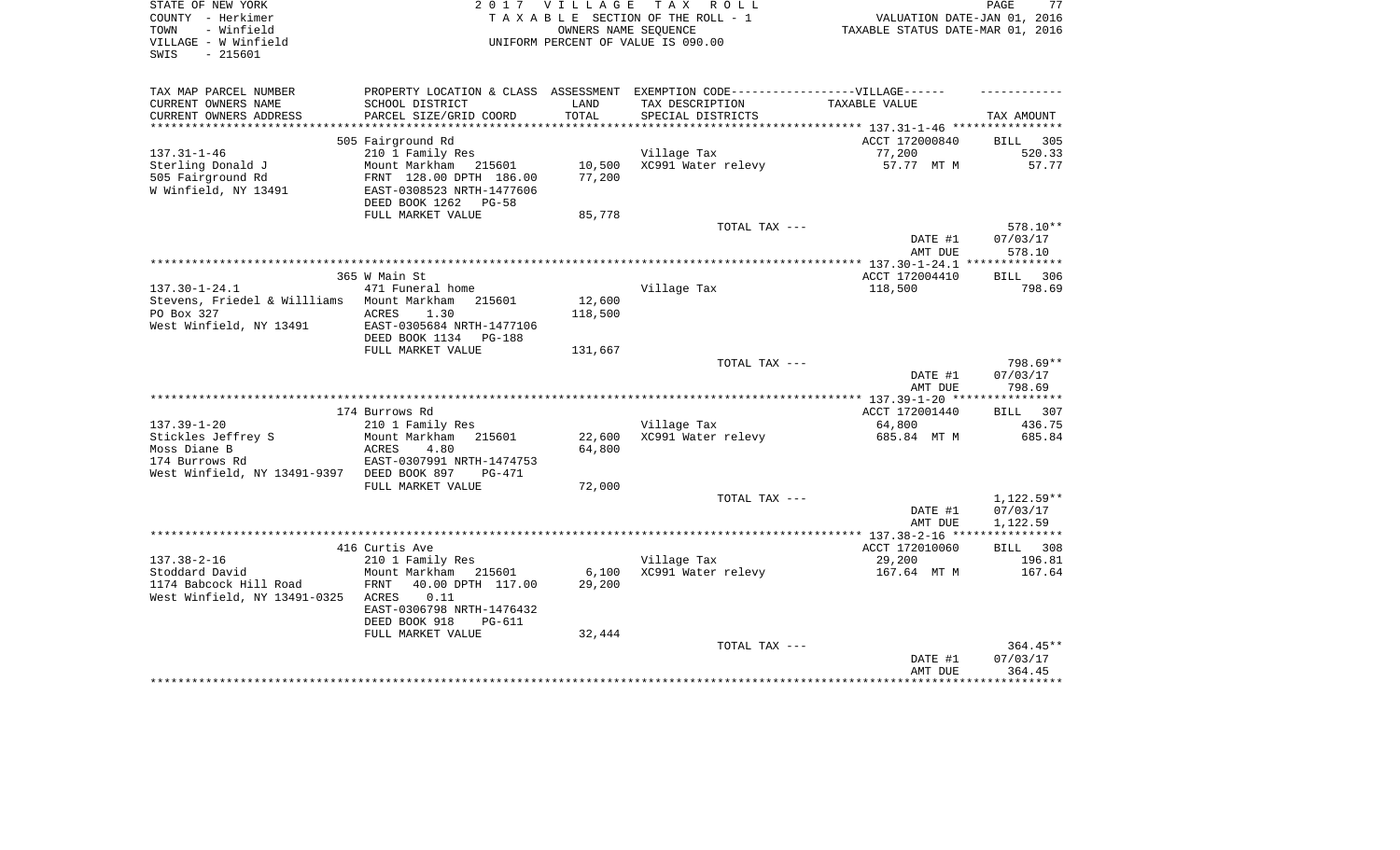STATE OF NEW YORK
COUNTY - Herkimer
TOWN - Winfield
VILLAGE - W Winfield
SWIS - 215601

2 0 1 7 V I L L A G E T A X R O L L
T A X A B L E SECTION OF THE ROLL - 1
OWNERS NAME SEQUENCE
UNIFORM PERCENT OF VALUE IS 090.00

VALUATION DATE-JAN 01, 2016
TAXABLE STATUS DATE-MAR 01, 2016

| TAX MAP PARCEL NUMBER<br>CURRENT OWNERS NAME<br>CURRENT OWNERS ADDRESS | PROPERTY LOCATION & CLASS<br>SCHOOL DISTRICT<br>PARCEL SIZE/GRID COORD | ASSESSMENT<br>LAND<br>TOTAL | EXEMPTION CODE------------------VILLAGE------<br>TAX DESCRIPTION<br>SPECIAL DISTRICTS | TAXABLE VALUE | TAX AMOUNT |
|---|---|---|---|---|---|
| | 505 Fairground Rd | | | ACCT 172000840 | BILL 305 |
| 137.31-1-46 | 210 1 Family Res | | Village Tax | 77,200 | 520.33 |
| Sterling Donald J | Mount Markham 215601 | 10,500 | XC991 Water relevy | 57.77 MT M | 57.77 |
| 505 Fairground Rd | FRNT 128.00 DPTH 186.00 | 77,200 | | | |
| W Winfield, NY 13491 | EAST-0308523 NRTH-1477606 | | | | |
| | DEED BOOK 1262 PG-58 | | | | |
| | FULL MARKET VALUE | 85,778 | | | |
| | | | TOTAL TAX --- | | 578.10** |
| | | | | DATE #1 | 07/03/17 |
| | | | | AMT DUE | 578.10 |
| | 365 W Main St | | | ACCT 172004410 | BILL 306 |
| 137.30-1-24.1 | 471 Funeral home | | Village Tax | 118,500 | 798.69 |
| Stevens, Friedel & Willliams | Mount Markham 215601 | 12,600 | | | |
| PO Box 327 | ACRES 1.30 | 118,500 | | | |
| West Winfield, NY 13491 | EAST-0305684 NRTH-1477106 | | | | |
| | DEED BOOK 1134 PG-188 | | | | |
| | FULL MARKET VALUE | 131,667 | | | |
| | | | TOTAL TAX --- | | 798.69** |
| | | | | DATE #1 | 07/03/17 |
| | | | | AMT DUE | 798.69 |
| | 174 Burrows Rd | | | ACCT 172001440 | BILL 307 |
| 137.39-1-20 | 210 1 Family Res | | Village Tax | 64,800 | 436.75 |
| Stickles Jeffrey S | Mount Markham 215601 | 22,600 | XC991 Water relevy | 685.84 MT M | 685.84 |
| Moss Diane B | ACRES 4.80 | 64,800 | | | |
| 174 Burrows Rd | EAST-0307991 NRTH-1474753 | | | | |
| West Winfield, NY 13491-9397 | DEED BOOK 897 PG-471 | | | | |
| | FULL MARKET VALUE | 72,000 | | | |
| | | | TOTAL TAX --- | | 1,122.59** |
| | | | | DATE #1 | 07/03/17 |
| | | | | AMT DUE | 1,122.59 |
| | 416 Curtis Ave | | | ACCT 172010060 | BILL 308 |
| 137.38-2-16 | 210 1 Family Res | | Village Tax | 29,200 | 196.81 |
| Stoddard David | Mount Markham 215601 | 6,100 | XC991 Water relevy | 167.64 MT M | 167.64 |
| 1174 Babcock Hill Road | FRNT 40.00 DPTH 117.00 | 29,200 | | | |
| West Winfield, NY 13491-0325 | ACRES 0.11 | | | | |
| | EAST-0306798 NRTH-1476432 | | | | |
| | DEED BOOK 918 PG-611 | | | | |
| | FULL MARKET VALUE | 32,444 | | | |
| | | | TOTAL TAX --- | | 364.45** |
| | | | | DATE #1 | 07/03/17 |
| | | | | AMT DUE | 364.45 |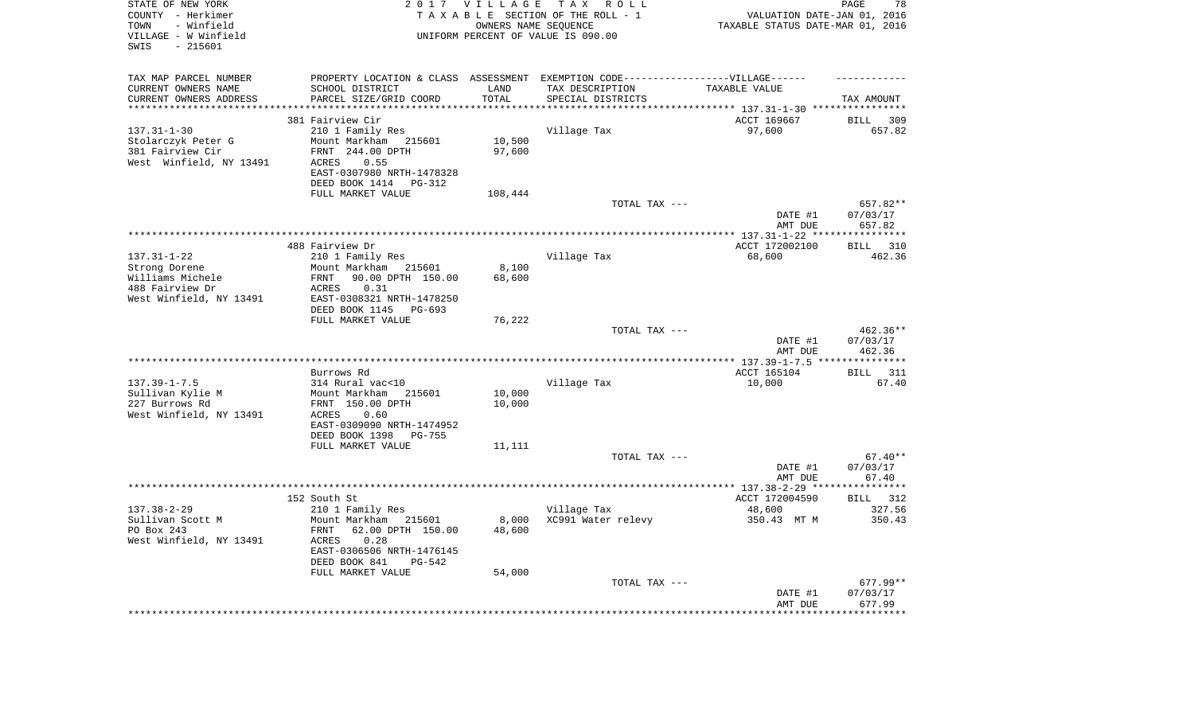STATE OF NEW YORK
COUNTY - Herkimer
TOWN - Winfield
VILLAGE - W Winfield
SWIS - 215601

2017 VILLAGE TAX ROLL
TAXABLE SECTION OF THE ROLL - 1
OWNERS NAME SEQUENCE
UNIFORM PERCENT OF VALUE IS 090.00

VALUATION DATE-JAN 01, 2016
TAXABLE STATUS DATE-MAR 01, 2016

| TAX MAP PARCEL NUMBER / CURRENT OWNERS NAME / CURRENT OWNERS ADDRESS | PROPERTY LOCATION & CLASS / SCHOOL DISTRICT / PARCEL SIZE/GRID COORD | ASSESSMENT LAND / TOTAL | EXEMPTION CODE-----VILLAGE----- TAX DESCRIPTION / SPECIAL DISTRICTS | TAXABLE VALUE | TAX AMOUNT |
|---|---|---|---|---|---|
| 137.31-1-30 | 381 Fairview Cir | | | ACCT 169667 | BILL 309 |
| Stolarczyk Peter G | 210 1 Family Res | | Village Tax | 97,600 | 657.82 |
| 381 Fairview Cir | Mount Markham 215601 | 10,500 | | | |
| West Winfield, NY 13491 | FRNT 244.00 DPTH | 97,600 | | | |
| | ACRES 0.55 | | | | |
| | EAST-0307980 NRTH-1478328 | | | | |
| | DEED BOOK 1414 PG-312 | | | | |
| | FULL MARKET VALUE | 108,444 | | | |
| | | | TOTAL TAX --- | | 657.82** |
| | | | | DATE #1 | 07/03/17 |
| | | | | AMT DUE | 657.82 |
| 137.31-1-22 | 488 Fairview Dr | | | ACCT 172002100 | BILL 310 |
| Strong Dorene | 210 1 Family Res | | Village Tax | 68,600 | 462.36 |
| Williams Michele | Mount Markham 215601 | 8,100 | | | |
| 488 Fairview Dr | FRNT 90.00 DPTH 150.00 | 68,600 | | | |
| West Winfield, NY 13491 | ACRES 0.31 | | | | |
| | EAST-0308321 NRTH-1478250 | | | | |
| | DEED BOOK 1145 PG-693 | | | | |
| | FULL MARKET VALUE | 76,222 | | | |
| | | | TOTAL TAX --- | | 462.36** |
| | | | | DATE #1 | 07/03/17 |
| | | | | AMT DUE | 462.36 |
| 137.39-1-7.5 | Burrows Rd | | | ACCT 165104 | BILL 311 |
| Sullivan Kylie M | 314 Rural vac<10 | | Village Tax | 10,000 | 67.40 |
| 227 Burrows Rd | Mount Markham 215601 | 10,000 | | | |
| West Winfield, NY 13491 | FRNT 150.00 DPTH | 10,000 | | | |
| | ACRES 0.60 | | | | |
| | EAST-0309090 NRTH-1474952 | | | | |
| | DEED BOOK 1398 PG-755 | | | | |
| | FULL MARKET VALUE | 11,111 | | | |
| | | | TOTAL TAX --- | | 67.40** |
| | | | | DATE #1 | 07/03/17 |
| | | | | AMT DUE | 67.40 |
| 137.38-2-29 | 152 South St | | | ACCT 172004590 | BILL 312 |
| Sullivan Scott M | 210 1 Family Res | | Village Tax | 48,600 | 327.56 |
| PO Box 243 | Mount Markham 215601 | 8,000 | XC991 Water relevy | 350.43 MT M | 350.43 |
| West Winfield, NY 13491 | FRNT 62.00 DPTH 150.00 | 48,600 | | | |
| | ACRES 0.28 | | | | |
| | EAST-0306506 NRTH-1476145 | | | | |
| | DEED BOOK 841 PG-542 | | | | |
| | FULL MARKET VALUE | 54,000 | | | |
| | | | TOTAL TAX --- | | 677.99** |
| | | | | DATE #1 | 07/03/17 |
| | | | | AMT DUE | 677.99 |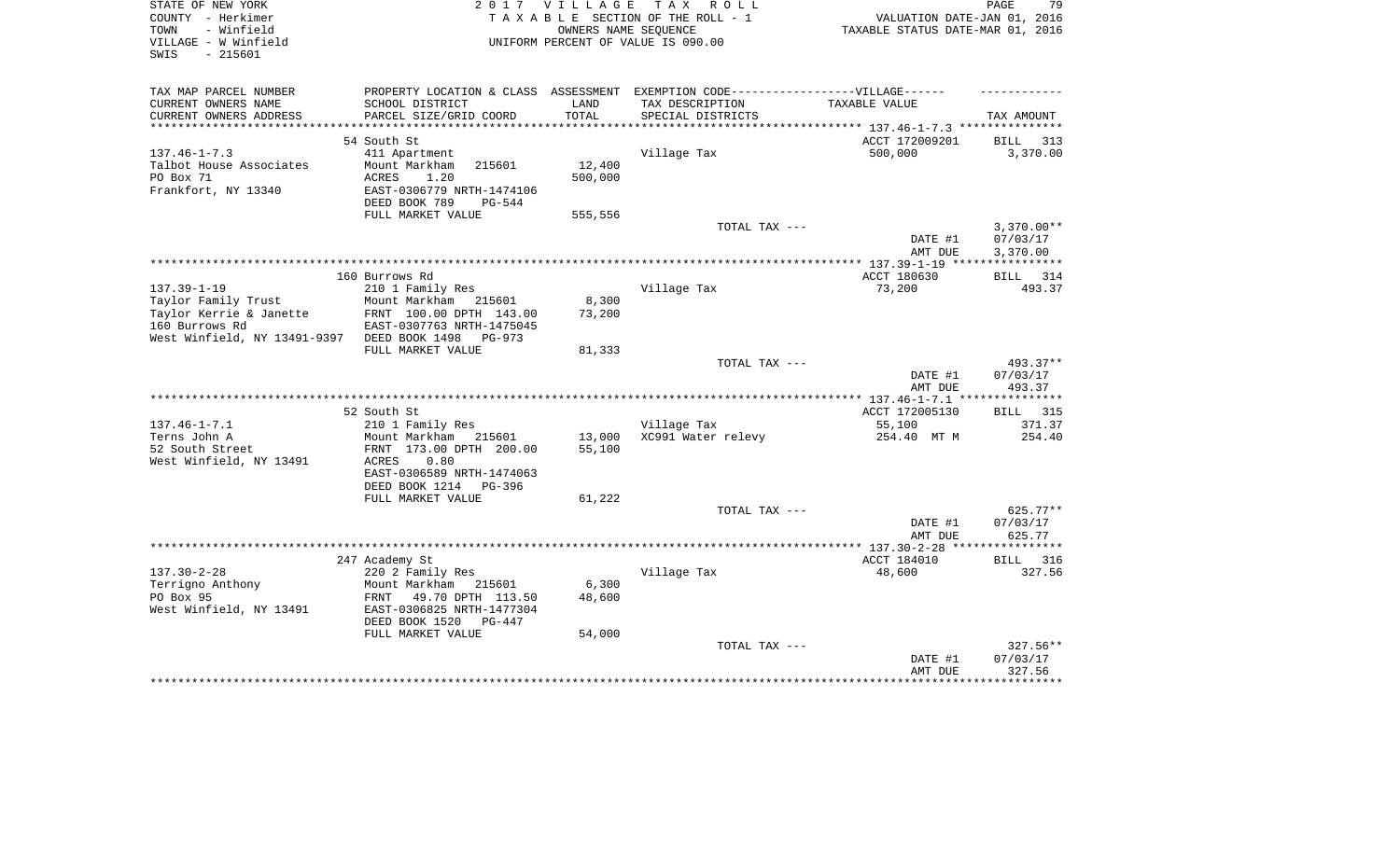STATE OF NEW YORK
COUNTY - Herkimer
TOWN - Winfield
VILLAGE - W Winfield
SWIS - 215601

2 0 1 7 V I L L A G E T A X R O L L
T A X A B L E SECTION OF THE ROLL - 1
OWNERS NAME SEQUENCE
UNIFORM PERCENT OF VALUE IS 090.00

VALUATION DATE-JAN 01, 2016
TAXABLE STATUS DATE-MAR 01, 2016

| TAX MAP PARCEL NUMBER / CURRENT OWNERS NAME / CURRENT OWNERS ADDRESS | PROPERTY LOCATION & CLASS / SCHOOL DISTRICT / PARCEL SIZE/GRID COORD | ASSESSMENT LAND / TOTAL | EXEMPTION CODE / TAX DESCRIPTION / SPECIAL DISTRICTS | TAXABLE VALUE | TAX AMOUNT |
|---|---|---|---|---|---|
| **137.46-1-7.3** | 54 South St | | | ACCT 172009201 | BILL 313 |
| 137.46-1-7.3 | 411 Apartment | | Village Tax | 500,000 | 3,370.00 |
| Talbot House Associates | Mount Markham 215601 | 12,400 | | | |
| PO Box 71 | ACRES 1.20 | 500,000 | | | |
| Frankfort, NY 13340 | EAST-0306779 NRTH-1474106 | | | | |
| | DEED BOOK 789 PG-544 | | | | |
| | FULL MARKET VALUE | 555,556 | | | |
| | | | TOTAL TAX --- | | 3,370.00** |
| | | | | DATE #1 | 07/03/17 |
| | | | | AMT DUE | 3,370.00 |
| **137.39-1-19** | 160 Burrows Rd | | | ACCT 180630 | BILL 314 |
| 137.39-1-19 | 210 1 Family Res | | Village Tax | 73,200 | 493.37 |
| Taylor Family Trust | Mount Markham 215601 | 8,300 | | | |
| Taylor Kerrie & Janette | FRNT 100.00 DPTH 143.00 | 73,200 | | | |
| 160 Burrows Rd | EAST-0307763 NRTH-1475045 | | | | |
| West Winfield, NY 13491-9397 | DEED BOOK 1498 PG-973 | | | | |
| | FULL MARKET VALUE | 81,333 | | | |
| | | | TOTAL TAX --- | | 493.37** |
| | | | | DATE #1 | 07/03/17 |
| | | | | AMT DUE | 493.37 |
| **137.46-1-7.1** | 52 South St | | | ACCT 172005130 | BILL 315 |
| 137.46-1-7.1 | 210 1 Family Res | | Village Tax | 55,100 | 371.37 |
| Terns John A | Mount Markham 215601 | 13,000 | XC991 Water relevy | 254.40 MT M | 254.40 |
| 52 South Street | FRNT 173.00 DPTH 200.00 | 55,100 | | | |
| West Winfield, NY 13491 | ACRES 0.80 | | | | |
| | EAST-0306589 NRTH-1474063 | | | | |
| | DEED BOOK 1214 PG-396 | | | | |
| | FULL MARKET VALUE | 61,222 | | | |
| | | | TOTAL TAX --- | | 625.77** |
| | | | | DATE #1 | 07/03/17 |
| | | | | AMT DUE | 625.77 |
| **137.30-2-28** | 247 Academy St | | | ACCT 184010 | BILL 316 |
| 137.30-2-28 | 220 2 Family Res | | Village Tax | 48,600 | 327.56 |
| Terrigno Anthony | Mount Markham 215601 | 6,300 | | | |
| PO Box 95 | FRNT 49.70 DPTH 113.50 | 48,600 | | | |
| West Winfield, NY 13491 | EAST-0306825 NRTH-1477304 | | | | |
| | DEED BOOK 1520 PG-447 | | | | |
| | FULL MARKET VALUE | 54,000 | | | |
| | | | TOTAL TAX --- | | 327.56** |
| | | | | DATE #1 | 07/03/17 |
| | | | | AMT DUE | 327.56 |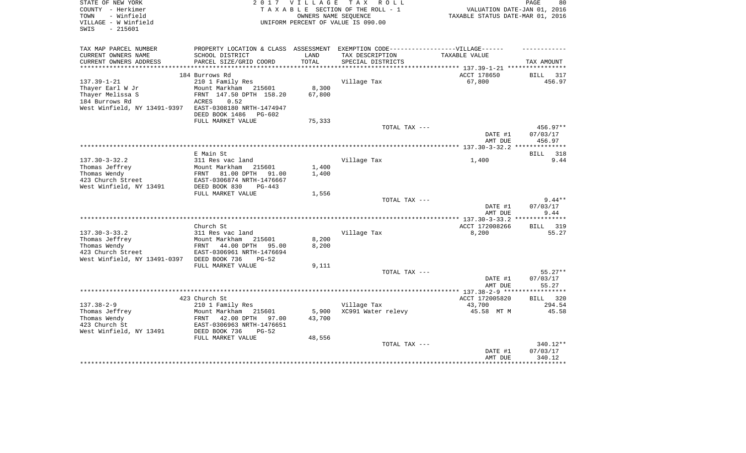STATE OF NEW YORK
COUNTY - Herkimer
TOWN - Winfield
VILLAGE - W Winfield
SWIS - 215601

2017 VILLAGE TAX ROLL
TAXABLE SECTION OF THE ROLL - 1
OWNERS NAME SEQUENCE
UNIFORM PERCENT OF VALUE IS 090.00

VALUATION DATE-JAN 01, 2016
TAXABLE STATUS DATE-MAR 01, 2016

| TAX MAP PARCEL NUMBER / CURRENT OWNERS NAME / CURRENT OWNERS ADDRESS | PROPERTY LOCATION & CLASS / SCHOOL DISTRICT / PARCEL SIZE/GRID COORD | ASSESSMENT LAND / TOTAL | EXEMPTION CODE-VILLAGE / TAX DESCRIPTION / SPECIAL DISTRICTS | TAXABLE VALUE | TAX AMOUNT |
|---|---|---|---|---|---|
| 137.39-1-21 | 184 Burrows Rd | | | ACCT 178650 | BILL 317 |
| Thayer Earl W Jr | 210 1 Family Res | | Village Tax | 67,800 | 456.97 |
| Thayer Melissa S | Mount Markham 215601 | 8,300 | | | |
| 184 Burrows Rd | FRNT 147.50 DPTH 158.20 | 67,800 | | | |
| West Winfield, NY 13491-9397 | ACRES 0.52 | | | | |
| | EAST-0308180 NRTH-1474947 | | | | |
| | DEED BOOK 1486 PG-602 | | | | |
| | FULL MARKET VALUE | 75,333 | | | |
| | | | TOTAL TAX --- | | 456.97** |
| | | | | DATE #1 | 07/03/17 |
| | | | | AMT DUE | 456.97 |
| 137.30-3-32.2 | E Main St | | | | BILL 318 |
| Thomas Jeffrey | 311 Res vac land | | Village Tax | 1,400 | 9.44 |
| Thomas Wendy | Mount Markham 215601 | 1,400 | | | |
| 423 Church Street | FRNT 81.00 DPTH 91.00 | 1,400 | | | |
| West Winfield, NY 13491 | EAST-0306874 NRTH-1476667 | | | | |
| | DEED BOOK 830 PG-443 | | | | |
| | FULL MARKET VALUE | 1,556 | | | |
| | | | TOTAL TAX --- | | 9.44** |
| | | | | DATE #1 | 07/03/17 |
| | | | | AMT DUE | 9.44 |
| 137.30-3-33.2 | Church St | | | ACCT 172008266 | BILL 319 |
| Thomas Jeffrey | 311 Res vac land | | Village Tax | 8,200 | 55.27 |
| Thomas Wendy | Mount Markham 215601 | 8,200 | | | |
| 423 Church Street | FRNT 44.00 DPTH 95.00 | 8,200 | | | |
| West Winfield, NY 13491-0397 | EAST-0306961 NRTH-1476694 | | | | |
| | DEED BOOK 736 PG-52 | | | | |
| | FULL MARKET VALUE | 9,111 | | | |
| | | | TOTAL TAX --- | | 55.27** |
| | | | | DATE #1 | 07/03/17 |
| | | | | AMT DUE | 55.27 |
| 137.38-2-9 | 423 Church St | | | ACCT 172005820 | BILL 320 |
| Thomas Jeffrey | 210 1 Family Res | | Village Tax | 43,700 | 294.54 |
| Thomas Wendy | Mount Markham 215601 | 5,900 | XC991 Water relevy | 45.58 MT M | 45.58 |
| 423 Church St | FRNT 42.00 DPTH 97.00 | 43,700 | | | |
| West Winfield, NY 13491 | EAST-0306963 NRTH-1476651 | | | | |
| | DEED BOOK 736 PG-52 | | | | |
| | FULL MARKET VALUE | 48,556 | | | |
| | | | TOTAL TAX --- | | 340.12** |
| | | | | DATE #1 | 07/03/17 |
| | | | | AMT DUE | 340.12 |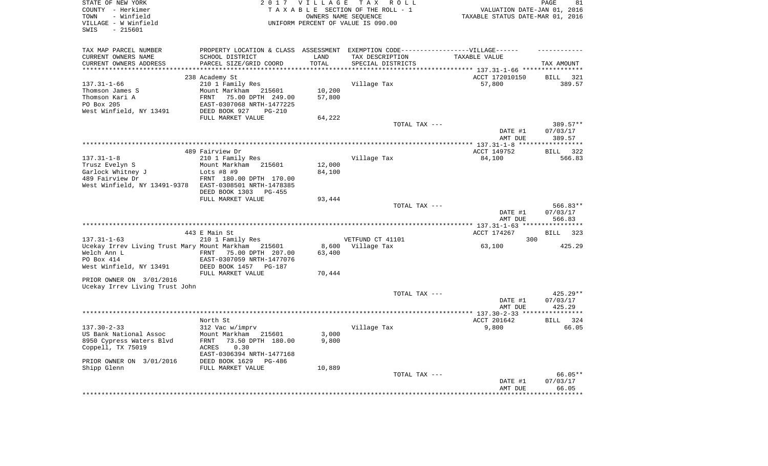STATE OF NEW YORK
COUNTY - Herkimer
TOWN - Winfield
VILLAGE - W Winfield
SWIS - 215601

2017 VILLAGE TAX ROLL
TAXABLE SECTION OF THE ROLL - 1
OWNERS NAME SEQUENCE
UNIFORM PERCENT OF VALUE IS 090.00

VALUATION DATE-JAN 01, 2016
TAXABLE STATUS DATE-MAR 01, 2016

| TAX MAP PARCEL NUMBER<br>CURRENT OWNERS NAME<br>CURRENT OWNERS ADDRESS | PROPERTY LOCATION & CLASS<br>SCHOOL DISTRICT<br>PARCEL SIZE/GRID COORD | ASSESSMENT<br>LAND<br>TOTAL | EXEMPTION CODE---VILLAGE---<br>TAX DESCRIPTION<br>SPECIAL DISTRICTS | TAXABLE VALUE | TAX AMOUNT |
|---|---|---|---|---|---|
| 137.31-1-66 | 238 Academy St | | | ACCT 172010150 | BILL 321 |
| | 210 1 Family Res | | Village Tax | 57,800 | 389.57 |
| Thomson James S | Mount Markham 215601 | 10,200 | | | |
| Thomson Kari A | FRNT 75.00 DPTH 249.00 | 57,800 | | | |
| PO Box 205 | EAST-0307068 NRTH-1477225 | | | | |
| West Winfield, NY 13491 | DEED BOOK 927 PG-210 | | | | |
| | FULL MARKET VALUE | 64,222 | | | |
| | | | TOTAL TAX --- | | 389.57** |
| | | | | DATE #1 | 07/03/17 |
| | | | | AMT DUE | 389.57 |
| 137.31-1-8 | 489 Fairview Dr | | | ACCT 149752 | BILL 322 |
| | 210 1 Family Res | | Village Tax | 84,100 | 566.83 |
| Trusz Evelyn S | Mount Markham 215601 | 12,000 | | | |
| Garlock Whitney J | Lots #8 #9 | 84,100 | | | |
| 489 Fairview Dr | FRNT 180.00 DPTH 170.00 | | | | |
| West Winfield, NY 13491-9378 | EAST-0308501 NRTH-1478385 | | | | |
| | DEED BOOK 1303 PG-455 | | | | |
| | FULL MARKET VALUE | 93,444 | | | |
| | | | TOTAL TAX --- | | 566.83** |
| | | | | DATE #1 | 07/03/17 |
| | | | | AMT DUE | 566.83 |
| 137.31-1-63 | 443 E Main St | | | ACCT 174267 | BILL 323 |
| | 210 1 Family Res | | VETFUND CT 41101 | 300 | |
| Ucekay Irrev Living Trust Mary | Mount Markham 215601 | 8,600 | Village Tax | 63,100 | 425.29 |
| Welch Ann L | FRNT 75.00 DPTH 207.00 | 63,400 | | | |
| PO Box 414 | EAST-0307059 NRTH-1477076 | | | | |
| West Winfield, NY 13491 | DEED BOOK 1457 PG-187 | | | | |
| | FULL MARKET VALUE | 70,444 | | | |
| PRIOR OWNER ON 3/01/2016 | | | | | |
| Ucekay Irrev Living Trust John | | | | | |
| | | | TOTAL TAX --- | | 425.29** |
| | | | | DATE #1 | 07/03/17 |
| | | | | AMT DUE | 425.29 |
| 137.30-2-33 | North St | | | ACCT 201642 | BILL 324 |
| | 312 Vac w/imprv | | Village Tax | 9,800 | 66.05 |
| US Bank National Assoc | Mount Markham 215601 | 3,000 | | | |
| 8950 Cypress Waters Blvd | FRNT 73.50 DPTH 180.00 | 9,800 | | | |
| Coppell, TX 75019 | ACRES 0.30 | | | | |
| | EAST-0306394 NRTH-1477168 | | | | |
| PRIOR OWNER ON 3/01/2016 | DEED BOOK 1629 PG-486 | | | | |
| Shipp Glenn | FULL MARKET VALUE | 10,889 | | | |
| | | | TOTAL TAX --- | | 66.05** |
| | | | | DATE #1 | 07/03/17 |
| | | | | AMT DUE | 66.05 |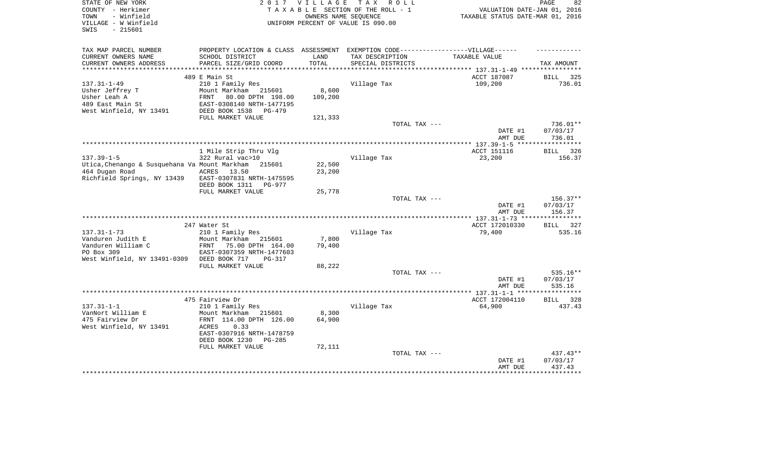STATE OF NEW YORK
COUNTY - Herkimer
TOWN - Winfield
VILLAGE - W Winfield
SWIS - 215601

2017 VILLAGE TAX ROLL
TAXABLE SECTION OF THE ROLL - 1
OWNERS NAME SEQUENCE
UNIFORM PERCENT OF VALUE IS 090.00

VALUATION DATE-JAN 01, 2016
TAXABLE STATUS DATE-MAR 01, 2016

| TAX MAP PARCEL NUMBER<br>CURRENT OWNERS NAME<br>CURRENT OWNERS ADDRESS | PROPERTY LOCATION & CLASS<br>SCHOOL DISTRICT<br>PARCEL SIZE/GRID COORD | ASSESSMENT<br>LAND<br>TOTAL | EXEMPTION CODE------VILLAGE------<br>TAX DESCRIPTION<br>SPECIAL DISTRICTS | TAXABLE VALUE | TAX AMOUNT |
|---|---|---|---|---|---|
| | 489 E Main St | | | ACCT 187087 | BILL 325 |
| 137.31-1-49 | 210 1 Family Res | | Village Tax | 109,200 | 736.01 |
| Usher Jeffrey T | Mount Markham 215601 | 8,600 | | | |
| Usher Leah A | FRNT 80.00 DPTH 198.00 | 109,200 | | | |
| 489 East Main St | EAST-0308140 NRTH-1477195 | | | | |
| West Winfield, NY 13491 | DEED BOOK 1538 PG-479 | | | | |
| | FULL MARKET VALUE | 121,333 | | | |
| | | | TOTAL TAX --- | | 736.01** |
| | | | | DATE #1 | 07/03/17 |
| | | | | AMT DUE | 736.01 |
| | 1 Mile Strip Thru Vlg | | | ACCT 151116 | BILL 326 |
| 137.39-1-5 | 322 Rural vac>10 | | Village Tax | 23,200 | 156.37 |
| Utica,Chenango & Susquehana Va | Mount Markham 215601 | 22,500 | | | |
| 464 Dugan Road | ACRES 13.50 | 23,200 | | | |
| Richfield Springs, NY 13439 | EAST-0307831 NRTH-1475595 | | | | |
| | DEED BOOK 1311 PG-977 | | | | |
| | FULL MARKET VALUE | 25,778 | | | |
| | | | TOTAL TAX --- | | 156.37** |
| | | | | DATE #1 | 07/03/17 |
| | | | | AMT DUE | 156.37 |
| | 247 Water St | | | ACCT 172010330 | BILL 327 |
| 137.31-1-73 | 210 1 Family Res | | Village Tax | 79,400 | 535.16 |
| Vanduren Judith E | Mount Markham 215601 | 7,800 | | | |
| Vanduren William C | FRNT 75.00 DPTH 164.00 | 79,400 | | | |
| PO Box 309 | EAST-0307359 NRTH-1477603 | | | | |
| West Winfield, NY 13491-0309 | DEED BOOK 717 PG-317 | | | | |
| | FULL MARKET VALUE | 88,222 | | | |
| | | | TOTAL TAX --- | | 535.16** |
| | | | | DATE #1 | 07/03/17 |
| | | | | AMT DUE | 535.16 |
| | 475 Fairview Dr | | | ACCT 172004110 | BILL 328 |
| 137.31-1-1 | 210 1 Family Res | | Village Tax | 64,900 | 437.43 |
| VanNort William E | Mount Markham 215601 | 8,300 | | | |
| 475 Fairview Dr | FRNT 114.00 DPTH 126.00 | 64,900 | | | |
| West Winfield, NY 13491 | ACRES 0.33 | | | | |
| | EAST-0307916 NRTH-1478759 | | | | |
| | DEED BOOK 1230 PG-285 | | | | |
| | FULL MARKET VALUE | 72,111 | | | |
| | | | TOTAL TAX --- | | 437.43** |
| | | | | DATE #1 | 07/03/17 |
| | | | | AMT DUE | 437.43 |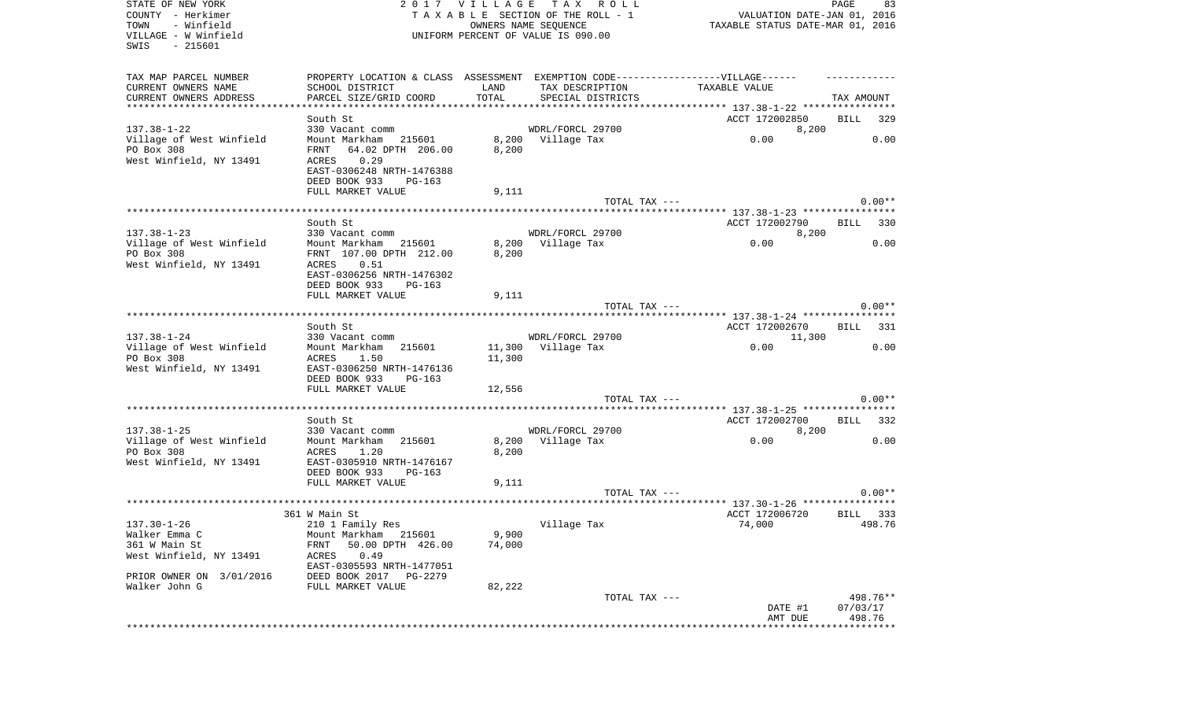STATE OF NEW YORK
COUNTY - Herkimer
TOWN - Winfield
VILLAGE - W Winfield
SWIS - 215601

2 0 1 7 V I L L A G E T A X R O L L
T A X A B L E SECTION OF THE ROLL - 1
OWNERS NAME SEQUENCE
UNIFORM PERCENT OF VALUE IS 090.00

VALUATION DATE-JAN 01, 2016
TAXABLE STATUS DATE-MAR 01, 2016

| TAX MAP PARCEL NUMBER / CURRENT OWNERS NAME / CURRENT OWNERS ADDRESS | PROPERTY LOCATION & CLASS / SCHOOL DISTRICT / PARCEL SIZE/GRID COORD | ASSESSMENT LAND / TOTAL | EXEMPTION CODE / TAX DESCRIPTION / SPECIAL DISTRICTS | TAXABLE VALUE | TAX AMOUNT |
|---|---|---|---|---|---|
| **137.38-1-22** | South St | | | ACCT 172002850 | BILL 329 |
| 137.38-1-22 | 330 Vacant comm | | WDRL/FORCL 29700 | 8,200 | |
| Village of West Winfield | Mount Markham 215601 | 8,200 | Village Tax | 0.00 | 0.00 |
| PO Box 308 | FRNT 64.02 DPTH 206.00 | 8,200 | | | |
| West Winfield, NY 13491 | ACRES 0.29 | | | | |
| | EAST-0306248 NRTH-1476388 | | | | |
| | DEED BOOK 933 PG-163 | | | | |
| | FULL MARKET VALUE | 9,111 | | | |
| | | | TOTAL TAX --- | | 0.00** |
| **137.38-1-23** | South St | | | ACCT 172002790 | BILL 330 |
| 137.38-1-23 | 330 Vacant comm | | WDRL/FORCL 29700 | 8,200 | |
| Village of West Winfield | Mount Markham 215601 | 8,200 | Village Tax | 0.00 | 0.00 |
| PO Box 308 | FRNT 107.00 DPTH 212.00 | 8,200 | | | |
| West Winfield, NY 13491 | ACRES 0.51 | | | | |
| | EAST-0306256 NRTH-1476302 | | | | |
| | DEED BOOK 933 PG-163 | | | | |
| | FULL MARKET VALUE | 9,111 | | | |
| | | | TOTAL TAX --- | | 0.00** |
| **137.38-1-24** | South St | | | ACCT 172002670 | BILL 331 |
| 137.38-1-24 | 330 Vacant comm | | WDRL/FORCL 29700 | 11,300 | |
| Village of West Winfield | Mount Markham 215601 | 11,300 | Village Tax | 0.00 | 0.00 |
| PO Box 308 | ACRES 1.50 | 11,300 | | | |
| West Winfield, NY 13491 | EAST-0306250 NRTH-1476136 | | | | |
| | DEED BOOK 933 PG-163 | | | | |
| | FULL MARKET VALUE | 12,556 | | | |
| | | | TOTAL TAX --- | | 0.00** |
| **137.38-1-25** | South St | | | ACCT 172002700 | BILL 332 |
| 137.38-1-25 | 330 Vacant comm | | WDRL/FORCL 29700 | 8,200 | |
| Village of West Winfield | Mount Markham 215601 | 8,200 | Village Tax | 0.00 | 0.00 |
| PO Box 308 | ACRES 1.20 | 8,200 | | | |
| West Winfield, NY 13491 | EAST-0305910 NRTH-1476167 | | | | |
| | DEED BOOK 933 PG-163 | | | | |
| | FULL MARKET VALUE | 9,111 | | | |
| | | | TOTAL TAX --- | | 0.00** |
| **137.30-1-26** | 361 W Main St | | | ACCT 172006720 | BILL 333 |
| 137.30-1-26 | 210 1 Family Res | | Village Tax | 74,000 | 498.76 |
| Walker Emma C | Mount Markham 215601 | 9,900 | | | |
| 361 W Main St | FRNT 50.00 DPTH 426.00 | 74,000 | | | |
| West Winfield, NY 13491 | ACRES 0.49 | | | | |
| | EAST-0305593 NRTH-1477051 | | | | |
| PRIOR OWNER ON 3/01/2016 | DEED BOOK 2017 PG-2279 | | | | |
| Walker John G | FULL MARKET VALUE | 82,222 | | | |
| | | | TOTAL TAX --- | | 498.76** |
| | | | | DATE #1 | 07/03/17 |
| | | | | AMT DUE | 498.76 |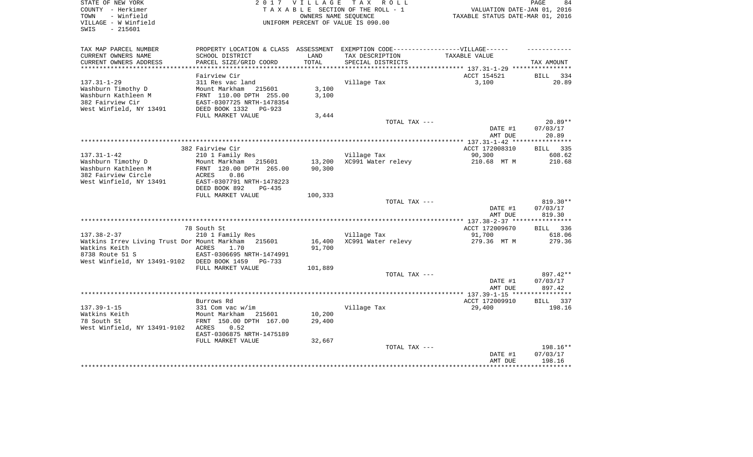STATE OF NEW YORK
COUNTY - Herkimer
TOWN - Winfield
VILLAGE - W Winfield
SWIS - 215601

2 0 1 7 V I L L A G E T A X R O L L
T A X A B L E SECTION OF THE ROLL - 1
OWNERS NAME SEQUENCE
UNIFORM PERCENT OF VALUE IS 090.00

VALUATION DATE-JAN 01, 2016
TAXABLE STATUS DATE-MAR 01, 2016

| TAX MAP PARCEL NUMBER<br>CURRENT OWNERS NAME<br>CURRENT OWNERS ADDRESS | PROPERTY LOCATION & CLASS<br>SCHOOL DISTRICT<br>PARCEL SIZE/GRID COORD | ASSESSMENT<br>LAND<br>TOTAL | EXEMPTION CODE------VILLAGE------<br>TAX DESCRIPTION<br>SPECIAL DISTRICTS | TAXABLE VALUE | TAX AMOUNT |
|---|---|---|---|---|---|
| | Fairview Cir | | | ACCT 154521 | BILL 334 |
| 137.31-1-29 | 311 Res vac land | | Village Tax | 3,100 | 20.89 |
| Washburn Timothy D | Mount Markham 215601 | 3,100 | | | |
| Washburn Kathleen M | FRNT 110.00 DPTH 255.00 | 3,100 | | | |
| 382 Fairview Cir | EAST-0307725 NRTH-1478354 | | | | |
| West Winfield, NY 13491 | DEED BOOK 1332 PG-923 | | | | |
| | FULL MARKET VALUE | 3,444 | | | |
| | | | TOTAL TAX --- | | 20.89** |
| | | | | DATE #1 | 07/03/17 |
| | | | | AMT DUE | 20.89 |
| | 382 Fairview Cir | | | ACCT 172008310 | BILL 335 |
| 137.31-1-42 | 210 1 Family Res | | Village Tax | 90,300 | 608.62 |
| Washburn Timothy D | Mount Markham 215601 | 13,200 | XC991 Water relevy | 210.68 MT M | 210.68 |
| Washburn Kathleen M | FRNT 120.00 DPTH 265.00 | 90,300 | | | |
| 382 Fairview Circle | ACRES 0.86 | | | | |
| West Winfield, NY 13491 | EAST-0307791 NRTH-1478223 | | | | |
| | DEED BOOK 892 PG-435 | | | | |
| | FULL MARKET VALUE | 100,333 | | | |
| | | | TOTAL TAX --- | | 819.30** |
| | | | | DATE #1 | 07/03/17 |
| | | | | AMT DUE | 819.30 |
| | 78 South St | | | ACCT 172009670 | BILL 336 |
| 137.38-2-37 | 210 1 Family Res | | Village Tax | 91,700 | 618.06 |
| Watkins Irrev Living Trust Dor | Mount Markham 215601 | 16,400 | XC991 Water relevy | 279.36 MT M | 279.36 |
| Watkins Keith | ACRES 1.70 | 91,700 | | | |
| 8738 Route 51 S | EAST-0306695 NRTH-1474991 | | | | |
| West Winfield, NY 13491-9102 | DEED BOOK 1459 PG-733 | | | | |
| | FULL MARKET VALUE | 101,889 | | | |
| | | | TOTAL TAX --- | | 897.42** |
| | | | | DATE #1 | 07/03/17 |
| | | | | AMT DUE | 897.42 |
| | Burrows Rd | | | ACCT 172009910 | BILL 337 |
| 137.39-1-15 | 331 Com vac w/im | | Village Tax | 29,400 | 198.16 |
| Watkins Keith | Mount Markham 215601 | 10,200 | | | |
| 78 South St | FRNT 150.00 DPTH 167.00 | 29,400 | | | |
| West Winfield, NY 13491-9102 | ACRES 0.52 | | | | |
| | EAST-0306875 NRTH-1475189 | | | | |
| | FULL MARKET VALUE | 32,667 | | | |
| | | | TOTAL TAX --- | | 198.16** |
| | | | | DATE #1 | 07/03/17 |
| | | | | AMT DUE | 198.16 |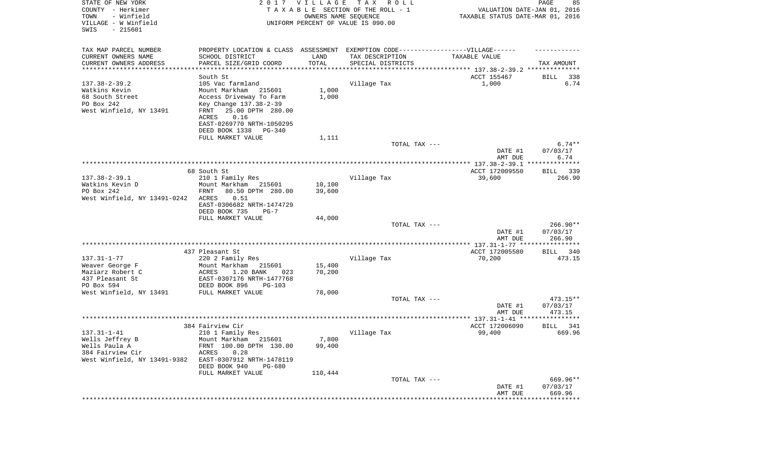STATE OF NEW YORK — 2017 VILLAGE TAX ROLL
COUNTY - Herkimer — TAXABLE SECTION OF THE ROLL - 1 — VALUATION DATE-JAN 01, 2016
TOWN - Winfield — OWNERS NAME SEQUENCE — TAXABLE STATUS DATE-MAR 01, 2016
VILLAGE - W Winfield — UNIFORM PERCENT OF VALUE IS 090.00
SWIS - 215601

| TAX MAP PARCEL NUMBER / CURRENT OWNERS NAME / CURRENT OWNERS ADDRESS | PROPERTY LOCATION & CLASS / SCHOOL DISTRICT / PARCEL SIZE/GRID COORD | ASSESSMENT LAND / TOTAL | EXEMPTION CODE / TAX DESCRIPTION / SPECIAL DISTRICTS | TAXABLE VALUE | TAX AMOUNT |
|---|---|---|---|---|---|
| | South St | | | ACCT 155467 | BILL 338 |
| 137.38-2-39.2 | 105 Vac farmland | | Village Tax | 1,000 | 6.74 |
| Watkins Kevin | Mount Markham 215601 | 1,000 | | | |
| 68 South Street | Access Driveway To Farm | 1,000 | | | |
| PO Box 242 | Key Change 137.38-2-39 | | | | |
| West Winfield, NY 13491 | FRNT 25.00 DPTH 280.00 | | | | |
| | ACRES 0.16 | | | | |
| | EAST-0269770 NRTH-1050295 | | | | |
| | DEED BOOK 1338 PG-340 | | | | |
| | FULL MARKET VALUE | 1,111 | | | |
| | | | TOTAL TAX --- | | 6.74** |
| | | | | DATE #1 | 07/03/17 |
| | | | | AMT DUE | 6.74 |
| | 68 South St | | | ACCT 172009550 | BILL 339 |
| 137.38-2-39.1 | 210 1 Family Res | | Village Tax | 39,600 | 266.90 |
| Watkins Kevin D | Mount Markham 215601 | 10,100 | | | |
| PO Box 242 | FRNT 80.50 DPTH 280.00 | 39,600 | | | |
| West Winfield, NY 13491-0242 | ACRES 0.51 | | | | |
| | EAST-0306682 NRTH-1474729 | | | | |
| | DEED BOOK 735 PG-7 | | | | |
| | FULL MARKET VALUE | 44,000 | | | |
| | | | TOTAL TAX --- | | 266.90** |
| | | | | DATE #1 | 07/03/17 |
| | | | | AMT DUE | 266.90 |
| | 437 Pleasant St | | | ACCT 172005580 | BILL 340 |
| 137.31-1-77 | 220 2 Family Res | | Village Tax | 70,200 | 473.15 |
| Weaver George F | Mount Markham 215601 | 15,400 | | | |
| Maziarz Robert C | ACRES 1.20 BANK 023 | 70,200 | | | |
| 437 Pleasant St | EAST-0307176 NRTH-1477768 | | | | |
| PO Box 594 | DEED BOOK 896 PG-103 | | | | |
| West Winfield, NY 13491 | FULL MARKET VALUE | 78,000 | | | |
| | | | TOTAL TAX --- | | 473.15** |
| | | | | DATE #1 | 07/03/17 |
| | | | | AMT DUE | 473.15 |
| | 384 Fairview Cir | | | ACCT 172006090 | BILL 341 |
| 137.31-1-41 | 210 1 Family Res | | Village Tax | 99,400 | 669.96 |
| Wells Jeffrey B | Mount Markham 215601 | 7,800 | | | |
| Wells Paula A | FRNT 100.00 DPTH 130.00 | 99,400 | | | |
| 384 Fairview Cir | ACRES 0.28 | | | | |
| West Winfield, NY 13491-9382 | EAST-0307912 NRTH-1478119 | | | | |
| | DEED BOOK 940 PG-680 | | | | |
| | FULL MARKET VALUE | 110,444 | | | |
| | | | TOTAL TAX --- | | 669.96** |
| | | | | DATE #1 | 07/03/17 |
| | | | | AMT DUE | 669.96 |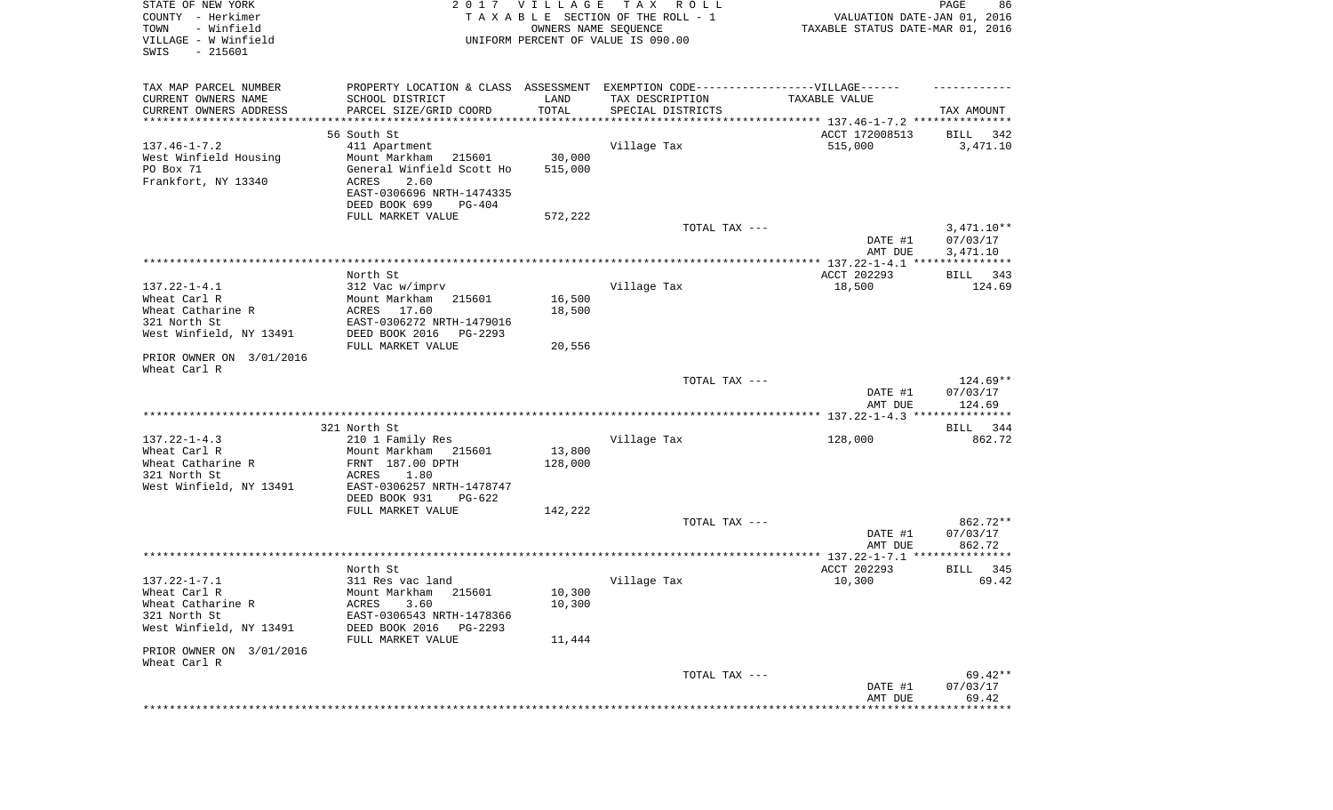STATE OF NEW YORK
COUNTY - Herkimer
TOWN - Winfield
VILLAGE - W Winfield
SWIS - 215601

2017 VILLAGE TAX ROLL
TAXABLE SECTION OF THE ROLL - 1
OWNERS NAME SEQUENCE
UNIFORM PERCENT OF VALUE IS 090.00

VALUATION DATE-JAN 01, 2016
TAXABLE STATUS DATE-MAR 01, 2016

| TAX MAP PARCEL NUMBER / CURRENT OWNERS NAME / CURRENT OWNERS ADDRESS | PROPERTY LOCATION & CLASS / SCHOOL DISTRICT / PARCEL SIZE/GRID COORD | ASSESSMENT LAND / TOTAL | EXEMPTION CODE / TAX DESCRIPTION / SPECIAL DISTRICTS | TAXABLE VALUE | TAX AMOUNT |
|---|---|---|---|---|---|
| 137.46-1-7.2 | 56 South St | | | ACCT 172008513 | BILL 342 |
| West Winfield Housing | 411 Apartment | | Village Tax | 515,000 | 3,471.10 |
| PO Box 71 | Mount Markham 215601 | 30,000 | | | |
| Frankfort, NY 13340 | General Winfield Scott Ho | 515,000 | | | |
| | ACRES 2.60 | | | | |
| | EAST-0306696 NRTH-1474335 | | | | |
| | DEED BOOK 699 PG-404 | | | | |
| | FULL MARKET VALUE | 572,222 | | | |
| | | | TOTAL TAX --- | | 3,471.10** |
| | | | | DATE #1 | 07/03/17 |
| | | | | AMT DUE | 3,471.10 |
| 137.22-1-4.1 | North St | | | ACCT 202293 | BILL 343 |
| Wheat Carl R | 312 Vac w/imprv | | Village Tax | 18,500 | 124.69 |
| Wheat Catharine R | Mount Markham 215601 | 16,500 | | | |
| 321 North St | ACRES 17.60 | 18,500 | | | |
| West Winfield, NY 13491 | EAST-0306272 NRTH-1479016 | | | | |
| | DEED BOOK 2016 PG-2293 | | | | |
| | FULL MARKET VALUE | 20,556 | | | |
| PRIOR OWNER ON 3/01/2016 | | | | | |
| Wheat Carl R | | | | | |
| | | | TOTAL TAX --- | | 124.69** |
| | | | | DATE #1 | 07/03/17 |
| | | | | AMT DUE | 124.69 |
| 137.22-1-4.3 | 321 North St | | | | BILL 344 |
| Wheat Carl R | 210 1 Family Res | | Village Tax | 128,000 | 862.72 |
| Wheat Catharine R | Mount Markham 215601 | 13,800 | | | |
| 321 North St | FRNT 187.00 DPTH | 128,000 | | | |
| West Winfield, NY 13491 | ACRES 1.80 | | | | |
| | EAST-0306257 NRTH-1478747 | | | | |
| | DEED BOOK 931 PG-622 | | | | |
| | FULL MARKET VALUE | 142,222 | | | |
| | | | TOTAL TAX --- | | 862.72** |
| | | | | DATE #1 | 07/03/17 |
| | | | | AMT DUE | 862.72 |
| 137.22-1-7.1 | North St | | | ACCT 202293 | BILL 345 |
| Wheat Carl R | 311 Res vac land | | Village Tax | 10,300 | 69.42 |
| Wheat Catharine R | Mount Markham 215601 | 10,300 | | | |
| 321 North St | ACRES 3.60 | 10,300 | | | |
| West Winfield, NY 13491 | EAST-0306543 NRTH-1478366 | | | | |
| | DEED BOOK 2016 PG-2293 | | | | |
| | FULL MARKET VALUE | 11,444 | | | |
| PRIOR OWNER ON 3/01/2016 | | | | | |
| Wheat Carl R | | | | | |
| | | | TOTAL TAX --- | | 69.42** |
| | | | | DATE #1 | 07/03/17 |
| | | | | AMT DUE | 69.42 |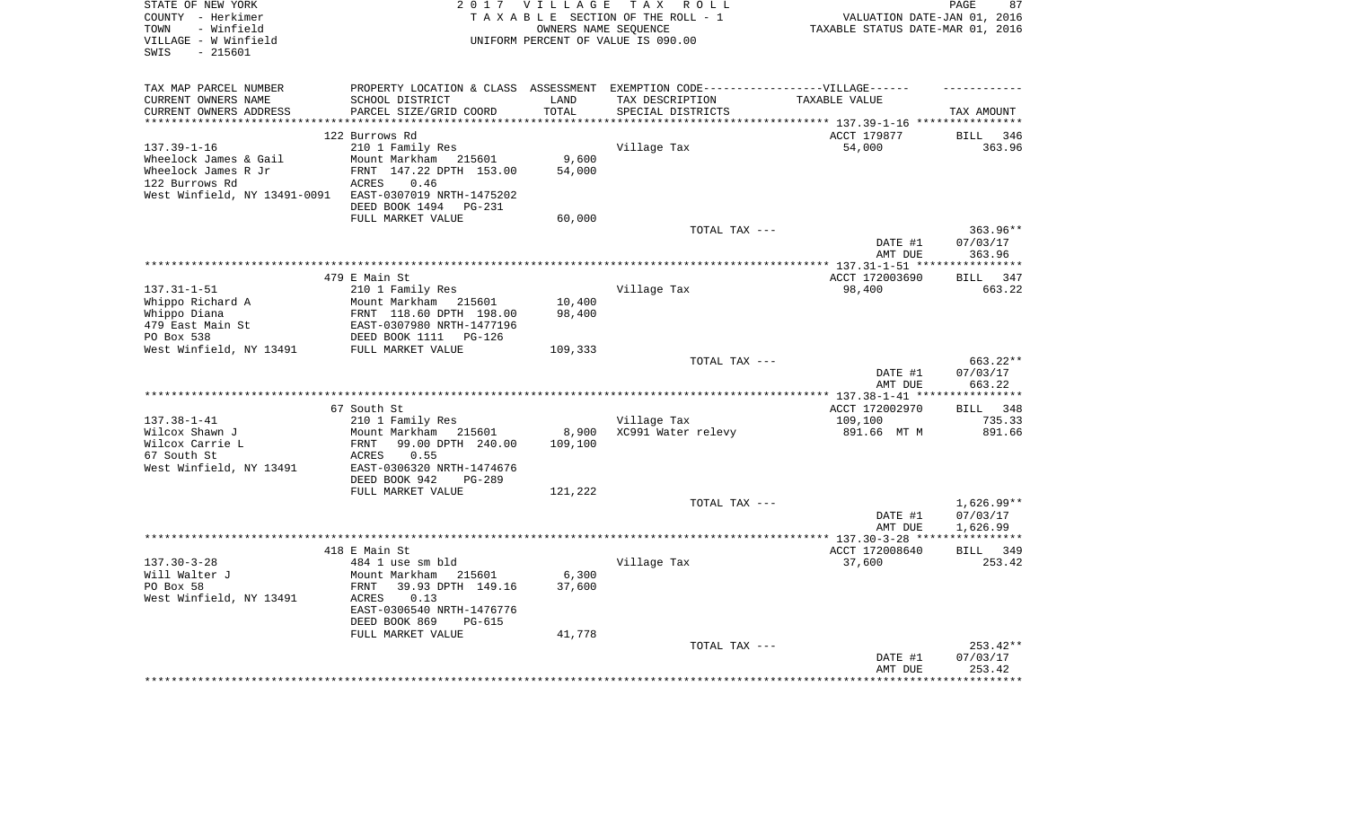STATE OF NEW YORK
COUNTY - Herkimer
TOWN - Winfield
VILLAGE - W Winfield
SWIS - 215601

2017 VILLAGE TAX ROLL
TAXABLE SECTION OF THE ROLL - 1
OWNERS NAME SEQUENCE
UNIFORM PERCENT OF VALUE IS 090.00

VALUATION DATE-JAN 01, 2016
TAXABLE STATUS DATE-MAR 01, 2016

| TAX MAP PARCEL NUMBER / CURRENT OWNERS NAME / CURRENT OWNERS ADDRESS | PROPERTY LOCATION & CLASS / SCHOOL DISTRICT / PARCEL SIZE/GRID COORD | ASSESSMENT LAND / TOTAL | EXEMPTION CODE / TAX DESCRIPTION / SPECIAL DISTRICTS | TAXABLE VALUE | TAX AMOUNT |
|---|---|---|---|---|---|
| **137.39-1-16** | 122 Burrows Rd | | | ACCT 179877 | BILL 346 |
| 137.39-1-16 | 210 1 Family Res | | Village Tax | 54,000 | 363.96 |
| Wheelock James & Gail | Mount Markham 215601 | 9,600 | | | |
| Wheelock James R Jr | FRNT 147.22 DPTH 153.00 | 54,000 | | | |
| 122 Burrows Rd | ACRES 0.46 | | | | |
| West Winfield, NY 13491-0091 | EAST-0307019 NRTH-1475202 | | | | |
| | DEED BOOK 1494 PG-231 | | | | |
| | FULL MARKET VALUE | 60,000 | | | |
| | | | TOTAL TAX --- | | 363.96** |
| | | | | DATE #1 | 07/03/17 |
| | | | | AMT DUE | 363.96 |
| **137.31-1-51** | 479 E Main St | | | ACCT 172003690 | BILL 347 |
| 137.31-1-51 | 210 1 Family Res | | Village Tax | 98,400 | 663.22 |
| Whippo Richard A | Mount Markham 215601 | 10,400 | | | |
| Whippo Diana | FRNT 118.60 DPTH 198.00 | 98,400 | | | |
| 479 East Main St | EAST-0307980 NRTH-1477196 | | | | |
| PO Box 538 | DEED BOOK 1111 PG-126 | | | | |
| West Winfield, NY 13491 | FULL MARKET VALUE | 109,333 | | | |
| | | | TOTAL TAX --- | | 663.22** |
| | | | | DATE #1 | 07/03/17 |
| | | | | AMT DUE | 663.22 |
| **137.38-1-41** | 67 South St | | | ACCT 172002970 | BILL 348 |
| 137.38-1-41 | 210 1 Family Res | | Village Tax | 109,100 | 735.33 |
| Wilcox Shawn J | Mount Markham 215601 | 8,900 | XC991 Water relevy | 891.66 MT M | 891.66 |
| Wilcox Carrie L | FRNT 99.00 DPTH 240.00 | 109,100 | | | |
| 67 South St | ACRES 0.55 | | | | |
| West Winfield, NY 13491 | EAST-0306320 NRTH-1474676 | | | | |
| | DEED BOOK 942 PG-289 | | | | |
| | FULL MARKET VALUE | 121,222 | | | |
| | | | TOTAL TAX --- | | 1,626.99** |
| | | | | DATE #1 | 07/03/17 |
| | | | | AMT DUE | 1,626.99 |
| **137.30-3-28** | 418 E Main St | | | ACCT 172008640 | BILL 349 |
| 137.30-3-28 | 484 1 use sm bld | | Village Tax | 37,600 | 253.42 |
| Will Walter J | Mount Markham 215601 | 6,300 | | | |
| PO Box 58 | FRNT 39.93 DPTH 149.16 | 37,600 | | | |
| West Winfield, NY 13491 | ACRES 0.13 | | | | |
| | EAST-0306540 NRTH-1476776 | | | | |
| | DEED BOOK 869 PG-615 | | | | |
| | FULL MARKET VALUE | 41,778 | | | |
| | | | TOTAL TAX --- | | 253.42** |
| | | | | DATE #1 | 07/03/17 |
| | | | | AMT DUE | 253.42 |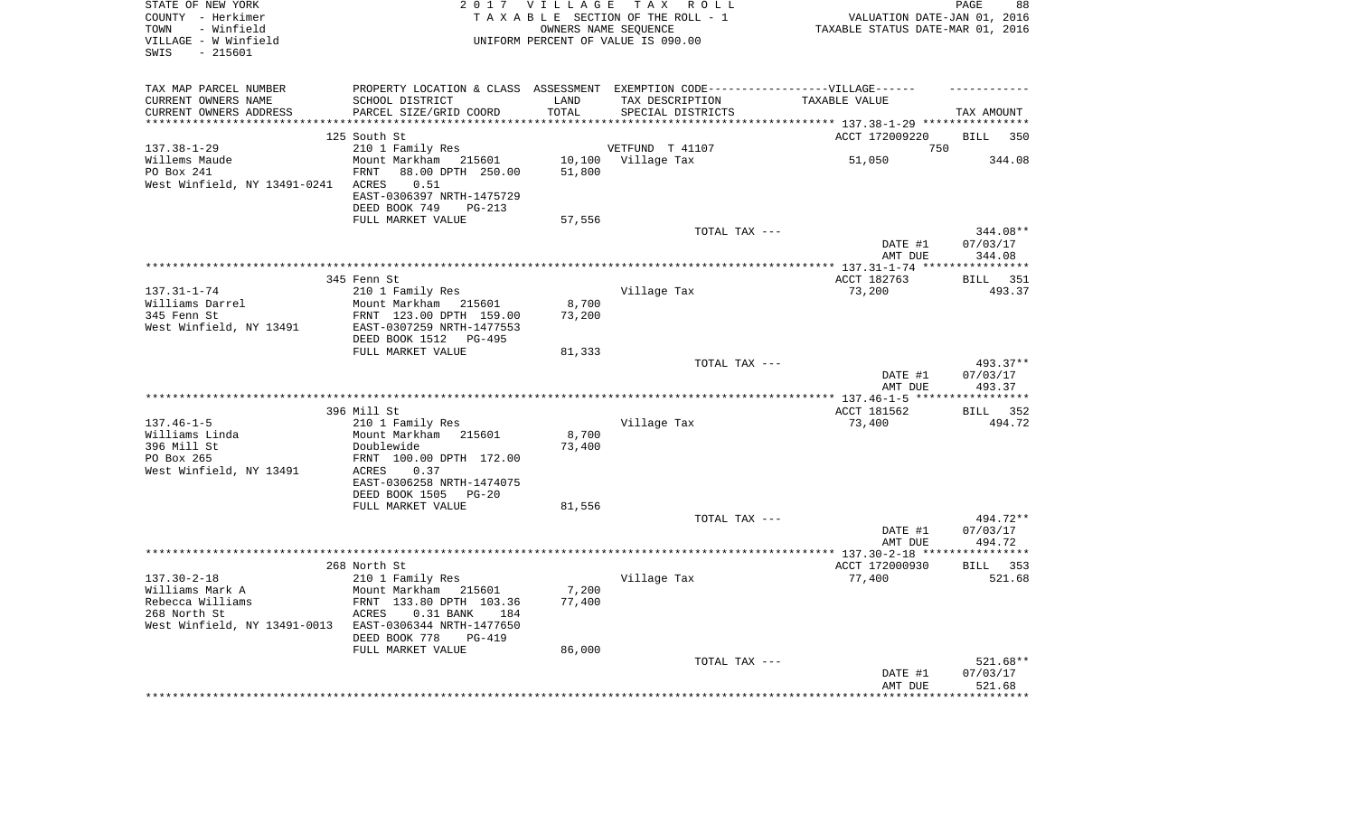STATE OF NEW YORK — 2017 VILLAGE TAX ROLL
COUNTY - Herkimer — TAXABLE SECTION OF THE ROLL - 1 — VALUATION DATE-JAN 01, 2016
TOWN - Winfield — OWNERS NAME SEQUENCE — TAXABLE STATUS DATE-MAR 01, 2016
VILLAGE - W Winfield — UNIFORM PERCENT OF VALUE IS 090.00
SWIS - 215601

| TAX MAP PARCEL NUMBER / CURRENT OWNERS NAME / CURRENT OWNERS ADDRESS | PROPERTY LOCATION & CLASS / SCHOOL DISTRICT / PARCEL SIZE/GRID COORD | ASSESSMENT LAND / TOTAL | EXEMPTION CODE / TAX DESCRIPTION / SPECIAL DISTRICTS | TAXABLE VALUE | TAX AMOUNT |
|---|---|---|---|---|---|
| **137.38-1-29** | 125 South St | | | ACCT 172009220 | BILL 350 |
| | 210 1 Family Res | | VETFUND T 41107 | 750 | |
| Willems Maude | Mount Markham 215601 | 10,100 | Village Tax | 51,050 | 344.08 |
| PO Box 241 | FRNT 88.00 DPTH 250.00 | 51,800 | | | |
| West Winfield, NY 13491-0241 | ACRES 0.51 | | | | |
| | EAST-0306397 NRTH-1475729 | | | | |
| | DEED BOOK 749 PG-213 | | | | |
| | FULL MARKET VALUE | 57,556 | | | |
| | | | TOTAL TAX --- | | 344.08** |
| | | | | DATE #1 | 07/03/17 |
| | | | | AMT DUE | 344.08 |
| **137.31-1-74** | 345 Fenn St | | | ACCT 182763 | BILL 351 |
| | 210 1 Family Res | | Village Tax | 73,200 | 493.37 |
| Williams Darrel | Mount Markham 215601 | 8,700 | | | |
| 345 Fenn St | FRNT 123.00 DPTH 159.00 | 73,200 | | | |
| West Winfield, NY 13491 | EAST-0307259 NRTH-1477553 | | | | |
| | DEED BOOK 1512 PG-495 | | | | |
| | FULL MARKET VALUE | 81,333 | | | |
| | | | TOTAL TAX --- | | 493.37** |
| | | | | DATE #1 | 07/03/17 |
| | | | | AMT DUE | 493.37 |
| **137.46-1-5** | 396 Mill St | | | ACCT 181562 | BILL 352 |
| | 210 1 Family Res | | Village Tax | 73,400 | 494.72 |
| Williams Linda | Mount Markham 215601 | 8,700 | | | |
| 396 Mill St | Doublewide | 73,400 | | | |
| PO Box 265 | FRNT 100.00 DPTH 172.00 | | | | |
| West Winfield, NY 13491 | ACRES 0.37 | | | | |
| | EAST-0306258 NRTH-1474075 | | | | |
| | DEED BOOK 1505 PG-20 | | | | |
| | FULL MARKET VALUE | 81,556 | | | |
| | | | TOTAL TAX --- | | 494.72** |
| | | | | DATE #1 | 07/03/17 |
| | | | | AMT DUE | 494.72 |
| **137.30-2-18** | 268 North St | | | ACCT 172000930 | BILL 353 |
| | 210 1 Family Res | | Village Tax | 77,400 | 521.68 |
| Williams Mark A | Mount Markham 215601 | 7,200 | | | |
| Rebecca Williams | FRNT 133.80 DPTH 103.36 | 77,400 | | | |
| 268 North St | ACRES 0.31 BANK 184 | | | | |
| West Winfield, NY 13491-0013 | EAST-0306344 NRTH-1477650 | | | | |
| | DEED BOOK 778 PG-419 | | | | |
| | FULL MARKET VALUE | 86,000 | | | |
| | | | TOTAL TAX --- | | 521.68** |
| | | | | DATE #1 | 07/03/17 |
| | | | | AMT DUE | 521.68 |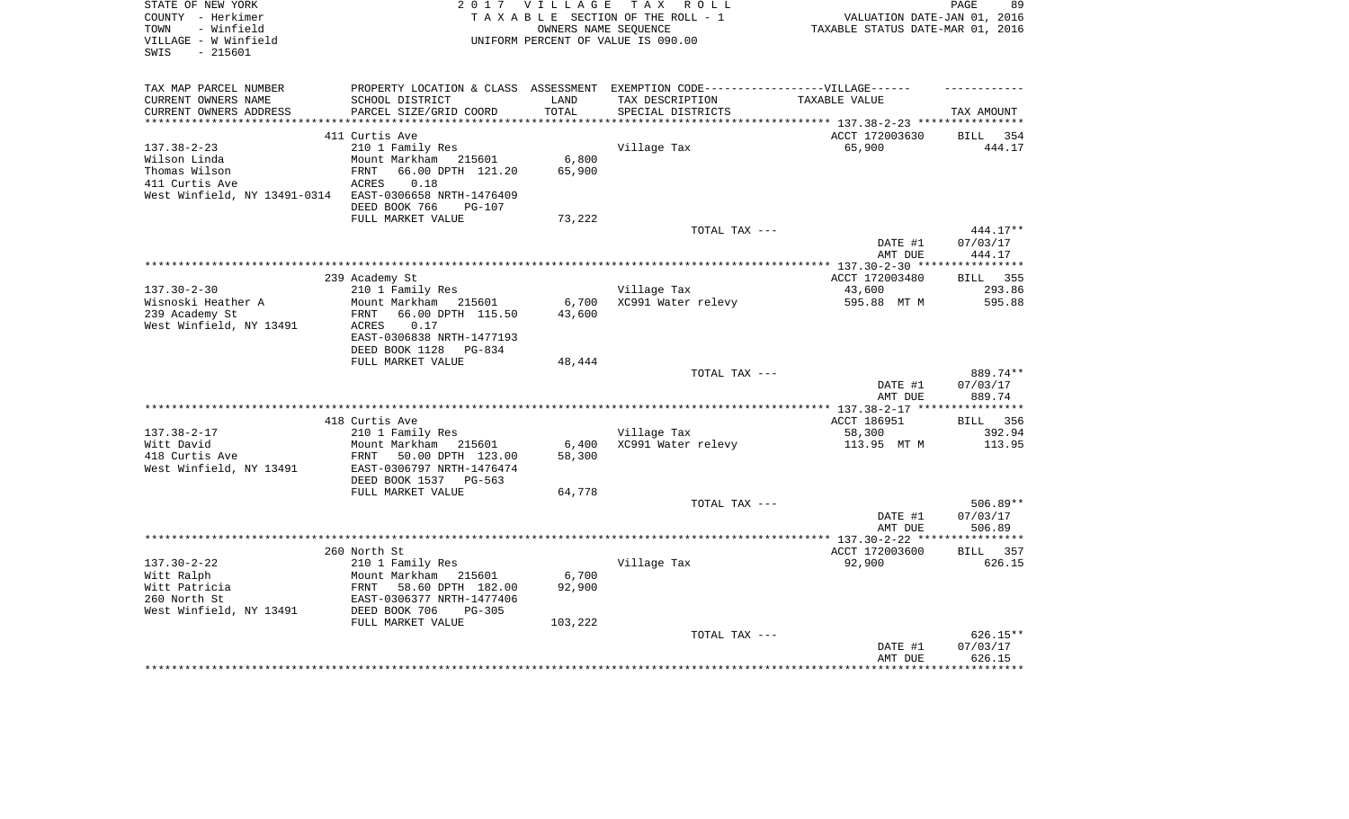STATE OF NEW YORK
COUNTY - Herkimer
TOWN - Winfield
VILLAGE - W Winfield
SWIS - 215601

2 0 1 7 V I L L A G E T A X R O L L
T A X A B L E SECTION OF THE ROLL - 1
OWNERS NAME SEQUENCE
UNIFORM PERCENT OF VALUE IS 090.00

VALUATION DATE-JAN 01, 2016
TAXABLE STATUS DATE-MAR 01, 2016

| TAX MAP PARCEL NUMBER / CURRENT OWNERS NAME / CURRENT OWNERS ADDRESS | PROPERTY LOCATION & CLASS / SCHOOL DISTRICT / PARCEL SIZE/GRID COORD | ASSESSMENT LAND / TOTAL | EXEMPTION CODE / TAX DESCRIPTION / SPECIAL DISTRICTS | TAXABLE VALUE | TAX AMOUNT |
|---|---|---|---|---|---|
| 137.38-2-23 | 411 Curtis Ave | | | ACCT 172003630 | BILL 354 |
| Wilson Linda | 210 1 Family Res | | Village Tax | 65,900 | 444.17 |
| Thomas Wilson | Mount Markham 215601 | 6,800 | | | |
| 411 Curtis Ave | FRNT 66.00 DPTH 121.20 | 65,900 | | | |
| West Winfield, NY 13491-0314 | ACRES 0.18 | | | | |
| | EAST-0306658 NRTH-1476409 | | | | |
| | DEED BOOK 766 PG-107 | | | | |
| | FULL MARKET VALUE | 73,222 | | | |
| | | | TOTAL TAX --- | | 444.17** |
| | | | | DATE #1 | 07/03/17 |
| | | | | AMT DUE | 444.17 |
| 137.30-2-30 | 239 Academy St | | | ACCT 172003480 | BILL 355 |
| Wisnoski Heather A | 210 1 Family Res | | Village Tax | 43,600 | 293.86 |
| 239 Academy St | Mount Markham 215601 | 6,700 | XC991 Water relevy | 595.88 MT M | 595.88 |
| West Winfield, NY 13491 | FRNT 66.00 DPTH 115.50 | 43,600 | | | |
| | ACRES 0.17 | | | | |
| | EAST-0306838 NRTH-1477193 | | | | |
| | DEED BOOK 1128 PG-834 | | | | |
| | FULL MARKET VALUE | 48,444 | | | |
| | | | TOTAL TAX --- | | 889.74** |
| | | | | DATE #1 | 07/03/17 |
| | | | | AMT DUE | 889.74 |
| 137.38-2-17 | 418 Curtis Ave | | | ACCT 186951 | BILL 356 |
| Witt David | 210 1 Family Res | | Village Tax | 58,300 | 392.94 |
| 418 Curtis Ave | Mount Markham 215601 | 6,400 | XC991 Water relevy | 113.95 MT M | 113.95 |
| West Winfield, NY 13491 | FRNT 50.00 DPTH 123.00 | 58,300 | | | |
| | EAST-0306797 NRTH-1476474 | | | | |
| | DEED BOOK 1537 PG-563 | | | | |
| | FULL MARKET VALUE | 64,778 | | | |
| | | | TOTAL TAX --- | | 506.89** |
| | | | | DATE #1 | 07/03/17 |
| | | | | AMT DUE | 506.89 |
| 137.30-2-22 | 260 North St | | | ACCT 172003600 | BILL 357 |
| Witt Ralph | 210 1 Family Res | | Village Tax | 92,900 | 626.15 |
| Witt Patricia | Mount Markham 215601 | 6,700 | | | |
| 260 North St | FRNT 58.60 DPTH 182.00 | 92,900 | | | |
| West Winfield, NY 13491 | EAST-0306377 NRTH-1477406 | | | | |
| | DEED BOOK 706 PG-305 | | | | |
| | FULL MARKET VALUE | 103,222 | | | |
| | | | TOTAL TAX --- | | 626.15** |
| | | | | DATE #1 | 07/03/17 |
| | | | | AMT DUE | 626.15 |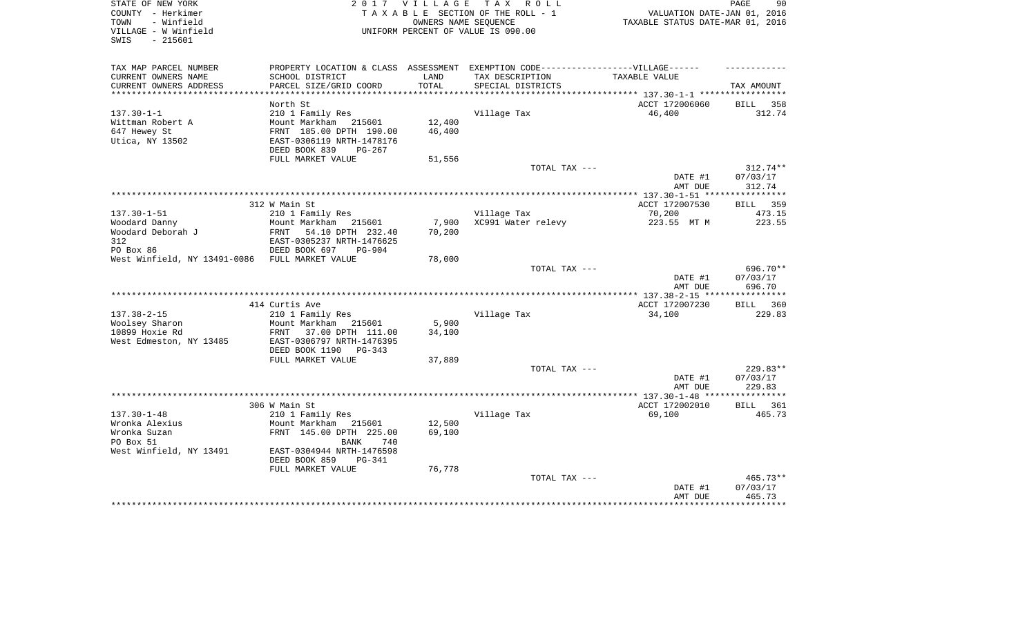STATE OF NEW YORK | COUNTY - Herkimer | TOWN - Winfield | VILLAGE - W Winfield | SWIS - 215601

2017 VILLAGE TAX ROLL
TAXABLE SECTION OF THE ROLL - 1
OWNERS NAME SEQUENCE
UNIFORM PERCENT OF VALUE IS 090.00

VALUATION DATE-JAN 01, 2016
TAXABLE STATUS DATE-MAR 01, 2016

| TAX MAP PARCEL NUMBER / CURRENT OWNERS NAME / CURRENT OWNERS ADDRESS | PROPERTY LOCATION & CLASS / SCHOOL DISTRICT / PARCEL SIZE/GRID COORD | ASSESSMENT LAND / TOTAL | EXEMPTION CODE / TAX DESCRIPTION / SPECIAL DISTRICTS | TAXABLE VALUE | TAX AMOUNT |
|---|---|---|---|---|---|
| **137.30-1-1** | North St | | | ACCT 172006060 | BILL 358 |
| 137.30-1-1 | 210 1 Family Res | | Village Tax | 46,400 | 312.74 |
| Wittman Robert A | Mount Markham 215601 | 12,400 | | | |
| 647 Hewey St | FRNT 185.00 DPTH 190.00 | 46,400 | | | |
| Utica, NY 13502 | EAST-0306119 NRTH-1478176 | | | | |
| | DEED BOOK 839 PG-267 | | | | |
| | FULL MARKET VALUE | 51,556 | | | |
| | | | TOTAL TAX --- | | 312.74** |
| | | | | DATE #1 | 07/03/17 |
| | | | | AMT DUE | 312.74 |
| **137.30-1-51** | 312 W Main St | | | ACCT 172007530 | BILL 359 |
| 137.30-1-51 | 210 1 Family Res | | Village Tax | 70,200 | 473.15 |
| Woodard Danny | Mount Markham 215601 | 7,900 | XC991 Water relevy | 223.55 MT M | 223.55 |
| Woodard Deborah J | FRNT 54.10 DPTH 232.40 | 70,200 | | | |
| 312 | EAST-0305237 NRTH-1476625 | | | | |
| PO Box 86 | DEED BOOK 697 PG-904 | | | | |
| West Winfield, NY 13491-0086 | FULL MARKET VALUE | 78,000 | | | |
| | | | TOTAL TAX --- | | 696.70** |
| | | | | DATE #1 | 07/03/17 |
| | | | | AMT DUE | 696.70 |
| **137.38-2-15** | 414 Curtis Ave | | | ACCT 172007230 | BILL 360 |
| 137.38-2-15 | 210 1 Family Res | | Village Tax | 34,100 | 229.83 |
| Woolsey Sharon | Mount Markham 215601 | 5,900 | | | |
| 10899 Hoxie Rd | FRNT 37.00 DPTH 111.00 | 34,100 | | | |
| West Edmeston, NY 13485 | EAST-0306797 NRTH-1476395 | | | | |
| | DEED BOOK 1190 PG-343 | | | | |
| | FULL MARKET VALUE | 37,889 | | | |
| | | | TOTAL TAX --- | | 229.83** |
| | | | | DATE #1 | 07/03/17 |
| | | | | AMT DUE | 229.83 |
| **137.30-1-48** | 306 W Main St | | | ACCT 172002010 | BILL 361 |
| 137.30-1-48 | 210 1 Family Res | | Village Tax | 69,100 | 465.73 |
| Wronka Alexius | Mount Markham 215601 | 12,500 | | | |
| Wronka Suzan | FRNT 145.00 DPTH 225.00 | 69,100 | | | |
| PO Box 51 | BANK 740 | | | | |
| West Winfield, NY 13491 | EAST-0304944 NRTH-1476598 | | | | |
| | DEED BOOK 859 PG-341 | | | | |
| | FULL MARKET VALUE | 76,778 | | | |
| | | | TOTAL TAX --- | | 465.73** |
| | | | | DATE #1 | 07/03/17 |
| | | | | AMT DUE | 465.73 |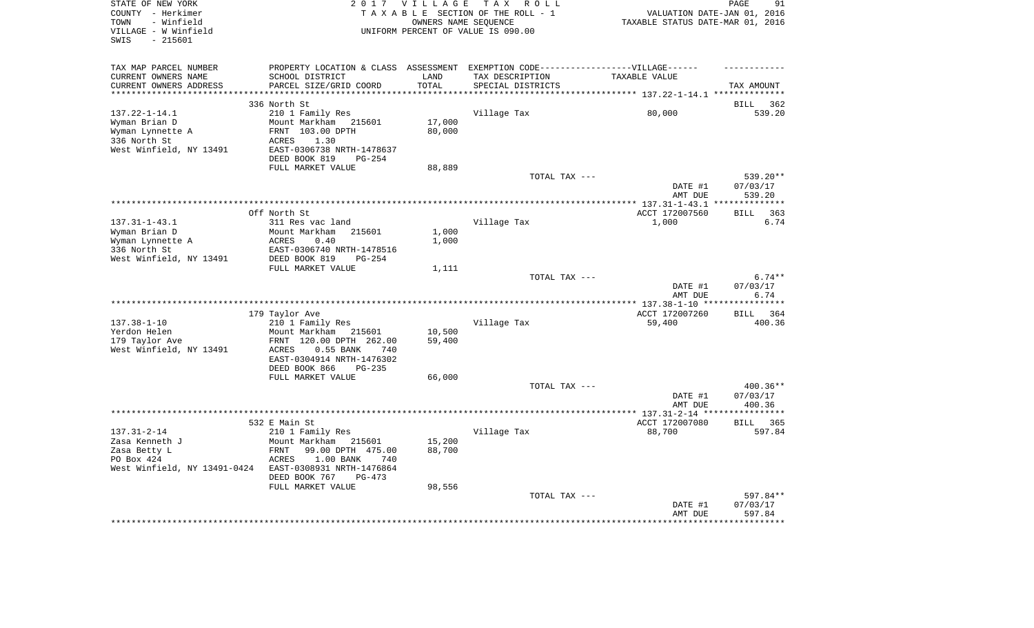STATE OF NEW YORK | COUNTY - Herkimer | TOWN - Winfield | VILLAGE - W Winfield | SWIS - 215601

2017 VILLAGE TAX ROLL
TAXABLE SECTION OF THE ROLL - 1
OWNERS NAME SEQUENCE
UNIFORM PERCENT OF VALUE IS 090.00

VALUATION DATE-JAN 01, 2016
TAXABLE STATUS DATE-MAR 01, 2016

| TAX MAP PARCEL NUMBER / CURRENT OWNERS NAME / CURRENT OWNERS ADDRESS | PROPERTY LOCATION & CLASS / SCHOOL DISTRICT / PARCEL SIZE/GRID COORD | ASSESSMENT LAND / TOTAL | EXEMPTION CODE / TAX DESCRIPTION / SPECIAL DISTRICTS | TAXABLE VALUE | TAX AMOUNT |
|---|---|---|---|---|---|
| 137.22-1-14.1 | 336 North St | | | | BILL 362 |
| Wyman Brian D | 210 1 Family Res | | Village Tax | 80,000 | 539.20 |
| Wyman Lynnette A | Mount Markham 215601 | 17,000 | | | |
| 336 North St | FRNT 103.00 DPTH | 80,000 | | | |
| West Winfield, NY 13491 | ACRES 1.30 | | | | |
| | EAST-0306738 NRTH-1478637 | | | | |
| | DEED BOOK 819 PG-254 | | | | |
| | FULL MARKET VALUE | 88,889 | | | |
| | | | TOTAL TAX --- | | 539.20** |
| | | | | DATE #1 | 07/03/17 |
| | | | | AMT DUE | 539.20 |
| 137.31-1-43.1 | Off North St | | | ACCT 172007560 | BILL 363 |
| Wyman Brian D | 311 Res vac land | | Village Tax | 1,000 | 6.74 |
| Wyman Lynnette A | Mount Markham 215601 | 1,000 | | | |
| 336 North St | ACRES 0.40 | 1,000 | | | |
| West Winfield, NY 13491 | EAST-0306740 NRTH-1478516 | | | | |
| | DEED BOOK 819 PG-254 | | | | |
| | FULL MARKET VALUE | 1,111 | | | |
| | | | TOTAL TAX --- | | 6.74** |
| | | | | DATE #1 | 07/03/17 |
| | | | | AMT DUE | 6.74 |
| 137.38-1-10 | 179 Taylor Ave | | | ACCT 172007260 | BILL 364 |
| Yerdon Helen | 210 1 Family Res | | Village Tax | 59,400 | 400.36 |
| 179 Taylor Ave | Mount Markham 215601 | 10,500 | | | |
| West Winfield, NY 13491 | FRNT 120.00 DPTH 262.00 | 59,400 | | | |
| | ACRES 0.55 BANK 740 | | | | |
| | EAST-0304914 NRTH-1476302 | | | | |
| | DEED BOOK 866 PG-235 | | | | |
| | FULL MARKET VALUE | 66,000 | | | |
| | | | TOTAL TAX --- | | 400.36** |
| | | | | DATE #1 | 07/03/17 |
| | | | | AMT DUE | 400.36 |
| 137.31-2-14 | 532 E Main St | | | ACCT 172007080 | BILL 365 |
| Zasa Kenneth J | 210 1 Family Res | | Village Tax | 88,700 | 597.84 |
| Zasa Betty L | Mount Markham 215601 | 15,200 | | | |
| PO Box 424 | FRNT 99.00 DPTH 475.00 | 88,700 | | | |
| West Winfield, NY 13491-0424 | ACRES 1.00 BANK 740 | | | | |
| | EAST-0308931 NRTH-1476864 | | | | |
| | DEED BOOK 767 PG-473 | | | | |
| | FULL MARKET VALUE | 98,556 | | | |
| | | | TOTAL TAX --- | | 597.84** |
| | | | | DATE #1 | 07/03/17 |
| | | | | AMT DUE | 597.84 |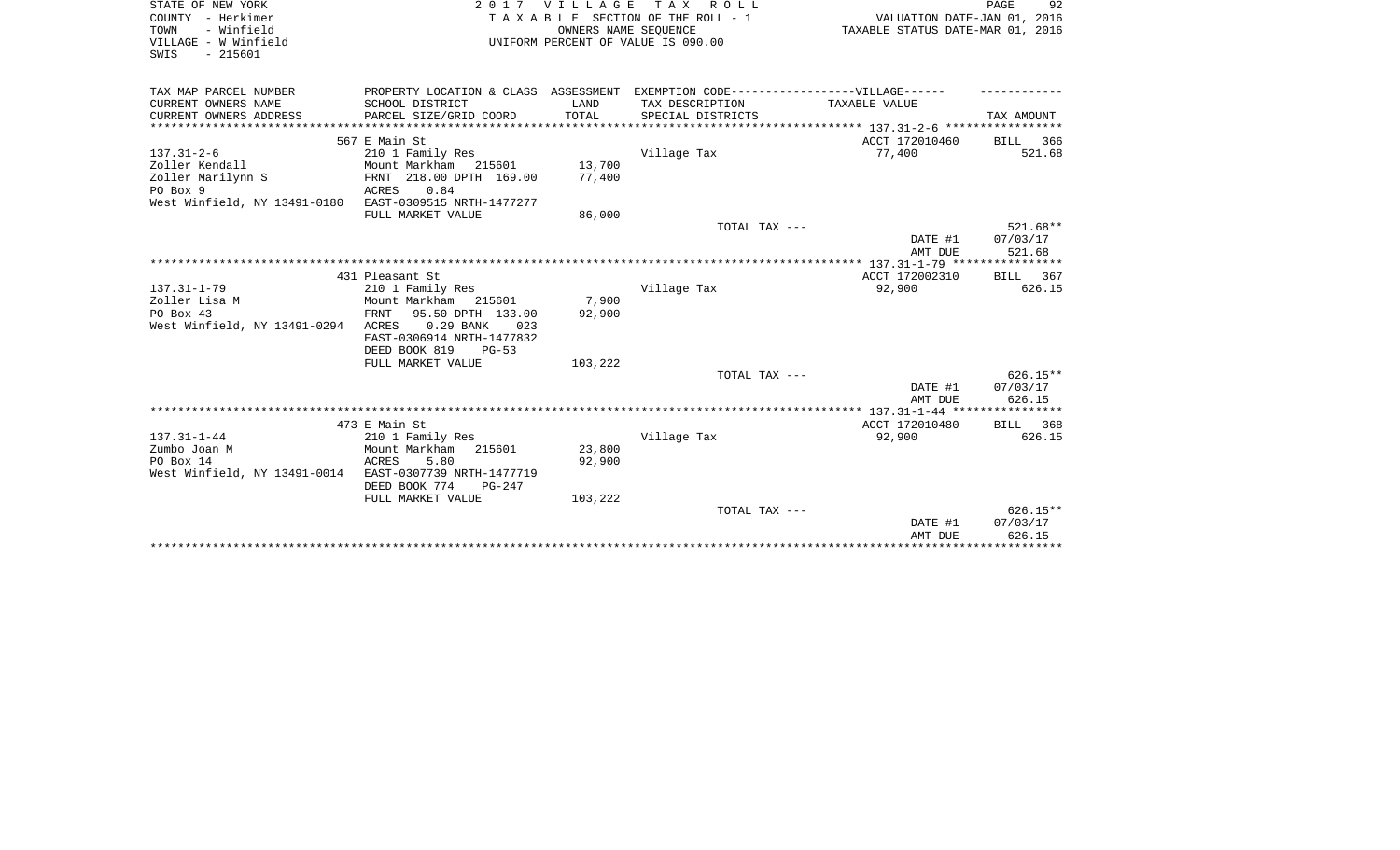STATE OF NEW YORK
COUNTY - Herkimer
TOWN - Winfield
VILLAGE - W Winfield
SWIS - 215601

2 0 1 7 V I L L A G E T A X R O L L
T A X A B L E SECTION OF THE ROLL - 1
OWNERS NAME SEQUENCE
UNIFORM PERCENT OF VALUE IS 090.00

VALUATION DATE-JAN 01, 2016
TAXABLE STATUS DATE-MAR 01, 2016

| TAX MAP PARCEL NUMBER / CURRENT OWNERS NAME / CURRENT OWNERS ADDRESS | PROPERTY LOCATION & CLASS / SCHOOL DISTRICT / PARCEL SIZE/GRID COORD | ASSESSMENT LAND / TOTAL | EXEMPTION CODE / TAX DESCRIPTION / SPECIAL DISTRICTS | VILLAGE TAXABLE VALUE | TAX AMOUNT |
|---|---|---|---|---|---|
| | 567 E Main St | | | ACCT 172010460 | BILL 366 |
| 137.31-2-6 | 210 1 Family Res | | Village Tax | 77,400 | 521.68 |
| Zoller Kendall | Mount Markham 215601 | 13,700 | | | |
| Zoller Marilynn S | FRNT 218.00 DPTH 169.00 | 77,400 | | | |
| PO Box 9 | ACRES 0.84 | | | | |
| West Winfield, NY 13491-0180 | EAST-0309515 NRTH-1477277 | | | | |
| | FULL MARKET VALUE | 86,000 | | | |
| | | | TOTAL TAX --- | | 521.68** |
| | | | | DATE #1 | 07/03/17 |
| | | | | AMT DUE | 521.68 |
| | 431 Pleasant St | | | ACCT 172002310 | BILL 367 |
| 137.31-1-79 | 210 1 Family Res | | Village Tax | 92,900 | 626.15 |
| Zoller Lisa M | Mount Markham 215601 | 7,900 | | | |
| PO Box 43 | FRNT 95.50 DPTH 133.00 | 92,900 | | | |
| West Winfield, NY 13491-0294 | ACRES 0.29 BANK 023 | | | | |
| | EAST-0306914 NRTH-1477832 | | | | |
| | DEED BOOK 819 PG-53 | | | | |
| | FULL MARKET VALUE | 103,222 | | | |
| | | | TOTAL TAX --- | | 626.15** |
| | | | | DATE #1 | 07/03/17 |
| | | | | AMT DUE | 626.15 |
| | 473 E Main St | | | ACCT 172010480 | BILL 368 |
| 137.31-1-44 | 210 1 Family Res | | Village Tax | 92,900 | 626.15 |
| Zumbo Joan M | Mount Markham 215601 | 23,800 | | | |
| PO Box 14 | ACRES 5.80 | 92,900 | | | |
| West Winfield, NY 13491-0014 | EAST-0307739 NRTH-1477719 | | | | |
| | DEED BOOK 774 PG-247 | | | | |
| | FULL MARKET VALUE | 103,222 | | | |
| | | | TOTAL TAX --- | | 626.15** |
| | | | | DATE #1 | 07/03/17 |
| | | | | AMT DUE | 626.15 |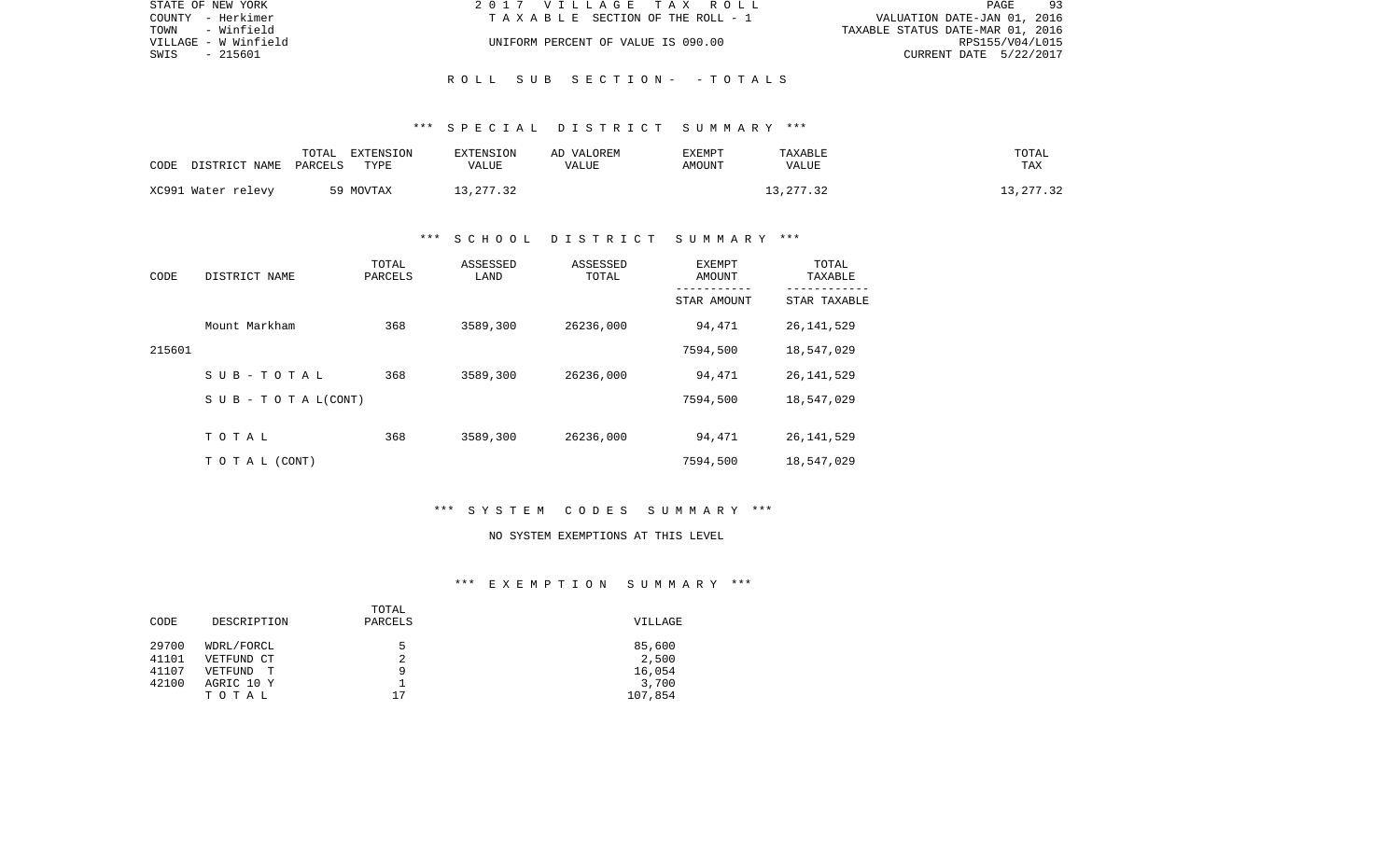STATE OF NEW YORK
COUNTY - Herkimer
TOWN - Winfield
VILLAGE - W Winfield
SWIS - 215601

2 0 1 7 V I L L A G E T A X R O L L
T A X A B L E SECTION OF THE ROLL - 1
UNIFORM PERCENT OF VALUE IS 090.00

VALUATION DATE-JAN 01, 2016
TAXABLE STATUS DATE-MAR 01, 2016
RPS155/V04/L015
CURRENT DATE 5/22/2017

R O L L S U B S E C T I O N - - T O T A L S

*** S P E C I A L D I S T R I C T S U M M A R Y ***

| CODE DISTRICT NAME | TOTAL PARCELS | EXTENSION TYPE | EXTENSION VALUE | AD VALOREM VALUE | EXEMPT AMOUNT | TAXABLE VALUE | TOTAL TAX |
|---|---|---|---|---|---|---|---|
| XC991 Water relevy | 59 | MOVTAX | 13,277.32 | | | 13,277.32 | 13,277.32 |

*** S C H O O L D I S T R I C T S U M M A R Y ***

| CODE | DISTRICT NAME | TOTAL PARCELS | ASSESSED LAND | ASSESSED TOTAL | EXEMPT AMOUNT / STAR AMOUNT | TOTAL TAXABLE / STAR TAXABLE |
|---|---|---|---|---|---|---|
| | Mount Markham | 368 | 3589,300 | 26236,000 | 94,471 | 26,141,529 |
| 215601 | | | | | 7594,500 | 18,547,029 |
| | S U B - T O T A L | 368 | 3589,300 | 26236,000 | 94,471 | 26,141,529 |
| | S U B - T O T A L(CONT) | | | | 7594,500 | 18,547,029 |
| | T O T A L | 368 | 3589,300 | 26236,000 | 94,471 | 26,141,529 |
| | T O T A L (CONT) | | | | 7594,500 | 18,547,029 |

*** S Y S T E M C O D E S S U M M A R Y ***

NO SYSTEM EXEMPTIONS AT THIS LEVEL

*** E X E M P T I O N S U M M A R Y ***

| CODE | DESCRIPTION | TOTAL PARCELS | VILLAGE |
|---|---|---|---|
| 29700 | WDRL/FORCL | 5 | 85,600 |
| 41101 | VETFUND CT | 2 | 2,500 |
| 41107 | VETFUND T | 9 | 16,054 |
| 42100 | AGRIC 10 Y | 1 | 3,700 |
| | T O T A L | 17 | 107,854 |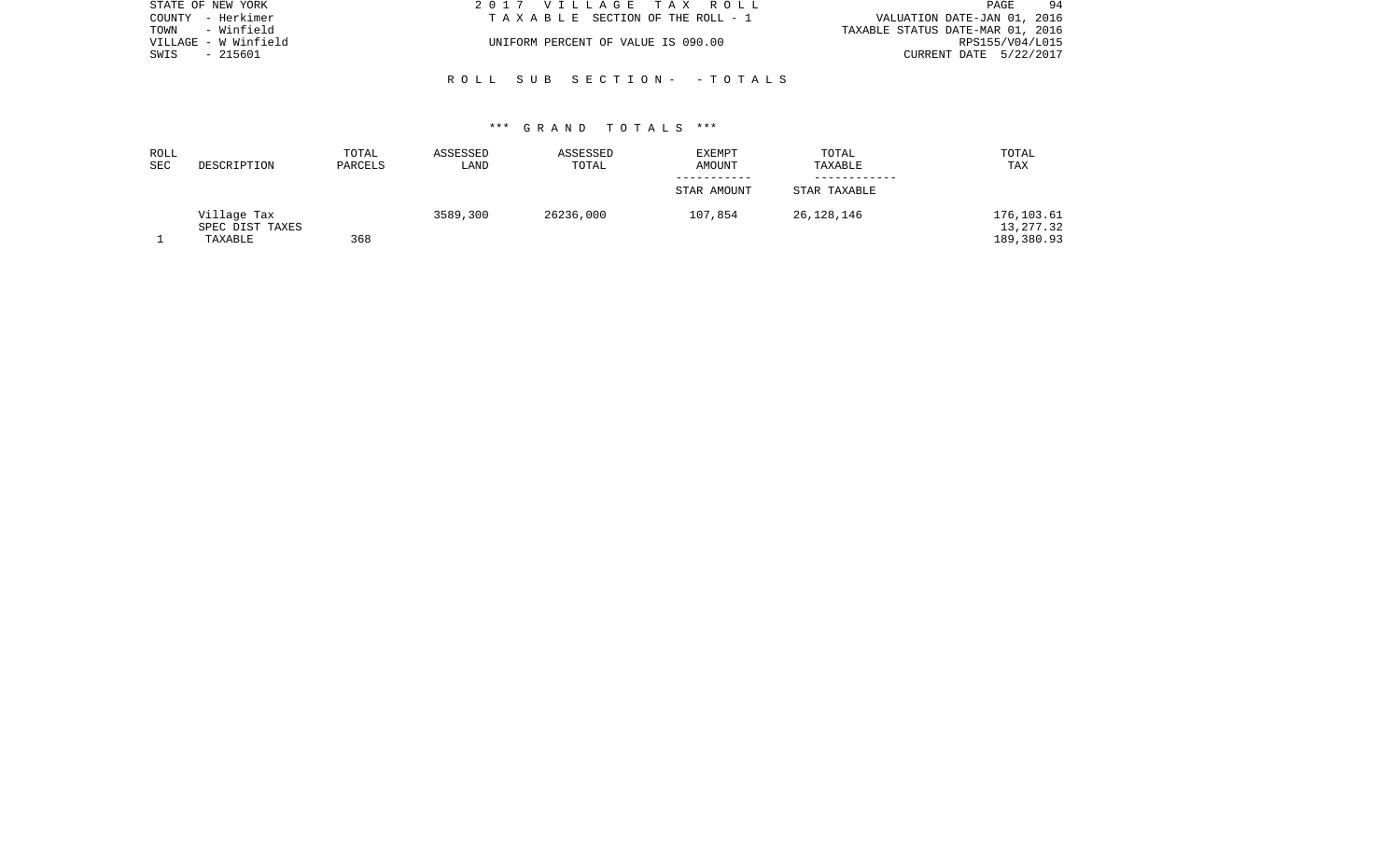STATE OF NEW YORK
COUNTY - Herkimer
TOWN - Winfield
VILLAGE - W Winfield
SWIS - 215601

2 0 1 7 V I L L A G E T A X R O L L
T A X A B L E SECTION OF THE ROLL - 1
UNIFORM PERCENT OF VALUE IS 090.00

VALUATION DATE-JAN 01, 2016
TAXABLE STATUS DATE-MAR 01, 2016
RPS155/V04/L015
CURRENT DATE 5/22/2017

R O L L S U B S E C T I O N - - T O T A L S

\*\*\* G R A N D T O T A L S \*\*\*

| ROLL SEC | DESCRIPTION | TOTAL PARCELS | ASSESSED LAND | ASSESSED TOTAL | EXEMPT AMOUNT / STAR AMOUNT | TOTAL TAXABLE / STAR TAXABLE | TOTAL TAX |
|---|---|---|---|---|---|---|---|
| | Village Tax | | 3589,300 | 26236,000 | 107,854 | 26,128,146 | 176,103.61 |
| | SPEC DIST TAXES | | | | | | 13,277.32 |
| 1 | TAXABLE | 368 | | | | | 189,380.93 |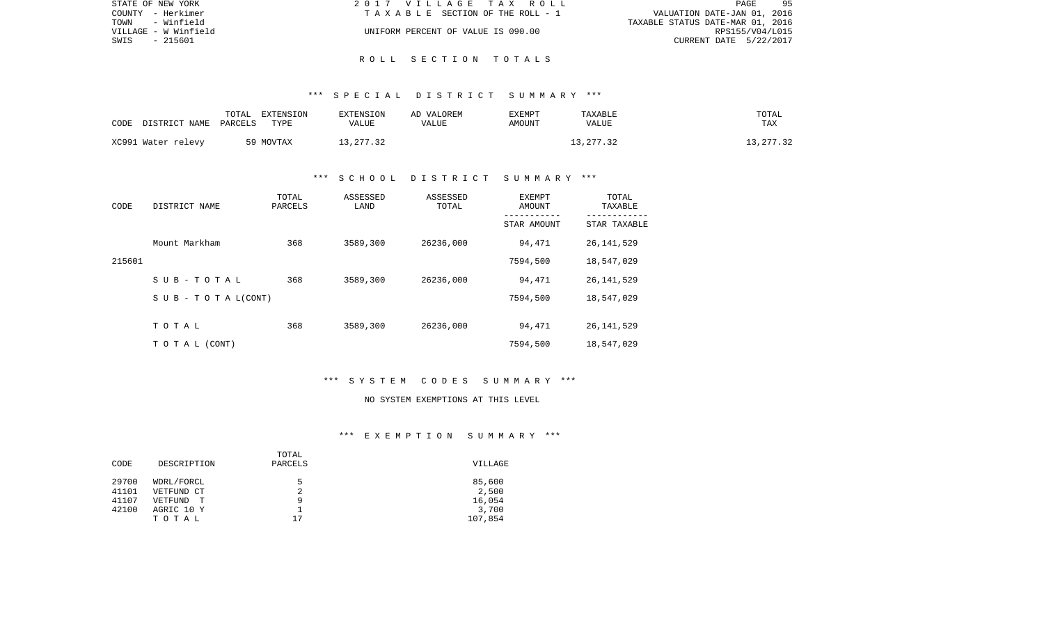STATE OF NEW YORK | 2 0 1 7 V I L L A G E T A X R O L L | PAGE 95
COUNTY - Herkimer | T A X A B L E SECTION OF THE ROLL - 1 | VALUATION DATE-JAN 01, 2016
TOWN - Winfield | | TAXABLE STATUS DATE-MAR 01, 2016
VILLAGE - W Winfield | UNIFORM PERCENT OF VALUE IS 090.00 | RPS155/V04/L015
SWIS - 215601 | | CURRENT DATE 5/22/2017

## R O L L S E C T I O N T O T A L S

### *** S P E C I A L D I S T R I C T S U M M A R Y ***

| CODE DISTRICT NAME | TOTAL PARCELS | EXTENSION TYPE | EXTENSION VALUE | AD VALOREM VALUE | EXEMPT AMOUNT | TAXABLE VALUE | TOTAL TAX |
|---|---|---|---|---|---|---|---|
| XC991 Water relevy | 59 | MOVTAX | 13,277.32 | | | 13,277.32 | 13,277.32 |

### *** S C H O O L D I S T R I C T S U M M A R Y ***

| CODE | DISTRICT NAME | TOTAL PARCELS | ASSESSED LAND | ASSESSED TOTAL | EXEMPT AMOUNT / STAR AMOUNT | TOTAL TAXABLE / STAR TAXABLE |
|---|---|---|---|---|---|---|
| | Mount Markham | 368 | 3589,300 | 26236,000 | 94,471 | 26,141,529 |
| 215601 | | | | | 7594,500 | 18,547,029 |
| | S U B - T O T A L | 368 | 3589,300 | 26236,000 | 94,471 | 26,141,529 |
| | S U B - T O T A L(CONT) | | | | 7594,500 | 18,547,029 |
| | T O T A L | 368 | 3589,300 | 26236,000 | 94,471 | 26,141,529 |
| | T O T A L (CONT) | | | | 7594,500 | 18,547,029 |

### *** S Y S T E M C O D E S S U M M A R Y ***

NO SYSTEM EXEMPTIONS AT THIS LEVEL

### *** E X E M P T I O N S U M M A R Y ***

| CODE | DESCRIPTION | TOTAL PARCELS | VILLAGE |
|---|---|---|---|
| 29700 | WDRL/FORCL | 5 | 85,600 |
| 41101 | VETFUND CT | 2 | 2,500 |
| 41107 | VETFUND T | 9 | 16,054 |
| 42100 | AGRIC 10 Y | 1 | 3,700 |
| | T O T A L | 17 | 107,854 |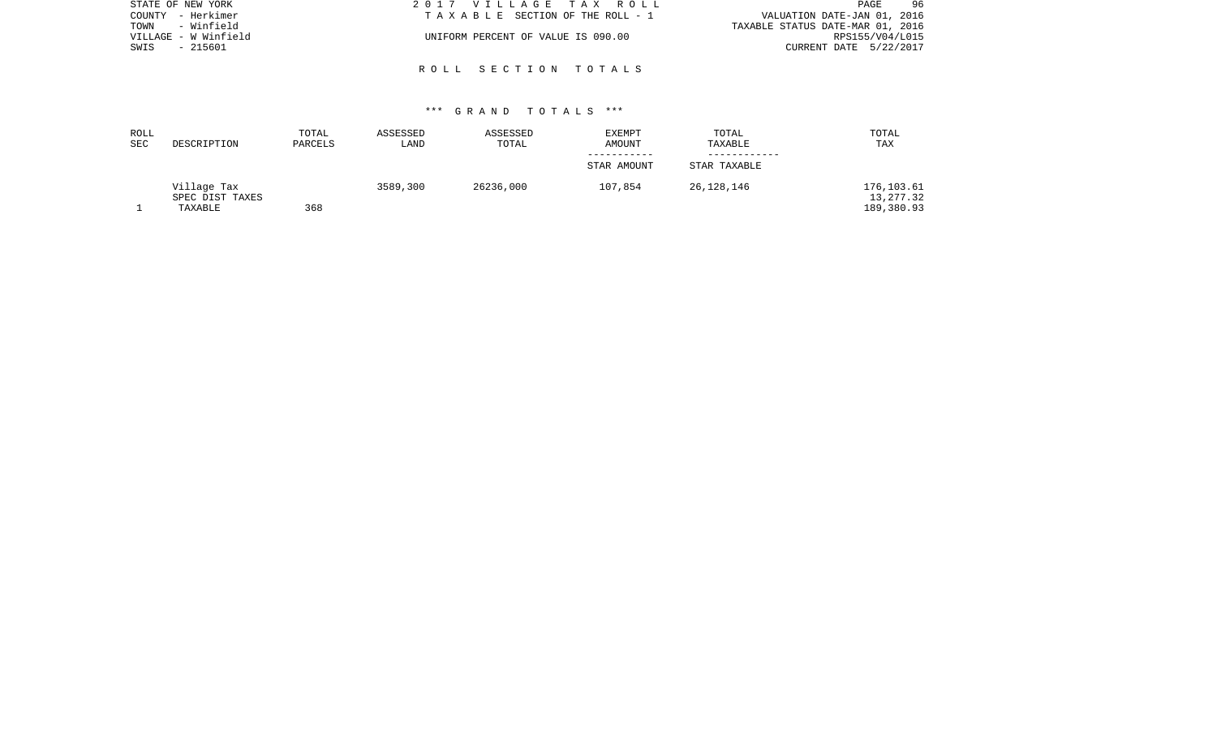STATE OF NEW YORK
COUNTY - Herkimer
TOWN - Winfield
VILLAGE - W Winfield
SWIS - 215601

2 0 1 7 V I L L A G E T A X R O L L
T A X A B L E SECTION OF THE ROLL - 1
UNIFORM PERCENT OF VALUE IS 090.00

VALUATION DATE-JAN 01, 2016
TAXABLE STATUS DATE-MAR 01, 2016
RPS155/V04/L015
CURRENT DATE 5/22/2017

## R O L L S E C T I O N T O T A L S

### *** G R A N D T O T A L S ***

| ROLL SEC | DESCRIPTION | TOTAL PARCELS | ASSESSED LAND | ASSESSED TOTAL | EXEMPT AMOUNT / STAR AMOUNT | TOTAL TAXABLE / STAR TAXABLE | TOTAL TAX |
|---|---|---|---|---|---|---|---|
| | Village Tax | | 3589,300 | 26236,000 | 107,854 | 26,128,146 | 176,103.61 |
| | SPEC DIST TAXES | | | | | | 13,277.32 |
| 1 | TAXABLE | 368 | | | | | 189,380.93 |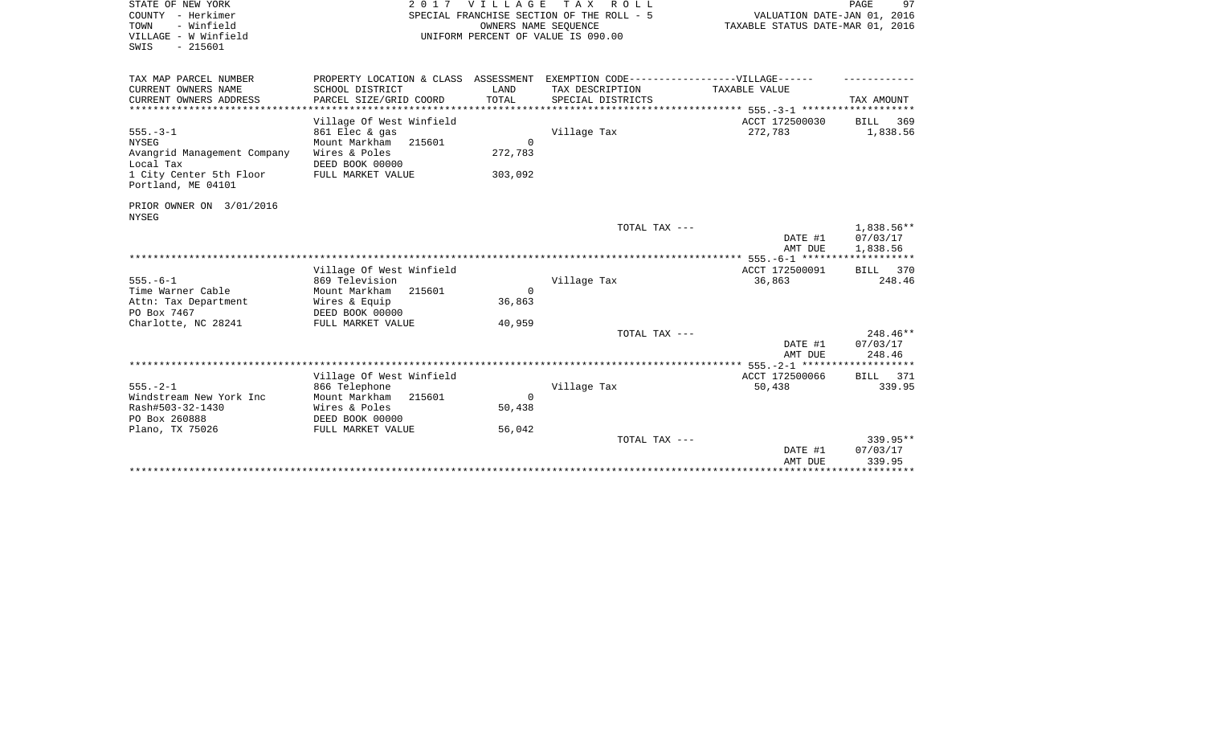STATE OF NEW YORK
COUNTY - Herkimer
TOWN - Winfield
VILLAGE - W Winfield
SWIS - 215601

2 0 1 7 V I L L A G E T A X R O L L
SPECIAL FRANCHISE SECTION OF THE ROLL - 5
OWNERS NAME SEQUENCE
UNIFORM PERCENT OF VALUE IS 090.00

VALUATION DATE-JAN 01, 2016
TAXABLE STATUS DATE-MAR 01, 2016

| TAX MAP PARCEL NUMBER<br>CURRENT OWNERS NAME<br>CURRENT OWNERS ADDRESS | PROPERTY LOCATION & CLASS<br>SCHOOL DISTRICT<br>PARCEL SIZE/GRID COORD | ASSESSMENT<br>LAND<br>TOTAL | EXEMPTION CODE------VILLAGE------<br>TAX DESCRIPTION<br>SPECIAL DISTRICTS | TAXABLE VALUE | TAX AMOUNT |
|---|---|---|---|---|---|
| 555.-3-1 | Village Of West Winfield | | | ACCT 172500030 | BILL 369 |
| 555.-3-1 | 861 Elec & gas | | Village Tax | 272,783 | 1,838.56 |
| NYSEG | Mount Markham 215601 | 0 | | | |
| Avangrid Management Company | Wires & Poles | 272,783 | | | |
| Local Tax | DEED BOOK 00000 | | | | |
| 1 City Center 5th Floor | FULL MARKET VALUE | 303,092 | | | |
| Portland, ME 04101 | | | | | |
| PRIOR OWNER ON 3/01/2016 | | | | | |
| NYSEG | | | | | |
| | | | TOTAL TAX --- | | 1,838.56** |
| | | | | DATE #1 | 07/03/17 |
| | | | | AMT DUE | 1,838.56 |
| 555.-6-1 | Village Of West Winfield | | | ACCT 172500091 | BILL 370 |
| 555.-6-1 | 869 Television | | Village Tax | 36,863 | 248.46 |
| Time Warner Cable | Mount Markham 215601 | 0 | | | |
| Attn: Tax Department | Wires & Equip | 36,863 | | | |
| PO Box 7467 | DEED BOOK 00000 | | | | |
| Charlotte, NC 28241 | FULL MARKET VALUE | 40,959 | | | |
| | | | TOTAL TAX --- | | 248.46** |
| | | | | DATE #1 | 07/03/17 |
| | | | | AMT DUE | 248.46 |
| 555.-2-1 | Village Of West Winfield | | | ACCT 172500066 | BILL 371 |
| 555.-2-1 | 866 Telephone | | Village Tax | 50,438 | 339.95 |
| Windstream New York Inc | Mount Markham 215601 | 0 | | | |
| Rash#503-32-1430 | Wires & Poles | 50,438 | | | |
| PO Box 260888 | DEED BOOK 00000 | | | | |
| Plano, TX 75026 | FULL MARKET VALUE | 56,042 | | | |
| | | | TOTAL TAX --- | | 339.95** |
| | | | | DATE #1 | 07/03/17 |
| | | | | AMT DUE | 339.95 |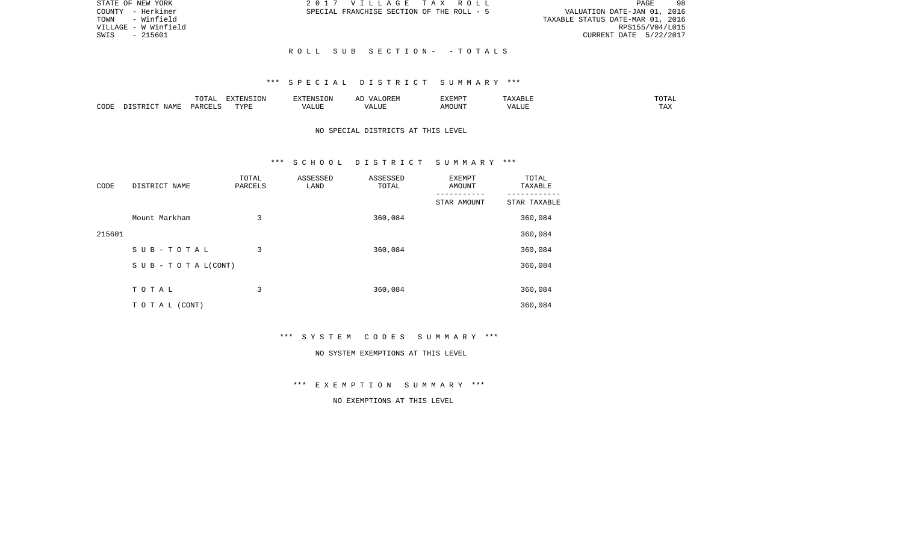STATE OF NEW YORK
COUNTY - Herkimer
TOWN - Winfield
VILLAGE - W Winfield
SWIS - 215601

2 0 1 7 V I L L A G E T A X R O L L
SPECIAL FRANCHISE SECTION OF THE ROLL - 5

VALUATION DATE-JAN 01, 2016
TAXABLE STATUS DATE-MAR 01, 2016
RPS155/V04/L015
CURRENT DATE 5/22/2017

R O L L S U B S E C T I O N - - T O T A L S

*** S P E C I A L D I S T R I C T S U M M A R Y ***

| CODE | DISTRICT NAME | TOTAL PARCELS | EXTENSION TYPE | EXTENSION VALUE | AD VALOREM VALUE | EXEMPT AMOUNT | TAXABLE VALUE | TOTAL TAX |
|---|---|---|---|---|---|---|---|---|

NO SPECIAL DISTRICTS AT THIS LEVEL

*** S C H O O L D I S T R I C T S U M M A R Y ***

| CODE | DISTRICT NAME | TOTAL PARCELS | ASSESSED LAND | ASSESSED TOTAL | EXEMPT AMOUNT / STAR AMOUNT | TOTAL TAXABLE / STAR TAXABLE |
|---|---|---|---|---|---|---|
| | Mount Markham | 3 | | 360,084 | | 360,084 |
| 215601 | | | | | | 360,084 |
| | S U B - T O T A L | 3 | | 360,084 | | 360,084 |
| | S U B - T O T A L (CONT) | | | | | 360,084 |
| | T O T A L | 3 | | 360,084 | | 360,084 |
| | T O T A L (CONT) | | | | | 360,084 |

*** S Y S T E M C O D E S S U M M A R Y ***

NO SYSTEM EXEMPTIONS AT THIS LEVEL

*** E X E M P T I O N S U M M A R Y ***

NO EXEMPTIONS AT THIS LEVEL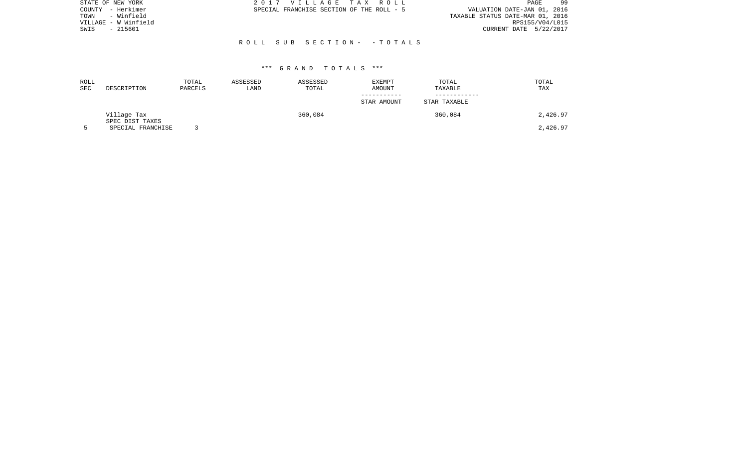STATE OF NEW YORK
COUNTY - Herkimer
TOWN - Winfield
VILLAGE - W Winfield
SWIS - 215601

2 0 1 7 V I L L A G E T A X R O L L
SPECIAL FRANCHISE SECTION OF THE ROLL - 5

VALUATION DATE-JAN 01, 2016
TAXABLE STATUS DATE-MAR 01, 2016
RPS155/V04/L015
CURRENT DATE 5/22/2017

R O L L S U B S E C T I O N - - T O T A L S

\*\*\* G R A N D T O T A L S \*\*\*

| ROLL SEC | DESCRIPTION | TOTAL PARCELS | ASSESSED LAND | ASSESSED TOTAL | EXEMPT AMOUNT / STAR AMOUNT | TOTAL TAXABLE / STAR TAXABLE | TOTAL TAX |
|---|---|---|---|---|---|---|---|
| | Village Tax | | | 360,084 | | 360,084 | 2,426.97 |
| | SPEC DIST TAXES | | | | | | |
| 5 | SPECIAL FRANCHISE | 3 | | | | | 2,426.97 |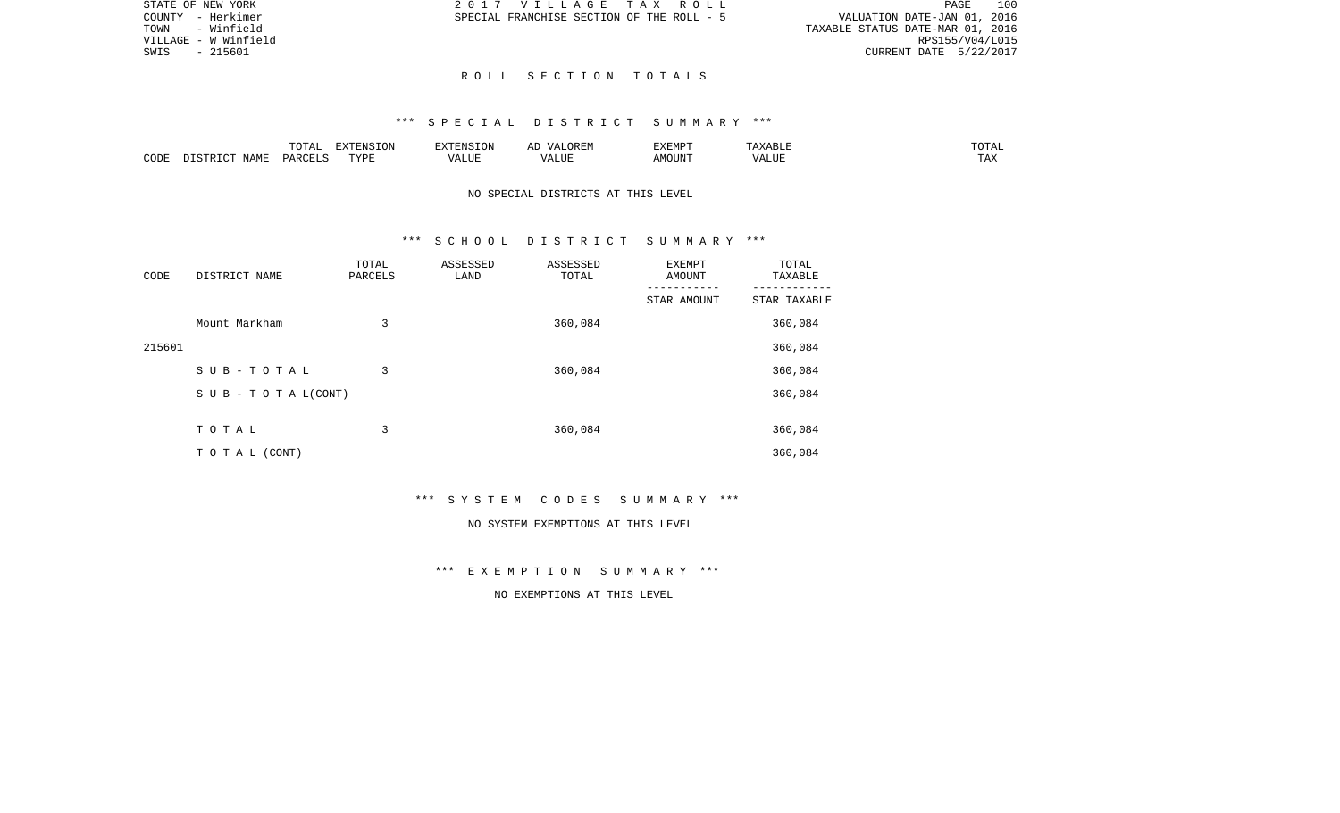## R O L L   S E C T I O N   T O T A L S

### *** S P E C I A L   D I S T R I C T   S U M M A R Y ***

| CODE | DISTRICT NAME | TOTAL PARCELS | EXTENSION TYPE | EXTENSION VALUE | AD VALOREM VALUE | EXEMPT AMOUNT | TAXABLE VALUE | TOTAL TAX |
|---|---|---|---|---|---|---|---|---|

NO SPECIAL DISTRICTS AT THIS LEVEL

### *** S C H O O L   D I S T R I C T   S U M M A R Y ***

| CODE | DISTRICT NAME | TOTAL PARCELS | ASSESSED LAND | ASSESSED TOTAL | EXEMPT AMOUNT<br>-----------<br>STAR AMOUNT | TOTAL TAXABLE<br>------------<br>STAR TAXABLE |
|---|---|---|---|---|---|---|
| | Mount Markham | 3 | | 360,084 | | 360,084 |
| 215601 | | | | | | 360,084 |
| | S U B - T O T A L | 3 | | 360,084 | | 360,084 |
| | S U B - T O T A L(CONT) | | | | | 360,084 |
| | T O T A L | 3 | | 360,084 | | 360,084 |
| | T O T A L (CONT) | | | | | 360,084 |

### *** S Y S T E M   C O D E S   S U M M A R Y ***

NO SYSTEM EXEMPTIONS AT THIS LEVEL

### *** E X E M P T I O N   S U M M A R Y ***

NO EXEMPTIONS AT THIS LEVEL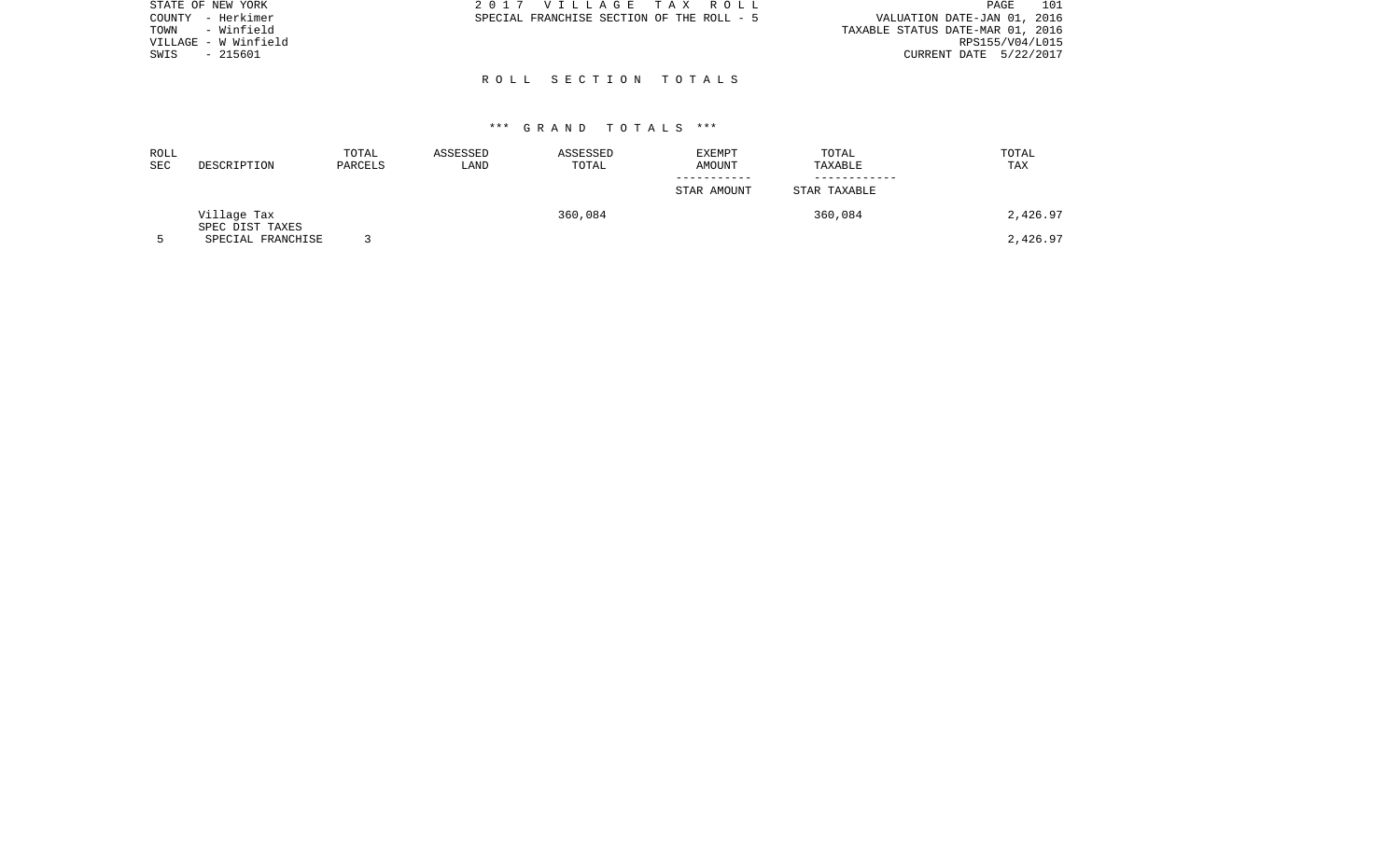STATE OF NEW YORK
COUNTY - Herkimer
TOWN - Winfield
VILLAGE - W Winfield
SWIS - 215601

2 0 1 7 V I L L A G E T A X R O L L
SPECIAL FRANCHISE SECTION OF THE ROLL - 5

VALUATION DATE-JAN 01, 2016
TAXABLE STATUS DATE-MAR 01, 2016
RPS155/V04/L015
CURRENT DATE 5/22/2017

## R O L L S E C T I O N T O T A L S

### \*\*\* G R A N D T O T A L S \*\*\*

| ROLL SEC | DESCRIPTION | TOTAL PARCELS | ASSESSED LAND | ASSESSED TOTAL | EXEMPT AMOUNT / STAR AMOUNT | TOTAL TAXABLE / STAR TAXABLE | TOTAL TAX |
|---|---|---|---|---|---|---|---|
| | Village Tax | | | 360,084 | | 360,084 | 2,426.97 |
| | SPEC DIST TAXES | | | | | | |
| 5 | SPECIAL FRANCHISE | 3 | | | | | 2,426.97 |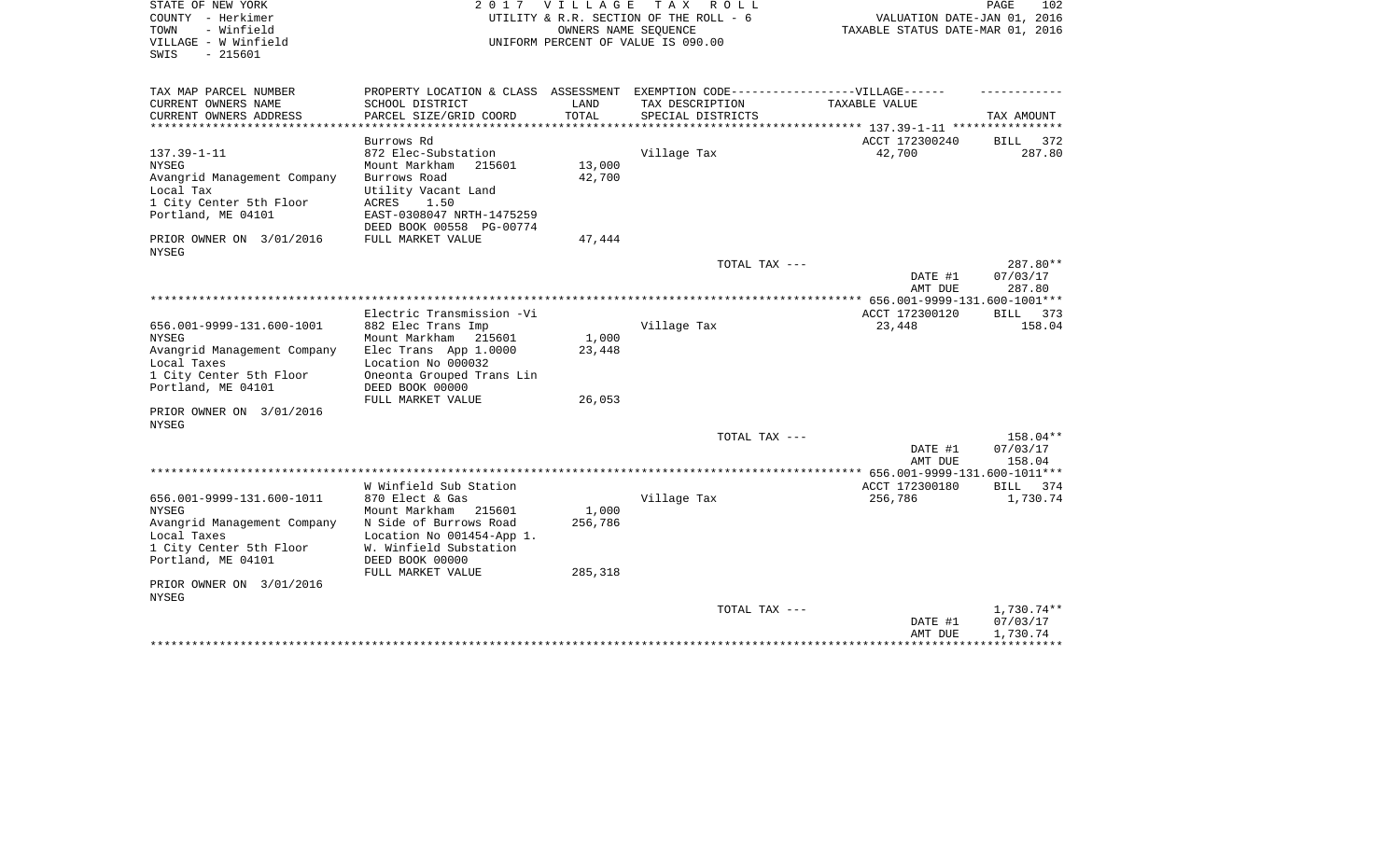STATE OF NEW YORK | 2017 VILLAGE TAX ROLL | PAGE 102
COUNTY - Herkimer | UTILITY & R.R. SECTION OF THE ROLL - 6 | VALUATION DATE-JAN 01, 2016
TOWN - Winfield | OWNERS NAME SEQUENCE | TAXABLE STATUS DATE-MAR 01, 2016
VILLAGE - W Winfield | UNIFORM PERCENT OF VALUE IS 090.00
SWIS - 215601

| TAX MAP PARCEL NUMBER / CURRENT OWNERS NAME / CURRENT OWNERS ADDRESS | PROPERTY LOCATION & CLASS / SCHOOL DISTRICT / PARCEL SIZE/GRID COORD | ASSESSMENT LAND / TOTAL | EXEMPTION CODE / TAX DESCRIPTION / SPECIAL DISTRICTS | VILLAGE TAXABLE VALUE | TAX AMOUNT |
|---|---|---|---|---|---|
| | Burrows Rd | | | ACCT 172300240 | BILL 372 |
| 137.39-1-11 | 872 Elec-Substation | | Village Tax | 42,700 | 287.80 |
| NYSEG | Mount Markham 215601 | 13,000 | | | |
| Avangrid Management Company | Burrows Road | 42,700 | | | |
| Local Tax | Utility Vacant Land | | | | |
| 1 City Center 5th Floor | ACRES 1.50 | | | | |
| Portland, ME 04101 | EAST-0308047 NRTH-1475259 | | | | |
| | DEED BOOK 00558 PG-00774 | | | | |
| PRIOR OWNER ON 3/01/2016 | FULL MARKET VALUE | 47,444 | | | |
| NYSEG | | | | | |
| | | | TOTAL TAX --- | | 287.80** |
| | | | | DATE #1 | 07/03/17 |
| | | | | AMT DUE | 287.80 |
| | Electric Transmission -Vi | | | ACCT 172300120 | BILL 373 |
| 656.001-9999-131.600-1001 | 882 Elec Trans Imp | | Village Tax | 23,448 | 158.04 |
| NYSEG | Mount Markham 215601 | 1,000 | | | |
| Avangrid Management Company | Elec Trans App 1.0000 | 23,448 | | | |
| Local Taxes | Location No 000032 | | | | |
| 1 City Center 5th Floor | Oneonta Grouped Trans Lin | | | | |
| Portland, ME 04101 | DEED BOOK 00000 | | | | |
| | FULL MARKET VALUE | 26,053 | | | |
| PRIOR OWNER ON 3/01/2016 | | | | | |
| NYSEG | | | | | |
| | | | TOTAL TAX --- | | 158.04** |
| | | | | DATE #1 | 07/03/17 |
| | | | | AMT DUE | 158.04 |
| | W Winfield Sub Station | | | ACCT 172300180 | BILL 374 |
| 656.001-9999-131.600-1011 | 870 Elect & Gas | | Village Tax | 256,786 | 1,730.74 |
| NYSEG | Mount Markham 215601 | 1,000 | | | |
| Avangrid Management Company | N Side of Burrows Road | 256,786 | | | |
| Local Taxes | Location No 001454-App 1. | | | | |
| 1 City Center 5th Floor | W. Winfield Substation | | | | |
| Portland, ME 04101 | DEED BOOK 00000 | | | | |
| | FULL MARKET VALUE | 285,318 | | | |
| PRIOR OWNER ON 3/01/2016 | | | | | |
| NYSEG | | | | | |
| | | | TOTAL TAX --- | | 1,730.74** |
| | | | | DATE #1 | 07/03/17 |
| | | | | AMT DUE | 1,730.74 |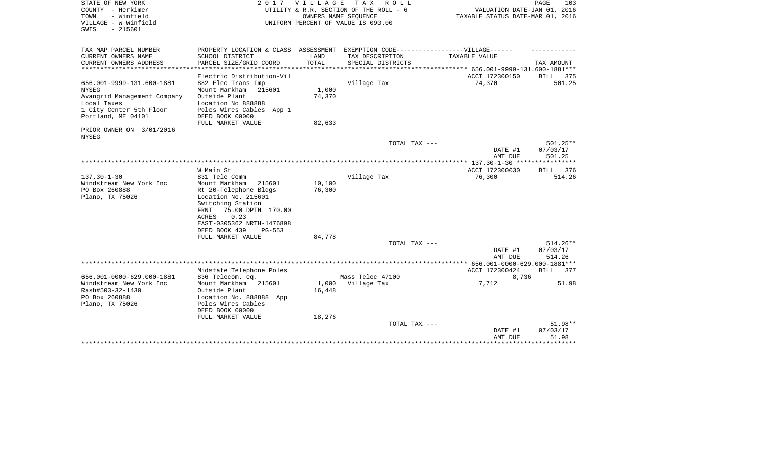STATE OF NEW YORK
COUNTY - Herkimer
TOWN - Winfield
VILLAGE - W Winfield
SWIS - 215601

2 0 1 7 V I L L A G E T A X R O L L
UTILITY & R.R. SECTION OF THE ROLL - 6
OWNERS NAME SEQUENCE
UNIFORM PERCENT OF VALUE IS 090.00

VALUATION DATE-JAN 01, 2016
TAXABLE STATUS DATE-MAR 01, 2016

| TAX MAP PARCEL NUMBER / CURRENT OWNERS NAME / CURRENT OWNERS ADDRESS | PROPERTY LOCATION & CLASS / SCHOOL DISTRICT / PARCEL SIZE/GRID COORD | ASSESSMENT LAND / TOTAL | EXEMPTION CODE / TAX DESCRIPTION / SPECIAL DISTRICTS | VILLAGE TAXABLE VALUE | TAX AMOUNT |
|---|---|---|---|---|---|
| 656.001-9999-131.600-1881 | Electric Distribution-Vil | | | ACCT 172300150 | BILL 375 |
| 656.001-9999-131.600-1881 | 882 Elec Trans Imp | | Village Tax | 74,370 | 501.25 |
| NYSEG | Mount Markham 215601 | 1,000 | | | |
| Avangrid Management Company | Outside Plant | 74,370 | | | |
| Local Taxes | Location No 888888 | | | | |
| 1 City Center 5th Floor | Poles Wires Cables App 1 | | | | |
| Portland, ME 04101 | DEED BOOK 00000 | | | | |
| | FULL MARKET VALUE | 82,633 | | | |
| PRIOR OWNER ON 3/01/2016 | | | | | |
| NYSEG | | | | | |
| | | | TOTAL TAX --- | | 501.25** |
| | | | | DATE #1 | 07/03/17 |
| | | | | AMT DUE | 501.25 |
| 137.30-1-30 | W Main St | | | ACCT 172300030 | BILL 376 |
| 137.30-1-30 | 831 Tele Comm | | Village Tax | 76,300 | 514.26 |
| Windstream New York Inc | Mount Markham 215601 | 10,100 | | | |
| PO Box 260888 | Rt 20-Telephone Bldgs | 76,300 | | | |
| Plano, TX 75026 | Location No. 215601 | | | | |
| | Switching Station | | | | |
| | FRNT 75.00 DPTH 170.00 | | | | |
| | ACRES 0.23 | | | | |
| | EAST-0305362 NRTH-1476898 | | | | |
| | DEED BOOK 439 PG-553 | | | | |
| | FULL MARKET VALUE | 84,778 | | | |
| | | | TOTAL TAX --- | | 514.26** |
| | | | | DATE #1 | 07/03/17 |
| | | | | AMT DUE | 514.26 |
| 656.001-0000-629.000-1881 | Midstate Telephone Poles | | | ACCT 172300424 | BILL 377 |
| 656.001-0000-629.000-1881 | 836 Telecom. eq. | | Mass Telec 47100 | 8,736 | |
| Windstream New York Inc | Mount Markham 215601 | 1,000 | Village Tax | 7,712 | 51.98 |
| Rash#503-32-1430 | Outside Plant | 16,448 | | | |
| PO Box 260888 | Location No. 888888 App | | | | |
| Plano, TX 75026 | Poles Wires Cables | | | | |
| | DEED BOOK 00000 | | | | |
| | FULL MARKET VALUE | 18,276 | | | |
| | | | TOTAL TAX --- | | 51.98** |
| | | | | DATE #1 | 07/03/17 |
| | | | | AMT DUE | 51.98 |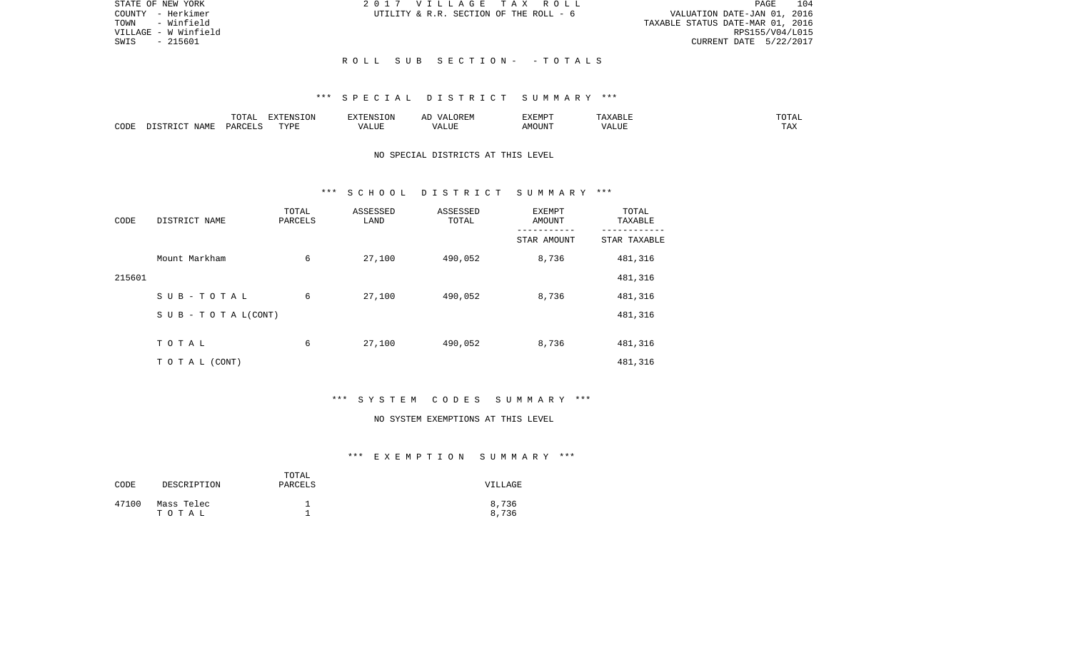STATE OF NEW YORK
COUNTY - Herkimer
TOWN - Winfield
VILLAGE - W Winfield
SWIS - 215601

2 0 1 7 V I L L A G E T A X R O L L
UTILITY & R.R. SECTION OF THE ROLL - 6

VALUATION DATE-JAN 01, 2016
TAXABLE STATUS DATE-MAR 01, 2016
RPS155/V04/L015
CURRENT DATE 5/22/2017

## R O L L S U B S E C T I O N - - T O T A L S

### \*\*\* S P E C I A L D I S T R I C T S U M M A R Y \*\*\*

| CODE | DISTRICT NAME | TOTAL PARCELS | EXTENSION TYPE | EXTENSION VALUE | AD VALOREM VALUE | EXEMPT AMOUNT | TAXABLE VALUE | TOTAL TAX |
|---|---|---|---|---|---|---|---|---|

NO SPECIAL DISTRICTS AT THIS LEVEL

### \*\*\* S C H O O L D I S T R I C T S U M M A R Y \*\*\*

| CODE | DISTRICT NAME | TOTAL PARCELS | ASSESSED LAND | ASSESSED TOTAL | EXEMPT AMOUNT / STAR AMOUNT | TOTAL TAXABLE / STAR TAXABLE |
|---|---|---|---|---|---|---|
| | Mount Markham | 6 | 27,100 | 490,052 | 8,736 | 481,316 |
| 215601 | | | | | | 481,316 |
| | S U B - T O T A L | 6 | 27,100 | 490,052 | 8,736 | 481,316 |
| | S U B - T O T A L(CONT) | | | | | 481,316 |
| | T O T A L | 6 | 27,100 | 490,052 | 8,736 | 481,316 |
| | T O T A L (CONT) | | | | | 481,316 |

### \*\*\* S Y S T E M C O D E S S U M M A R Y \*\*\*

NO SYSTEM EXEMPTIONS AT THIS LEVEL

### \*\*\* E X E M P T I O N S U M M A R Y \*\*\*

| CODE | DESCRIPTION | TOTAL PARCELS | VILLAGE |
|---|---|---|---|
| 47100 | Mass Telec | 1 | 8,736 |
| | T O T A L | 1 | 8,736 |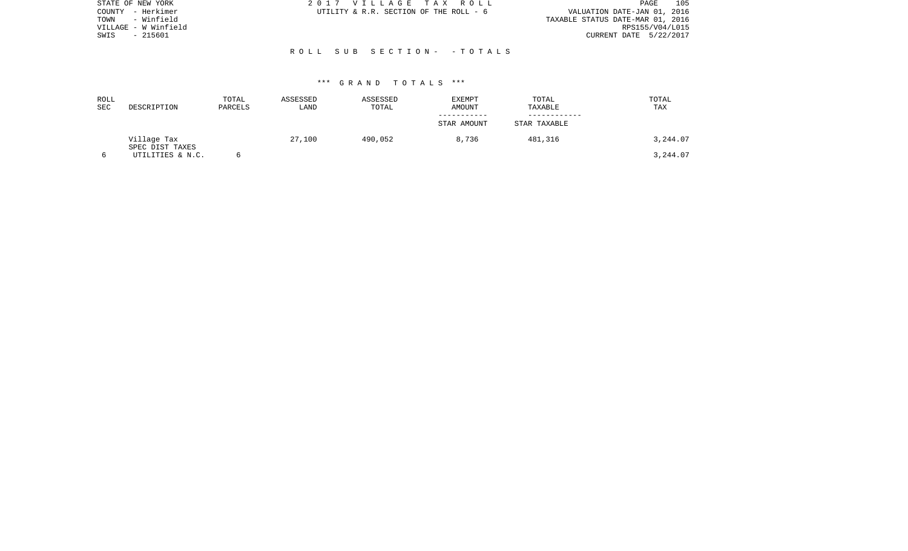STATE OF NEW YORK
COUNTY - Herkimer
TOWN - Winfield
VILLAGE - W Winfield
SWIS - 215601

2 0 1 7 V I L L A G E T A X R O L L
UTILITY & R.R. SECTION OF THE ROLL - 6

VALUATION DATE-JAN 01, 2016
TAXABLE STATUS DATE-MAR 01, 2016
RPS155/V04/L015
CURRENT DATE 5/22/2017

R O L L S U B S E C T I O N - - T O T A L S

\*\*\* G R A N D T O T A L S \*\*\*

| ROLL SEC | DESCRIPTION | TOTAL PARCELS | ASSESSED LAND | ASSESSED TOTAL | EXEMPT AMOUNT / STAR AMOUNT | TOTAL TAXABLE / STAR TAXABLE | TOTAL TAX |
|---|---|---|---|---|---|---|---|
| | Village Tax | | 27,100 | 490,052 | 8,736 | 481,316 | 3,244.07 |
| | SPEC DIST TAXES | | | | | | |
| 6 | UTILITIES & N.C. | 6 | | | | | 3,244.07 |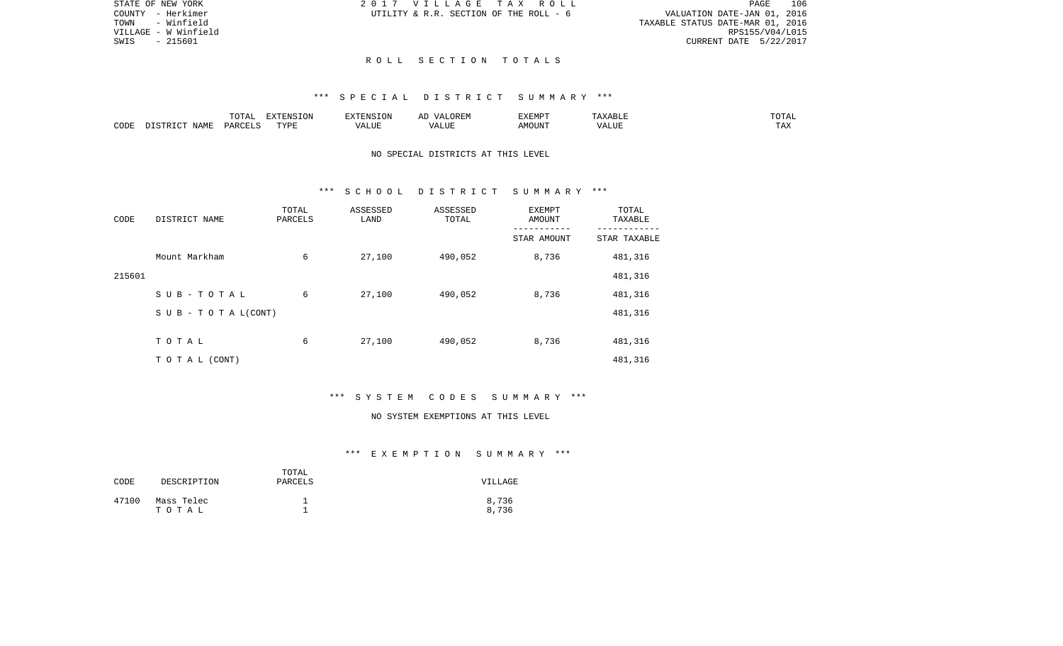STATE OF NEW YORK
COUNTY - Herkimer
TOWN - Winfield
VILLAGE - W Winfield
SWIS - 215601

2 0 1 7 V I L L A G E T A X R O L L
UTILITY & R.R. SECTION OF THE ROLL - 6

VALUATION DATE-JAN 01, 2016
TAXABLE STATUS DATE-MAR 01, 2016
RPS155/V04/L015
CURRENT DATE 5/22/2017

## R O L L S E C T I O N T O T A L S

### *** S P E C I A L D I S T R I C T S U M M A R Y ***

| CODE | DISTRICT NAME | TOTAL PARCELS | EXTENSION TYPE | EXTENSION VALUE | AD VALOREM VALUE | EXEMPT AMOUNT | TAXABLE VALUE | TOTAL TAX |
|---|---|---|---|---|---|---|---|---|

NO SPECIAL DISTRICTS AT THIS LEVEL

### *** S C H O O L D I S T R I C T S U M M A R Y ***

| CODE | DISTRICT NAME | TOTAL PARCELS | ASSESSED LAND | ASSESSED TOTAL | EXEMPT AMOUNT / STAR AMOUNT | TOTAL TAXABLE / STAR TAXABLE |
|---|---|---|---|---|---|---|
| | Mount Markham | 6 | 27,100 | 490,052 | 8,736 | 481,316 |
| 215601 | | | | | | 481,316 |
| | S U B - T O T A L | 6 | 27,100 | 490,052 | 8,736 | 481,316 |
| | S U B - T O T A L(CONT) | | | | | 481,316 |
| | T O T A L | 6 | 27,100 | 490,052 | 8,736 | 481,316 |
| | T O T A L (CONT) | | | | | 481,316 |

### *** S Y S T E M C O D E S S U M M A R Y ***

NO SYSTEM EXEMPTIONS AT THIS LEVEL

### *** E X E M P T I O N S U M M A R Y ***

| CODE | DESCRIPTION | TOTAL PARCELS | VILLAGE |
|---|---|---|---|
| 47100 | Mass Telec | 1 | 8,736 |
| | T O T A L | 1 | 8,736 |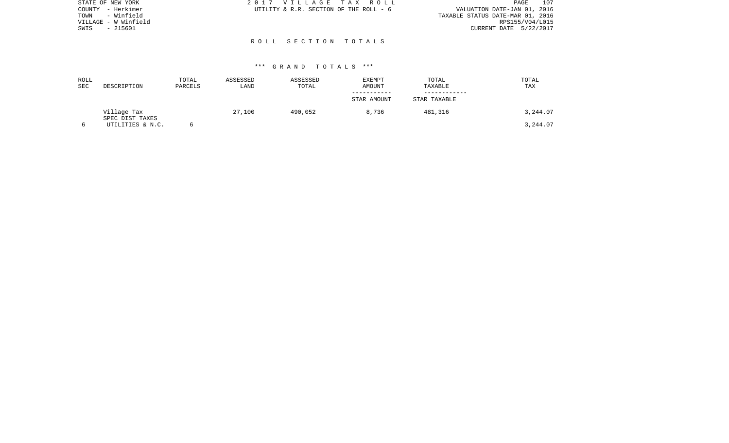STATE OF NEW YORK
COUNTY - Herkimer
TOWN - Winfield
VILLAGE - W Winfield
SWIS - 215601

2 0 1 7 V I L L A G E T A X R O L L
UTILITY & R.R. SECTION OF THE ROLL - 6

VALUATION DATE-JAN 01, 2016
TAXABLE STATUS DATE-MAR 01, 2016
RPS155/V04/L015
CURRENT DATE 5/22/2017

## R O L L S E C T I O N T O T A L S

### \*\*\* G R A N D T O T A L S \*\*\*

| ROLL SEC | DESCRIPTION | TOTAL PARCELS | ASSESSED LAND | ASSESSED TOTAL | EXEMPT AMOUNT / STAR AMOUNT | TOTAL TAXABLE / STAR TAXABLE | TOTAL TAX |
|---|---|---|---|---|---|---|---|
| | Village Tax | | 27,100 | 490,052 | 8,736 | 481,316 | 3,244.07 |
| | SPEC DIST TAXES | | | | | | |
| 6 | UTILITIES & N.C. | 6 | | | | | 3,244.07 |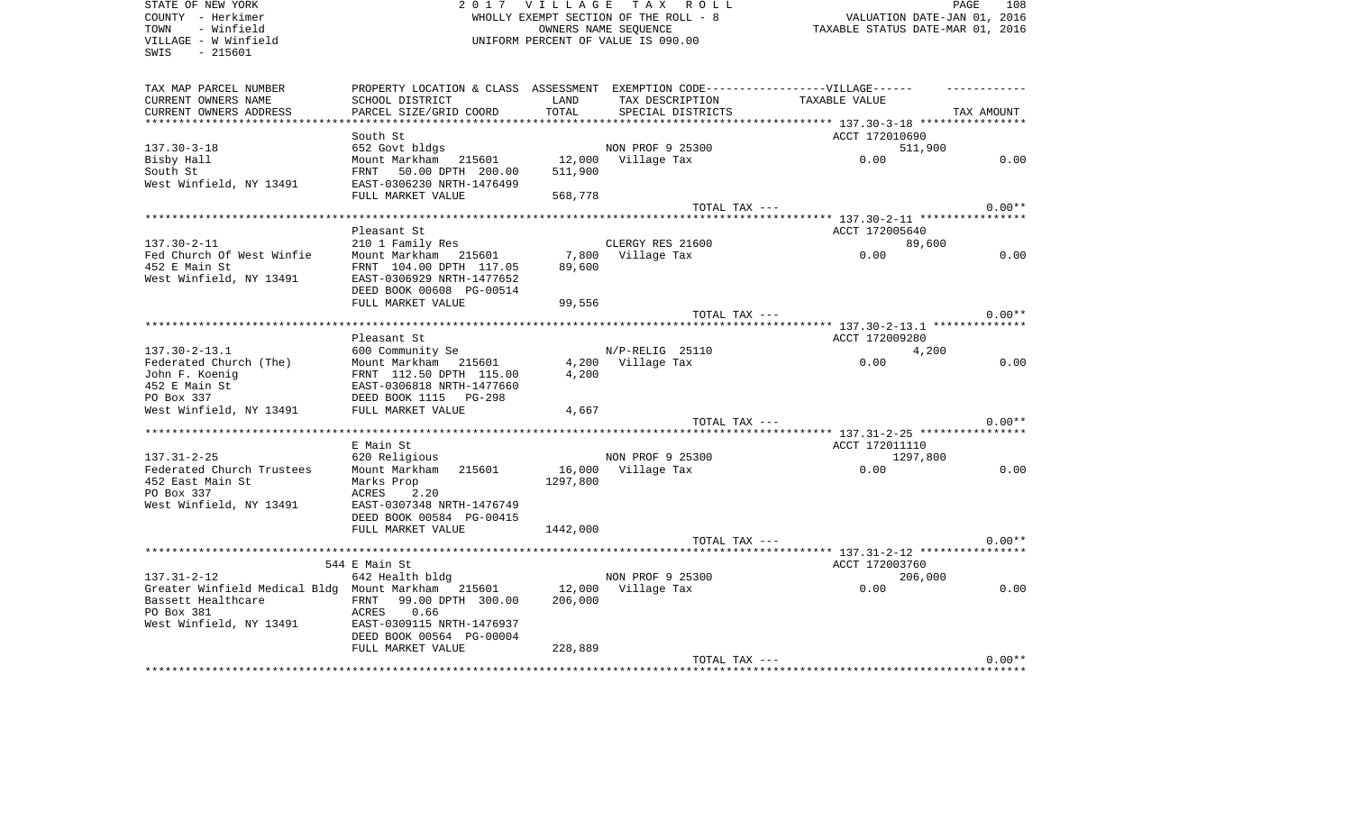STATE OF NEW YORK
COUNTY - Herkimer
TOWN - Winfield
VILLAGE - W Winfield
SWIS - 215601

2017 VILLAGE TAX ROLL
WHOLLY EXEMPT SECTION OF THE ROLL - 8
OWNERS NAME SEQUENCE
UNIFORM PERCENT OF VALUE IS 090.00

VALUATION DATE-JAN 01, 2016
TAXABLE STATUS DATE-MAR 01, 2016

| TAX MAP PARCEL NUMBER / CURRENT OWNERS NAME / CURRENT OWNERS ADDRESS | PROPERTY LOCATION & CLASS / SCHOOL DISTRICT / PARCEL SIZE/GRID COORD | ASSESSMENT LAND / TOTAL | EXEMPTION CODE / TAX DESCRIPTION / SPECIAL DISTRICTS | VILLAGE TAXABLE VALUE | TAX AMOUNT |
|---|---|---|---|---|---|
| 137.30-3-18 | South St | | | ACCT 172010690 | |
| 137.30-3-18 | 652 Govt bldgs | | NON PROF 9 25300 | 511,900 | |
| Bisby Hall | Mount Markham 215601 | 12,000 | Village Tax | 0.00 | 0.00 |
| South St | FRNT 50.00 DPTH 200.00 | 511,900 | | | |
| West Winfield, NY 13491 | EAST-0306230 NRTH-1476499 | | | | |
| | FULL MARKET VALUE | 568,778 | | | |
| | | | TOTAL TAX --- | | 0.00** |
| 137.30-2-11 | Pleasant St | | | ACCT 172005640 | |
| 137.30-2-11 | 210 1 Family Res | | CLERGY RES 21600 | 89,600 | |
| Fed Church Of West Winfie | Mount Markham 215601 | 7,800 | Village Tax | 0.00 | 0.00 |
| 452 E Main St | FRNT 104.00 DPTH 117.05 | 89,600 | | | |
| West Winfield, NY 13491 | EAST-0306929 NRTH-1477652 | | | | |
| | DEED BOOK 00608 PG-00514 | | | | |
| | FULL MARKET VALUE | 99,556 | | | |
| | | | TOTAL TAX --- | | 0.00** |
| 137.30-2-13.1 | Pleasant St | | | ACCT 172009280 | |
| 137.30-2-13.1 | 600 Community Se | | N/P-RELIG 25110 | 4,200 | |
| Federated Church (The) | Mount Markham 215601 | 4,200 | Village Tax | 0.00 | 0.00 |
| John F. Koenig | FRNT 112.50 DPTH 115.00 | 4,200 | | | |
| 452 E Main St | EAST-0306818 NRTH-1477660 | | | | |
| PO Box 337 | DEED BOOK 1115 PG-298 | | | | |
| West Winfield, NY 13491 | FULL MARKET VALUE | 4,667 | | | |
| | | | TOTAL TAX --- | | 0.00** |
| 137.31-2-25 | E Main St | | | ACCT 172011110 | |
| 137.31-2-25 | 620 Religious | | NON PROF 9 25300 | 1297,800 | |
| Federated Church Trustees | Mount Markham 215601 | 16,000 | Village Tax | 0.00 | 0.00 |
| 452 East Main St | Marks Prop | 1297,800 | | | |
| PO Box 337 | ACRES 2.20 | | | | |
| West Winfield, NY 13491 | EAST-0307348 NRTH-1476749 | | | | |
| | DEED BOOK 00584 PG-00415 | | | | |
| | FULL MARKET VALUE | 1442,000 | | | |
| | | | TOTAL TAX --- | | 0.00** |
| 137.31-2-12 | 544 E Main St | | | ACCT 172003760 | |
| 137.31-2-12 | 642 Health bldg | | NON PROF 9 25300 | 206,000 | |
| Greater Winfield Medical Bldg | Mount Markham 215601 | 12,000 | Village Tax | 0.00 | 0.00 |
| Bassett Healthcare | FRNT 99.00 DPTH 300.00 | 206,000 | | | |
| PO Box 381 | ACRES 0.66 | | | | |
| West Winfield, NY 13491 | EAST-0309115 NRTH-1476937 | | | | |
| | DEED BOOK 00564 PG-00004 | | | | |
| | FULL MARKET VALUE | 228,889 | | | |
| | | | TOTAL TAX --- | | 0.00** |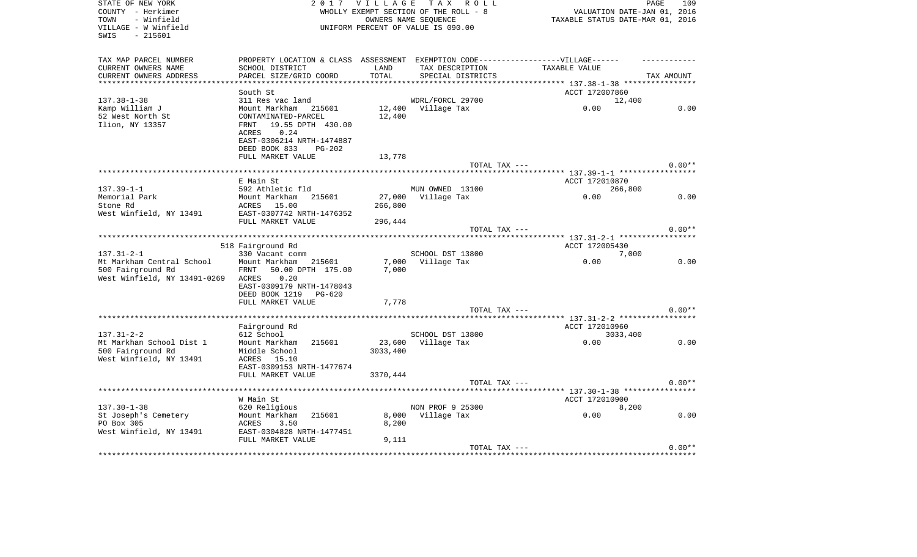STATE OF NEW YORK
COUNTY - Herkimer
TOWN - Winfield
VILLAGE - W Winfield
SWIS - 215601

2 0 1 7 V I L L A G E T A X R O L L
WHOLLY EXEMPT SECTION OF THE ROLL - 8
OWNERS NAME SEQUENCE
UNIFORM PERCENT OF VALUE IS 090.00

VALUATION DATE-JAN 01, 2016
TAXABLE STATUS DATE-MAR 01, 2016

| TAX MAP PARCEL NUMBER<br>CURRENT OWNERS NAME<br>CURRENT OWNERS ADDRESS | PROPERTY LOCATION & CLASS<br>SCHOOL DISTRICT<br>PARCEL SIZE/GRID COORD | ASSESSMENT<br>LAND<br>TOTAL | EXEMPTION CODE-----VILLAGE------<br>TAX DESCRIPTION<br>SPECIAL DISTRICTS | TAXABLE VALUE | TAX AMOUNT |
|---|---|---|---|---|---|
| 137.38-1-38 | South St |  |  | ACCT 172007860 |  |
| 137.38-1-38 | 311 Res vac land |  | WDRL/FORCL 29700 | 12,400 |  |
| Kamp William J | Mount Markham 215601 | 12,400 | Village Tax | 0.00 | 0.00 |
| 52 West North St | CONTAMINATED-PARCEL | 12,400 |  |  |  |
| Ilion, NY 13357 | FRNT 19.55 DPTH 430.00 |  |  |  |  |
|  | ACRES 0.24 |  |  |  |  |
|  | EAST-0306214 NRTH-1474887 |  |  |  |  |
|  | DEED BOOK 833 PG-202 |  |  |  |  |
|  | FULL MARKET VALUE | 13,778 |  |  |  |
|  |  |  | TOTAL TAX --- |  | 0.00** |
| 137.39-1-1 | E Main St |  |  | ACCT 172010870 |  |
| 137.39-1-1 | 592 Athletic fld |  | MUN OWNED 13100 | 266,800 |  |
| Memorial Park | Mount Markham 215601 | 27,000 | Village Tax | 0.00 | 0.00 |
| Stone Rd | ACRES 15.00 | 266,800 |  |  |  |
| West Winfield, NY 13491 | EAST-0307742 NRTH-1476352 |  |  |  |  |
|  | FULL MARKET VALUE | 296,444 |  |  |  |
|  |  |  | TOTAL TAX --- |  | 0.00** |
| 137.31-2-1 | 518 Fairground Rd |  |  | ACCT 172005430 |  |
| 137.31-2-1 | 330 Vacant comm |  | SCHOOL DST 13800 | 7,000 |  |
| Mt Markham Central School | Mount Markham 215601 | 7,000 | Village Tax | 0.00 | 0.00 |
| 500 Fairground Rd | FRNT 50.00 DPTH 175.00 | 7,000 |  |  |  |
| West Winfield, NY 13491-0269 | ACRES 0.20 |  |  |  |  |
|  | EAST-0309179 NRTH-1478043 |  |  |  |  |
|  | DEED BOOK 1219 PG-620 |  |  |  |  |
|  | FULL MARKET VALUE | 7,778 |  |  |  |
|  |  |  | TOTAL TAX --- |  | 0.00** |
| 137.31-2-2 | Fairground Rd |  |  | ACCT 172010960 |  |
| 137.31-2-2 | 612 School |  | SCHOOL DST 13800 | 3033,400 |  |
| Mt Markhan School Dist 1 | Mount Markham 215601 | 23,600 | Village Tax | 0.00 | 0.00 |
| 500 Fairground Rd | Middle School | 3033,400 |  |  |  |
| West Winfield, NY 13491 | ACRES 15.10 |  |  |  |  |
|  | EAST-0309153 NRTH-1477674 |  |  |  |  |
|  | FULL MARKET VALUE | 3370,444 |  |  |  |
|  |  |  | TOTAL TAX --- |  | 0.00** |
| 137.30-1-38 | W Main St |  |  | ACCT 172010900 |  |
| 137.30-1-38 | 620 Religious |  | NON PROF 9 25300 | 8,200 |  |
| St Joseph's Cemetery | Mount Markham 215601 | 8,000 | Village Tax | 0.00 | 0.00 |
| PO Box 305 | ACRES 3.50 | 8,200 |  |  |  |
| West Winfield, NY 13491 | EAST-0304828 NRTH-1477451 |  |  |  |  |
|  | FULL MARKET VALUE | 9,111 |  |  |  |
|  |  |  | TOTAL TAX --- |  | 0.00** |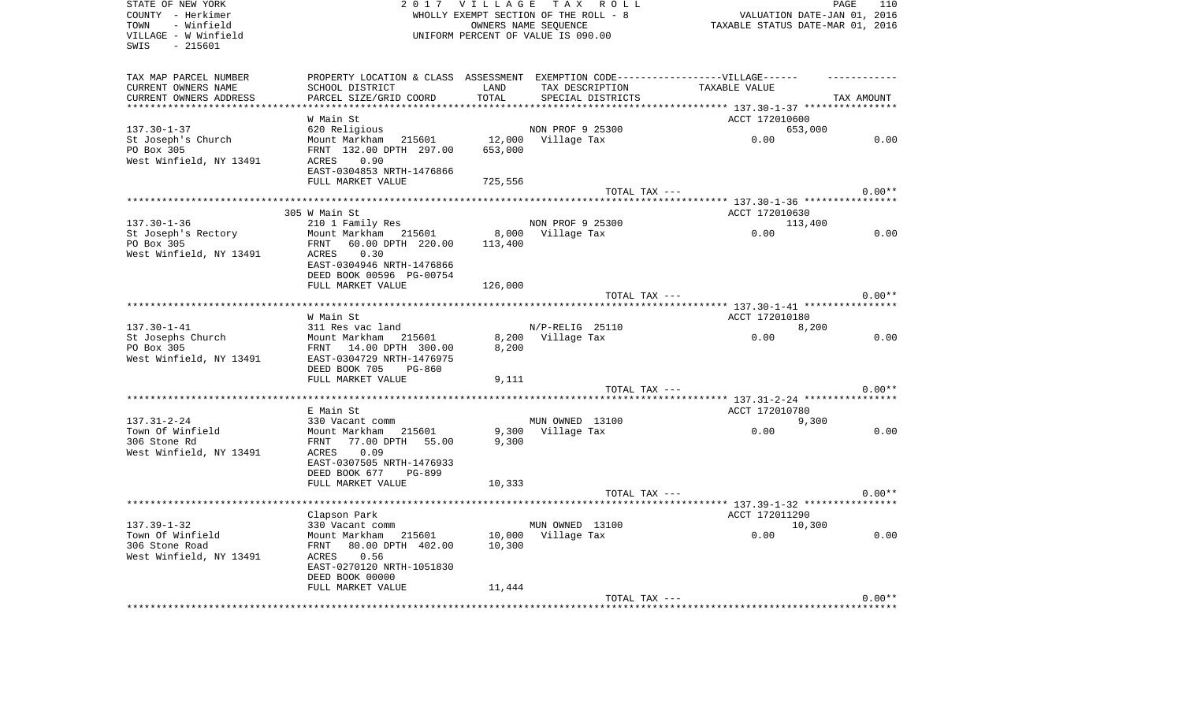STATE OF NEW YORK — 2017 VILLAGE TAX ROLL
COUNTY - Herkimer — WHOLLY EXEMPT SECTION OF THE ROLL - 8 — VALUATION DATE-JAN 01, 2016
TOWN - Winfield — OWNERS NAME SEQUENCE — TAXABLE STATUS DATE-MAR 01, 2016
VILLAGE - W Winfield — UNIFORM PERCENT OF VALUE IS 090.00
SWIS - 215601

| TAX MAP PARCEL NUMBER / CURRENT OWNERS NAME / CURRENT OWNERS ADDRESS | PROPERTY LOCATION & CLASS / SCHOOL DISTRICT / PARCEL SIZE/GRID COORD | ASSESSMENT LAND / TOTAL | EXEMPTION CODE / TAX DESCRIPTION / SPECIAL DISTRICTS | VILLAGE TAXABLE VALUE | TAX AMOUNT |
|---|---|---|---|---|---|
| 137.30-1-37 | W Main St | | | ACCT 172010600 | |
| | 620 Religious | | NON PROF 9 25300 | 653,000 | |
| St Joseph's Church | Mount Markham 215601 | 12,000 | Village Tax | 0.00 | 0.00 |
| PO Box 305 | FRNT 132.00 DPTH 297.00 | 653,000 | | | |
| West Winfield, NY 13491 | ACRES 0.90 | | | | |
| | EAST-0304853 NRTH-1476866 | | | | |
| | FULL MARKET VALUE | 725,556 | | | |
| | | | TOTAL TAX --- | | 0.00** |
| 137.30-1-36 | 305 W Main St | | | ACCT 172010630 | |
| | 210 1 Family Res | | NON PROF 9 25300 | 113,400 | |
| St Joseph's Rectory | Mount Markham 215601 | 8,000 | Village Tax | 0.00 | 0.00 |
| PO Box 305 | FRNT 60.00 DPTH 220.00 | 113,400 | | | |
| West Winfield, NY 13491 | ACRES 0.30 | | | | |
| | EAST-0304946 NRTH-1476866 | | | | |
| | DEED BOOK 00596 PG-00754 | | | | |
| | FULL MARKET VALUE | 126,000 | | | |
| | | | TOTAL TAX --- | | 0.00** |
| 137.30-1-41 | W Main St | | | ACCT 172010180 | |
| | 311 Res vac land | | N/P-RELIG 25110 | 8,200 | |
| St Josephs Church | Mount Markham 215601 | 8,200 | Village Tax | 0.00 | 0.00 |
| PO Box 305 | FRNT 14.00 DPTH 300.00 | 8,200 | | | |
| West Winfield, NY 13491 | EAST-0304729 NRTH-1476975 | | | | |
| | DEED BOOK 705 PG-860 | | | | |
| | FULL MARKET VALUE | 9,111 | | | |
| | | | TOTAL TAX --- | | 0.00** |
| 137.31-2-24 | E Main St | | | ACCT 172010780 | |
| | 330 Vacant comm | | MUN OWNED 13100 | 9,300 | |
| Town Of Winfield | Mount Markham 215601 | 9,300 | Village Tax | 0.00 | 0.00 |
| 306 Stone Rd | FRNT 77.00 DPTH 55.00 | 9,300 | | | |
| West Winfield, NY 13491 | ACRES 0.09 | | | | |
| | EAST-0307505 NRTH-1476933 | | | | |
| | DEED BOOK 677 PG-899 | | | | |
| | FULL MARKET VALUE | 10,333 | | | |
| | | | TOTAL TAX --- | | 0.00** |
| 137.39-1-32 | Clapson Park | | | ACCT 172011290 | |
| | 330 Vacant comm | | MUN OWNED 13100 | 10,300 | |
| Town Of Winfield | Mount Markham 215601 | 10,000 | Village Tax | 0.00 | 0.00 |
| 306 Stone Road | FRNT 80.00 DPTH 402.00 | 10,300 | | | |
| West Winfield, NY 13491 | ACRES 0.56 | | | | |
| | EAST-0270120 NRTH-1051830 | | | | |
| | DEED BOOK 00000 | | | | |
| | FULL MARKET VALUE | 11,444 | | | |
| | | | TOTAL TAX --- | | 0.00** |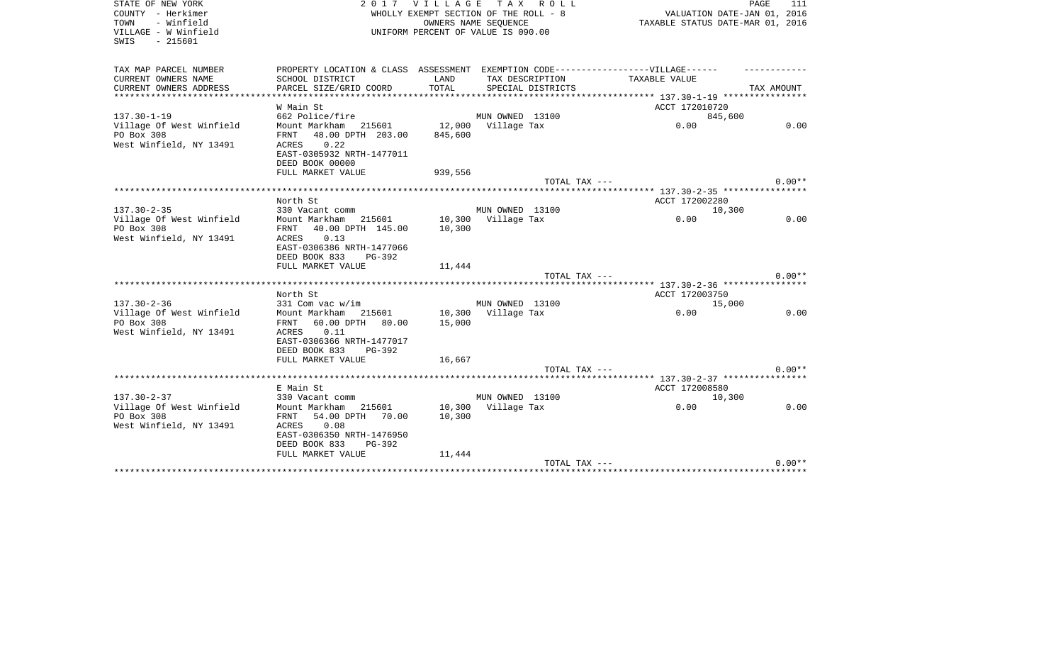STATE OF NEW YORK
COUNTY - Herkimer
TOWN - Winfield
VILLAGE - W Winfield
SWIS - 215601

2 0 1 7 V I L L A G E T A X R O L L
WHOLLY EXEMPT SECTION OF THE ROLL - 8
OWNERS NAME SEQUENCE
UNIFORM PERCENT OF VALUE IS 090.00

VALUATION DATE-JAN 01, 2016
TAXABLE STATUS DATE-MAR 01, 2016

| TAX MAP PARCEL NUMBER<br>CURRENT OWNERS NAME<br>CURRENT OWNERS ADDRESS | PROPERTY LOCATION & CLASS<br>SCHOOL DISTRICT<br>PARCEL SIZE/GRID COORD | ASSESSMENT<br>LAND<br>TOTAL | EXEMPTION CODE------------------VILLAGE------<br>TAX DESCRIPTION<br>SPECIAL DISTRICTS | TAXABLE VALUE | TAX AMOUNT |
|---|---|---|---|---|---|
| | W Main St | | | ACCT 172010720 | |
| 137.30-1-19 | 662 Police/fire | | MUN OWNED 13100 | 845,600 | |
| Village Of West Winfield | Mount Markham 215601 | 12,000 | Village Tax | 0.00 | 0.00 |
| PO Box 308 | FRNT 48.00 DPTH 203.00 | 845,600 | | | |
| West Winfield, NY 13491 | ACRES 0.22 | | | | |
| | EAST-0305932 NRTH-1477011 | | | | |
| | DEED BOOK 00000 | | | | |
| | FULL MARKET VALUE | 939,556 | | | |
| | | | TOTAL TAX --- | | 0.00** |
| | North St | | | ACCT 172002280 | |
| 137.30-2-35 | 330 Vacant comm | | MUN OWNED 13100 | 10,300 | |
| Village Of West Winfield | Mount Markham 215601 | 10,300 | Village Tax | 0.00 | 0.00 |
| PO Box 308 | FRNT 40.00 DPTH 145.00 | 10,300 | | | |
| West Winfield, NY 13491 | ACRES 0.13 | | | | |
| | EAST-0306386 NRTH-1477066 | | | | |
| | DEED BOOK 833 PG-392 | | | | |
| | FULL MARKET VALUE | 11,444 | | | |
| | | | TOTAL TAX --- | | 0.00** |
| | North St | | | ACCT 172003750 | |
| 137.30-2-36 | 331 Com vac w/im | | MUN OWNED 13100 | 15,000 | |
| Village Of West Winfield | Mount Markham 215601 | 10,300 | Village Tax | 0.00 | 0.00 |
| PO Box 308 | FRNT 60.00 DPTH 80.00 | 15,000 | | | |
| West Winfield, NY 13491 | ACRES 0.11 | | | | |
| | EAST-0306366 NRTH-1477017 | | | | |
| | DEED BOOK 833 PG-392 | | | | |
| | FULL MARKET VALUE | 16,667 | | | |
| | | | TOTAL TAX --- | | 0.00** |
| | E Main St | | | ACCT 172008580 | |
| 137.30-2-37 | 330 Vacant comm | | MUN OWNED 13100 | 10,300 | |
| Village Of West Winfield | Mount Markham 215601 | 10,300 | Village Tax | 0.00 | 0.00 |
| PO Box 308 | FRNT 54.00 DPTH 70.00 | 10,300 | | | |
| West Winfield, NY 13491 | ACRES 0.08 | | | | |
| | EAST-0306350 NRTH-1476950 | | | | |
| | DEED BOOK 833 PG-392 | | | | |
| | FULL MARKET VALUE | 11,444 | | | |
| | | | TOTAL TAX --- | | 0.00** |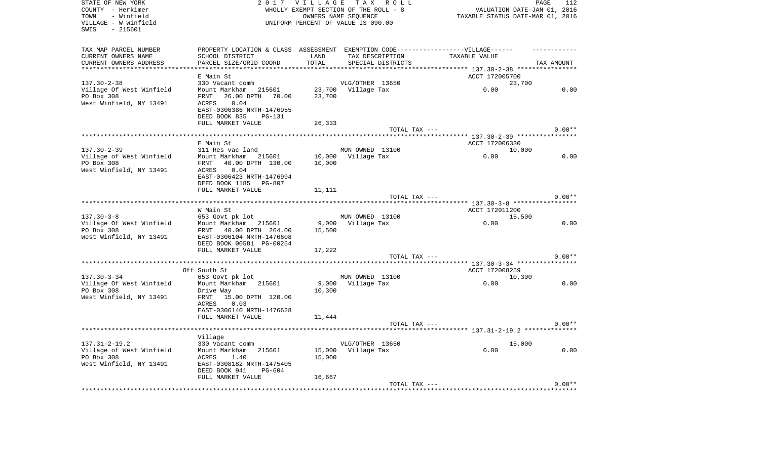STATE OF NEW YORK
COUNTY - Herkimer
TOWN - Winfield
VILLAGE - W Winfield
SWIS - 215601

2017 VILLAGE TAX ROLL
WHOLLY EXEMPT SECTION OF THE ROLL - 8
OWNERS NAME SEQUENCE
UNIFORM PERCENT OF VALUE IS 090.00

VALUATION DATE-JAN 01, 2016
TAXABLE STATUS DATE-MAR 01, 2016

| TAX MAP PARCEL NUMBER / CURRENT OWNERS NAME / CURRENT OWNERS ADDRESS | PROPERTY LOCATION & CLASS / SCHOOL DISTRICT / PARCEL SIZE/GRID COORD | ASSESSMENT LAND / TOTAL | EXEMPTION CODE / TAX DESCRIPTION / SPECIAL DISTRICTS | VILLAGE TAXABLE VALUE | TAX AMOUNT |
|---|---|---|---|---|---|
| | E Main St | | | ACCT 172005700 | |
| 137.30-2-38 | 330 Vacant comm | | VLG/OTHER 13650 | 23,700 | |
| Village Of West Winfield | Mount Markham 215601 | 23,700 | Village Tax | 0.00 | 0.00 |
| PO Box 308 | FRNT 26.00 DPTH 70.00 | 23,700 | | | |
| West Winfield, NY 13491 | ACRES 0.04 | | | | |
| | EAST-0306386 NRTH-1476955 | | | | |
| | DEED BOOK 835 PG-131 | | | | |
| | FULL MARKET VALUE | 26,333 | | | |
| | | | TOTAL TAX --- | | 0.00** |
| | E Main St | | | ACCT 172006330 | |
| 137.30-2-39 | 311 Res vac land | | MUN OWNED 13100 | 10,000 | |
| Village of West Winfield | Mount Markham 215601 | 10,000 | Village Tax | 0.00 | 0.00 |
| PO Box 308 | FRNT 40.00 DPTH 130.00 | 10,000 | | | |
| West Winfield, NY 13491 | ACRES 0.04 | | | | |
| | EAST-0306423 NRTH-1476994 | | | | |
| | DEED BOOK 1185 PG-807 | | | | |
| | FULL MARKET VALUE | 11,111 | | | |
| | | | TOTAL TAX --- | | 0.00** |
| | W Main St | | | ACCT 172011200 | |
| 137.30-3-8 | 653 Govt pk lot | | MUN OWNED 13100 | 15,500 | |
| Village Of West Winfield | Mount Markham 215601 | 9,000 | Village Tax | 0.00 | 0.00 |
| PO Box 308 | FRNT 40.00 DPTH 264.00 | 15,500 | | | |
| West Winfield, NY 13491 | EAST-0306104 NRTH-1476608 | | | | |
| | DEED BOOK 00581 PG-00254 | | | | |
| | FULL MARKET VALUE | 17,222 | | | |
| | | | TOTAL TAX --- | | 0.00** |
| | Off South St | | | ACCT 172008259 | |
| 137.30-3-34 | 653 Govt pk lot | | MUN OWNED 13100 | 10,300 | |
| Village Of West Winfield | Mount Markham 215601 | 9,000 | Village Tax | 0.00 | 0.00 |
| PO Box 308 | Drive Way | 10,300 | | | |
| West Winfield, NY 13491 | FRNT 15.00 DPTH 120.00 | | | | |
| | ACRES 0.03 | | | | |
| | EAST-0306140 NRTH-1476628 | | | | |
| | FULL MARKET VALUE | 11,444 | | | |
| | | | TOTAL TAX --- | | 0.00** |
| | Village | | | | |
| 137.31-2-19.2 | 330 Vacant comm | | VLG/OTHER 13650 | 15,000 | |
| Village of West Winfield | Mount Markham 215601 | 15,000 | Village Tax | 0.00 | 0.00 |
| PO Box 308 | ACRES 1.40 | 15,000 | | | |
| West Winfield, NY 13491 | EAST-0308182 NRTH-1475405 | | | | |
| | DEED BOOK 941 PG-604 | | | | |
| | FULL MARKET VALUE | 16,667 | | | |
| | | | TOTAL TAX --- | | 0.00** |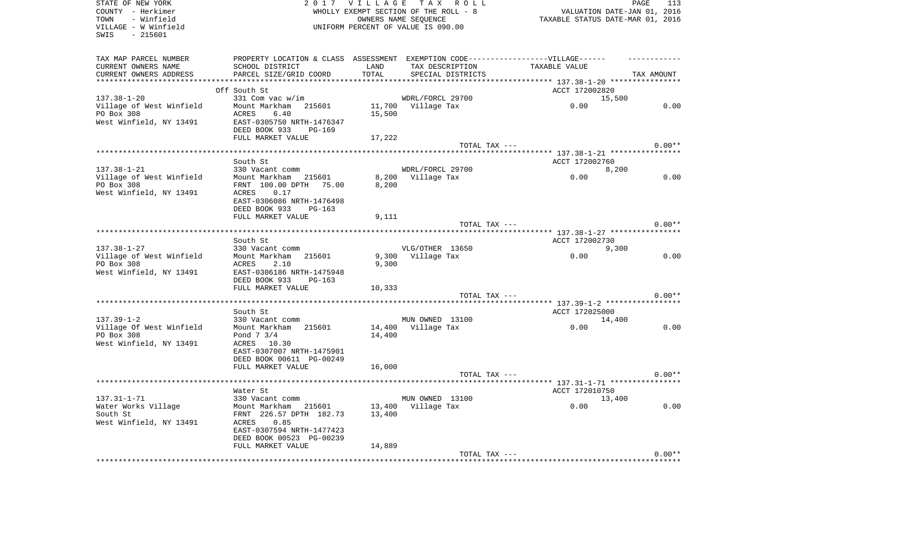STATE OF NEW YORK
COUNTY - Herkimer
TOWN - Winfield
VILLAGE - W Winfield
SWIS - 215601

2 0 1 7 V I L L A G E T A X R O L L
WHOLLY EXEMPT SECTION OF THE ROLL - 8
OWNERS NAME SEQUENCE
UNIFORM PERCENT OF VALUE IS 090.00

VALUATION DATE-JAN 01, 2016
TAXABLE STATUS DATE-MAR 01, 2016

| TAX MAP PARCEL NUMBER<br>CURRENT OWNERS NAME<br>CURRENT OWNERS ADDRESS | PROPERTY LOCATION & CLASS<br>SCHOOL DISTRICT<br>PARCEL SIZE/GRID COORD | ASSESSMENT<br>LAND<br>TOTAL | EXEMPTION CODE------VILLAGE------<br>TAX DESCRIPTION<br>SPECIAL DISTRICTS | TAXABLE VALUE | TAX AMOUNT |
|---|---|---|---|---|---|
| | Off South St | | | ACCT 172002820 | |
| 137.38-1-20 | 331 Com vac w/im | | WDRL/FORCL 29700 | 15,500 | |
| Village of West Winfield | Mount Markham 215601 | 11,700 | Village Tax | 0.00 | 0.00 |
| PO Box 308 | ACRES 6.40 | 15,500 | | | |
| West Winfield, NY 13491 | EAST-0305750 NRTH-1476347 | | | | |
| | DEED BOOK 933 PG-169 | | | | |
| | FULL MARKET VALUE | 17,222 | | | |
| | | | TOTAL TAX --- | | 0.00** |
| | South St | | | ACCT 172002760 | |
| 137.38-1-21 | 330 Vacant comm | | WDRL/FORCL 29700 | 8,200 | |
| Village of West Winfield | Mount Markham 215601 | 8,200 | Village Tax | 0.00 | 0.00 |
| PO Box 308 | FRNT 100.00 DPTH 75.00 | 8,200 | | | |
| West Winfield, NY 13491 | ACRES 0.17 | | | | |
| | EAST-0306086 NRTH-1476498 | | | | |
| | DEED BOOK 933 PG-163 | | | | |
| | FULL MARKET VALUE | 9,111 | | | |
| | | | TOTAL TAX --- | | 0.00** |
| | South St | | | ACCT 172002730 | |
| 137.38-1-27 | 330 Vacant comm | | VLG/OTHER 13650 | 9,300 | |
| Village of West Winfield | Mount Markham 215601 | 9,300 | Village Tax | 0.00 | 0.00 |
| PO Box 308 | ACRES 2.10 | 9,300 | | | |
| West Winfield, NY 13491 | EAST-0306186 NRTH-1475948 | | | | |
| | DEED BOOK 933 PG-163 | | | | |
| | FULL MARKET VALUE | 10,333 | | | |
| | | | TOTAL TAX --- | | 0.00** |
| | South St | | | ACCT 172025000 | |
| 137.39-1-2 | 330 Vacant comm | | MUN OWNED 13100 | 14,400 | |
| Village Of West Winfield | Mount Markham 215601 | 14,400 | Village Tax | 0.00 | 0.00 |
| PO Box 308 | Pond 7 3/4 | 14,400 | | | |
| West Winfield, NY 13491 | ACRES 10.30 | | | | |
| | EAST-0307007 NRTH-1475901 | | | | |
| | DEED BOOK 00611 PG-00249 | | | | |
| | FULL MARKET VALUE | 16,000 | | | |
| | | | TOTAL TAX --- | | 0.00** |
| | Water St | | | ACCT 172010750 | |
| 137.31-1-71 | 330 Vacant comm | | MUN OWNED 13100 | 13,400 | |
| Water Works Village | Mount Markham 215601 | 13,400 | Village Tax | 0.00 | 0.00 |
| South St | FRNT 226.57 DPTH 182.73 | 13,400 | | | |
| West Winfield, NY 13491 | ACRES 0.85 | | | | |
| | EAST-0307594 NRTH-1477423 | | | | |
| | DEED BOOK 00523 PG-00239 | | | | |
| | FULL MARKET VALUE | 14,889 | | | |
| | | | TOTAL TAX --- | | 0.00** |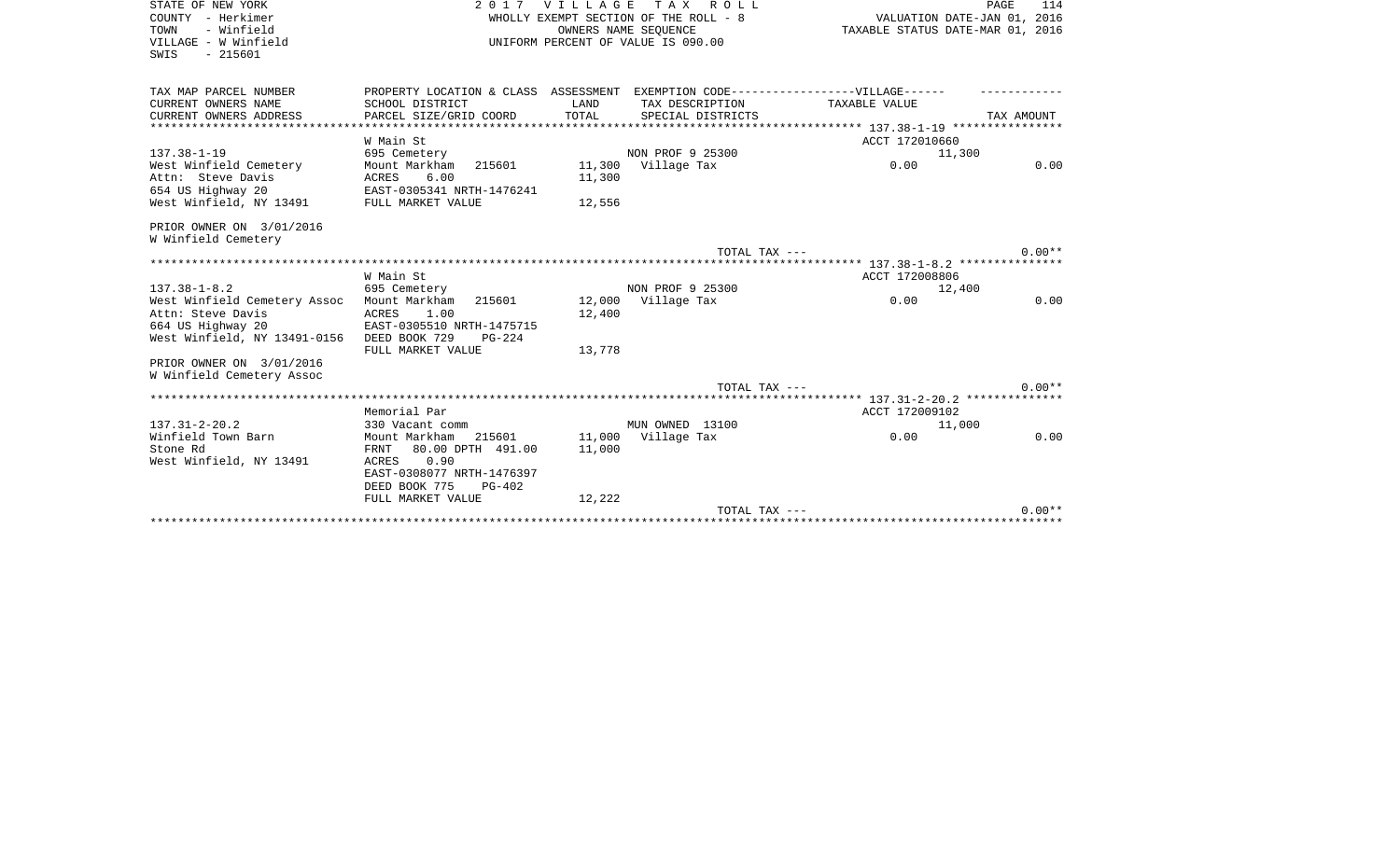STATE OF NEW YORK
COUNTY - Herkimer
TOWN - Winfield
VILLAGE - W Winfield
SWIS - 215601

2017 VILLAGE TAX ROLL
WHOLLY EXEMPT SECTION OF THE ROLL - 8
OWNERS NAME SEQUENCE
UNIFORM PERCENT OF VALUE IS 090.00

VALUATION DATE-JAN 01, 2016
TAXABLE STATUS DATE-MAR 01, 2016

| TAX MAP PARCEL NUMBER<br>CURRENT OWNERS NAME<br>CURRENT OWNERS ADDRESS | PROPERTY LOCATION & CLASS<br>SCHOOL DISTRICT<br>PARCEL SIZE/GRID COORD | ASSESSMENT<br>LAND<br>TOTAL | EXEMPTION CODE------VILLAGE------<br>TAX DESCRIPTION<br>SPECIAL DISTRICTS | TAXABLE VALUE | TAX AMOUNT |
|---|---|---|---|---|---|
| | W Main St | | | ACCT 172010660 | |
| 137.38-1-19 | 695 Cemetery | | NON PROF 9 25300 | 11,300 | |
| West Winfield Cemetery | Mount Markham 215601 | 11,300 | Village Tax | 0.00 | 0.00 |
| Attn: Steve Davis | ACRES 6.00 | 11,300 | | | |
| 654 US Highway 20 | EAST-0305341 NRTH-1476241 | | | | |
| West Winfield, NY 13491 | FULL MARKET VALUE | 12,556 | | | |
| PRIOR OWNER ON 3/01/2016 | | | | | |
| W Winfield Cemetery | | | | | |
| | | | TOTAL TAX --- | | 0.00** |
| | W Main St | | | ACCT 172008806 | |
| 137.38-1-8.2 | 695 Cemetery | | NON PROF 9 25300 | 12,400 | |
| West Winfield Cemetery Assoc | Mount Markham 215601 | 12,000 | Village Tax | 0.00 | 0.00 |
| Attn: Steve Davis | ACRES 1.00 | 12,400 | | | |
| 664 US Highway 20 | EAST-0305510 NRTH-1475715 | | | | |
| West Winfield, NY 13491-0156 | DEED BOOK 729 PG-224 | | | | |
| | FULL MARKET VALUE | 13,778 | | | |
| PRIOR OWNER ON 3/01/2016 | | | | | |
| W Winfield Cemetery Assoc | | | | | |
| | | | TOTAL TAX --- | | 0.00** |
| | Memorial Par | | | ACCT 172009102 | |
| 137.31-2-20.2 | 330 Vacant comm | | MUN OWNED 13100 | 11,000 | |
| Winfield Town Barn | Mount Markham 215601 | 11,000 | Village Tax | 0.00 | 0.00 |
| Stone Rd | FRNT 80.00 DPTH 491.00 | 11,000 | | | |
| West Winfield, NY 13491 | ACRES 0.90 | | | | |
| | EAST-0308077 NRTH-1476397 | | | | |
| | DEED BOOK 775 PG-402 | | | | |
| | FULL MARKET VALUE | 12,222 | | | |
| | | | TOTAL TAX --- | | 0.00** |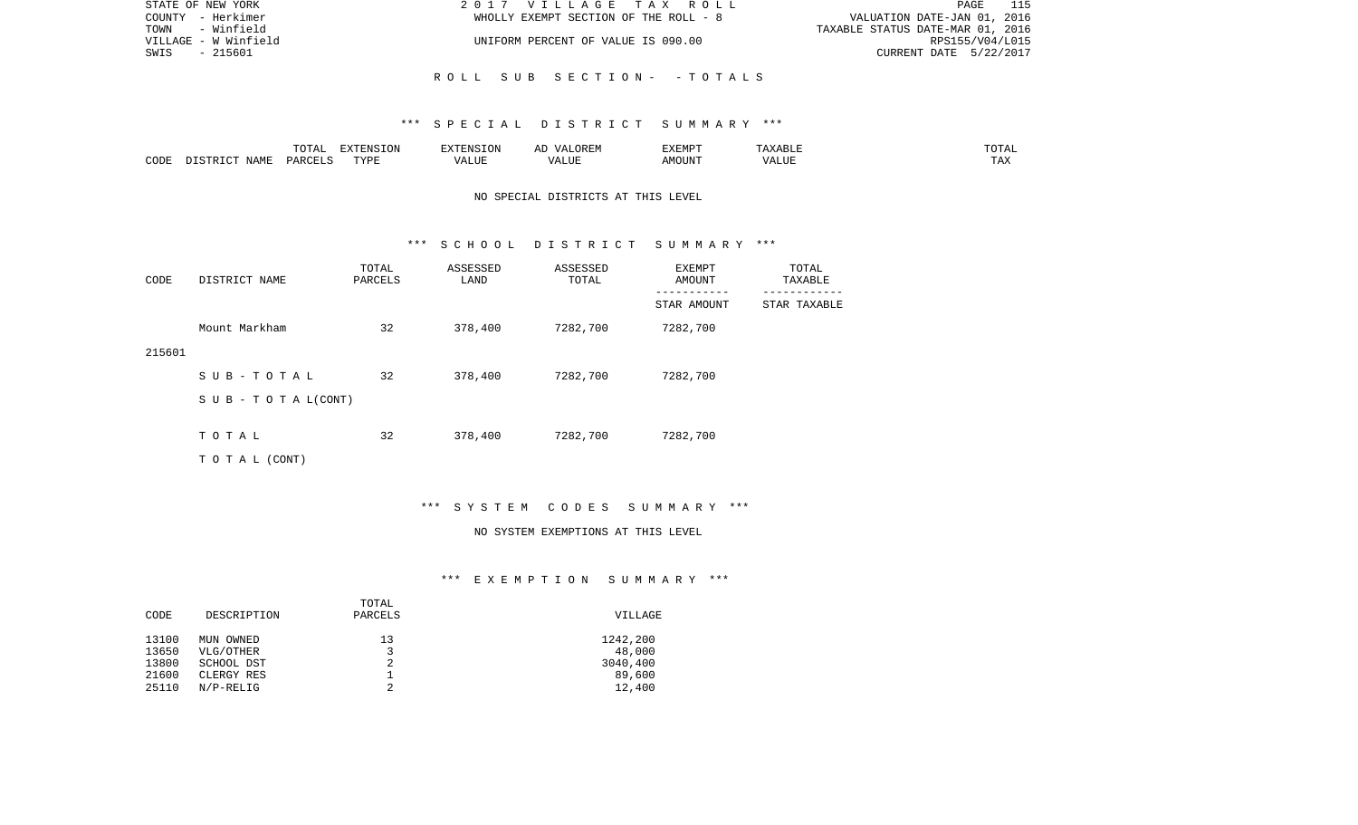STATE OF NEW YORK | COUNTY - Herkimer | TOWN - Winfield | VILLAGE - W Winfield | SWIS - 215601

2017 VILLAGE TAX ROLL
WHOLLY EXEMPT SECTION OF THE ROLL - 8
UNIFORM PERCENT OF VALUE IS 090.00

VALUATION DATE-JAN 01, 2016
TAXABLE STATUS DATE-MAR 01, 2016
RPS155/V04/L015
CURRENT DATE 5/22/2017

ROLL SUB SECTION- - TOTALS

*** SPECIAL DISTRICT SUMMARY ***

| CODE | DISTRICT NAME | TOTAL PARCELS | EXTENSION TYPE | EXTENSION VALUE | AD VALOREM VALUE | EXEMPT AMOUNT | TAXABLE VALUE | TOTAL TAX |
|---|---|---|---|---|---|---|---|---|

NO SPECIAL DISTRICTS AT THIS LEVEL

*** SCHOOL DISTRICT SUMMARY ***

| CODE | DISTRICT NAME | TOTAL PARCELS | ASSESSED LAND | ASSESSED TOTAL | EXEMPT AMOUNT / STAR AMOUNT | TOTAL TAXABLE / STAR TAXABLE |
|---|---|---|---|---|---|---|
| 215601 | Mount Markham | 32 | 378,400 | 7282,700 | 7282,700 | |
| | SUB-TOTAL | 32 | 378,400 | 7282,700 | 7282,700 | |
| | SUB-TOTAL(CONT) | | | | | |
| | TOTAL | 32 | 378,400 | 7282,700 | 7282,700 | |
| | TOTAL (CONT) | | | | | |

*** SYSTEM CODES SUMMARY ***

NO SYSTEM EXEMPTIONS AT THIS LEVEL

*** EXEMPTION SUMMARY ***

| CODE | DESCRIPTION | TOTAL PARCELS | VILLAGE |
|---|---|---|---|
| 13100 | MUN OWNED | 13 | 1242,200 |
| 13650 | VLG/OTHER | 3 | 48,000 |
| 13800 | SCHOOL DST | 2 | 3040,400 |
| 21600 | CLERGY RES | 1 | 89,600 |
| 25110 | N/P-RELIG | 2 | 12,400 |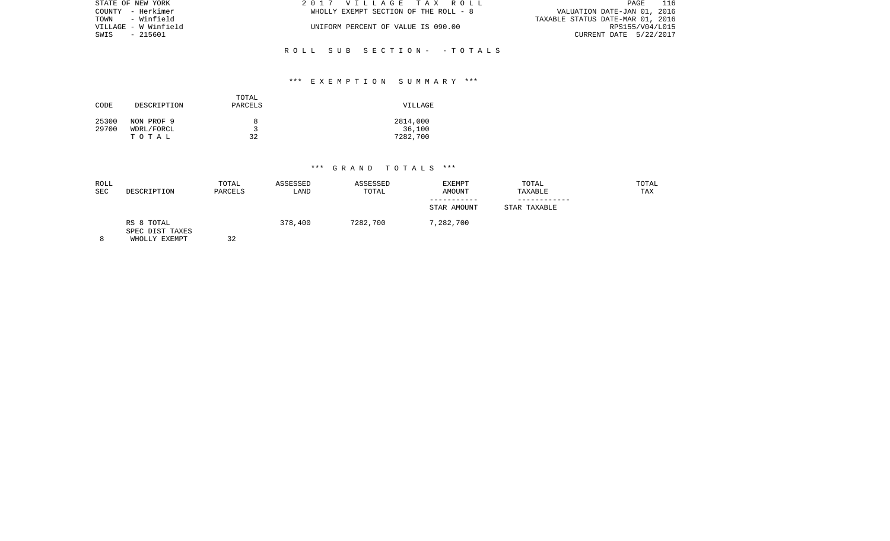**ROLL SUB SECTION- - TOTALS**

**\*\*\* EXEMPTION SUMMARY \*\*\***

| CODE | DESCRIPTION | TOTAL PARCELS | VILLAGE |
|---|---|---|---|
| 25300 | NON PROF 9 | 8 | 2814,000 |
| 29700 | WDRL/FORCL | 3 | 36,100 |
| | T O T A L | 32 | 7282,700 |

**\*\*\* GRAND TOTALS \*\*\***

| ROLL SEC | DESCRIPTION | TOTAL PARCELS | ASSESSED LAND | ASSESSED TOTAL | EXEMPT AMOUNT<br>-----------<br>STAR AMOUNT | TOTAL TAXABLE<br>------------<br>STAR TAXABLE | TOTAL TAX |
|---|---|---|---|---|---|---|---|
| | RS 8 TOTAL | | 378,400 | 7282,700 | 7,282,700 | | |
| | SPEC DIST TAXES | | | | | | |
| 8 | WHOLLY EXEMPT | 32 | | | | | |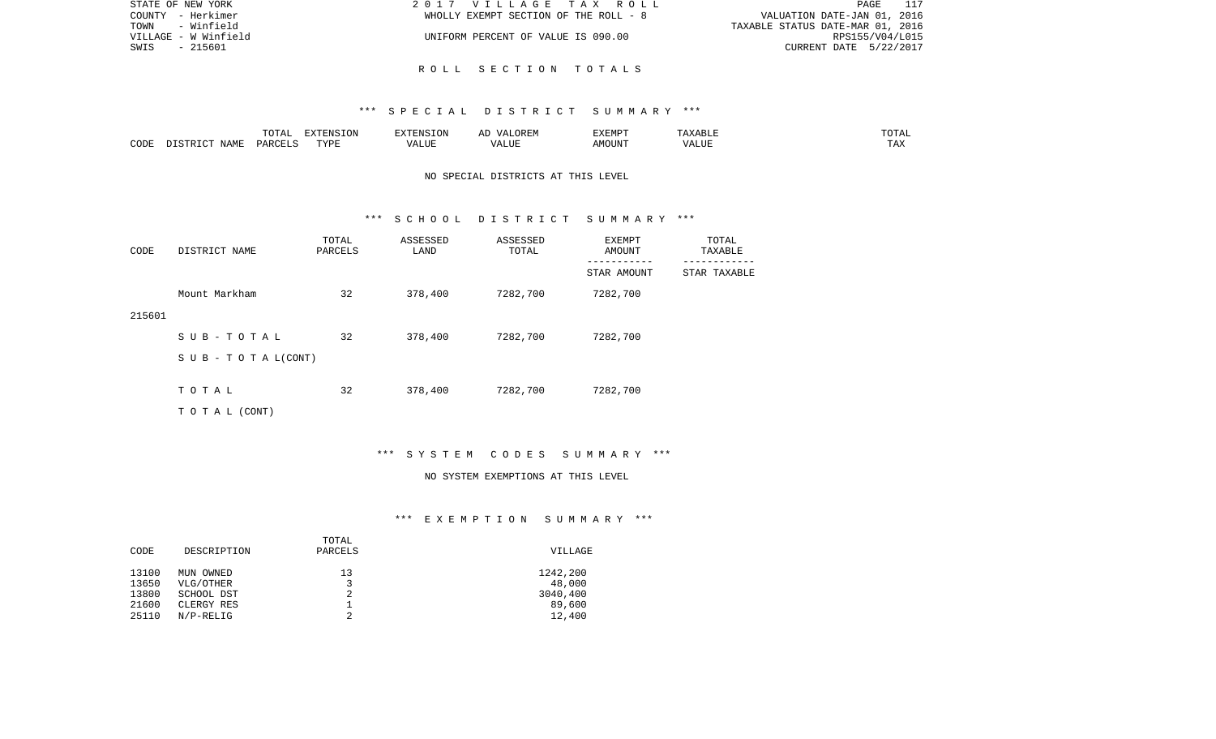STATE OF NEW YORK
COUNTY - Herkimer
TOWN - Winfield
VILLAGE - W Winfield
SWIS - 215601

2017 VILLAGE TAX ROLL
WHOLLY EXEMPT SECTION OF THE ROLL - 8
UNIFORM PERCENT OF VALUE IS 090.00

VALUATION DATE-JAN 01, 2016
TAXABLE STATUS DATE-MAR 01, 2016
RPS155/V04/L015
CURRENT DATE 5/22/2017

## ROLL SECTION TOTALS

### *** SPECIAL DISTRICT SUMMARY ***

| CODE | DISTRICT NAME | TOTAL PARCELS | EXTENSION TYPE | EXTENSION VALUE | AD VALOREM VALUE | EXEMPT AMOUNT | TAXABLE VALUE | TOTAL TAX |
|---|---|---|---|---|---|---|---|---|

NO SPECIAL DISTRICTS AT THIS LEVEL

### *** SCHOOL DISTRICT SUMMARY ***

| CODE | DISTRICT NAME | TOTAL PARCELS | ASSESSED LAND | ASSESSED TOTAL | EXEMPT AMOUNT / STAR AMOUNT | TOTAL TAXABLE / STAR TAXABLE |
|---|---|---|---|---|---|---|
| 215601 | Mount Markham | 32 | 378,400 | 7282,700 | 7282,700 | |
| | SUB-TOTAL | 32 | 378,400 | 7282,700 | 7282,700 | |
| | SUB-TOTAL(CONT) | | | | | |
| | TOTAL | 32 | 378,400 | 7282,700 | 7282,700 | |
| | TOTAL (CONT) | | | | | |

### *** SYSTEM CODES SUMMARY ***

NO SYSTEM EXEMPTIONS AT THIS LEVEL

### *** EXEMPTION SUMMARY ***

| CODE | DESCRIPTION | TOTAL PARCELS | VILLAGE |
|---|---|---|---|
| 13100 | MUN OWNED | 13 | 1242,200 |
| 13650 | VLG/OTHER | 3 | 48,000 |
| 13800 | SCHOOL DST | 2 | 3040,400 |
| 21600 | CLERGY RES | 1 | 89,600 |
| 25110 | N/P-RELIG | 2 | 12,400 |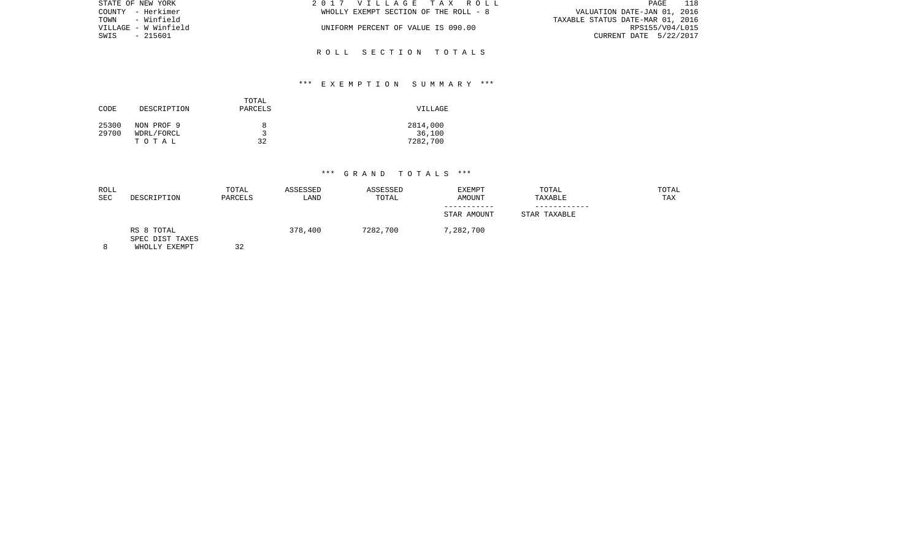## R O L L   S E C T I O N   T O T A L S

### *** E X E M P T I O N   S U M M A R Y ***

| CODE | DESCRIPTION | TOTAL PARCELS | VILLAGE |
|---|---|---|---|
| 25300 | NON PROF 9 | 8 | 2814,000 |
| 29700 | WDRL/FORCL | 3 | 36,100 |
| | T O T A L | 32 | 7282,700 |

### *** G R A N D   T O T A L S ***

| ROLL SEC | DESCRIPTION | TOTAL PARCELS | ASSESSED LAND | ASSESSED TOTAL | EXEMPT AMOUNT<br>-----------<br>STAR AMOUNT | TOTAL TAXABLE<br>------------<br>STAR TAXABLE | TOTAL TAX |
|---|---|---|---|---|---|---|---|
| | RS 8 TOTAL | | 378,400 | 7282,700 | 7,282,700 | | |
| | SPEC DIST TAXES | | | | | | |
| 8 | WHOLLY EXEMPT | 32 | | | | | |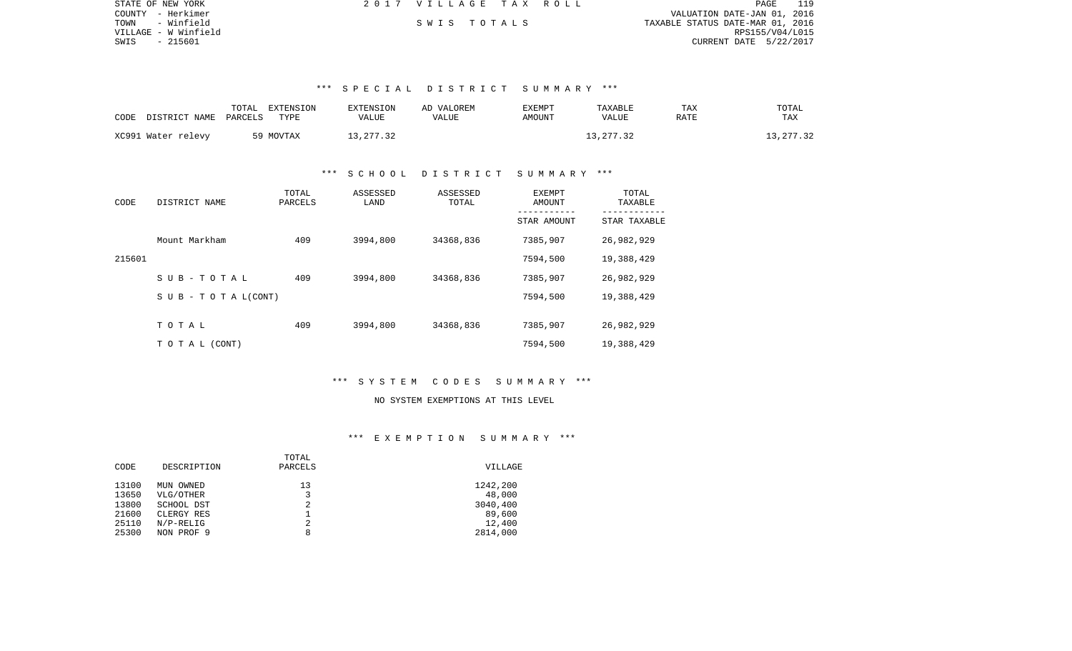STATE OF NEW YORK
COUNTY - Herkimer
TOWN - Winfield
VILLAGE - W Winfield
SWIS - 215601

2 0 1 7 V I L L A G E T A X R O L L

S W I S T O T A L S

VALUATION DATE-JAN 01, 2016
TAXABLE STATUS DATE-MAR 01, 2016
RPS155/V04/L015
CURRENT DATE 5/22/2017

### *** S P E C I A L D I S T R I C T S U M M A R Y ***

| CODE DISTRICT NAME | TOTAL PARCELS | EXTENSION TYPE | EXTENSION VALUE | AD VALOREM VALUE | EXEMPT AMOUNT | TAXABLE VALUE | TAX RATE | TOTAL TAX |
|---|---|---|---|---|---|---|---|---|
| XC991 Water relevy | 59 | MOVTAX | 13,277.32 | | | 13,277.32 | | 13,277.32 |

### *** S C H O O L D I S T R I C T S U M M A R Y ***

| CODE | DISTRICT NAME | TOTAL PARCELS | ASSESSED LAND | ASSESSED TOTAL | EXEMPT AMOUNT / STAR AMOUNT | TOTAL TAXABLE / STAR TAXABLE |
|---|---|---|---|---|---|---|
| | Mount Markham | 409 | 3994,800 | 34368,836 | 7385,907 | 26,982,929 |
| 215601 | | | | | 7594,500 | 19,388,429 |
| | S U B - T O T A L | 409 | 3994,800 | 34368,836 | 7385,907 | 26,982,929 |
| | S U B - T O T A L(CONT) | | | | 7594,500 | 19,388,429 |
| | T O T A L | 409 | 3994,800 | 34368,836 | 7385,907 | 26,982,929 |
| | T O T A L (CONT) | | | | 7594,500 | 19,388,429 |

### *** S Y S T E M C O D E S S U M M A R Y ***

NO SYSTEM EXEMPTIONS AT THIS LEVEL

### *** E X E M P T I O N S U M M A R Y ***

| CODE | DESCRIPTION | TOTAL PARCELS | VILLAGE |
|---|---|---|---|
| 13100 | MUN OWNED | 13 | 1242,200 |
| 13650 | VLG/OTHER | 3 | 48,000 |
| 13800 | SCHOOL DST | 2 | 3040,400 |
| 21600 | CLERGY RES | 1 | 89,600 |
| 25110 | N/P-RELIG | 2 | 12,400 |
| 25300 | NON PROF 9 | 8 | 2814,000 |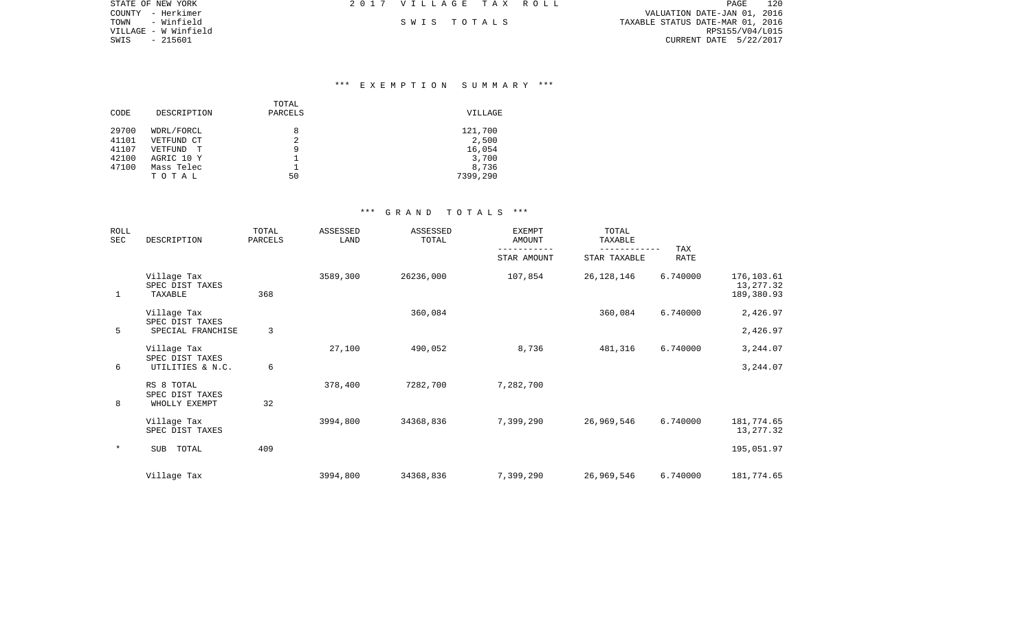STATE OF NEW YORK
COUNTY - Herkimer
TOWN - Winfield
VILLAGE - W Winfield
SWIS - 215601

2 0 1 7 V I L L A G E T A X R O L L

S W I S T O T A L S

VALUATION DATE-JAN 01, 2016
TAXABLE STATUS DATE-MAR 01, 2016
RPS155/V04/L015
CURRENT DATE 5/22/2017

### *** E X E M P T I O N S U M M A R Y ***

| CODE | DESCRIPTION | TOTAL PARCELS | VILLAGE |
|---|---|---|---|
| 29700 | WDRL/FORCL | 8 | 121,700 |
| 41101 | VETFUND CT | 2 | 2,500 |
| 41107 | VETFUND T | 9 | 16,054 |
| 42100 | AGRIC 10 Y | 1 | 3,700 |
| 47100 | Mass Telec | 1 | 8,736 |
| | T O T A L | 50 | 7399,290 |

### *** G R A N D T O T A L S ***

| ROLL SEC | DESCRIPTION | TOTAL PARCELS | ASSESSED LAND | ASSESSED TOTAL | EXEMPT AMOUNT / STAR AMOUNT | TOTAL TAXABLE / STAR TAXABLE | TAX RATE | |
|---|---|---|---|---|---|---|---|---|
| | Village Tax | | 3589,300 | 26236,000 | 107,854 | 26,128,146 | 6.740000 | 176,103.61 |
| | SPEC DIST TAXES | | | | | | | 13,277.32 |
| 1 | TAXABLE | 368 | | | | | | 189,380.93 |
| | Village Tax | | | 360,084 | | 360,084 | 6.740000 | 2,426.97 |
| | SPEC DIST TAXES | | | | | | | |
| 5 | SPECIAL FRANCHISE | 3 | | | | | | 2,426.97 |
| | Village Tax | | 27,100 | 490,052 | 8,736 | 481,316 | 6.740000 | 3,244.07 |
| | SPEC DIST TAXES | | | | | | | |
| 6 | UTILITIES & N.C. | 6 | | | | | | 3,244.07 |
| | RS 8 TOTAL | | 378,400 | 7282,700 | 7,282,700 | | | |
| | SPEC DIST TAXES | | | | | | | |
| 8 | WHOLLY EXEMPT | 32 | | | | | | |
| | Village Tax | | 3994,800 | 34368,836 | 7,399,290 | 26,969,546 | 6.740000 | 181,774.65 |
| | SPEC DIST TAXES | | | | | | | 13,277.32 |
| * | SUB TOTAL | 409 | | | | | | 195,051.97 |
| | Village Tax | | 3994,800 | 34368,836 | 7,399,290 | 26,969,546 | 6.740000 | 181,774.65 |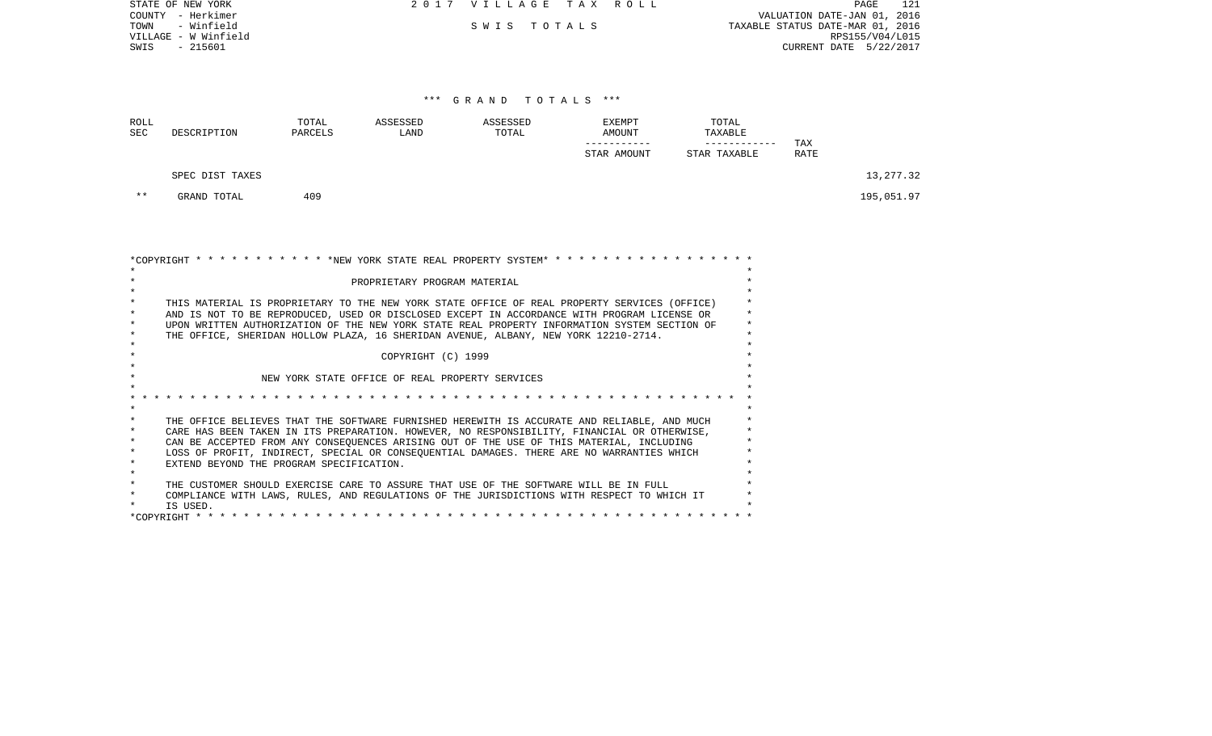STATE OF NEW YORK
COUNTY - Herkimer
TOWN - Winfield
VILLAGE - W Winfield
SWIS - 215601

2 0 1 7 V I L L A G E T A X R O L L

S W I S T O T A L S

VALUATION DATE-JAN 01, 2016
TAXABLE STATUS DATE-MAR 01, 2016
RPS155/V04/L015
CURRENT DATE 5/22/2017

\*\*\* G R A N D T O T A L S \*\*\*

| ROLL SEC | DESCRIPTION | TOTAL PARCELS | ASSESSED LAND | ASSESSED TOTAL | EXEMPT AMOUNT / STAR AMOUNT | TOTAL TAXABLE / STAR TAXABLE | TAX RATE | |
|---|---|---|---|---|---|---|---|---|
| | SPEC DIST TAXES | | | | | | | 13,277.32 |
| ** | GRAND TOTAL | 409 | | | | | | 195,051.97 |

```
*COPYRIGHT * * * * * * * * * * * *NEW YORK STATE REAL PROPERTY SYSTEM* * * * * * * * * * * * * * * * * *
*                                                                                                        *
*                                    PROPRIETARY PROGRAM MATERIAL                                        *
*                                                                                                        *
*     THIS MATERIAL IS PROPRIETARY TO THE NEW YORK STATE OFFICE OF REAL PROPERTY SERVICES (OFFICE)       *
*     AND IS NOT TO BE REPRODUCED, USED OR DISCLOSED EXCEPT IN ACCORDANCE WITH PROGRAM LICENSE OR        *
*     UPON WRITTEN AUTHORIZATION OF THE NEW YORK STATE REAL PROPERTY INFORMATION SYSTEM SECTION OF       *
*     THE OFFICE, SHERIDAN HOLLOW PLAZA, 16 SHERIDAN AVENUE, ALBANY, NEW YORK 12210-2714.                *
*                                                                                                        *
*                                       COPYRIGHT (C) 1999                                               *
*                                                                                                        *
*                          NEW YORK STATE OFFICE OF REAL PROPERTY SERVICES                               *
*                                                                                                        *
* * * * * * * * * * * * * * * * * * * * * * * * * * * * * * * * * * * * * * * * * * * * * * * * * * *  *
*                                                                                                        *
*     THE OFFICE BELIEVES THAT THE SOFTWARE FURNISHED HEREWITH IS ACCURATE AND RELIABLE, AND MUCH        *
*     CARE HAS BEEN TAKEN IN ITS PREPARATION. HOWEVER, NO RESPONSIBILITY, FINANCIAL OR OTHERWISE,        *
*     CAN BE ACCEPTED FROM ANY CONSEQUENCES ARISING OUT OF THE USE OF THIS MATERIAL, INCLUDING           *
*     LOSS OF PROFIT, INDIRECT, SPECIAL OR CONSEQUENTIAL DAMAGES. THERE ARE NO WARRANTIES WHICH          *
*     EXTEND BEYOND THE PROGRAM SPECIFICATION.                                                           *
*                                                                                                        *
*     THE CUSTOMER SHOULD EXERCISE CARE TO ASSURE THAT USE OF THE SOFTWARE WILL BE IN FULL               *
*     COMPLIANCE WITH LAWS, RULES, AND REGULATIONS OF THE JURISDICTIONS WITH RESPECT TO WHICH IT         *
*     IS USED.                                                                                           *
*COPYRIGHT * * * * * * * * * * * * * * * * * * * * * * * * * * * * * * * * * * * * * * * * * * * * * * *
```